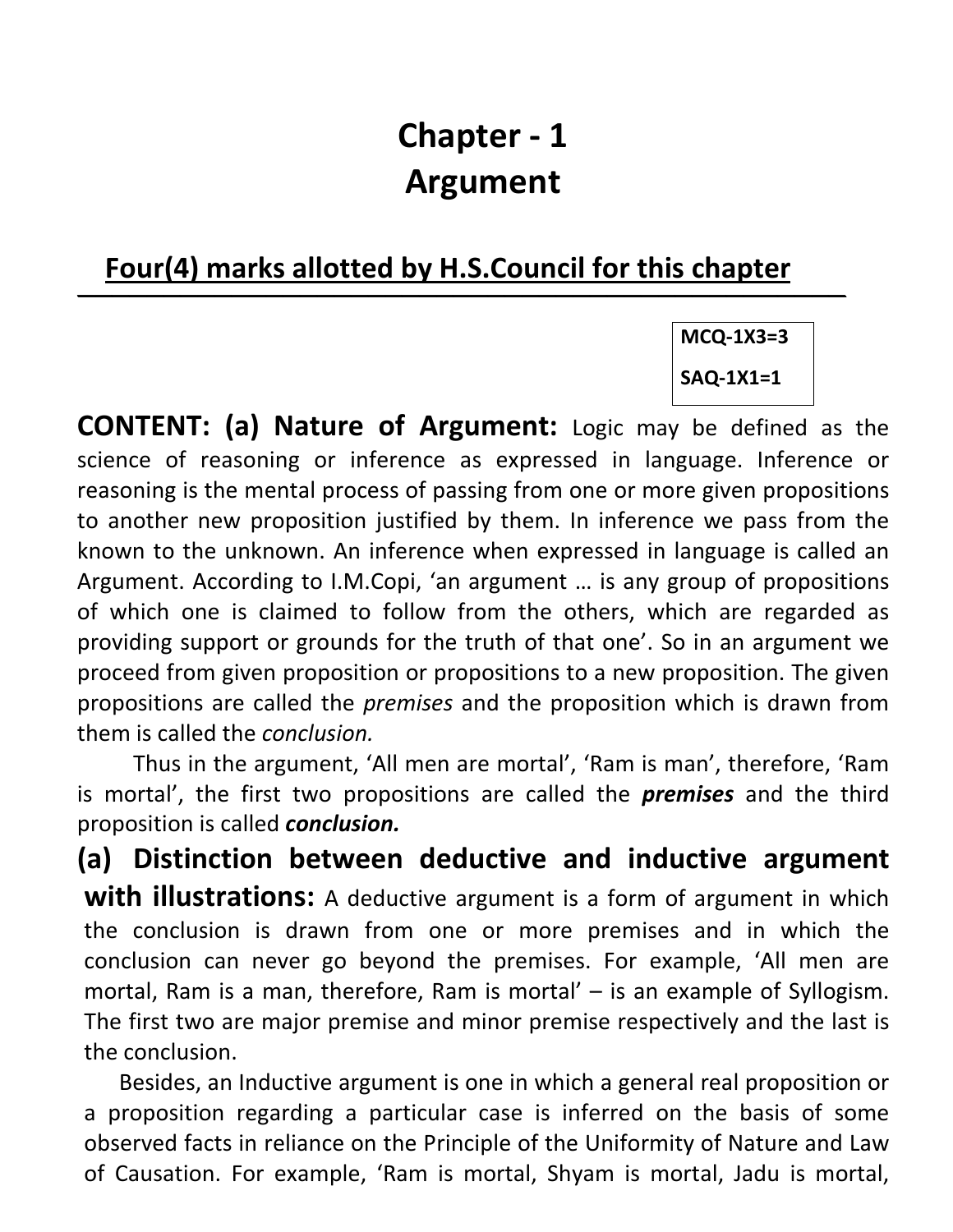# Chapter - 1
# Argument

## Four(4) marks allotted by H.S.Council for this chapter

---

| MCQ-1X3=3 |
|---|
| SAQ-1X1=1 |

**CONTENT: (a) Nature of Argument:** Logic may be defined as the science of reasoning or inference as expressed in language. Inference or reasoning is the mental process of passing from one or more given propositions to another new proposition justified by them. In inference we pass from the known to the unknown. An inference when expressed in language is called an Argument. According to I.M.Copi, 'an argument … is any group of propositions of which one is claimed to follow from the others, which are regarded as providing support or grounds for the truth of that one'. So in an argument we proceed from given proposition or propositions to a new proposition. The given propositions are called the *premises* and the proposition which is drawn from them is called the *conclusion.*

Thus in the argument, 'All men are mortal', 'Ram is man', therefore, 'Ram is mortal', the first two propositions are called the ***premises*** and the third proposition is called ***conclusion.***

**(a) Distinction between deductive and inductive argument with illustrations:** A deductive argument is a form of argument in which the conclusion is drawn from one or more premises and in which the conclusion can never go beyond the premises. For example, 'All men are mortal, Ram is a man, therefore, Ram is mortal' – is an example of Syllogism. The first two are major premise and minor premise respectively and the last is the conclusion.

Besides, an Inductive argument is one in which a general real proposition or a proposition regarding a particular case is inferred on the basis of some observed facts in reliance on the Principle of the Uniformity of Nature and Law of Causation. For example, 'Ram is mortal, Shyam is mortal, Jadu is mortal,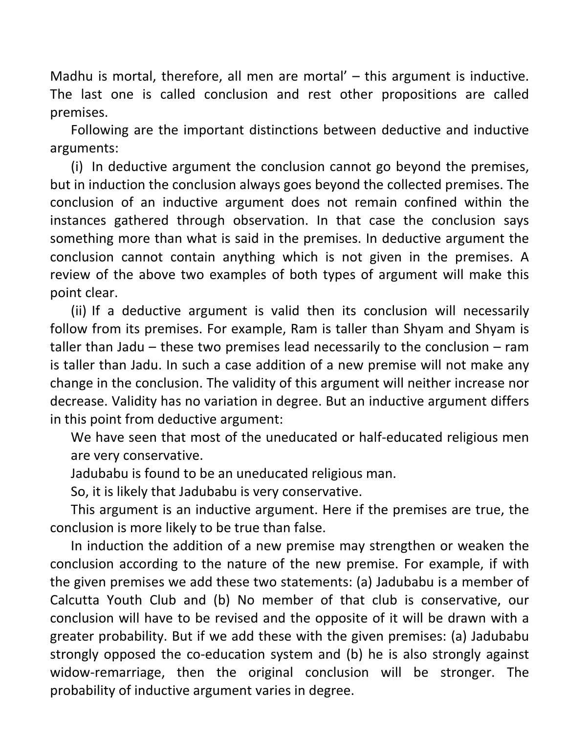Madhu is mortal, therefore, all men are mortal' – this argument is inductive. The last one is called conclusion and rest other propositions are called premises.

Following are the important distinctions between deductive and inductive arguments:

(i) In deductive argument the conclusion cannot go beyond the premises, but in induction the conclusion always goes beyond the collected premises. The conclusion of an inductive argument does not remain confined within the instances gathered through observation. In that case the conclusion says something more than what is said in the premises. In deductive argument the conclusion cannot contain anything which is not given in the premises. A review of the above two examples of both types of argument will make this point clear.

(ii) If a deductive argument is valid then its conclusion will necessarily follow from its premises. For example, Ram is taller than Shyam and Shyam is taller than Jadu – these two premises lead necessarily to the conclusion – ram is taller than Jadu. In such a case addition of a new premise will not make any change in the conclusion. The validity of this argument will neither increase nor decrease. Validity has no variation in degree. But an inductive argument differs in this point from deductive argument:

> We have seen that most of the uneducated or half-educated religious men are very conservative.
>
> Jadubabu is found to be an uneducated religious man.
>
> So, it is likely that Jadubabu is very conservative.

This argument is an inductive argument. Here if the premises are true, the conclusion is more likely to be true than false.

In induction the addition of a new premise may strengthen or weaken the conclusion according to the nature of the new premise. For example, if with the given premises we add these two statements: (a) Jadubabu is a member of Calcutta Youth Club and (b) No member of that club is conservative, our conclusion will have to be revised and the opposite of it will be drawn with a greater probability. But if we add these with the given premises: (a) Jadubabu strongly opposed the co-education system and (b) he is also strongly against widow-remarriage, then the original conclusion will be stronger. The probability of inductive argument varies in degree.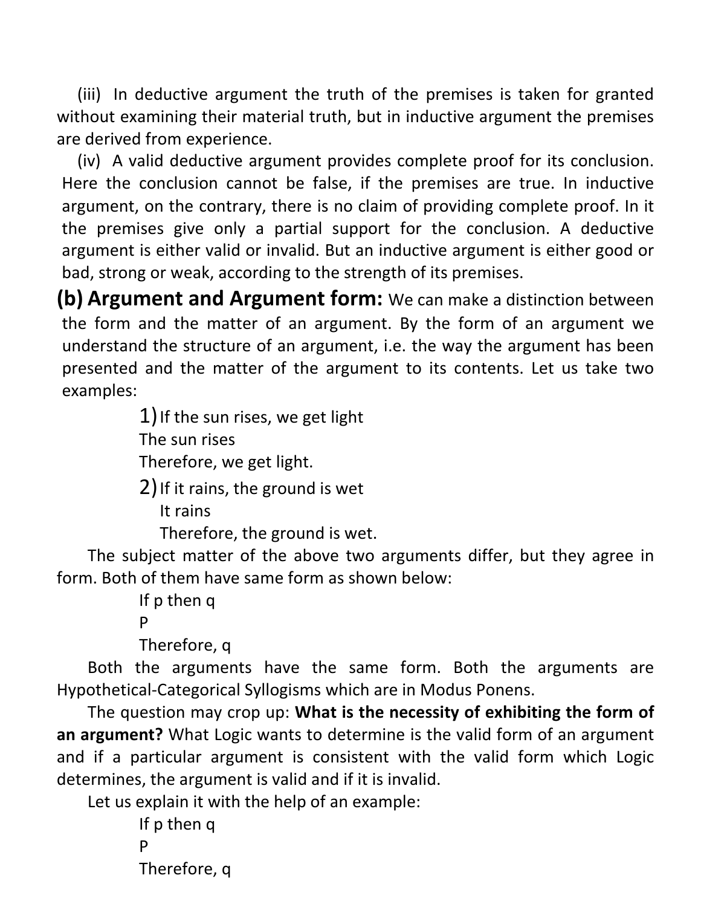(iii) In deductive argument the truth of the premises is taken for granted without examining their material truth, but in inductive argument the premises are derived from experience.

(iv) A valid deductive argument provides complete proof for its conclusion. Here the conclusion cannot be false, if the premises are true. In inductive argument, on the contrary, there is no claim of providing complete proof. In it the premises give only a partial support for the conclusion. A deductive argument is either valid or invalid. But an inductive argument is either good or bad, strong or weak, according to the strength of its premises.

**(b) Argument and Argument form:** We can make a distinction between the form and the matter of an argument. By the form of an argument we understand the structure of an argument, i.e. the way the argument has been presented and the matter of the argument to its contents. Let us take two examples:

1) If the sun rises, we get light
The sun rises
Therefore, we get light.

2) If it rains, the ground is wet
It rains
Therefore, the ground is wet.

The subject matter of the above two arguments differ, but they agree in form. Both of them have same form as shown below:

If p then q
P
Therefore, q

Both the arguments have the same form. Both the arguments are Hypothetical-Categorical Syllogisms which are in Modus Ponens.

The question may crop up: **What is the necessity of exhibiting the form of an argument?** What Logic wants to determine is the valid form of an argument and if a particular argument is consistent with the valid form which Logic determines, the argument is valid and if it is invalid.

Let us explain it with the help of an example:

If p then q
P
Therefore, q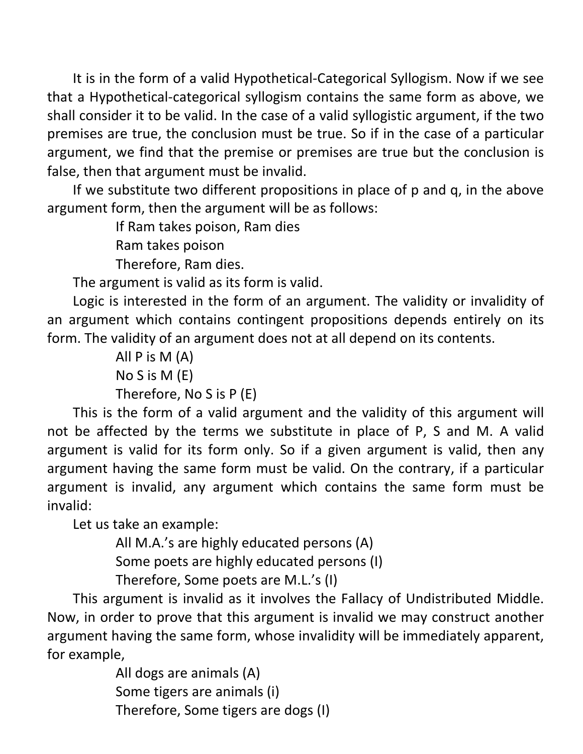It is in the form of a valid Hypothetical-Categorical Syllogism. Now if we see that a Hypothetical-categorical syllogism contains the same form as above, we shall consider it to be valid. In the case of a valid syllogistic argument, if the two premises are true, the conclusion must be true. So if in the case of a particular argument, we find that the premise or premises are true but the conclusion is false, then that argument must be invalid.

If we substitute two different propositions in place of p and q, in the above argument form, then the argument will be as follows:

> If Ram takes poison, Ram dies
> Ram takes poison
> Therefore, Ram dies.

The argument is valid as its form is valid.

Logic is interested in the form of an argument. The validity or invalidity of an argument which contains contingent propositions depends entirely on its form. The validity of an argument does not at all depend on its contents.

> All P is M (A)
> No S is M (E)
> Therefore, No S is P (E)

This is the form of a valid argument and the validity of this argument will not be affected by the terms we substitute in place of P, S and M. A valid argument is valid for its form only. So if a given argument is valid, then any argument having the same form must be valid. On the contrary, if a particular argument is invalid, any argument which contains the same form must be invalid:

Let us take an example:

> All M.A.'s are highly educated persons (A)
> Some poets are highly educated persons (I)
> Therefore, Some poets are M.L.'s (I)

This argument is invalid as it involves the Fallacy of Undistributed Middle. Now, in order to prove that this argument is invalid we may construct another argument having the same form, whose invalidity will be immediately apparent, for example,

> All dogs are animals (A)
> Some tigers are animals (i)
> Therefore, Some tigers are dogs (I)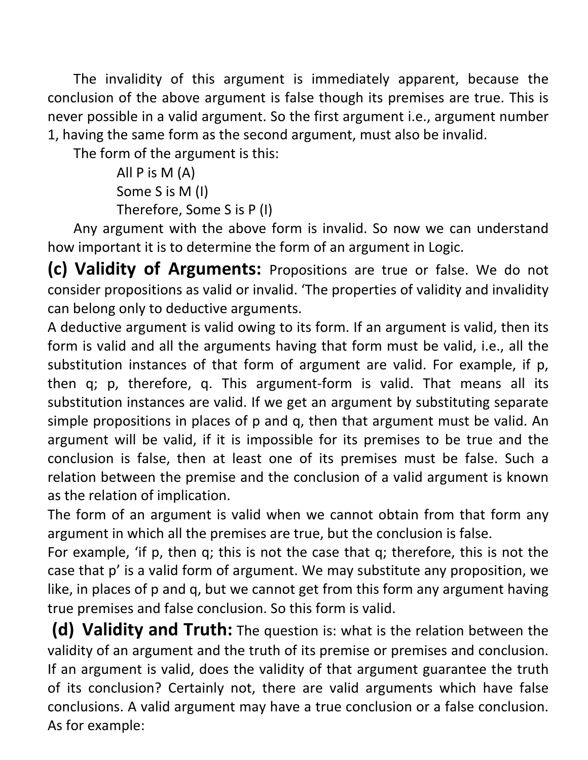The invalidity of this argument is immediately apparent, because the conclusion of the above argument is false though its premises are true. This is never possible in a valid argument. So the first argument i.e., argument number 1, having the same form as the second argument, must also be invalid.

The form of the argument is this:

> All P is M (A)
> Some S is M (I)
> Therefore, Some S is P (I)

Any argument with the above form is invalid. So now we can understand how important it is to determine the form of an argument in Logic.

**(c) Validity of Arguments:** Propositions are true or false. We do not consider propositions as valid or invalid. 'The properties of validity and invalidity can belong only to deductive arguments.

A deductive argument is valid owing to its form. If an argument is valid, then its form is valid and all the arguments having that form must be valid, i.e., all the substitution instances of that form of argument are valid. For example, if p, then q; p, therefore, q. This argument-form is valid. That means all its substitution instances are valid. If we get an argument by substituting separate simple propositions in places of p and q, then that argument must be valid. An argument will be valid, if it is impossible for its premises to be true and the conclusion is false, then at least one of its premises must be false. Such a relation between the premise and the conclusion of a valid argument is known as the relation of implication.

The form of an argument is valid when we cannot obtain from that form any argument in which all the premises are true, but the conclusion is false.

For example, 'if p, then q; this is not the case that q; therefore, this is not the case that p' is a valid form of argument. We may substitute any proposition, we like, in places of p and q, but we cannot get from this form any argument having true premises and false conclusion. So this form is valid.

**(d) Validity and Truth:** The question is: what is the relation between the validity of an argument and the truth of its premise or premises and conclusion. If an argument is valid, does the validity of that argument guarantee the truth of its conclusion? Certainly not, there are valid arguments which have false conclusions. A valid argument may have a true conclusion or a false conclusion. As for example: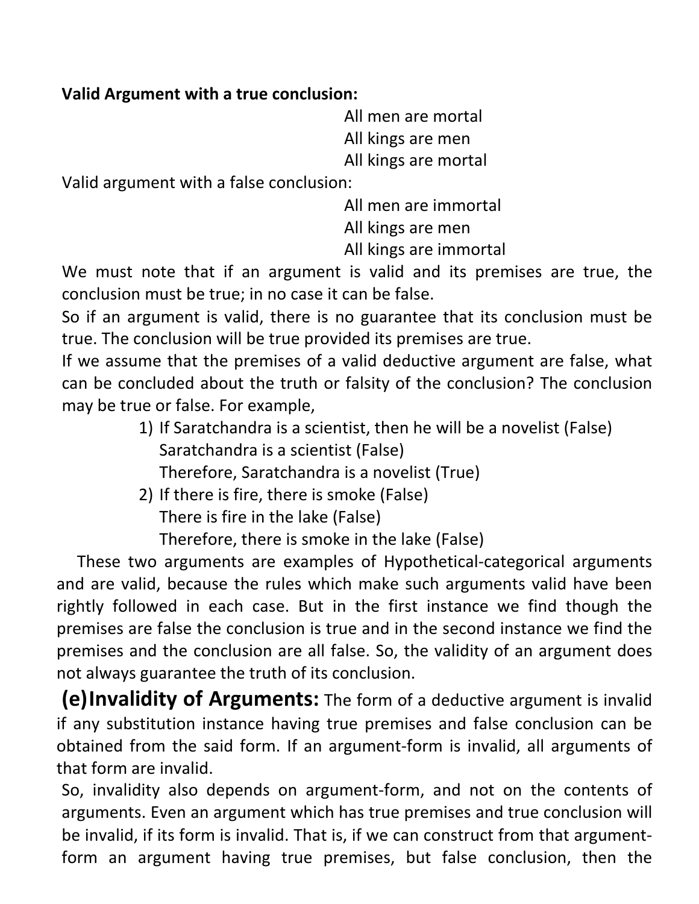**Valid Argument with a true conclusion:**

All men are mortal  
All kings are men  
All kings are mortal

Valid argument with a false conclusion:

All men are immortal  
All kings are men  
All kings are immortal

We must note that if an argument is valid and its premises are true, the conclusion must be true; in no case it can be false.

So if an argument is valid, there is no guarantee that its conclusion must be true. The conclusion will be true provided its premises are true.

If we assume that the premises of a valid deductive argument are false, what can be concluded about the truth or falsity of the conclusion? The conclusion may be true or false. For example,

1) If Saratchandra is a scientist, then he will be a novelist (False)  
   Saratchandra is a scientist (False)  
   Therefore, Saratchandra is a novelist (True)
2) If there is fire, there is smoke (False)  
   There is fire in the lake (False)  
   Therefore, there is smoke in the lake (False)

These two arguments are examples of Hypothetical-categorical arguments and are valid, because the rules which make such arguments valid have been rightly followed in each case. But in the first instance we find though the premises are false the conclusion is true and in the second instance we find the premises and the conclusion are all false. So, the validity of an argument does not always guarantee the truth of its conclusion.

**(e)Invalidity of Arguments:** The form of a deductive argument is invalid if any substitution instance having true premises and false conclusion can be obtained from the said form. If an argument-form is invalid, all arguments of that form are invalid.

So, invalidity also depends on argument-form, and not on the contents of arguments. Even an argument which has true premises and true conclusion will be invalid, if its form is invalid. That is, if we can construct from that argument-form an argument having true premises, but false conclusion, then the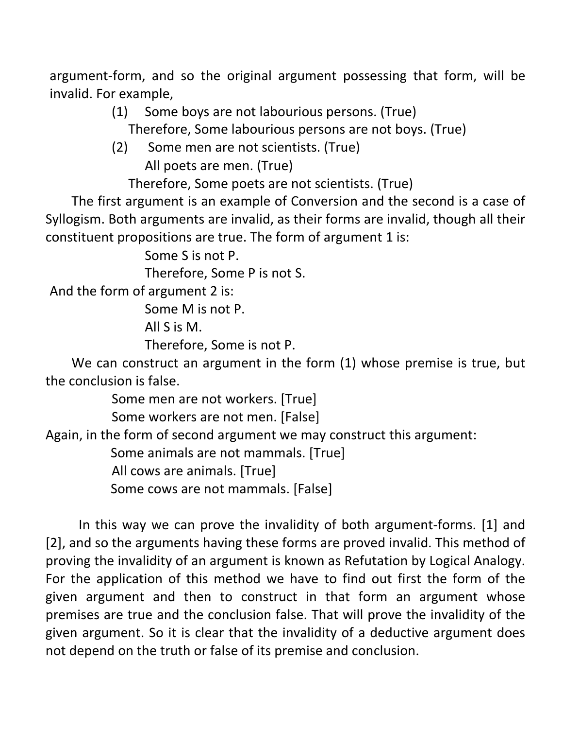argument-form, and so the original argument possessing that form, will be invalid. For example,

(1) Some boys are not labourious persons. (True)
Therefore, Some labourious persons are not boys. (True)

(2) Some men are not scientists. (True)
All poets are men. (True)
Therefore, Some poets are not scientists. (True)

The first argument is an example of Conversion and the second is a case of Syllogism. Both arguments are invalid, as their forms are invalid, though all their constituent propositions are true. The form of argument 1 is:

Some S is not P.
Therefore, Some P is not S.

And the form of argument 2 is:

Some M is not P.
All S is M.
Therefore, Some is not P.

We can construct an argument in the form (1) whose premise is true, but the conclusion is false.

Some men are not workers. [True]
Some workers are not men. [False]

Again, in the form of second argument we may construct this argument:

Some animals are not mammals. [True]
All cows are animals. [True]
Some cows are not mammals. [False]

In this way we can prove the invalidity of both argument-forms. [1] and [2], and so the arguments having these forms are proved invalid. This method of proving the invalidity of an argument is known as Refutation by Logical Analogy. For the application of this method we have to find out first the form of the given argument and then to construct in that form an argument whose premises are true and the conclusion false. That will prove the invalidity of the given argument. So it is clear that the invalidity of a deductive argument does not depend on the truth or false of its premise and conclusion.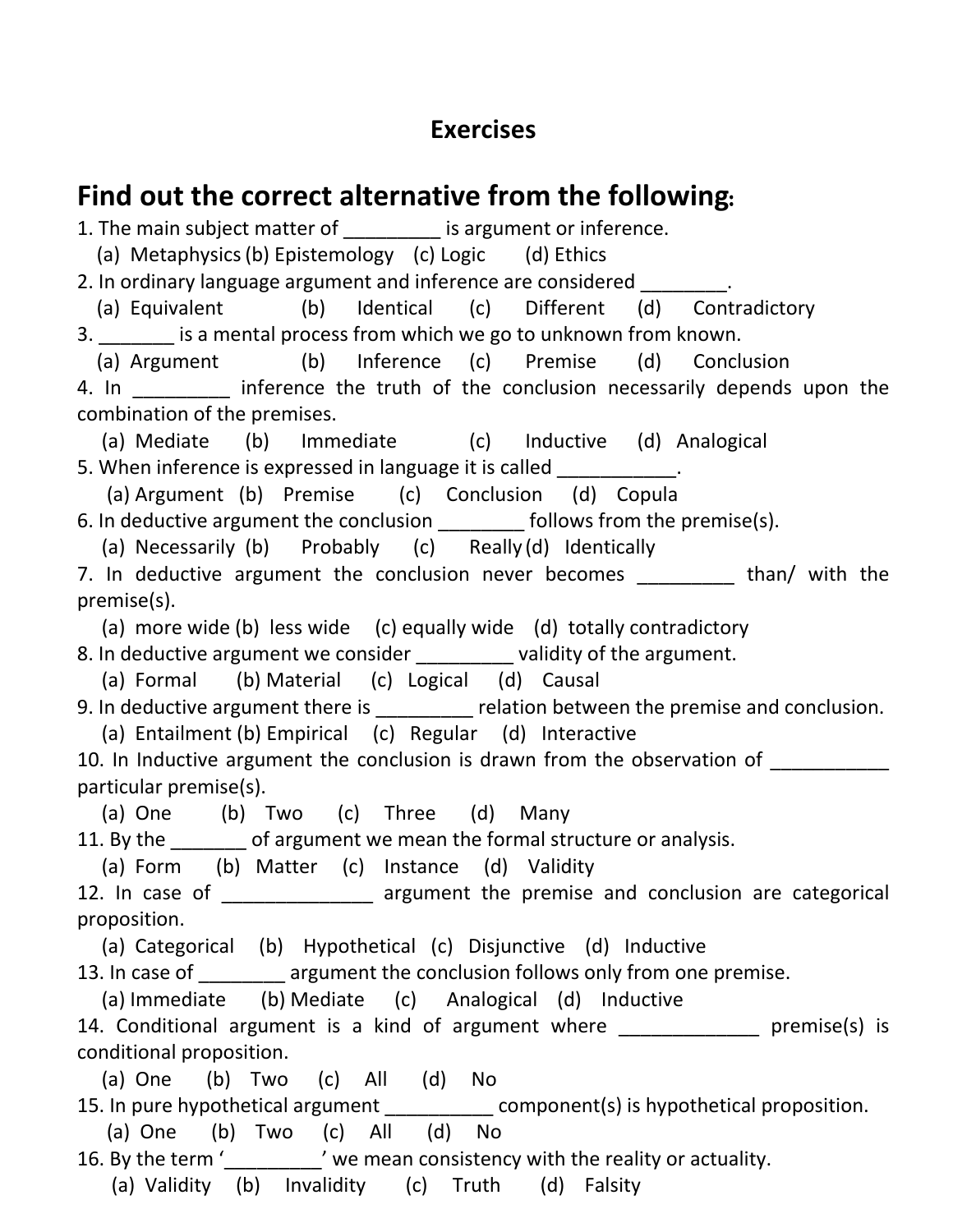## Exercises

# Find out the correct alternative from the following:

1. The main subject matter of _________ is argument or inference.
   (a) Metaphysics (b) Epistemology (c) Logic (d) Ethics
2. In ordinary language argument and inference are considered ________.
   (a) Equivalent (b) Identical (c) Different (d) Contradictory
3. _______ is a mental process from which we go to unknown from known.
   (a) Argument (b) Inference (c) Premise (d) Conclusion
4. In _________ inference the truth of the conclusion necessarily depends upon the combination of the premises.
   (a) Mediate (b) Immediate (c) Inductive (d) Analogical
5. When inference is expressed in language it is called ___________.
   (a) Argument (b) Premise (c) Conclusion (d) Copula
6. In deductive argument the conclusion ________ follows from the premise(s).
   (a) Necessarily (b) Probably (c) Really (d) Identically
7. In deductive argument the conclusion never becomes _________ than/ with the premise(s).
   (a) more wide (b) less wide (c) equally wide (d) totally contradictory
8. In deductive argument we consider _________ validity of the argument.
   (a) Formal (b) Material (c) Logical (d) Causal
9. In deductive argument there is _________ relation between the premise and conclusion.
   (a) Entailment (b) Empirical (c) Regular (d) Interactive
10. In Inductive argument the conclusion is drawn from the observation of ___________ particular premise(s).
    (a) One (b) Two (c) Three (d) Many
11. By the _______ of argument we mean the formal structure or analysis.
    (a) Form (b) Matter (c) Instance (d) Validity
12. In case of ______________ argument the premise and conclusion are categorical proposition.
    (a) Categorical (b) Hypothetical (c) Disjunctive (d) Inductive
13. In case of ________ argument the conclusion follows only from one premise.
    (a) Immediate (b) Mediate (c) Analogical (d) Inductive
14. Conditional argument is a kind of argument where _____________ premise(s) is conditional proposition.
    (a) One (b) Two (c) All (d) No
15. In pure hypothetical argument __________ component(s) is hypothetical proposition.
    (a) One (b) Two (c) All (d) No
16. By the term '_________' we mean consistency with the reality or actuality.
    (a) Validity (b) Invalidity (c) Truth (d) Falsity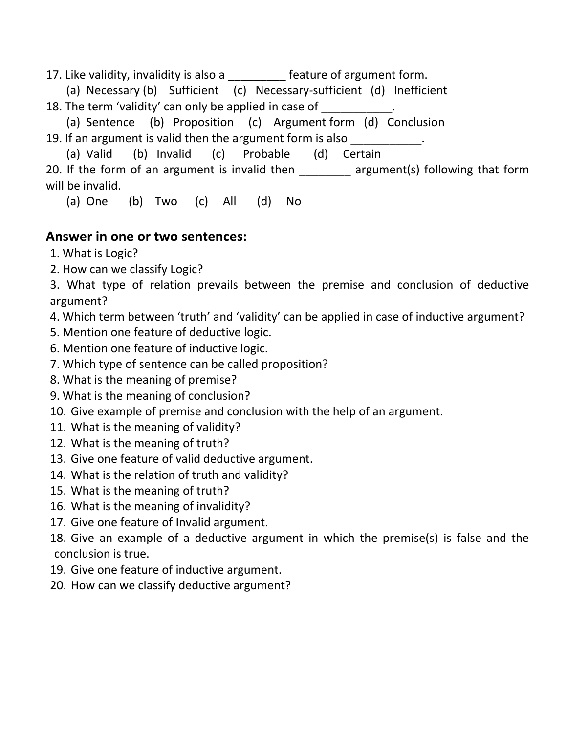17. Like validity, invalidity is also a _________ feature of argument form.

    (a) Necessary (b) Sufficient (c) Necessary-sufficient (d) Inefficient

18. The term 'validity' can only be applied in case of ___________.

    (a) Sentence (b) Proposition (c) Argument form (d) Conclusion

19. If an argument is valid then the argument form is also ___________.

    (a) Valid (b) Invalid (c) Probable (d) Certain

20. If the form of an argument is invalid then ________ argument(s) following that form will be invalid.

    (a) One (b) Two (c) All (d) No

## Answer in one or two sentences:

1. What is Logic?
2. How can we classify Logic?
3. What type of relation prevails between the premise and conclusion of deductive argument?
4. Which term between 'truth' and 'validity' can be applied in case of inductive argument?
5. Mention one feature of deductive logic.
6. Mention one feature of inductive logic.
7. Which type of sentence can be called proposition?
8. What is the meaning of premise?
9. What is the meaning of conclusion?
10. Give example of premise and conclusion with the help of an argument.
11. What is the meaning of validity?
12. What is the meaning of truth?
13. Give one feature of valid deductive argument.
14. What is the relation of truth and validity?
15. What is the meaning of truth?
16. What is the meaning of invalidity?
17. Give one feature of Invalid argument.
18. Give an example of a deductive argument in which the premise(s) is false and the conclusion is true.
19. Give one feature of inductive argument.
20. How can we classify deductive argument?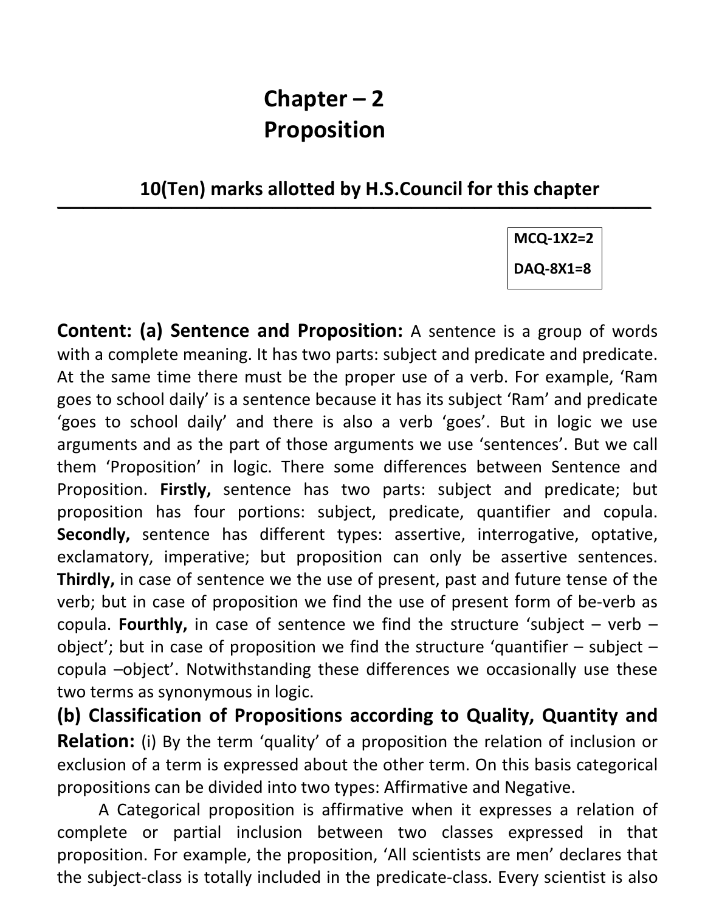# Chapter – 2
# Proposition

**10(Ten) marks allotted by H.S.Council for this chapter**

---

**MCQ-1X2=2**

**DAQ-8X1=8**

**Content: (a) Sentence and Proposition:** A sentence is a group of words with a complete meaning. It has two parts: subject and predicate and predicate. At the same time there must be the proper use of a verb. For example, 'Ram goes to school daily' is a sentence because it has its subject 'Ram' and predicate 'goes to school daily' and there is also a verb 'goes'. But in logic we use arguments and as the part of those arguments we use 'sentences'. But we call them 'Proposition' in logic. There some differences between Sentence and Proposition. **Firstly,** sentence has two parts: subject and predicate; but proposition has four portions: subject, predicate, quantifier and copula. **Secondly,** sentence has different types: assertive, interrogative, optative, exclamatory, imperative; but proposition can only be assertive sentences. **Thirdly,** in case of sentence we the use of present, past and future tense of the verb; but in case of proposition we find the use of present form of be-verb as copula. **Fourthly,** in case of sentence we find the structure 'subject – verb – object'; but in case of proposition we find the structure 'quantifier – subject – copula –object'. Notwithstanding these differences we occasionally use these two terms as synonymous in logic.

**(b) Classification of Propositions according to Quality, Quantity and Relation:** (i) By the term 'quality' of a proposition the relation of inclusion or exclusion of a term is expressed about the other term. On this basis categorical propositions can be divided into two types: Affirmative and Negative.

A Categorical proposition is affirmative when it expresses a relation of complete or partial inclusion between two classes expressed in that proposition. For example, the proposition, 'All scientists are men' declares that the subject-class is totally included in the predicate-class. Every scientist is also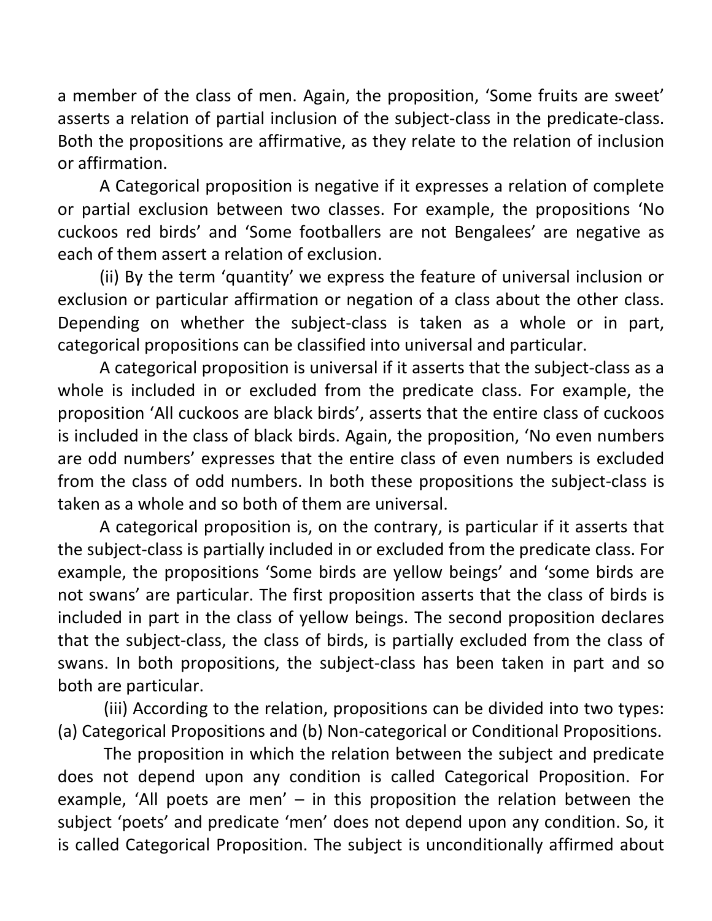a member of the class of men. Again, the proposition, 'Some fruits are sweet' asserts a relation of partial inclusion of the subject-class in the predicate-class. Both the propositions are affirmative, as they relate to the relation of inclusion or affirmation.

A Categorical proposition is negative if it expresses a relation of complete or partial exclusion between two classes. For example, the propositions 'No cuckoos red birds' and 'Some footballers are not Bengalees' are negative as each of them assert a relation of exclusion.

(ii) By the term 'quantity' we express the feature of universal inclusion or exclusion or particular affirmation or negation of a class about the other class. Depending on whether the subject-class is taken as a whole or in part, categorical propositions can be classified into universal and particular.

A categorical proposition is universal if it asserts that the subject-class as a whole is included in or excluded from the predicate class. For example, the proposition 'All cuckoos are black birds', asserts that the entire class of cuckoos is included in the class of black birds. Again, the proposition, 'No even numbers are odd numbers' expresses that the entire class of even numbers is excluded from the class of odd numbers. In both these propositions the subject-class is taken as a whole and so both of them are universal.

A categorical proposition is, on the contrary, is particular if it asserts that the subject-class is partially included in or excluded from the predicate class. For example, the propositions 'Some birds are yellow beings' and 'some birds are not swans' are particular. The first proposition asserts that the class of birds is included in part in the class of yellow beings. The second proposition declares that the subject-class, the class of birds, is partially excluded from the class of swans. In both propositions, the subject-class has been taken in part and so both are particular.

(iii) According to the relation, propositions can be divided into two types: (a) Categorical Propositions and (b) Non-categorical or Conditional Propositions.

The proposition in which the relation between the subject and predicate does not depend upon any condition is called Categorical Proposition. For example, 'All poets are men' – in this proposition the relation between the subject 'poets' and predicate 'men' does not depend upon any condition. So, it is called Categorical Proposition. The subject is unconditionally affirmed about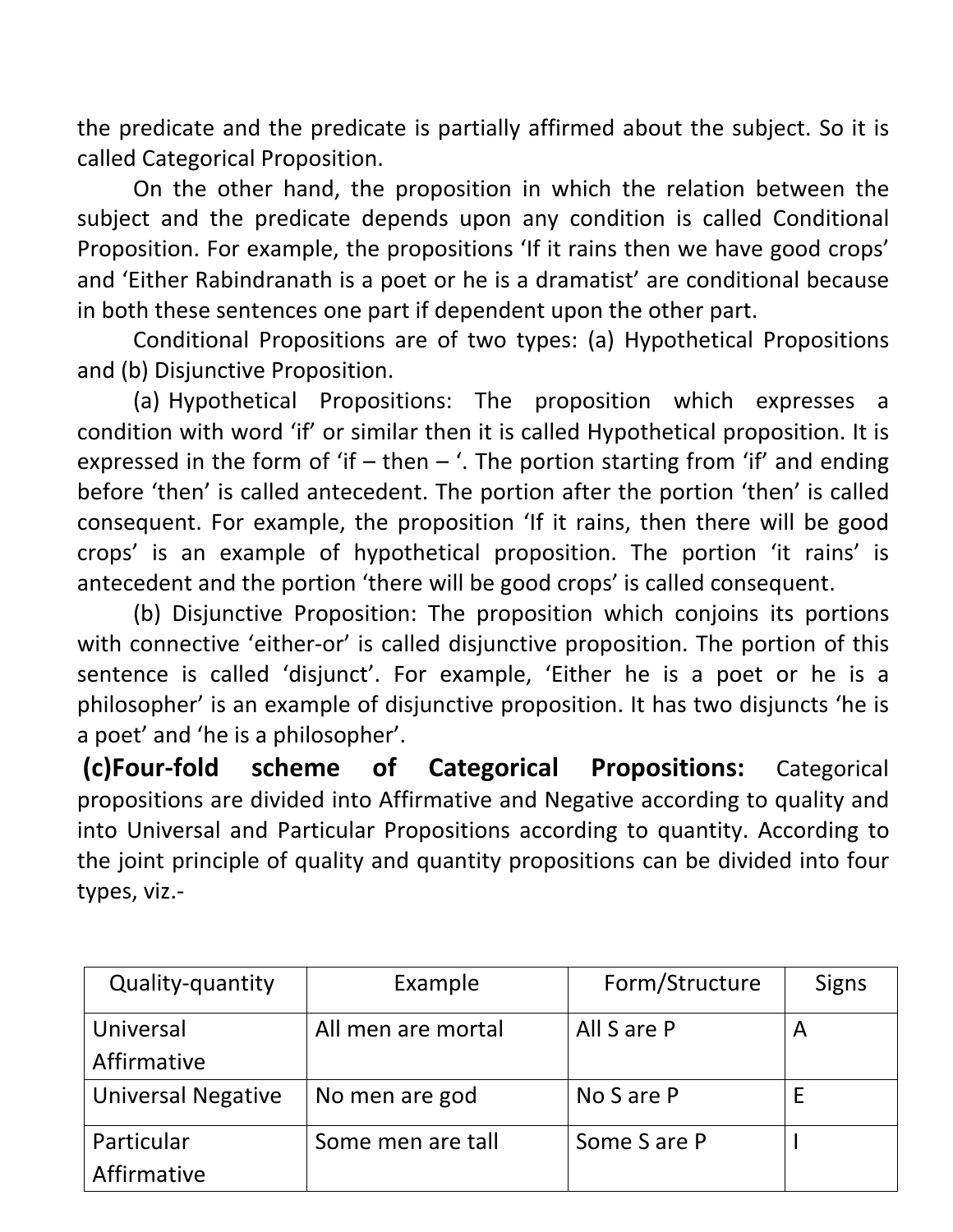the predicate and the predicate is partially affirmed about the subject. So it is called Categorical Proposition.

On the other hand, the proposition in which the relation between the subject and the predicate depends upon any condition is called Conditional Proposition. For example, the propositions 'If it rains then we have good crops' and 'Either Rabindranath is a poet or he is a dramatist' are conditional because in both these sentences one part if dependent upon the other part.

Conditional Propositions are of two types: (a) Hypothetical Propositions and (b) Disjunctive Proposition.

(a) Hypothetical Propositions: The proposition which expresses a condition with word 'if' or similar then it is called Hypothetical proposition. It is expressed in the form of 'if – then – '. The portion starting from 'if' and ending before 'then' is called antecedent. The portion after the portion 'then' is called consequent. For example, the proposition 'If it rains, then there will be good crops' is an example of hypothetical proposition. The portion 'it rains' is antecedent and the portion 'there will be good crops' is called consequent.

(b) Disjunctive Proposition: The proposition which conjoins its portions with connective 'either-or' is called disjunctive proposition. The portion of this sentence is called 'disjunct'. For example, 'Either he is a poet or he is a philosopher' is an example of disjunctive proposition. It has two disjuncts 'he is a poet' and 'he is a philosopher'.

**(c)Four-fold scheme of Categorical Propositions:** Categorical propositions are divided into Affirmative and Negative according to quality and into Universal and Particular Propositions according to quantity. According to the joint principle of quality and quantity propositions can be divided into four types, viz.-

| Quality-quantity | Example | Form/Structure | Signs |
|---|---|---|---|
| Universal Affirmative | All men are mortal | All S are P | A |
| Universal Negative | No men are god | No S are P | E |
| Particular Affirmative | Some men are tall | Some S are P | I |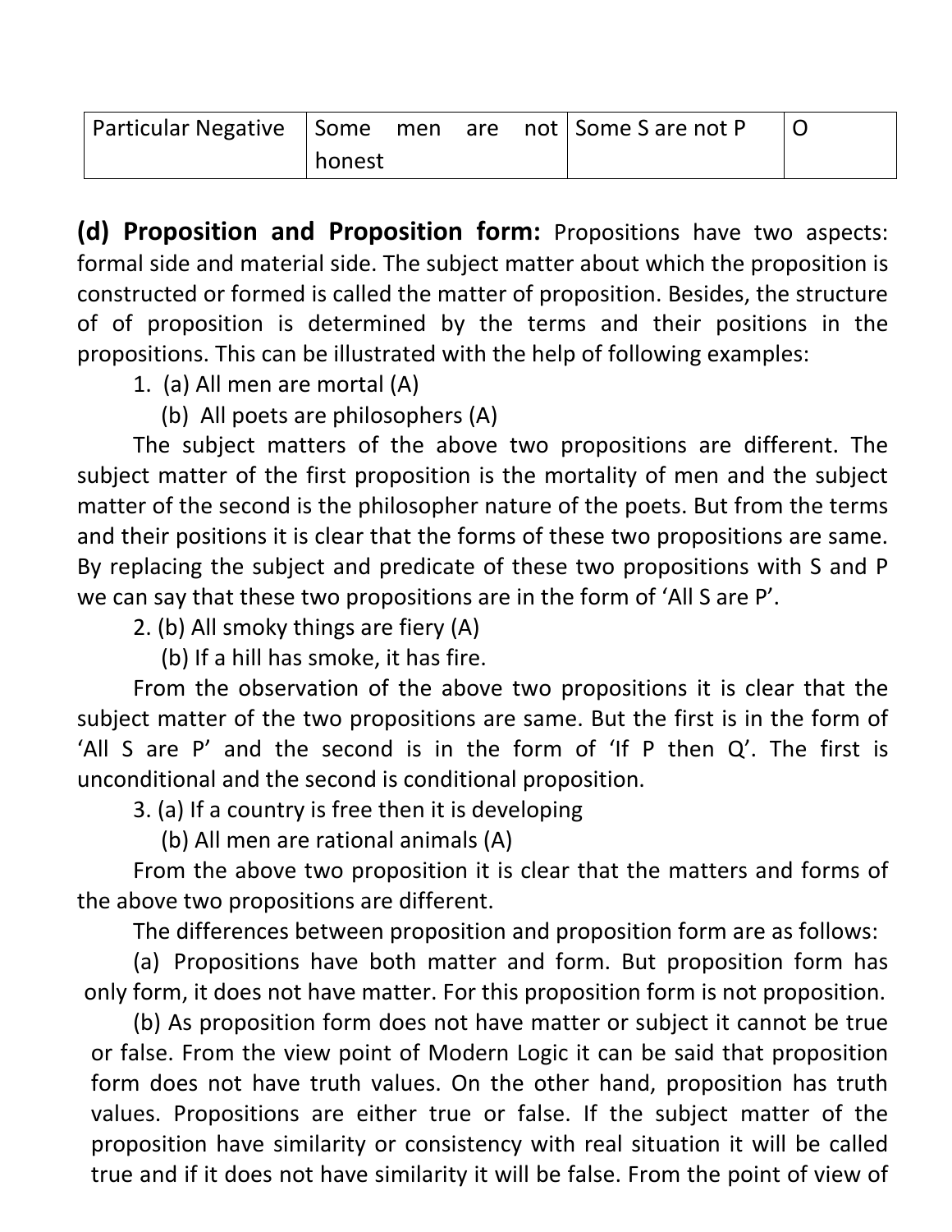| Particular Negative | Some men are not honest | Some S are not P | O |
|---|---|---|---|

**(d) Proposition and Proposition form:** Propositions have two aspects: formal side and material side. The subject matter about which the proposition is constructed or formed is called the matter of proposition. Besides, the structure of of proposition is determined by the terms and their positions in the propositions. This can be illustrated with the help of following examples:

1. (a) All men are mortal (A)

   (b) All poets are philosophers (A)

The subject matters of the above two propositions are different. The subject matter of the first proposition is the mortality of men and the subject matter of the second is the philosopher nature of the poets. But from the terms and their positions it is clear that the forms of these two propositions are same. By replacing the subject and predicate of these two propositions with S and P we can say that these two propositions are in the form of 'All S are P'.

2. (b) All smoky things are fiery (A)

   (b) If a hill has smoke, it has fire.

From the observation of the above two propositions it is clear that the subject matter of the two propositions are same. But the first is in the form of 'All S are P' and the second is in the form of 'If P then Q'. The first is unconditional and the second is conditional proposition.

3. (a) If a country is free then it is developing

   (b) All men are rational animals (A)

From the above two proposition it is clear that the matters and forms of the above two propositions are different.

The differences between proposition and proposition form are as follows:

(a) Propositions have both matter and form. But proposition form has only form, it does not have matter. For this proposition form is not proposition.

(b) As proposition form does not have matter or subject it cannot be true or false. From the view point of Modern Logic it can be said that proposition form does not have truth values. On the other hand, proposition has truth values. Propositions are either true or false. If the subject matter of the proposition have similarity or consistency with real situation it will be called true and if it does not have similarity it will be false. From the point of view of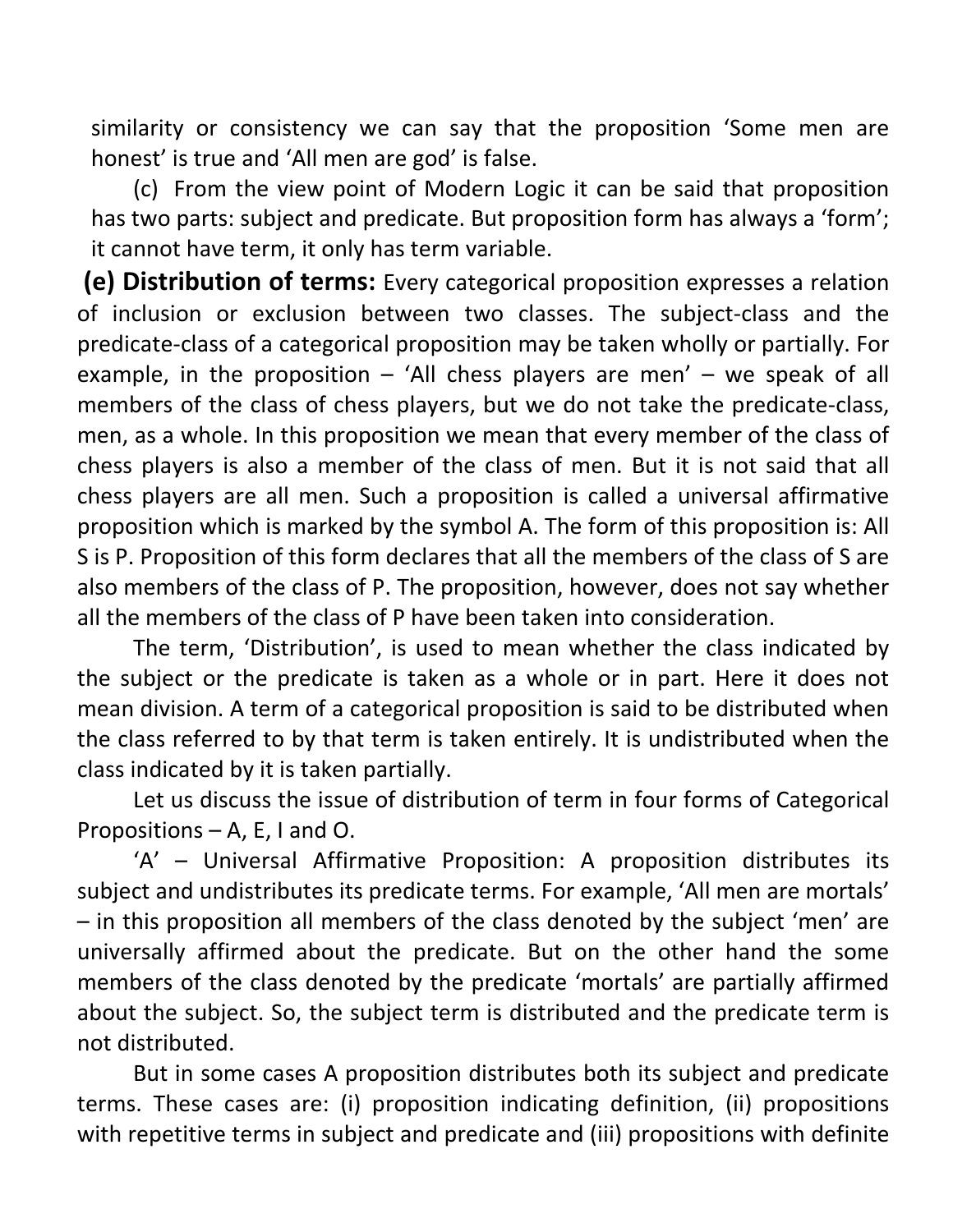similarity or consistency we can say that the proposition 'Some men are honest' is true and 'All men are god' is false.

(c) From the view point of Modern Logic it can be said that proposition has two parts: subject and predicate. But proposition form has always a 'form'; it cannot have term, it only has term variable.

**(e) Distribution of terms:** Every categorical proposition expresses a relation of inclusion or exclusion between two classes. The subject-class and the predicate-class of a categorical proposition may be taken wholly or partially. For example, in the proposition – 'All chess players are men' – we speak of all members of the class of chess players, but we do not take the predicate-class, men, as a whole. In this proposition we mean that every member of the class of chess players is also a member of the class of men. But it is not said that all chess players are all men. Such a proposition is called a universal affirmative proposition which is marked by the symbol A. The form of this proposition is: All S is P. Proposition of this form declares that all the members of the class of S are also members of the class of P. The proposition, however, does not say whether all the members of the class of P have been taken into consideration.

The term, 'Distribution', is used to mean whether the class indicated by the subject or the predicate is taken as a whole or in part. Here it does not mean division. A term of a categorical proposition is said to be distributed when the class referred to by that term is taken entirely. It is undistributed when the class indicated by it is taken partially.

Let us discuss the issue of distribution of term in four forms of Categorical Propositions – A, E, I and O.

'A' – Universal Affirmative Proposition: A proposition distributes its subject and undistributes its predicate terms. For example, 'All men are mortals' – in this proposition all members of the class denoted by the subject 'men' are universally affirmed about the predicate. But on the other hand the some members of the class denoted by the predicate 'mortals' are partially affirmed about the subject. So, the subject term is distributed and the predicate term is not distributed.

But in some cases A proposition distributes both its subject and predicate terms. These cases are: (i) proposition indicating definition, (ii) propositions with repetitive terms in subject and predicate and (iii) propositions with definite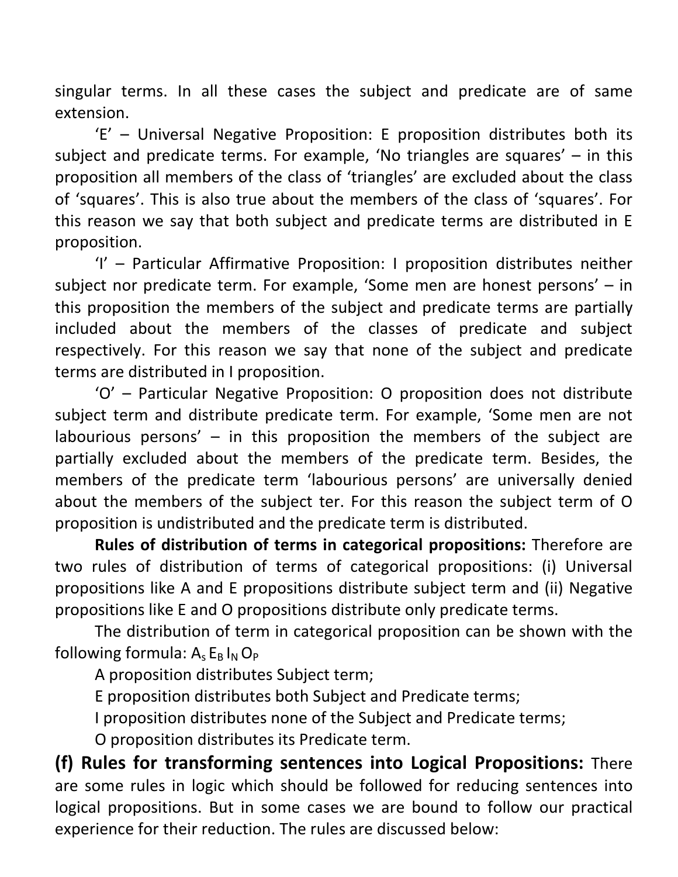singular terms. In all these cases the subject and predicate are of same extension.

'E' – Universal Negative Proposition: E proposition distributes both its subject and predicate terms. For example, 'No triangles are squares' – in this proposition all members of the class of 'triangles' are excluded about the class of 'squares'. This is also true about the members of the class of 'squares'. For this reason we say that both subject and predicate terms are distributed in E proposition.

'I' – Particular Affirmative Proposition: I proposition distributes neither subject nor predicate term. For example, 'Some men are honest persons' – in this proposition the members of the subject and predicate terms are partially included about the members of the classes of predicate and subject respectively. For this reason we say that none of the subject and predicate terms are distributed in I proposition.

'O' – Particular Negative Proposition: O proposition does not distribute subject term and distribute predicate term. For example, 'Some men are not labourious persons' – in this proposition the members of the subject are partially excluded about the members of the predicate term. Besides, the members of the predicate term 'labourious persons' are universally denied about the members of the subject ter. For this reason the subject term of O proposition is undistributed and the predicate term is distributed.

**Rules of distribution of terms in categorical propositions:** Therefore are two rules of distribution of terms of categorical propositions: (i) Universal propositions like A and E propositions distribute subject term and (ii) Negative propositions like E and O propositions distribute only predicate terms.

The distribution of term in categorical proposition can be shown with the following formula: $A_s\, E_B\, I_N\, O_P$

A proposition distributes Subject term;

E proposition distributes both Subject and Predicate terms;

I proposition distributes none of the Subject and Predicate terms;

O proposition distributes its Predicate term.

**(f) Rules for transforming sentences into Logical Propositions:** There are some rules in logic which should be followed for reducing sentences into logical propositions. But in some cases we are bound to follow our practical experience for their reduction. The rules are discussed below: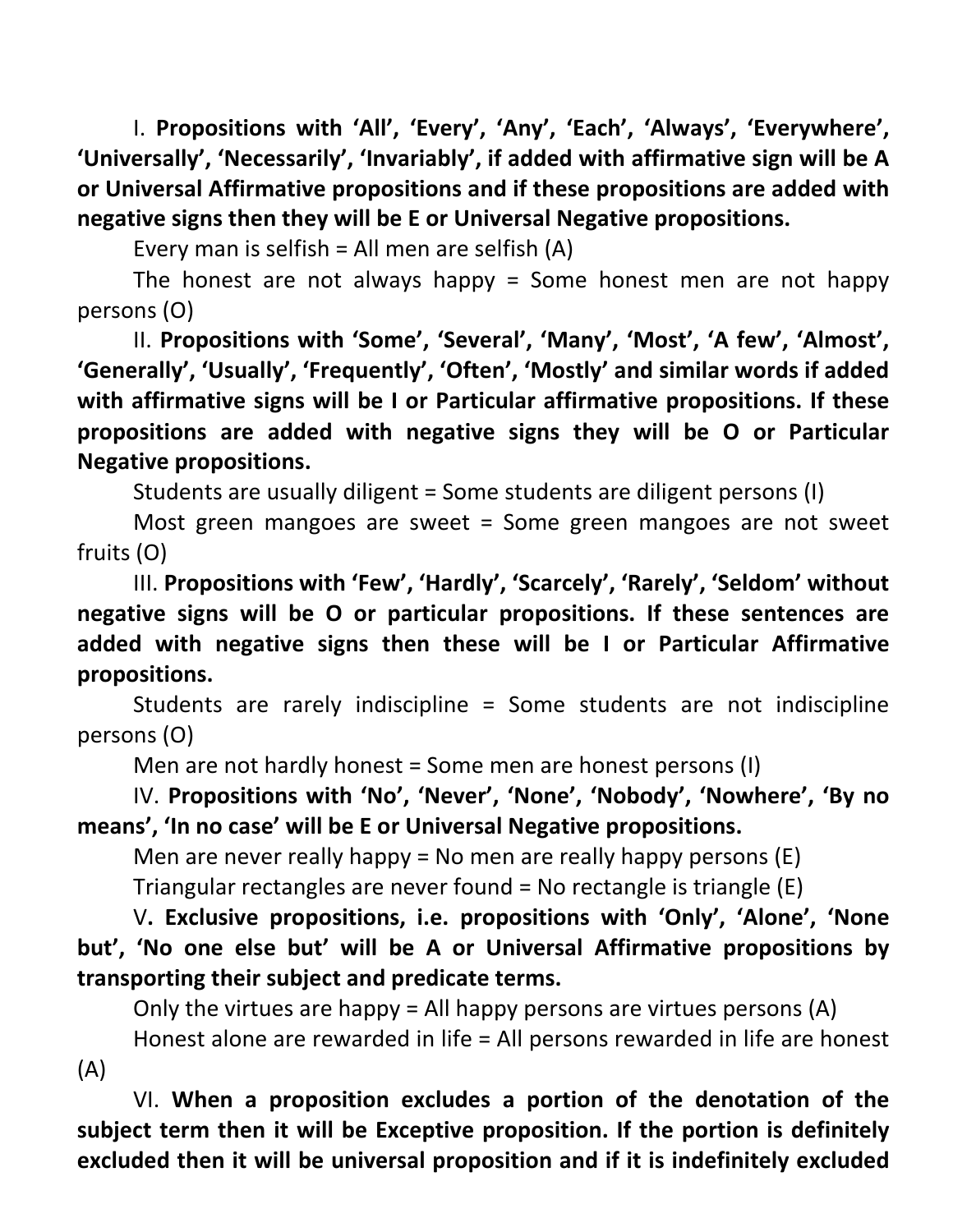I. **Propositions with 'All', 'Every', 'Any', 'Each', 'Always', 'Everywhere', 'Universally', 'Necessarily', 'Invariably', if added with affirmative sign will be A or Universal Affirmative propositions and if these propositions are added with negative signs then they will be E or Universal Negative propositions.**

Every man is selfish = All men are selfish (A)

The honest are not always happy = Some honest men are not happy persons (O)

II. **Propositions with 'Some', 'Several', 'Many', 'Most', 'A few', 'Almost', 'Generally', 'Usually', 'Frequently', 'Often', 'Mostly' and similar words if added with affirmative signs will be I or Particular affirmative propositions. If these propositions are added with negative signs they will be O or Particular Negative propositions.**

Students are usually diligent = Some students are diligent persons (I)

Most green mangoes are sweet = Some green mangoes are not sweet fruits (O)

III. **Propositions with 'Few', 'Hardly', 'Scarcely', 'Rarely', 'Seldom' without negative signs will be O or particular propositions. If these sentences are added with negative signs then these will be I or Particular Affirmative propositions.**

Students are rarely indiscipline = Some students are not indiscipline persons (O)

Men are not hardly honest = Some men are honest persons (I)

IV. **Propositions with 'No', 'Never', 'None', 'Nobody', 'Nowhere', 'By no means', 'In no case' will be E or Universal Negative propositions.**

Men are never really happy = No men are really happy persons (E)

Triangular rectangles are never found = No rectangle is triangle (E)

V**. Exclusive propositions, i.e. propositions with 'Only', 'Alone', 'None but', 'No one else but' will be A or Universal Affirmative propositions by transporting their subject and predicate terms.**

Only the virtues are happy = All happy persons are virtues persons (A)

Honest alone are rewarded in life = All persons rewarded in life are honest (A)

VI. **When a proposition excludes a portion of the denotation of the subject term then it will be Exceptive proposition. If the portion is definitely excluded then it will be universal proposition and if it is indefinitely excluded**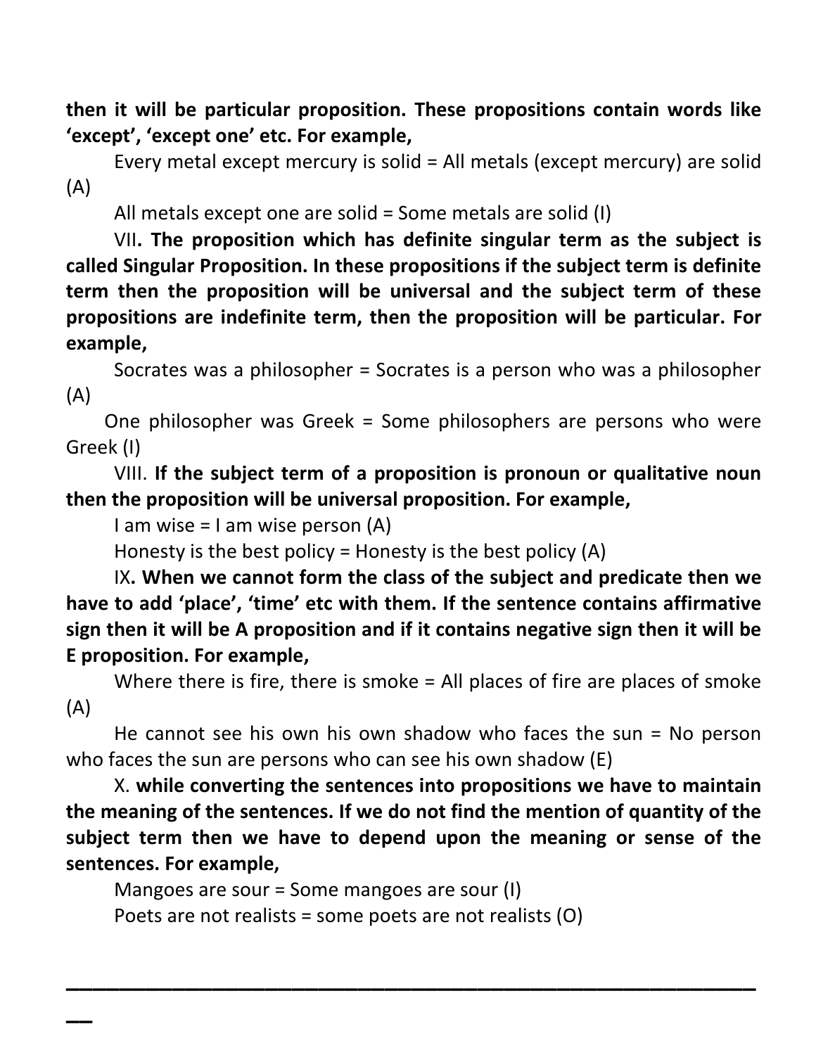**then it will be particular proposition. These propositions contain words like 'except', 'except one' etc. For example,**

Every metal except mercury is solid = All metals (except mercury) are solid (A)

All metals except one are solid = Some metals are solid (I)

VII**. The proposition which has definite singular term as the subject is called Singular Proposition. In these propositions if the subject term is definite term then the proposition will be universal and the subject term of these propositions are indefinite term, then the proposition will be particular. For example,**

Socrates was a philosopher = Socrates is a person who was a philosopher (A)

One philosopher was Greek = Some philosophers are persons who were Greek (I)

VIII. **If the subject term of a proposition is pronoun or qualitative noun then the proposition will be universal proposition. For example,**

I am wise = I am wise person (A)

Honesty is the best policy = Honesty is the best policy (A)

IX**. When we cannot form the class of the subject and predicate then we have to add 'place', 'time' etc with them. If the sentence contains affirmative sign then it will be A proposition and if it contains negative sign then it will be E proposition. For example,**

Where there is fire, there is smoke = All places of fire are places of smoke (A)

He cannot see his own his own shadow who faces the sun = No person who faces the sun are persons who can see his own shadow (E)

X. **while converting the sentences into propositions we have to maintain the meaning of the sentences. If we do not find the mention of quantity of the subject term then we have to depend upon the meaning or sense of the sentences. For example,**

Mangoes are sour = Some mangoes are sour (I)

Poets are not realists = some poets are not realists (O)

---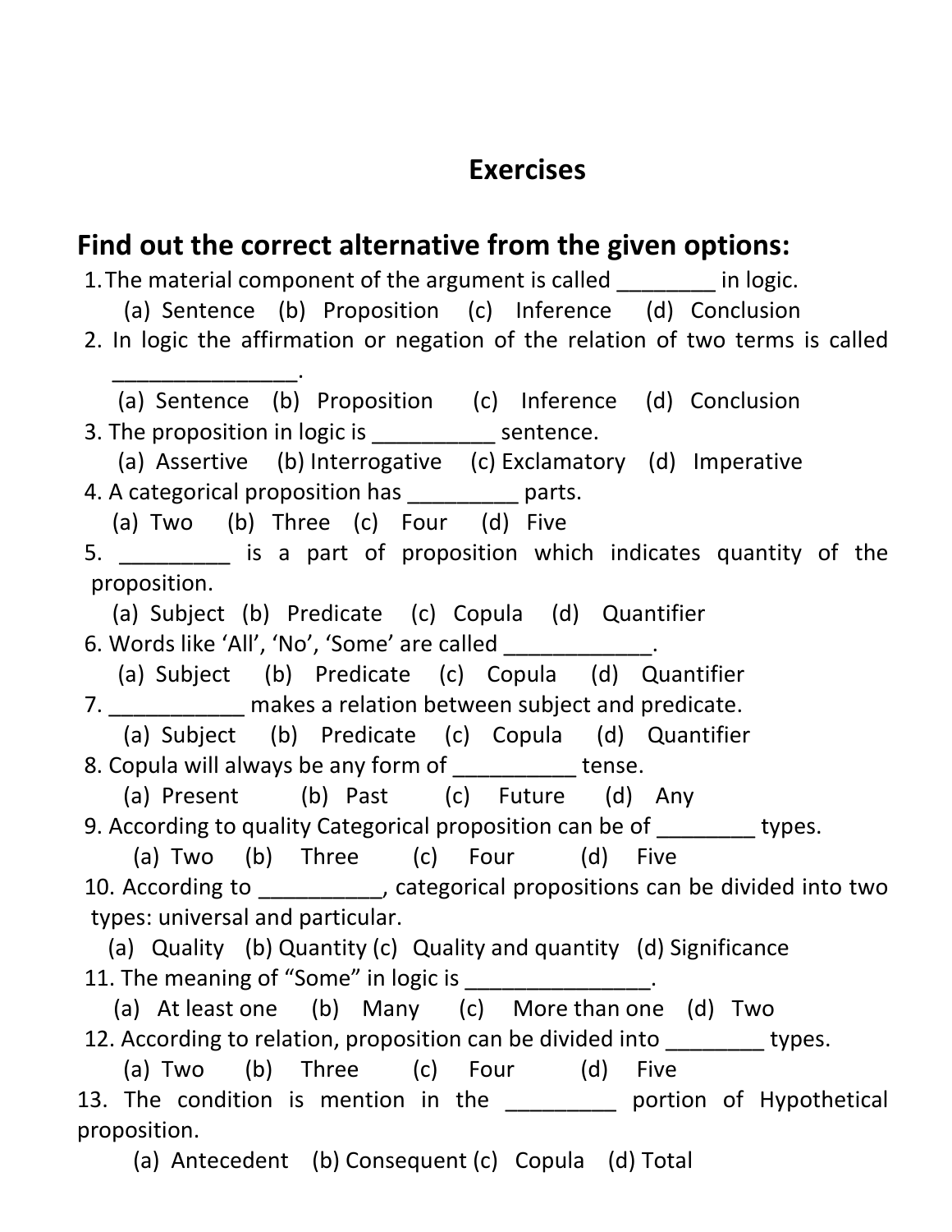## Exercises

### Find out the correct alternative from the given options:

1. The material component of the argument is called ________ in logic.
   (a) Sentence (b) Proposition (c) Inference (d) Conclusion
2. In logic the affirmation or negation of the relation of two terms is called _______________.
   (a) Sentence (b) Proposition (c) Inference (d) Conclusion
3. The proposition in logic is __________ sentence.
   (a) Assertive (b) Interrogative (c) Exclamatory (d) Imperative
4. A categorical proposition has _________ parts.
   (a) Two (b) Three (c) Four (d) Five
5. _________ is a part of proposition which indicates quantity of the proposition.
   (a) Subject (b) Predicate (c) Copula (d) Quantifier
6. Words like 'All', 'No', 'Some' are called ____________.
   (a) Subject (b) Predicate (c) Copula (d) Quantifier
7. ___________ makes a relation between subject and predicate.
   (a) Subject (b) Predicate (c) Copula (d) Quantifier
8. Copula will always be any form of __________ tense.
   (a) Present (b) Past (c) Future (d) Any
9. According to quality Categorical proposition can be of ________ types.
   (a) Two (b) Three (c) Four (d) Five
10. According to __________, categorical propositions can be divided into two types: universal and particular.
    (a) Quality (b) Quantity (c) Quality and quantity (d) Significance
11. The meaning of "Some" in logic is _______________.
    (a) At least one (b) Many (c) More than one (d) Two
12. According to relation, proposition can be divided into ________ types.
    (a) Two (b) Three (c) Four (d) Five
13. The condition is mention in the _________ portion of Hypothetical proposition.
    (a) Antecedent (b) Consequent (c) Copula (d) Total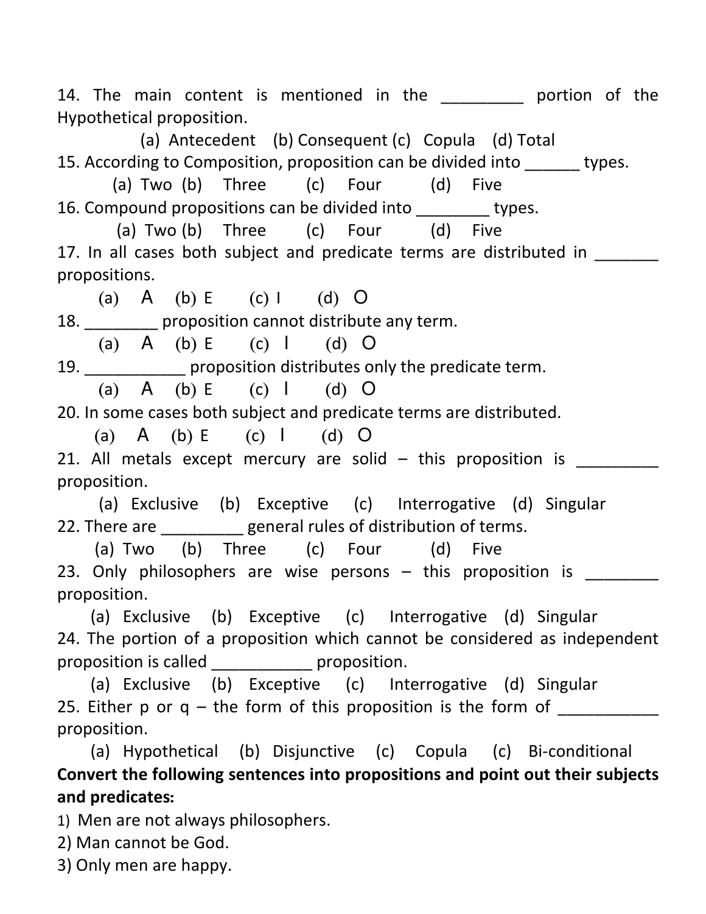14. The main content is mentioned in the _________ portion of the Hypothetical proposition.

(a) Antecedent (b) Consequent (c) Copula (d) Total

15. According to Composition, proposition can be divided into ______ types.

(a) Two (b) Three (c) Four (d) Five

16. Compound propositions can be divided into ________ types.

(a) Two (b) Three (c) Four (d) Five

17. In all cases both subject and predicate terms are distributed in _______ propositions.

(a) A (b) E (c) I (d) O

18. ________ proposition cannot distribute any term.

(a) A (b) E (c) I (d) O

19. ___________ proposition distributes only the predicate term.

(a) A (b) E (c) I (d) O

20. In some cases both subject and predicate terms are distributed.

(a) A (b) E (c) I (d) O

21. All metals except mercury are solid – this proposition is _________ proposition.

(a) Exclusive (b) Exceptive (c) Interrogative (d) Singular

22. There are _________ general rules of distribution of terms.

(a) Two (b) Three (c) Four (d) Five

23. Only philosophers are wise persons – this proposition is ________ proposition.

(a) Exclusive (b) Exceptive (c) Interrogative (d) Singular

24. The portion of a proposition which cannot be considered as independent proposition is called ___________ proposition.

(a) Exclusive (b) Exceptive (c) Interrogative (d) Singular

25. Either p or q – the form of this proposition is the form of ___________ proposition.

(a) Hypothetical (b) Disjunctive (c) Copula (c) Bi-conditional

**Convert the following sentences into propositions and point out their subjects and predicates:**

1) Men are not always philosophers.
2) Man cannot be God.
3) Only men are happy.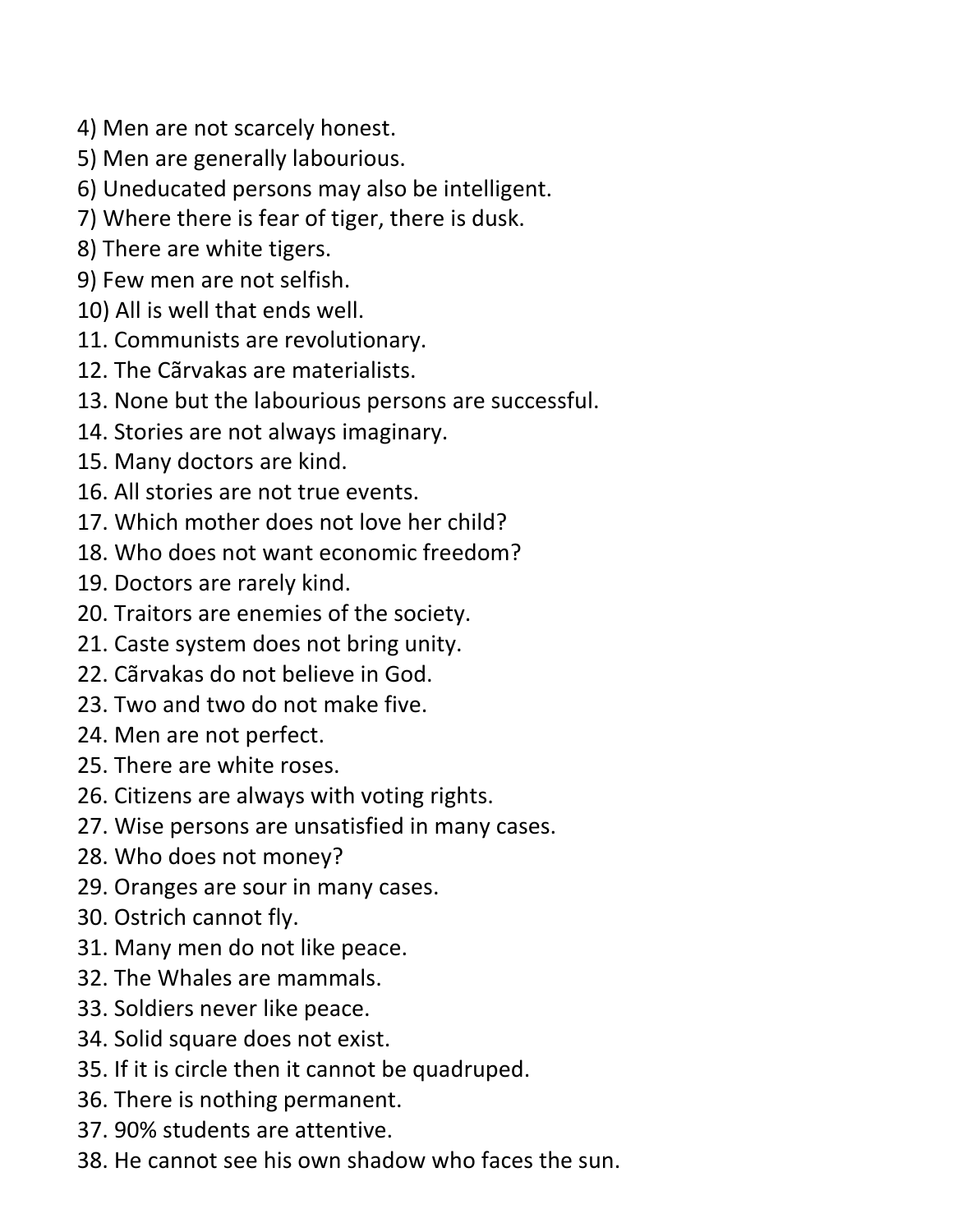4) Men are not scarcely honest.
5) Men are generally labourious.
6) Uneducated persons may also be intelligent.
7) Where there is fear of tiger, there is dusk.
8) There are white tigers.
9) Few men are not selfish.
10) All is well that ends well.
11. Communists are revolutionary.
12. The Cãrvakas are materialists.
13. None but the labourious persons are successful.
14. Stories are not always imaginary.
15. Many doctors are kind.
16. All stories are not true events.
17. Which mother does not love her child?
18. Who does not want economic freedom?
19. Doctors are rarely kind.
20. Traitors are enemies of the society.
21. Caste system does not bring unity.
22. Cãrvakas do not believe in God.
23. Two and two do not make five.
24. Men are not perfect.
25. There are white roses.
26. Citizens are always with voting rights.
27. Wise persons are unsatisfied in many cases.
28. Who does not money?
29. Oranges are sour in many cases.
30. Ostrich cannot fly.
31. Many men do not like peace.
32. The Whales are mammals.
33. Soldiers never like peace.
34. Solid square does not exist.
35. If it is circle then it cannot be quadruped.
36. There is nothing permanent.
37. 90% students are attentive.
38. He cannot see his own shadow who faces the sun.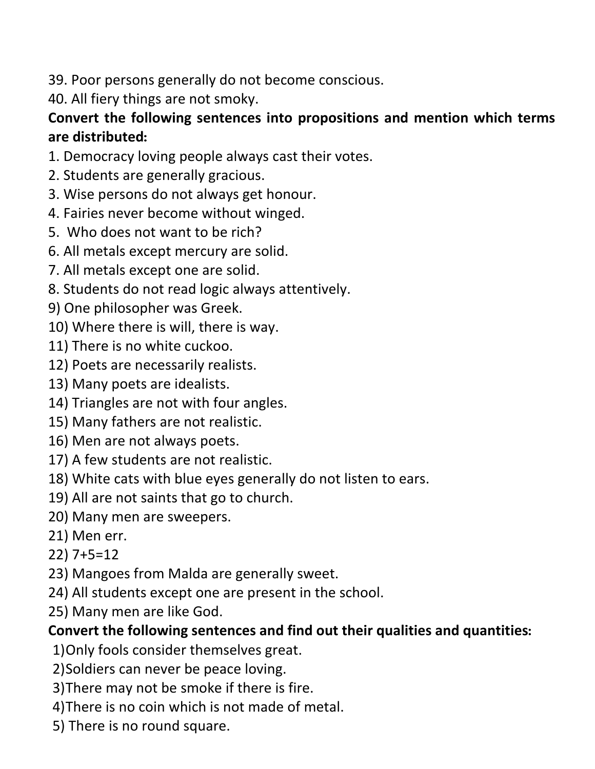39. Poor persons generally do not become conscious.
40. All fiery things are not smoky.

**Convert the following sentences into propositions and mention which terms are distributed:**

1. Democracy loving people always cast their votes.
2. Students are generally gracious.
3. Wise persons do not always get honour.
4. Fairies never become without winged.
5. Who does not want to be rich?
6. All metals except mercury are solid.
7. All metals except one are solid.
8. Students do not read logic always attentively.

9) One philosopher was Greek.
10) Where there is will, there is way.
11) There is no white cuckoo.
12) Poets are necessarily realists.
13) Many poets are idealists.
14) Triangles are not with four angles.
15) Many fathers are not realistic.
16) Men are not always poets.
17) A few students are not realistic.
18) White cats with blue eyes generally do not listen to ears.
19) All are not saints that go to church.
20) Many men are sweepers.
21) Men err.
22) 7+5=12
23) Mangoes from Malda are generally sweet.
24) All students except one are present in the school.
25) Many men are like God.

**Convert the following sentences and find out their qualities and quantities:**

1) Only fools consider themselves great.
2) Soldiers can never be peace loving.
3) There may not be smoke if there is fire.
4) There is no coin which is not made of metal.
5) There is no round square.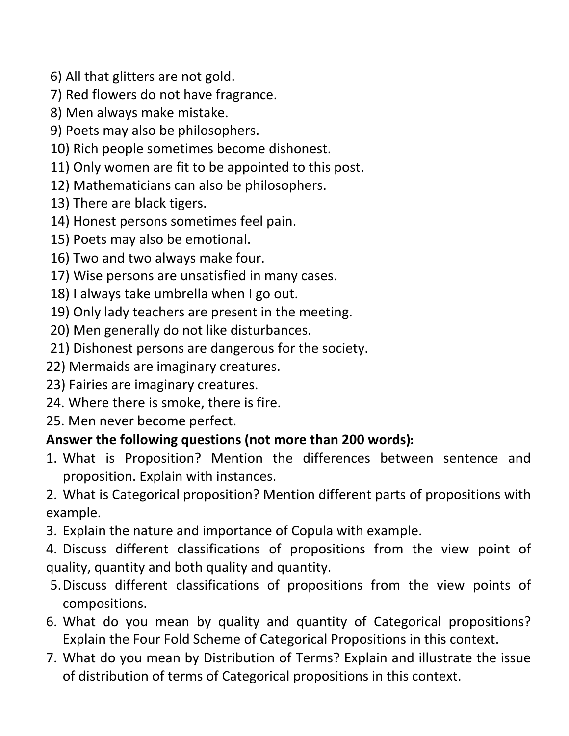6) All that glitters are not gold.
7) Red flowers do not have fragrance.
8) Men always make mistake.
9) Poets may also be philosophers.
10) Rich people sometimes become dishonest.
11) Only women are fit to be appointed to this post.
12) Mathematicians can also be philosophers.
13) There are black tigers.
14) Honest persons sometimes feel pain.
15) Poets may also be emotional.
16) Two and two always make four.
17) Wise persons are unsatisfied in many cases.
18) I always take umbrella when I go out.
19) Only lady teachers are present in the meeting.
20) Men generally do not like disturbances.
21) Dishonest persons are dangerous for the society.
22) Mermaids are imaginary creatures.
23) Fairies are imaginary creatures.
24. Where there is smoke, there is fire.
25. Men never become perfect.

**Answer the following questions (not more than 200 words):**

1. What is Proposition? Mention the differences between sentence and proposition. Explain with instances.
2. What is Categorical proposition? Mention different parts of propositions with example.
3. Explain the nature and importance of Copula with example.
4. Discuss different classifications of propositions from the view point of quality, quantity and both quality and quantity.
5. Discuss different classifications of propositions from the view points of compositions.
6. What do you mean by quality and quantity of Categorical propositions? Explain the Four Fold Scheme of Categorical Propositions in this context.
7. What do you mean by Distribution of Terms? Explain and illustrate the issue of distribution of terms of Categorical propositions in this context.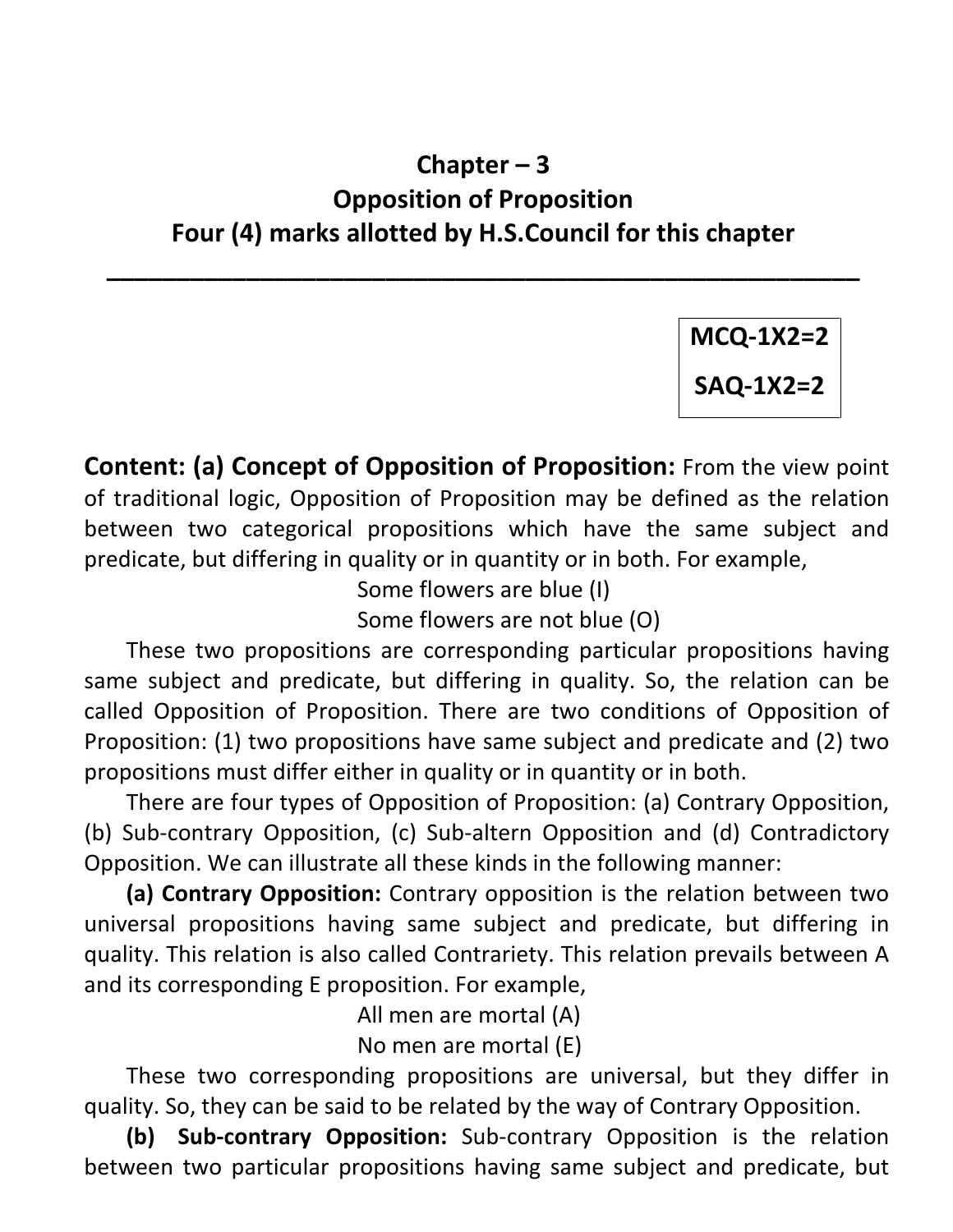## Chapter – 3
## Opposition of Proposition
## Four (4) marks allotted by H.S.Council for this chapter

---

**MCQ-1X2=2**

**SAQ-1X2=2**

**Content: (a) Concept of Opposition of Proposition:** From the view point of traditional logic, Opposition of Proposition may be defined as the relation between two categorical propositions which have the same subject and predicate, but differing in quality or in quantity or in both. For example,

Some flowers are blue (I)

Some flowers are not blue (O)

These two propositions are corresponding particular propositions having same subject and predicate, but differing in quality. So, the relation can be called Opposition of Proposition. There are two conditions of Opposition of Proposition: (1) two propositions have same subject and predicate and (2) two propositions must differ either in quality or in quantity or in both.

There are four types of Opposition of Proposition: (a) Contrary Opposition, (b) Sub-contrary Opposition, (c) Sub-altern Opposition and (d) Contradictory Opposition. We can illustrate all these kinds in the following manner:

**(a) Contrary Opposition:** Contrary opposition is the relation between two universal propositions having same subject and predicate, but differing in quality. This relation is also called Contrariety. This relation prevails between A and its corresponding E proposition. For example,

All men are mortal (A)

No men are mortal (E)

These two corresponding propositions are universal, but they differ in quality. So, they can be said to be related by the way of Contrary Opposition.

**(b) Sub-contrary Opposition:** Sub-contrary Opposition is the relation between two particular propositions having same subject and predicate, but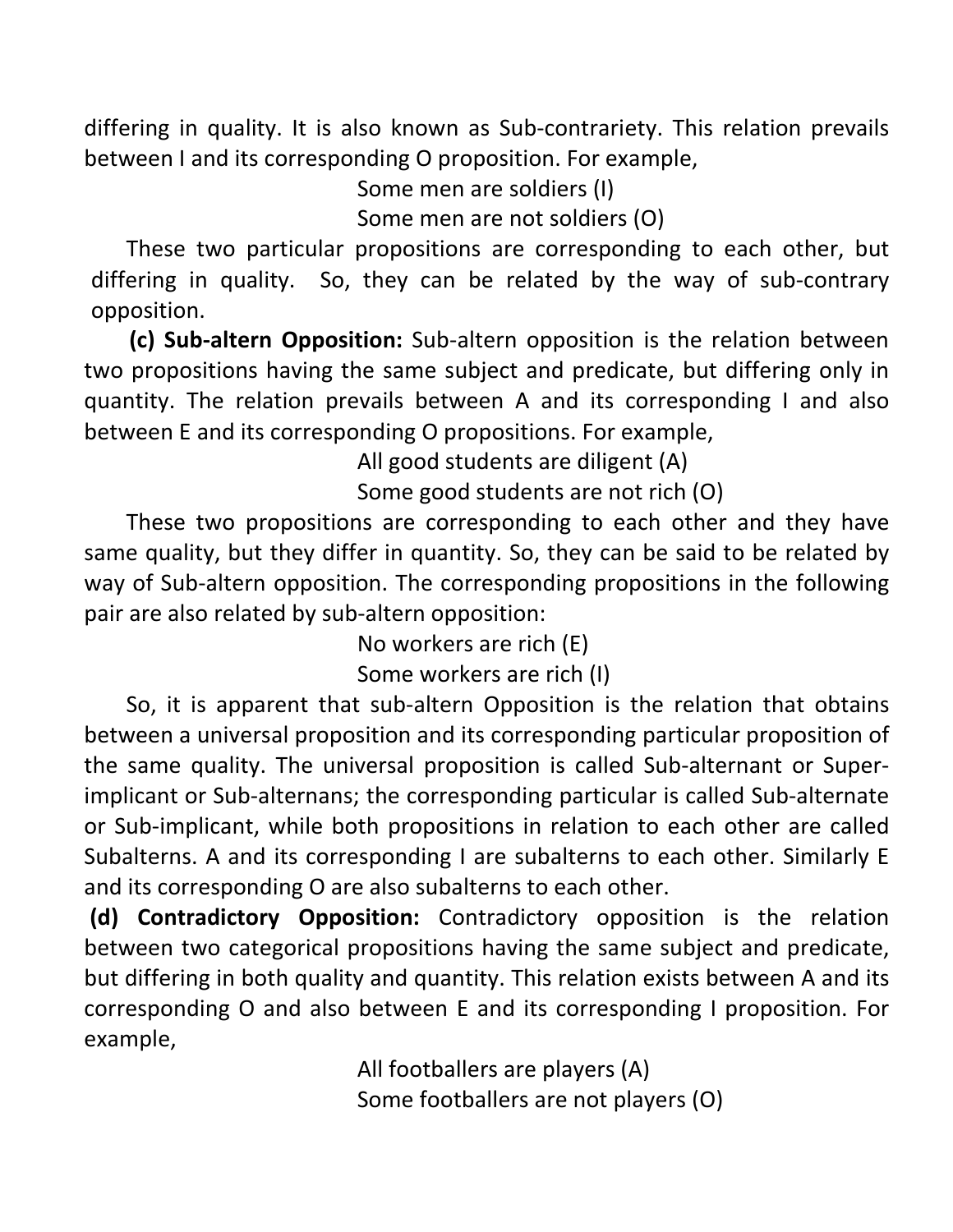differing in quality. It is also known as Sub-contrariety. This relation prevails between I and its corresponding O proposition. For example,

Some men are soldiers (I)

Some men are not soldiers (O)

These two particular propositions are corresponding to each other, but differing in quality. So, they can be related by the way of sub-contrary opposition.

**(c) Sub-altern Opposition:** Sub-altern opposition is the relation between two propositions having the same subject and predicate, but differing only in quantity. The relation prevails between A and its corresponding I and also between E and its corresponding O propositions. For example,

All good students are diligent (A)

Some good students are not rich (O)

These two propositions are corresponding to each other and they have same quality, but they differ in quantity. So, they can be said to be related by way of Sub-altern opposition. The corresponding propositions in the following pair are also related by sub-altern opposition:

No workers are rich (E)

Some workers are rich (I)

So, it is apparent that sub-altern Opposition is the relation that obtains between a universal proposition and its corresponding particular proposition of the same quality. The universal proposition is called Sub-alternant or Super-implicant or Sub-alternans; the corresponding particular is called Sub-alternate or Sub-implicant, while both propositions in relation to each other are called Subalterns. A and its corresponding I are subalterns to each other. Similarly E and its corresponding O are also subalterns to each other.

**(d) Contradictory Opposition:** Contradictory opposition is the relation between two categorical propositions having the same subject and predicate, but differing in both quality and quantity. This relation exists between A and its corresponding O and also between E and its corresponding I proposition. For example,

All footballers are players (A)

Some footballers are not players (O)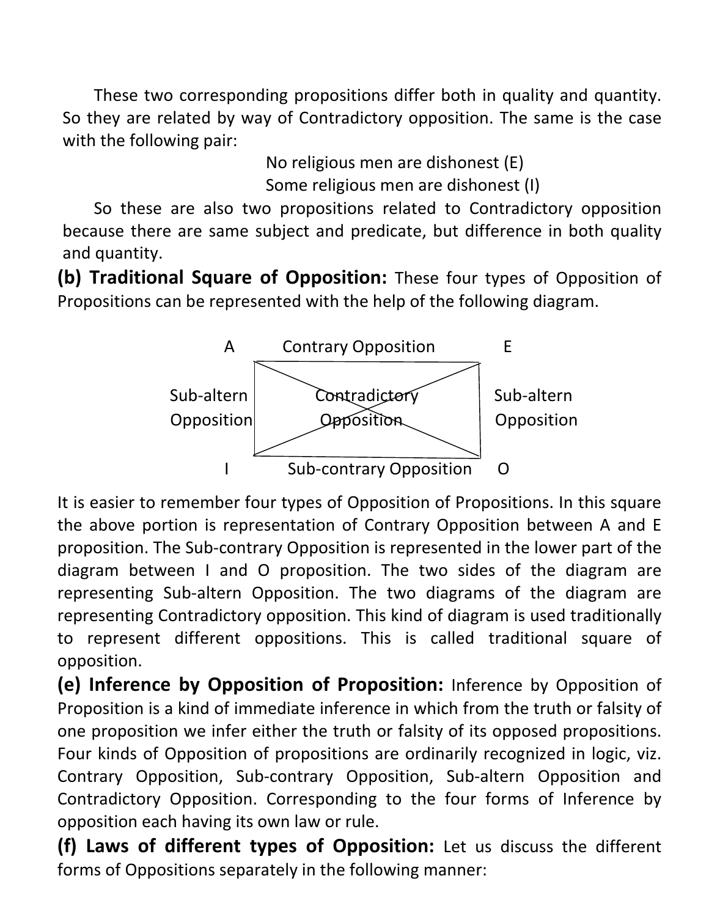These two corresponding propositions differ both in quality and quantity. So they are related by way of Contradictory opposition. The same is the case with the following pair:

No religious men are dishonest (E)
Some religious men are dishonest (I)

So these are also two propositions related to Contradictory opposition because there are same subject and predicate, but difference in both quality and quantity.

**(b) Traditional Square of Opposition:** These four types of Opposition of Propositions can be represented with the help of the following diagram.

```
        A        Contrary Opposition        E
          ______________________________
Sub-altern |  \    Contradictory     /  | Sub-altern
Opposition |      /  Opposition  \      | Opposition
           |/________________________\|
        I        Sub-contrary Opposition    O
```

It is easier to remember four types of Opposition of Propositions. In this square the above portion is representation of Contrary Opposition between A and E proposition. The Sub-contrary Opposition is represented in the lower part of the diagram between I and O proposition. The two sides of the diagram are representing Sub-altern Opposition. The two diagrams of the diagram are representing Contradictory opposition. This kind of diagram is used traditionally to represent different oppositions. This is called traditional square of opposition.

**(e) Inference by Opposition of Proposition:** Inference by Opposition of Proposition is a kind of immediate inference in which from the truth or falsity of one proposition we infer either the truth or falsity of its opposed propositions. Four kinds of Opposition of propositions are ordinarily recognized in logic, viz. Contrary Opposition, Sub-contrary Opposition, Sub-altern Opposition and Contradictory Opposition. Corresponding to the four forms of Inference by opposition each having its own law or rule.

**(f) Laws of different types of Opposition:** Let us discuss the different forms of Oppositions separately in the following manner: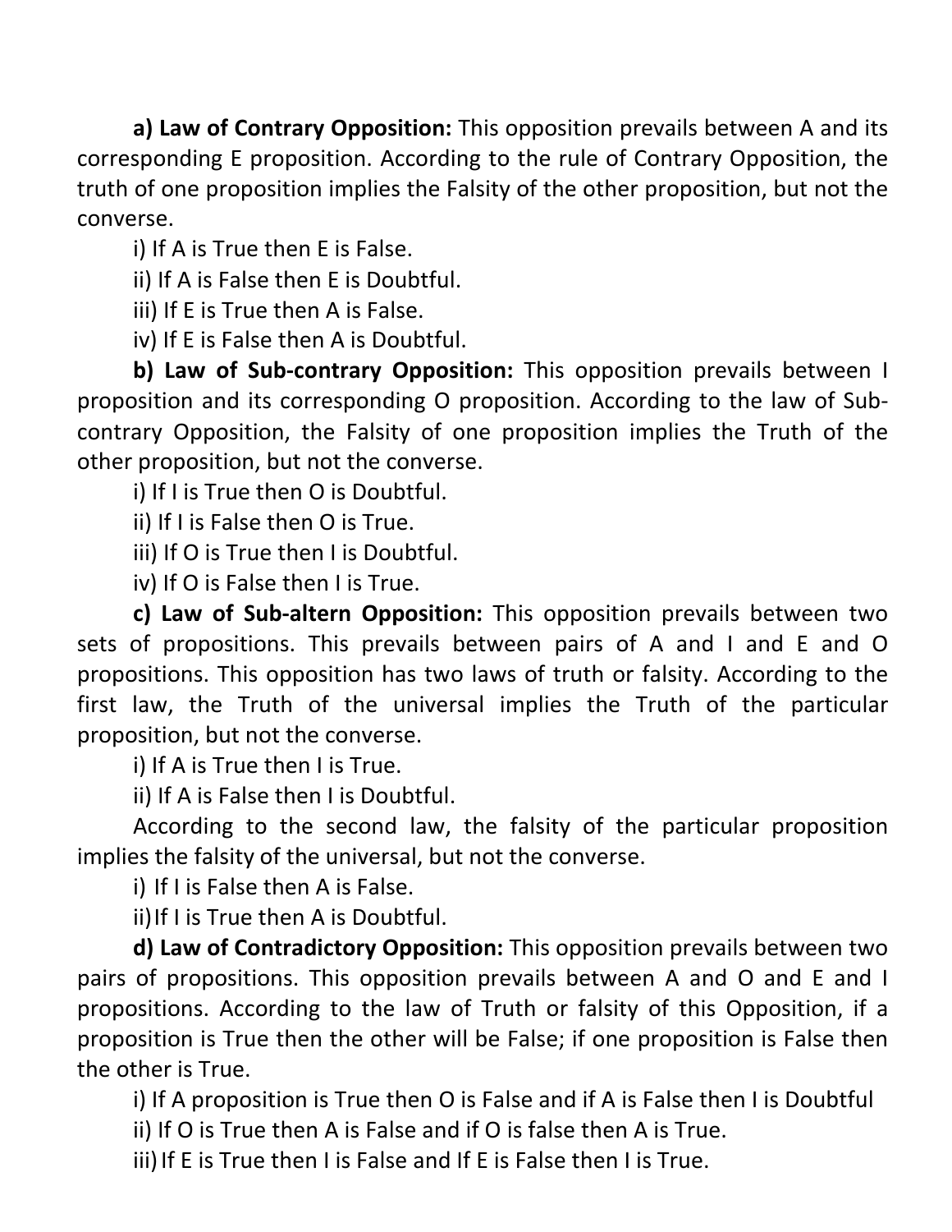**a) Law of Contrary Opposition:** This opposition prevails between A and its corresponding E proposition. According to the rule of Contrary Opposition, the truth of one proposition implies the Falsity of the other proposition, but not the converse.

i) If A is True then E is False.

ii) If A is False then E is Doubtful.

iii) If E is True then A is False.

iv) If E is False then A is Doubtful.

**b) Law of Sub-contrary Opposition:** This opposition prevails between I proposition and its corresponding O proposition. According to the law of Sub-contrary Opposition, the Falsity of one proposition implies the Truth of the other proposition, but not the converse.

i) If I is True then O is Doubtful.

ii) If I is False then O is True.

iii) If O is True then I is Doubtful.

iv) If O is False then I is True.

**c) Law of Sub-altern Opposition:** This opposition prevails between two sets of propositions. This prevails between pairs of A and I and E and O propositions. This opposition has two laws of truth or falsity. According to the first law, the Truth of the universal implies the Truth of the particular proposition, but not the converse.

i) If A is True then I is True.

ii) If A is False then I is Doubtful.

According to the second law, the falsity of the particular proposition implies the falsity of the universal, but not the converse.

i) If I is False then A is False.

ii) If I is True then A is Doubtful.

**d) Law of Contradictory Opposition:** This opposition prevails between two pairs of propositions. This opposition prevails between A and O and E and I propositions. According to the law of Truth or falsity of this Opposition, if a proposition is True then the other will be False; if one proposition is False then the other is True.

i) If A proposition is True then O is False and if A is False then I is Doubtful

ii) If O is True then A is False and if O is false then A is True.

iii) If E is True then I is False and If E is False then I is True.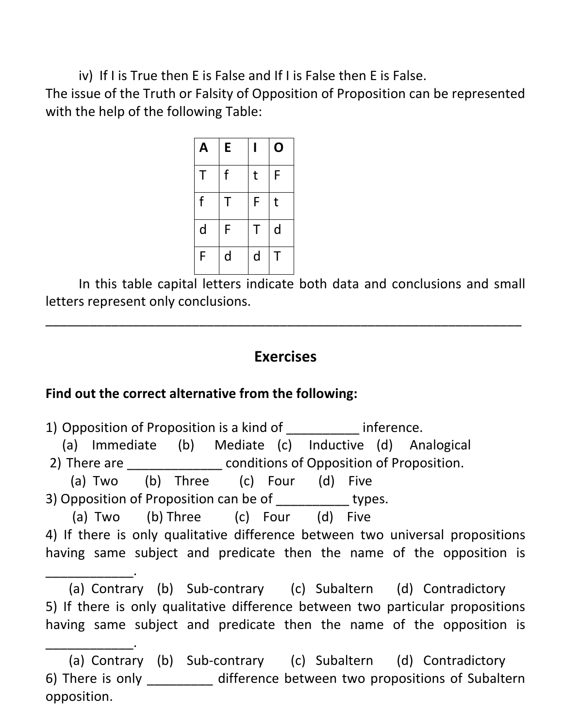iv) If I is True then E is False and If I is False then E is False.

The issue of the Truth or Falsity of Opposition of Proposition can be represented with the help of the following Table:

| A | E | I | O |
|---|---|---|---|
| T | f | t | F |
| f | T | F | t |
| d | F | T | d |
| F | d | d | T |

In this table capital letters indicate both data and conclusions and small letters represent only conclusions.

---

## Exercises

**Find out the correct alternative from the following:**

1) Opposition of Proposition is a kind of __________ inference.
   (a) Immediate (b) Mediate (c) Inductive (d) Analogical

2) There are _____________ conditions of Opposition of Proposition.
   (a) Two (b) Three (c) Four (d) Five

3) Opposition of Proposition can be of __________ types.
   (a) Two (b) Three (c) Four (d) Five

4) If there is only qualitative difference between two universal propositions having same subject and predicate then the name of the opposition is _____________.
   (a) Contrary (b) Sub-contrary (c) Subaltern (d) Contradictory

5) If there is only qualitative difference between two particular propositions having same subject and predicate then the name of the opposition is _____________.
   (a) Contrary (b) Sub-contrary (c) Subaltern (d) Contradictory

6) There is only _________ difference between two propositions of Subaltern opposition.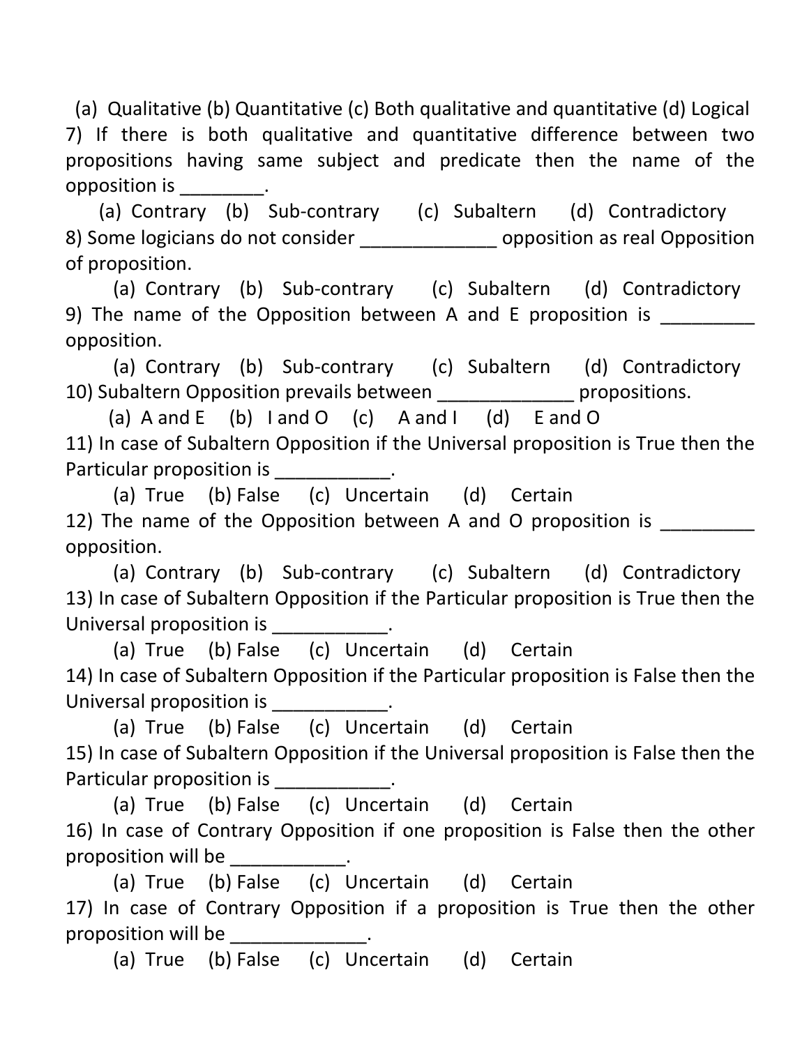(a) Qualitative (b) Quantitative (c) Both qualitative and quantitative (d) Logical

7) If there is both qualitative and quantitative difference between two propositions having same subject and predicate then the name of the opposition is ________.

(a) Contrary (b) Sub-contrary (c) Subaltern (d) Contradictory

8) Some logicians do not consider _____________ opposition as real Opposition of proposition.

(a) Contrary (b) Sub-contrary (c) Subaltern (d) Contradictory

9) The name of the Opposition between A and E proposition is _________ opposition.

(a) Contrary (b) Sub-contrary (c) Subaltern (d) Contradictory

10) Subaltern Opposition prevails between _____________ propositions.

(a) A and E (b) I and O (c) A and I (d) E and O

11) In case of Subaltern Opposition if the Universal proposition is True then the Particular proposition is ___________.

(a) True (b) False (c) Uncertain (d) Certain

12) The name of the Opposition between A and O proposition is _________ opposition.

(a) Contrary (b) Sub-contrary (c) Subaltern (d) Contradictory

13) In case of Subaltern Opposition if the Particular proposition is True then the Universal proposition is ___________.

(a) True (b) False (c) Uncertain (d) Certain

14) In case of Subaltern Opposition if the Particular proposition is False then the Universal proposition is ___________.

(a) True (b) False (c) Uncertain (d) Certain

15) In case of Subaltern Opposition if the Universal proposition is False then the Particular proposition is ___________.

(a) True (b) False (c) Uncertain (d) Certain

16) In case of Contrary Opposition if one proposition is False then the other proposition will be ___________.

(a) True (b) False (c) Uncertain (d) Certain

17) In case of Contrary Opposition if a proposition is True then the other proposition will be _____________.

(a) True (b) False (c) Uncertain (d) Certain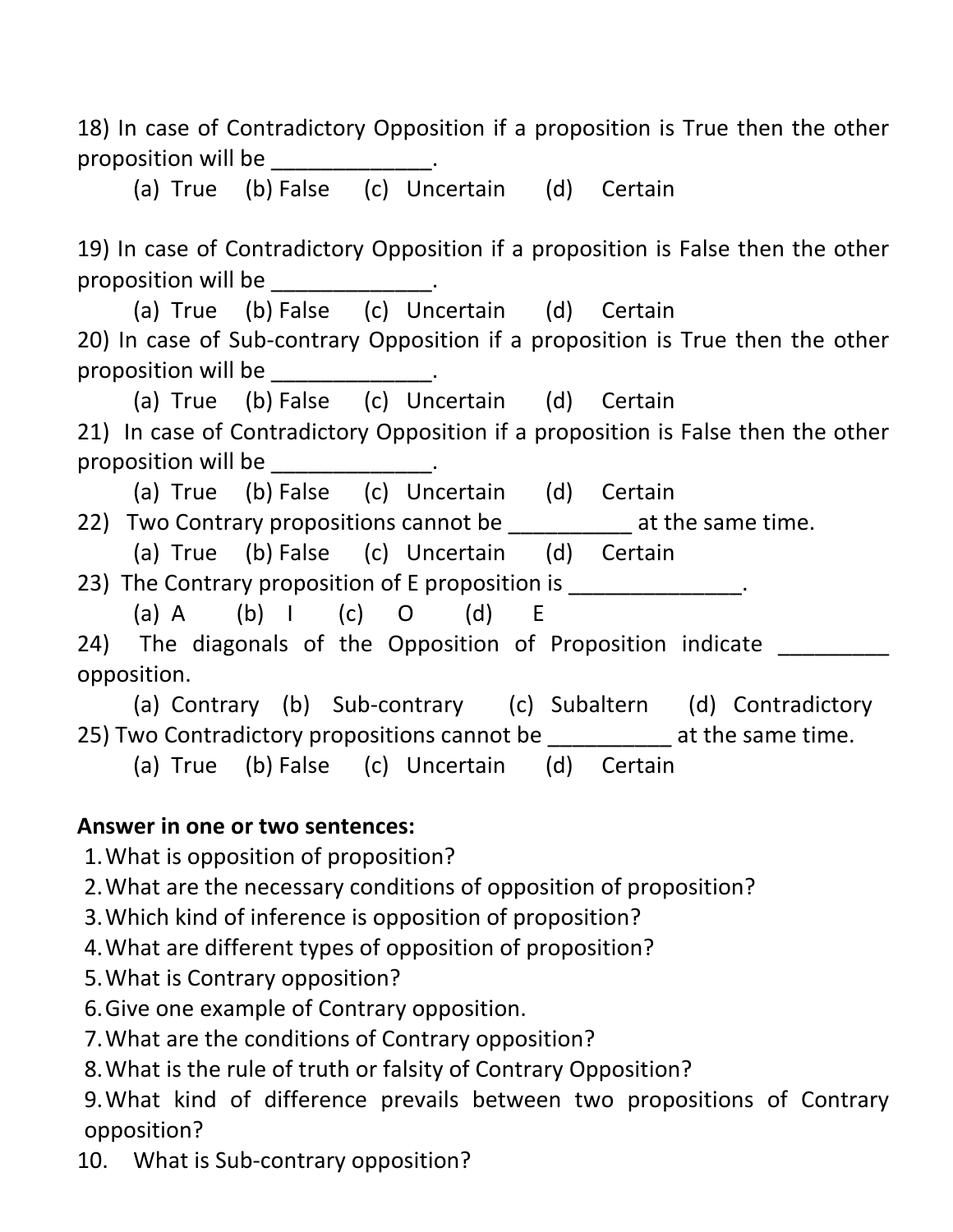18) In case of Contradictory Opposition if a proposition is True then the other proposition will be _____________.

(a) True (b) False (c) Uncertain (d) Certain

19) In case of Contradictory Opposition if a proposition is False then the other proposition will be _____________.

(a) True (b) False (c) Uncertain (d) Certain

20) In case of Sub-contrary Opposition if a proposition is True then the other proposition will be _____________.

(a) True (b) False (c) Uncertain (d) Certain

21) In case of Contradictory Opposition if a proposition is False then the other proposition will be _____________.

(a) True (b) False (c) Uncertain (d) Certain

22) Two Contrary propositions cannot be __________ at the same time.

(a) True (b) False (c) Uncertain (d) Certain

23) The Contrary proposition of E proposition is ______________.

(a) A (b) I (c) O (d) E

24) The diagonals of the Opposition of Proposition indicate _________ opposition.

(a) Contrary (b) Sub-contrary (c) Subaltern (d) Contradictory

25) Two Contradictory propositions cannot be __________ at the same time.

(a) True (b) False (c) Uncertain (d) Certain

**Answer in one or two sentences:**

1. What is opposition of proposition?
2. What are the necessary conditions of opposition of proposition?
3. Which kind of inference is opposition of proposition?
4. What are different types of opposition of proposition?
5. What is Contrary opposition?
6. Give one example of Contrary opposition.
7. What are the conditions of Contrary opposition?
8. What is the rule of truth or falsity of Contrary Opposition?
9. What kind of difference prevails between two propositions of Contrary opposition?
10. What is Sub-contrary opposition?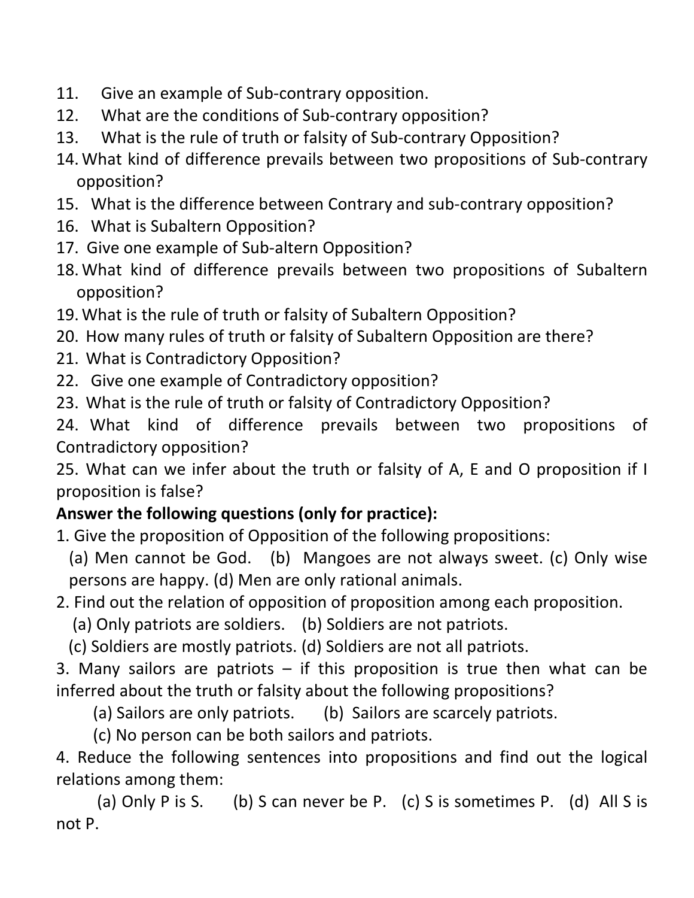11. Give an example of Sub-contrary opposition.
12. What are the conditions of Sub-contrary opposition?
13. What is the rule of truth or falsity of Sub-contrary Opposition?
14. What kind of difference prevails between two propositions of Sub-contrary opposition?
15. What is the difference between Contrary and sub-contrary opposition?
16. What is Subaltern Opposition?
17. Give one example of Sub-altern Opposition?
18. What kind of difference prevails between two propositions of Subaltern opposition?
19. What is the rule of truth or falsity of Subaltern Opposition?
20. How many rules of truth or falsity of Subaltern Opposition are there?
21. What is Contradictory Opposition?
22. Give one example of Contradictory opposition?
23. What is the rule of truth or falsity of Contradictory Opposition?
24. What kind of difference prevails between two propositions of Contradictory opposition?
25. What can we infer about the truth or falsity of A, E and O proposition if I proposition is false?

**Answer the following questions (only for practice):**

1. Give the proposition of Opposition of the following propositions:
   (a) Men cannot be God. (b) Mangoes are not always sweet. (c) Only wise persons are happy. (d) Men are only rational animals.
2. Find out the relation of opposition of proposition among each proposition.
   (a) Only patriots are soldiers. (b) Soldiers are not patriots.
   (c) Soldiers are mostly patriots. (d) Soldiers are not all patriots.
3. Many sailors are patriots – if this proposition is true then what can be inferred about the truth or falsity about the following propositions?
   (a) Sailors are only patriots. (b) Sailors are scarcely patriots.
   (c) No person can be both sailors and patriots.
4. Reduce the following sentences into propositions and find out the logical relations among them:
   (a) Only P is S. (b) S can never be P. (c) S is sometimes P. (d) All S is not P.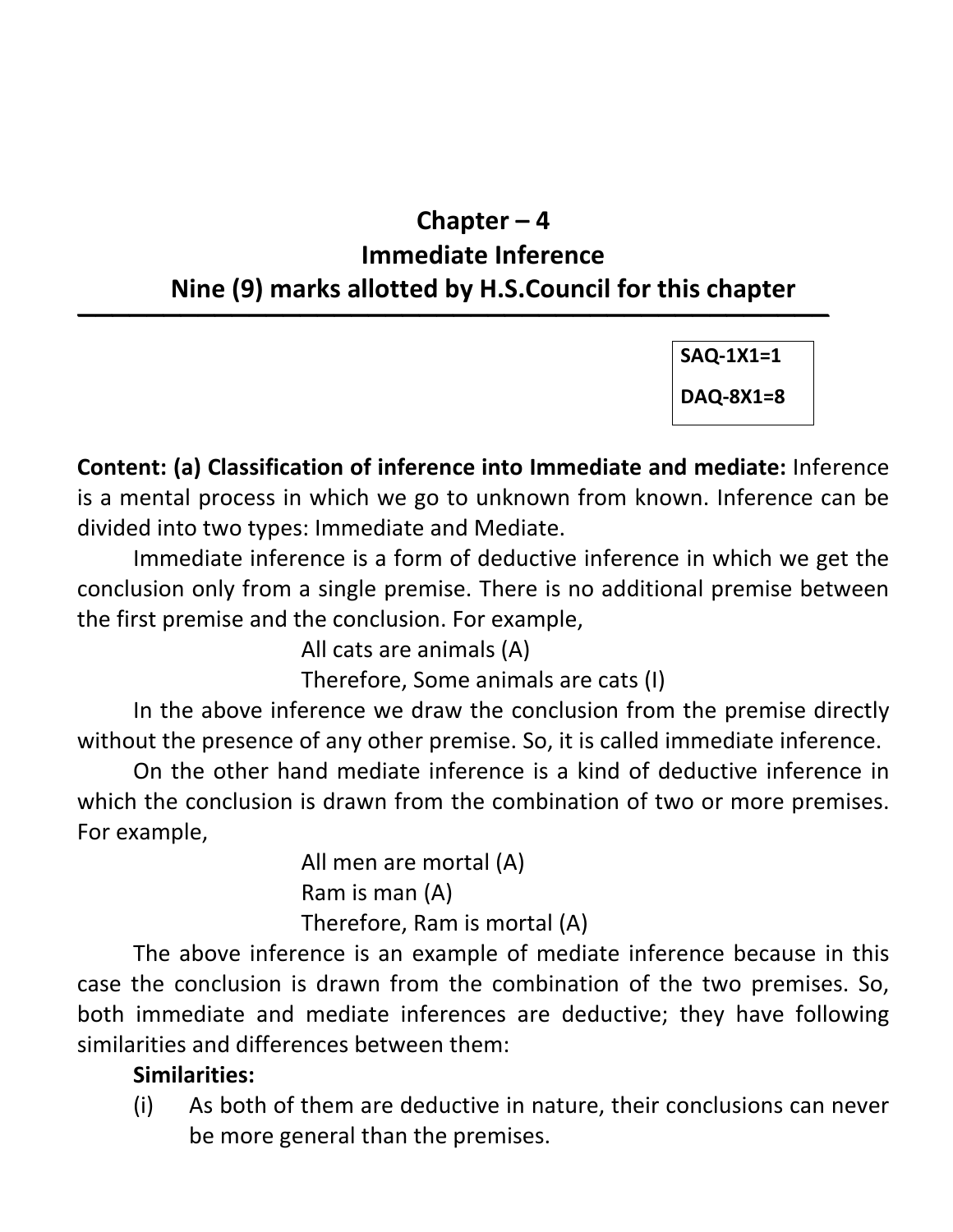# Chapter – 4
# Immediate Inference
## Nine (9) marks allotted by H.S.Council for this chapter

---

**SAQ-1X1=1**

**DAQ-8X1=8**

**Content: (a) Classification of inference into Immediate and mediate:** Inference is a mental process in which we go to unknown from known. Inference can be divided into two types: Immediate and Mediate.

Immediate inference is a form of deductive inference in which we get the conclusion only from a single premise. There is no additional premise between the first premise and the conclusion. For example,

All cats are animals (A)
Therefore, Some animals are cats (I)

In the above inference we draw the conclusion from the premise directly without the presence of any other premise. So, it is called immediate inference.

On the other hand mediate inference is a kind of deductive inference in which the conclusion is drawn from the combination of two or more premises. For example,

All men are mortal (A)
Ram is man (A)
Therefore, Ram is mortal (A)

The above inference is an example of mediate inference because in this case the conclusion is drawn from the combination of the two premises. So, both immediate and mediate inferences are deductive; they have following similarities and differences between them:

**Similarities:**

(i) As both of them are deductive in nature, their conclusions can never be more general than the premises.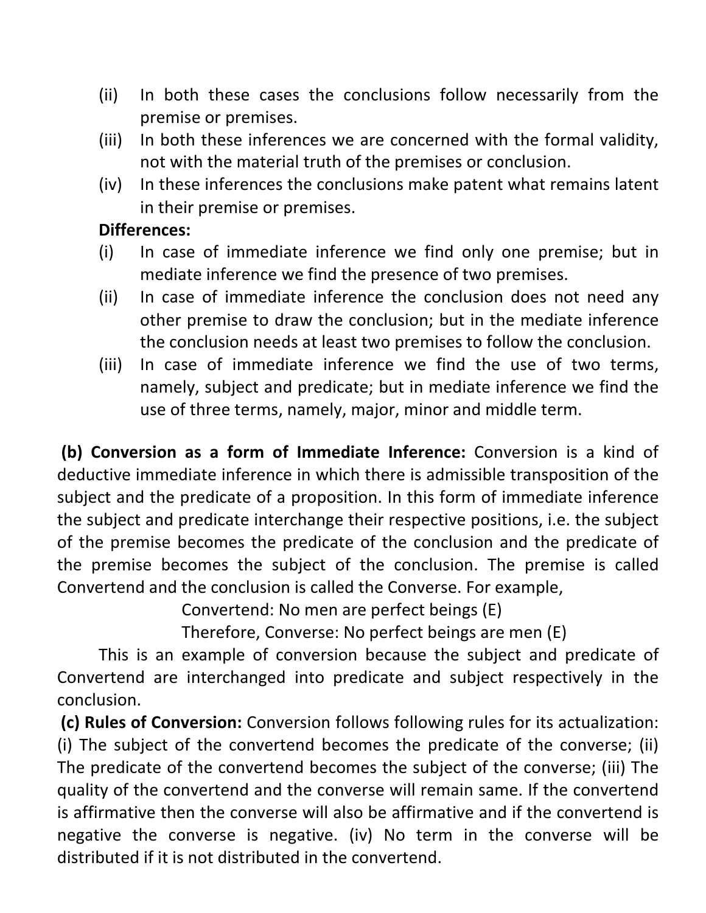(ii) In both these cases the conclusions follow necessarily from the premise or premises.

(iii) In both these inferences we are concerned with the formal validity, not with the material truth of the premises or conclusion.

(iv) In these inferences the conclusions make patent what remains latent in their premise or premises.

**Differences:**

(i) In case of immediate inference we find only one premise; but in mediate inference we find the presence of two premises.

(ii) In case of immediate inference the conclusion does not need any other premise to draw the conclusion; but in the mediate inference the conclusion needs at least two premises to follow the conclusion.

(iii) In case of immediate inference we find the use of two terms, namely, subject and predicate; but in mediate inference we find the use of three terms, namely, major, minor and middle term.

**(b) Conversion as a form of Immediate Inference:** Conversion is a kind of deductive immediate inference in which there is admissible transposition of the subject and the predicate of a proposition. In this form of immediate inference the subject and predicate interchange their respective positions, i.e. the subject of the premise becomes the predicate of the conclusion and the predicate of the premise becomes the subject of the conclusion. The premise is called Convertend and the conclusion is called the Converse. For example,

Convertend: No men are perfect beings (E)

Therefore, Converse: No perfect beings are men (E)

This is an example of conversion because the subject and predicate of Convertend are interchanged into predicate and subject respectively in the conclusion.

**(c) Rules of Conversion:** Conversion follows following rules for its actualization: (i) The subject of the convertend becomes the predicate of the converse; (ii) The predicate of the convertend becomes the subject of the converse; (iii) The quality of the convertend and the converse will remain same. If the convertend is affirmative then the converse will also be affirmative and if the convertend is negative the converse is negative. (iv) No term in the converse will be distributed if it is not distributed in the convertend.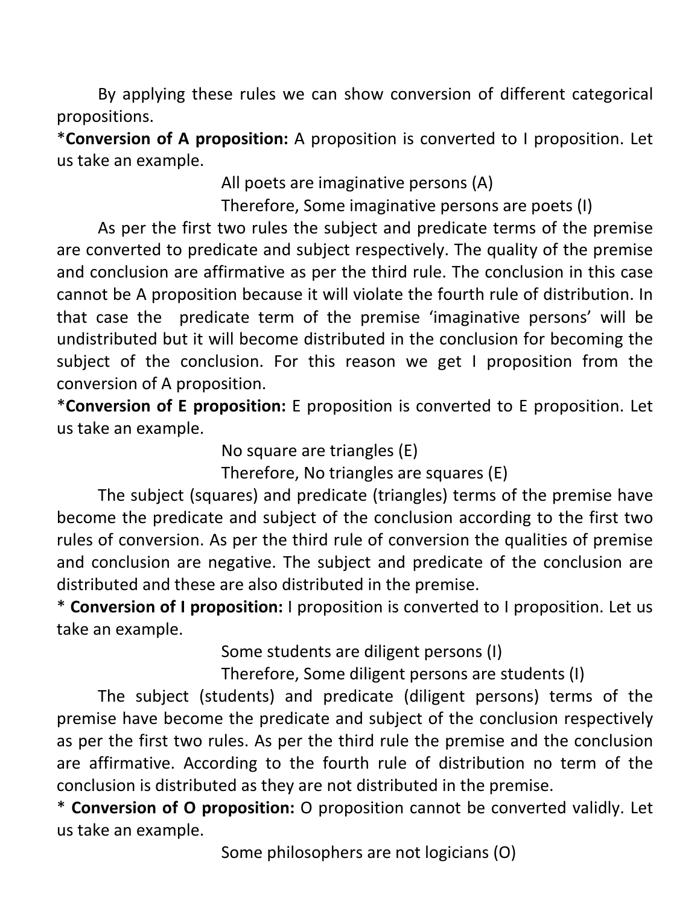By applying these rules we can show conversion of different categorical propositions.

***Conversion of A proposition:** A proposition is converted to I proposition. Let us take an example.

All poets are imaginative persons (A)

Therefore, Some imaginative persons are poets (I)

As per the first two rules the subject and predicate terms of the premise are converted to predicate and subject respectively. The quality of the premise and conclusion are affirmative as per the third rule. The conclusion in this case cannot be A proposition because it will violate the fourth rule of distribution. In that case the predicate term of the premise 'imaginative persons' will be undistributed but it will become distributed in the conclusion for becoming the subject of the conclusion. For this reason we get I proposition from the conversion of A proposition.

***Conversion of E proposition:** E proposition is converted to E proposition. Let us take an example.

No square are triangles (E)

Therefore, No triangles are squares (E)

The subject (squares) and predicate (triangles) terms of the premise have become the predicate and subject of the conclusion according to the first two rules of conversion. As per the third rule of conversion the qualities of premise and conclusion are negative. The subject and predicate of the conclusion are distributed and these are also distributed in the premise.

* **Conversion of I proposition:** I proposition is converted to I proposition. Let us take an example.

Some students are diligent persons (I)

Therefore, Some diligent persons are students (I)

The subject (students) and predicate (diligent persons) terms of the premise have become the predicate and subject of the conclusion respectively as per the first two rules. As per the third rule the premise and the conclusion are affirmative. According to the fourth rule of distribution no term of the conclusion is distributed as they are not distributed in the premise.

* **Conversion of O proposition:** O proposition cannot be converted validly. Let us take an example.

Some philosophers are not logicians (O)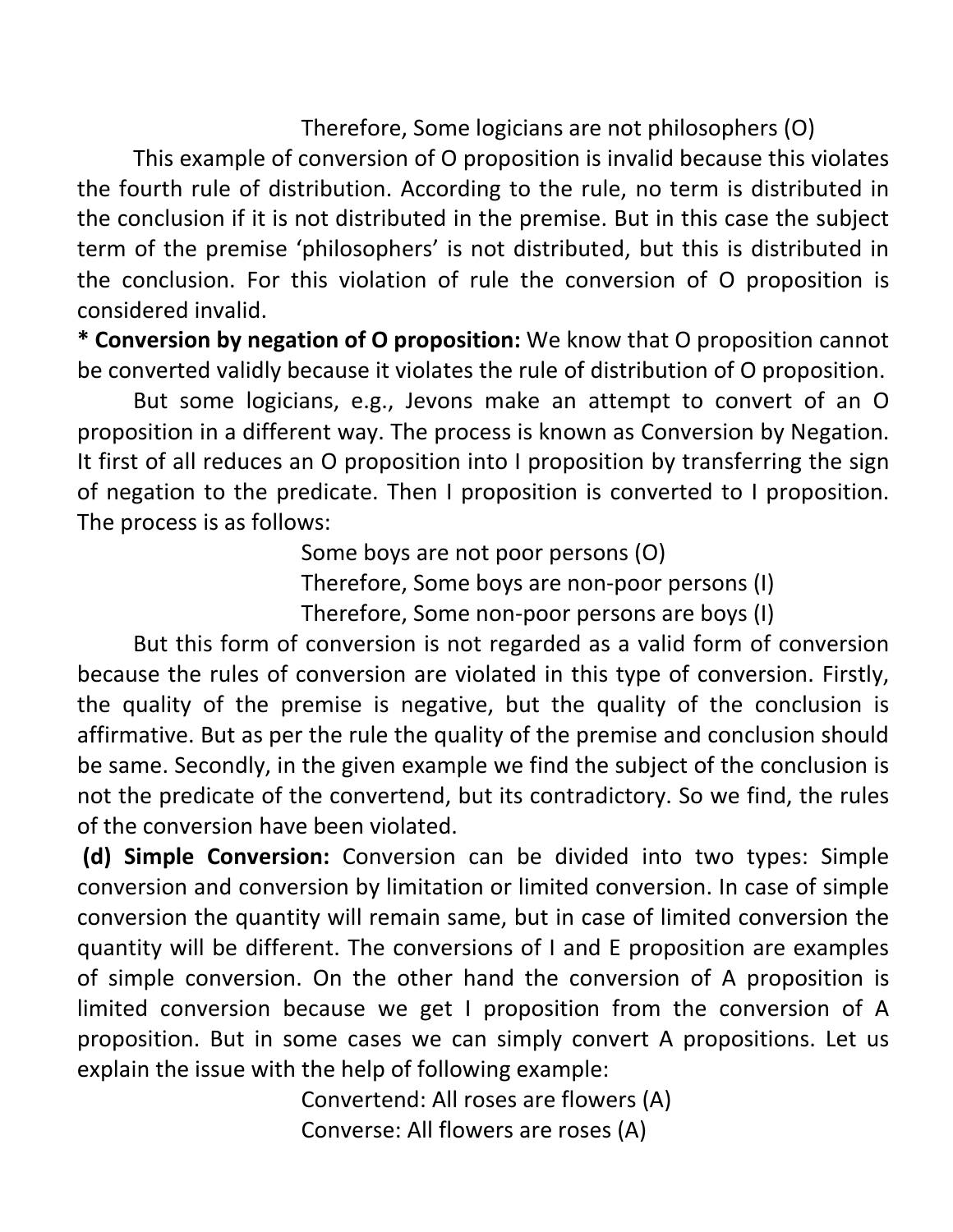Therefore, Some logicians are not philosophers (O)

This example of conversion of O proposition is invalid because this violates the fourth rule of distribution. According to the rule, no term is distributed in the conclusion if it is not distributed in the premise. But in this case the subject term of the premise 'philosophers' is not distributed, but this is distributed in the conclusion. For this violation of rule the conversion of O proposition is considered invalid.

* **Conversion by negation of O proposition:** We know that O proposition cannot be converted validly because it violates the rule of distribution of O proposition.

But some logicians, e.g., Jevons make an attempt to convert of an O proposition in a different way. The process is known as Conversion by Negation. It first of all reduces an O proposition into I proposition by transferring the sign of negation to the predicate. Then I proposition is converted to I proposition. The process is as follows:

Some boys are not poor persons (O)
Therefore, Some boys are non-poor persons (I)
Therefore, Some non-poor persons are boys (I)

But this form of conversion is not regarded as a valid form of conversion because the rules of conversion are violated in this type of conversion. Firstly, the quality of the premise is negative, but the quality of the conclusion is affirmative. But as per the rule the quality of the premise and conclusion should be same. Secondly, in the given example we find the subject of the conclusion is not the predicate of the convertend, but its contradictory. So we find, the rules of the conversion have been violated.

**(d) Simple Conversion:** Conversion can be divided into two types: Simple conversion and conversion by limitation or limited conversion. In case of simple conversion the quantity will remain same, but in case of limited conversion the quantity will be different. The conversions of I and E proposition are examples of simple conversion. On the other hand the conversion of A proposition is limited conversion because we get I proposition from the conversion of A proposition. But in some cases we can simply convert A propositions. Let us explain the issue with the help of following example:

Convertend: All roses are flowers (A)
Converse: All flowers are roses (A)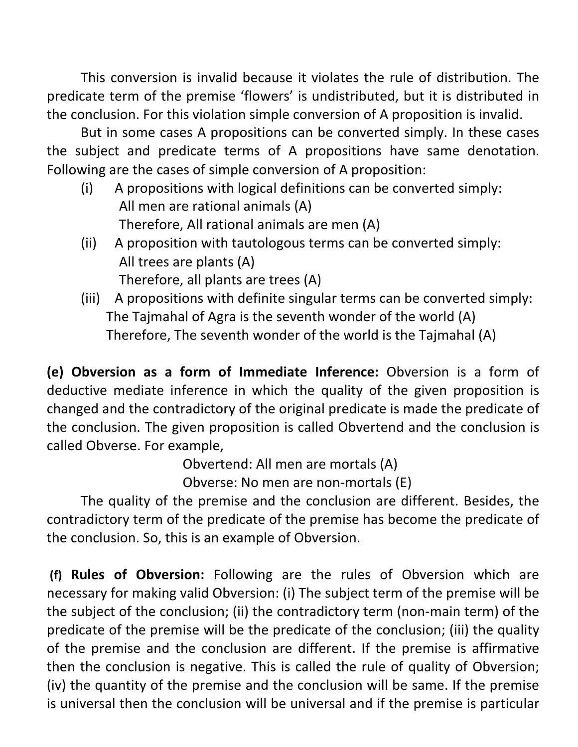This conversion is invalid because it violates the rule of distribution. The predicate term of the premise 'flowers' is undistributed, but it is distributed in the conclusion. For this violation simple conversion of A proposition is invalid.

But in some cases A propositions can be converted simply. In these cases the subject and predicate terms of A propositions have same denotation. Following are the cases of simple conversion of A proposition:

(i) A propositions with logical definitions can be converted simply:
All men are rational animals (A)
Therefore, All rational animals are men (A)

(ii) A proposition with tautologous terms can be converted simply:
All trees are plants (A)
Therefore, all plants are trees (A)

(iii) A propositions with definite singular terms can be converted simply:
The Tajmahal of Agra is the seventh wonder of the world (A)
Therefore, The seventh wonder of the world is the Tajmahal (A)

**(e) Obversion as a form of Immediate Inference:** Obversion is a form of deductive mediate inference in which the quality of the given proposition is changed and the contradictory of the original predicate is made the predicate of the conclusion. The given proposition is called Obvertend and the conclusion is called Obverse. For example,

Obvertend: All men are mortals (A)
Obverse: No men are non-mortals (E)

The quality of the premise and the conclusion are different. Besides, the contradictory term of the predicate of the premise has become the predicate of the conclusion. So, this is an example of Obversion.

**(f) Rules of Obversion:** Following are the rules of Obversion which are necessary for making valid Obversion: (i) The subject term of the premise will be the subject of the conclusion; (ii) the contradictory term (non-main term) of the predicate of the premise will be the predicate of the conclusion; (iii) the quality of the premise and the conclusion are different. If the premise is affirmative then the conclusion is negative. This is called the rule of quality of Obversion; (iv) the quantity of the premise and the conclusion will be same. If the premise is universal then the conclusion will be universal and if the premise is particular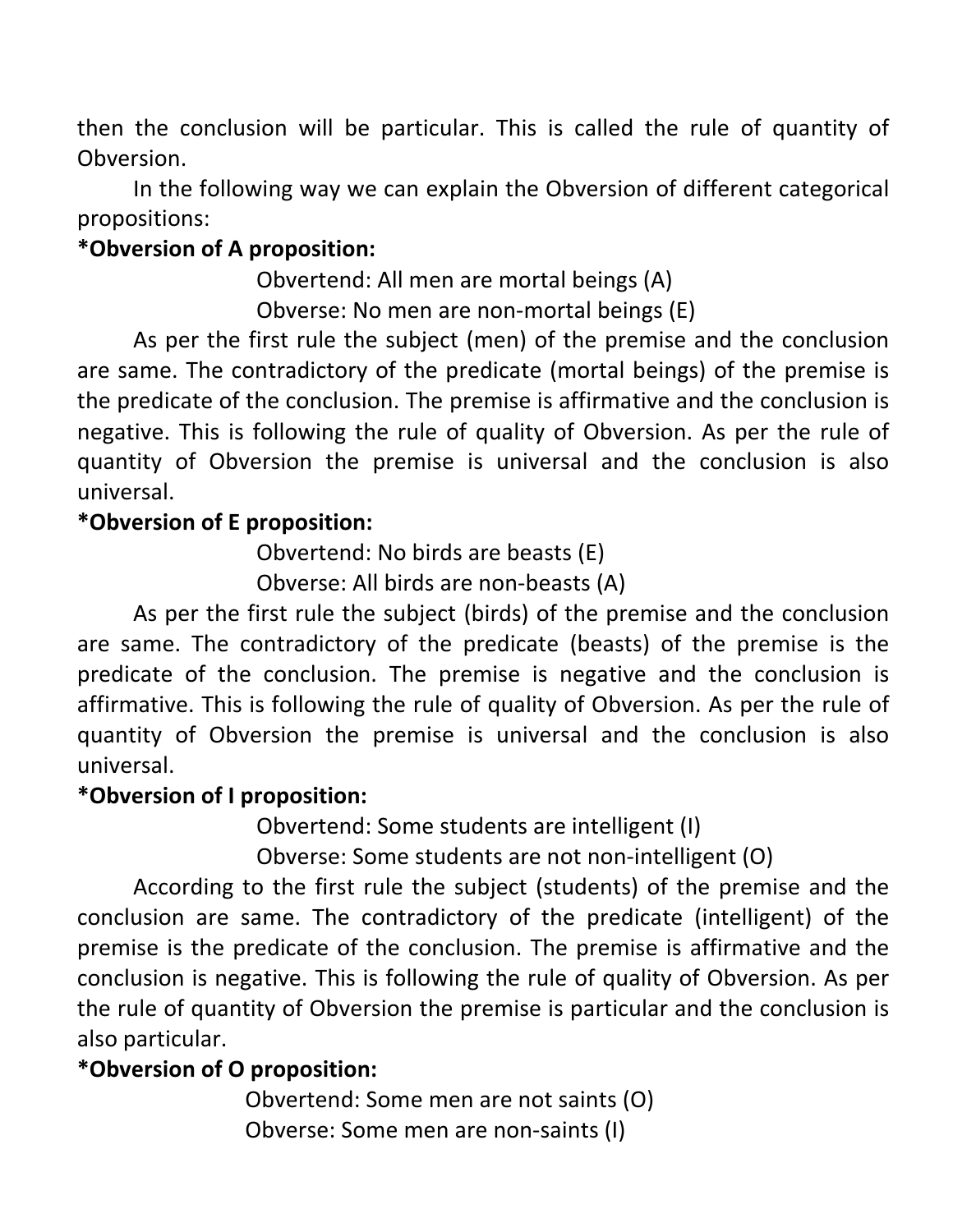then the conclusion will be particular. This is called the rule of quantity of Obversion.

In the following way we can explain the Obversion of different categorical propositions:

**\*Obversion of A proposition:**

Obvertend: All men are mortal beings (A)
Obverse: No men are non-mortal beings (E)

As per the first rule the subject (men) of the premise and the conclusion are same. The contradictory of the predicate (mortal beings) of the premise is the predicate of the conclusion. The premise is affirmative and the conclusion is negative. This is following the rule of quality of Obversion. As per the rule of quantity of Obversion the premise is universal and the conclusion is also universal.

**\*Obversion of E proposition:**

Obvertend: No birds are beasts (E)
Obverse: All birds are non-beasts (A)

As per the first rule the subject (birds) of the premise and the conclusion are same. The contradictory of the predicate (beasts) of the premise is the predicate of the conclusion. The premise is negative and the conclusion is affirmative. This is following the rule of quality of Obversion. As per the rule of quantity of Obversion the premise is universal and the conclusion is also universal.

**\*Obversion of I proposition:**

Obvertend: Some students are intelligent (I)
Obverse: Some students are not non-intelligent (O)

According to the first rule the subject (students) of the premise and the conclusion are same. The contradictory of the predicate (intelligent) of the premise is the predicate of the conclusion. The premise is affirmative and the conclusion is negative. This is following the rule of quality of Obversion. As per the rule of quantity of Obversion the premise is particular and the conclusion is also particular.

**\*Obversion of O proposition:**

Obvertend: Some men are not saints (O)
Obverse: Some men are non-saints (I)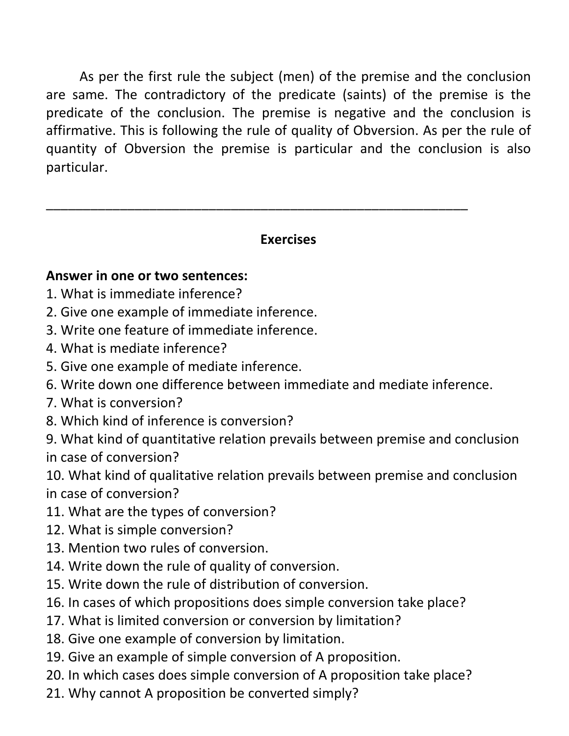As per the first rule the subject (men) of the premise and the conclusion are same. The contradictory of the predicate (saints) of the premise is the predicate of the conclusion. The premise is negative and the conclusion is affirmative. This is following the rule of quality of Obversion. As per the rule of quantity of Obversion the premise is particular and the conclusion is also particular.

---

## Exercises

**Answer in one or two sentences:**

1. What is immediate inference?
2. Give one example of immediate inference.
3. Write one feature of immediate inference.
4. What is mediate inference?
5. Give one example of mediate inference.
6. Write down one difference between immediate and mediate inference.
7. What is conversion?
8. Which kind of inference is conversion?
9. What kind of quantitative relation prevails between premise and conclusion in case of conversion?
10. What kind of qualitative relation prevails between premise and conclusion in case of conversion?
11. What are the types of conversion?
12. What is simple conversion?
13. Mention two rules of conversion.
14. Write down the rule of quality of conversion.
15. Write down the rule of distribution of conversion.
16. In cases of which propositions does simple conversion take place?
17. What is limited conversion or conversion by limitation?
18. Give one example of conversion by limitation.
19. Give an example of simple conversion of A proposition.
20. In which cases does simple conversion of A proposition take place?
21. Why cannot A proposition be converted simply?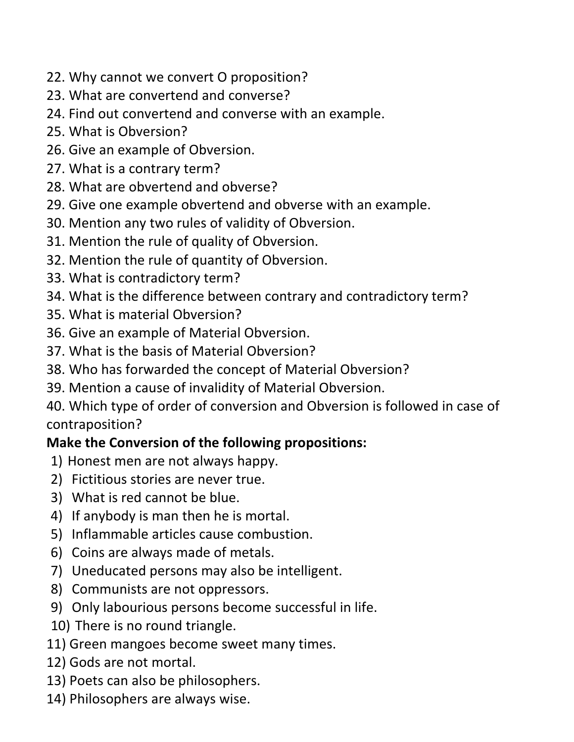22. Why cannot we convert O proposition?
23. What are convertend and converse?
24. Find out convertend and converse with an example.
25. What is Obversion?
26. Give an example of Obversion.
27. What is a contrary term?
28. What are obvertend and obverse?
29. Give one example obvertend and obverse with an example.
30. Mention any two rules of validity of Obversion.
31. Mention the rule of quality of Obversion.
32. Mention the rule of quantity of Obversion.
33. What is contradictory term?
34. What is the difference between contrary and contradictory term?
35. What is material Obversion?
36. Give an example of Material Obversion.
37. What is the basis of Material Obversion?
38. Who has forwarded the concept of Material Obversion?
39. Mention a cause of invalidity of Material Obversion.
40. Which type of order of conversion and Obversion is followed in case of contraposition?

**Make the Conversion of the following propositions:**

1) Honest men are not always happy.
2) Fictitious stories are never true.
3) What is red cannot be blue.
4) If anybody is man then he is mortal.
5) Inflammable articles cause combustion.
6) Coins are always made of metals.
7) Uneducated persons may also be intelligent.
8) Communists are not oppressors.
9) Only labourious persons become successful in life.
10) There is no round triangle.
11) Green mangoes become sweet many times.
12) Gods are not mortal.
13) Poets can also be philosophers.
14) Philosophers are always wise.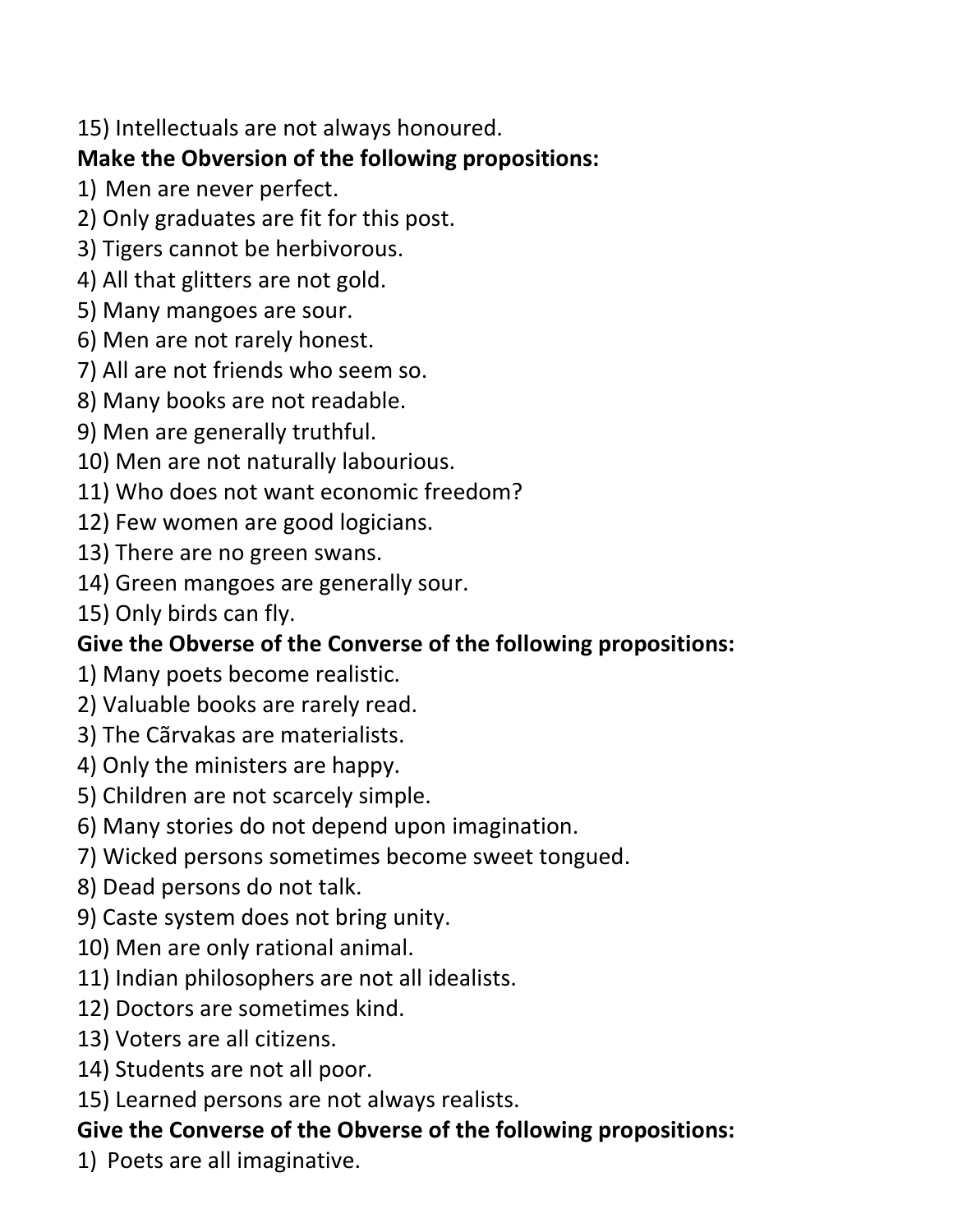15) Intellectuals are not always honoured.

**Make the Obversion of the following propositions:**

1) Men are never perfect.
2) Only graduates are fit for this post.
3) Tigers cannot be herbivorous.
4) All that glitters are not gold.
5) Many mangoes are sour.
6) Men are not rarely honest.
7) All are not friends who seem so.
8) Many books are not readable.
9) Men are generally truthful.
10) Men are not naturally labourious.
11) Who does not want economic freedom?
12) Few women are good logicians.
13) There are no green swans.
14) Green mangoes are generally sour.
15) Only birds can fly.

**Give the Obverse of the Converse of the following propositions:**

1) Many poets become realistic.
2) Valuable books are rarely read.
3) The Cãrvakas are materialists.
4) Only the ministers are happy.
5) Children are not scarcely simple.
6) Many stories do not depend upon imagination.
7) Wicked persons sometimes become sweet tongued.
8) Dead persons do not talk.
9) Caste system does not bring unity.
10) Men are only rational animal.
11) Indian philosophers are not all idealists.
12) Doctors are sometimes kind.
13) Voters are all citizens.
14) Students are not all poor.
15) Learned persons are not always realists.

**Give the Converse of the Obverse of the following propositions:**

1) Poets are all imaginative.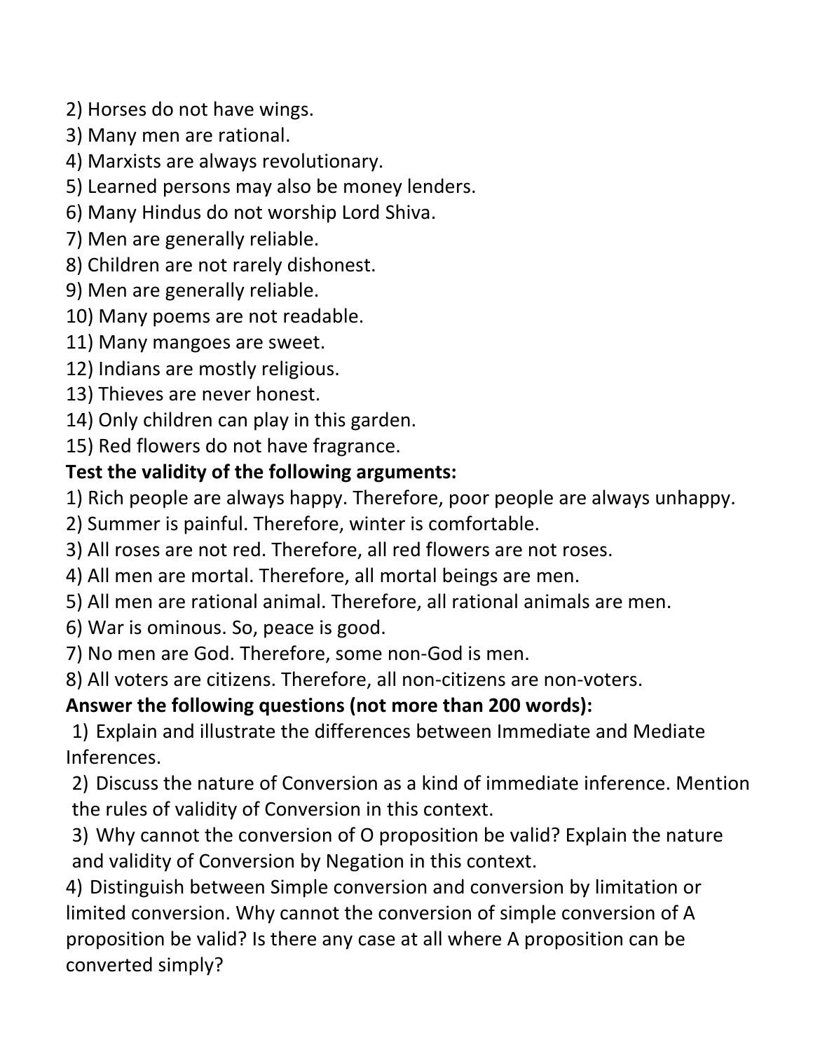2) Horses do not have wings.
3) Many men are rational.
4) Marxists are always revolutionary.
5) Learned persons may also be money lenders.
6) Many Hindus do not worship Lord Shiva.
7) Men are generally reliable.
8) Children are not rarely dishonest.
9) Men are generally reliable.
10) Many poems are not readable.
11) Many mangoes are sweet.
12) Indians are mostly religious.
13) Thieves are never honest.
14) Only children can play in this garden.
15) Red flowers do not have fragrance.

**Test the validity of the following arguments:**

1) Rich people are always happy. Therefore, poor people are always unhappy.
2) Summer is painful. Therefore, winter is comfortable.
3) All roses are not red. Therefore, all red flowers are not roses.
4) All men are mortal. Therefore, all mortal beings are men.
5) All men are rational animal. Therefore, all rational animals are men.
6) War is ominous. So, peace is good.
7) No men are God. Therefore, some non-God is men.
8) All voters are citizens. Therefore, all non-citizens are non-voters.

**Answer the following questions (not more than 200 words):**

1) Explain and illustrate the differences between Immediate and Mediate Inferences.
2) Discuss the nature of Conversion as a kind of immediate inference. Mention the rules of validity of Conversion in this context.
3) Why cannot the conversion of O proposition be valid? Explain the nature and validity of Conversion by Negation in this context.
4) Distinguish between Simple conversion and conversion by limitation or limited conversion. Why cannot the conversion of simple conversion of A proposition be valid? Is there any case at all where A proposition can be converted simply?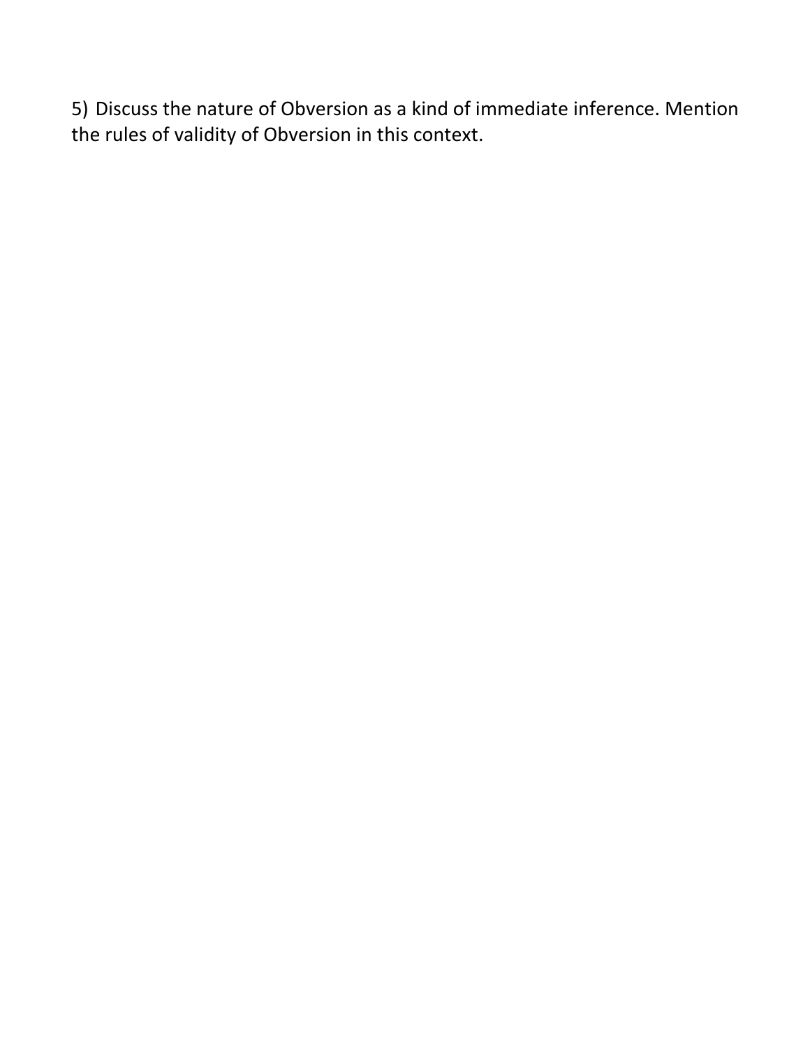5) Discuss the nature of Obversion as a kind of immediate inference. Mention the rules of validity of Obversion in this context.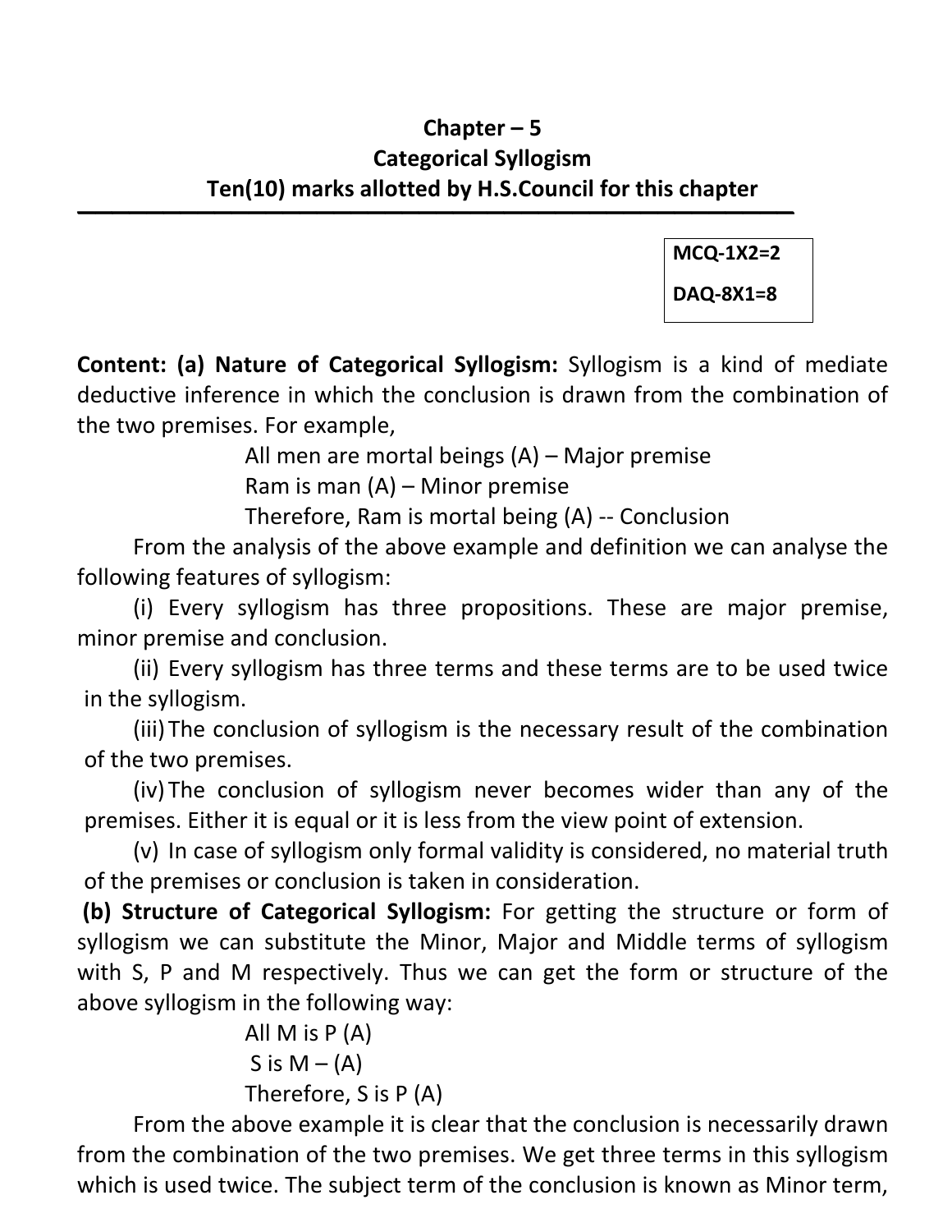# Chapter – 5

## Categorical Syllogism

### Ten(10) marks allotted by H.S.Council for this chapter

---

**MCQ-1X2=2**

**DAQ-8X1=8**

**Content: (a) Nature of Categorical Syllogism:** Syllogism is a kind of mediate deductive inference in which the conclusion is drawn from the combination of the two premises. For example,

All men are mortal beings (A) – Major premise
Ram is man (A) – Minor premise
Therefore, Ram is mortal being (A) -- Conclusion

From the analysis of the above example and definition we can analyse the following features of syllogism:

(i) Every syllogism has three propositions. These are major premise, minor premise and conclusion.

(ii) Every syllogism has three terms and these terms are to be used twice in the syllogism.

(iii) The conclusion of syllogism is the necessary result of the combination of the two premises.

(iv) The conclusion of syllogism never becomes wider than any of the premises. Either it is equal or it is less from the view point of extension.

(v) In case of syllogism only formal validity is considered, no material truth of the premises or conclusion is taken in consideration.

**(b) Structure of Categorical Syllogism:** For getting the structure or form of syllogism we can substitute the Minor, Major and Middle terms of syllogism with S, P and M respectively. Thus we can get the form or structure of the above syllogism in the following way:

All M is P (A)
S is M – (A)
Therefore, S is P (A)

From the above example it is clear that the conclusion is necessarily drawn from the combination of the two premises. We get three terms in this syllogism which is used twice. The subject term of the conclusion is known as Minor term,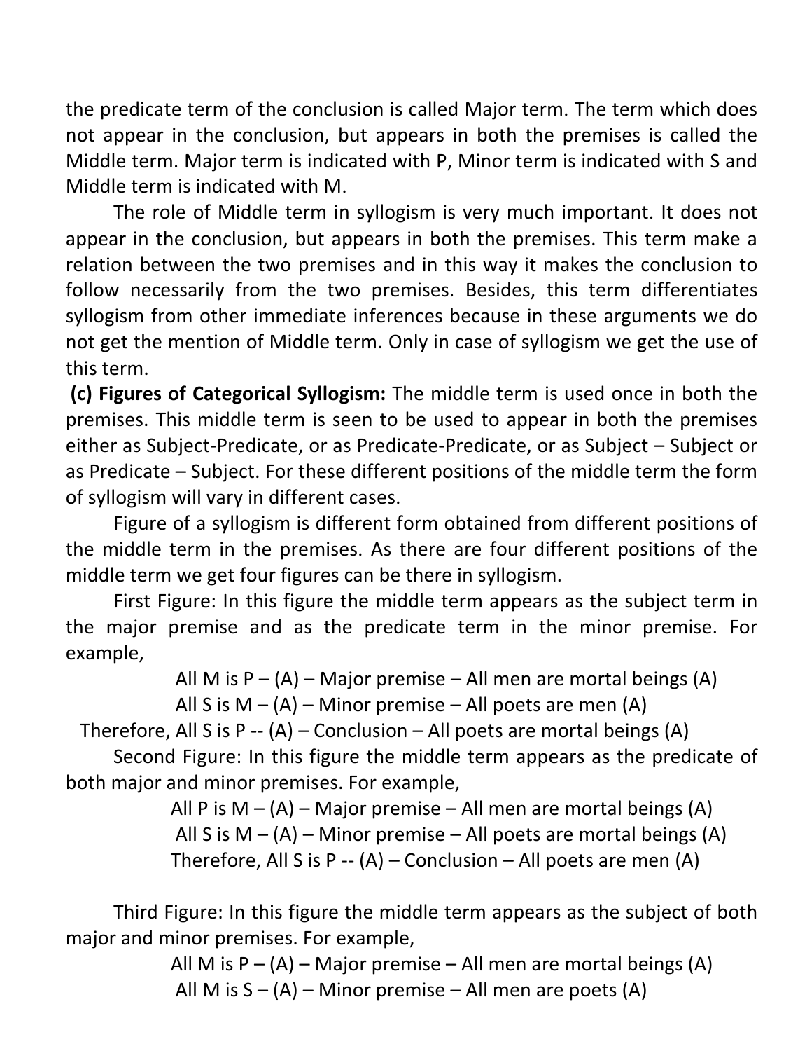the predicate term of the conclusion is called Major term. The term which does not appear in the conclusion, but appears in both the premises is called the Middle term. Major term is indicated with P, Minor term is indicated with S and Middle term is indicated with M.

The role of Middle term in syllogism is very much important. It does not appear in the conclusion, but appears in both the premises. This term make a relation between the two premises and in this way it makes the conclusion to follow necessarily from the two premises. Besides, this term differentiates syllogism from other immediate inferences because in these arguments we do not get the mention of Middle term. Only in case of syllogism we get the use of this term.

**(c) Figures of Categorical Syllogism:** The middle term is used once in both the premises. This middle term is seen to be used to appear in both the premises either as Subject-Predicate, or as Predicate-Predicate, or as Subject – Subject or as Predicate – Subject. For these different positions of the middle term the form of syllogism will vary in different cases.

Figure of a syllogism is different form obtained from different positions of the middle term in the premises. As there are four different positions of the middle term we get four figures can be there in syllogism.

First Figure: In this figure the middle term appears as the subject term in the major premise and as the predicate term in the minor premise. For example,

All M is P – (A) – Major premise – All men are mortal beings (A)
All S is M – (A) – Minor premise – All poets are men (A)
Therefore, All S is P -- (A) – Conclusion – All poets are mortal beings (A)

Second Figure: In this figure the middle term appears as the predicate of both major and minor premises. For example,

All P is M – (A) – Major premise – All men are mortal beings (A)
All S is M – (A) – Minor premise – All poets are mortal beings (A)
Therefore, All S is P -- (A) – Conclusion – All poets are men (A)

Third Figure: In this figure the middle term appears as the subject of both major and minor premises. For example,

All M is P – (A) – Major premise – All men are mortal beings (A)
All M is S – (A) – Minor premise – All men are poets (A)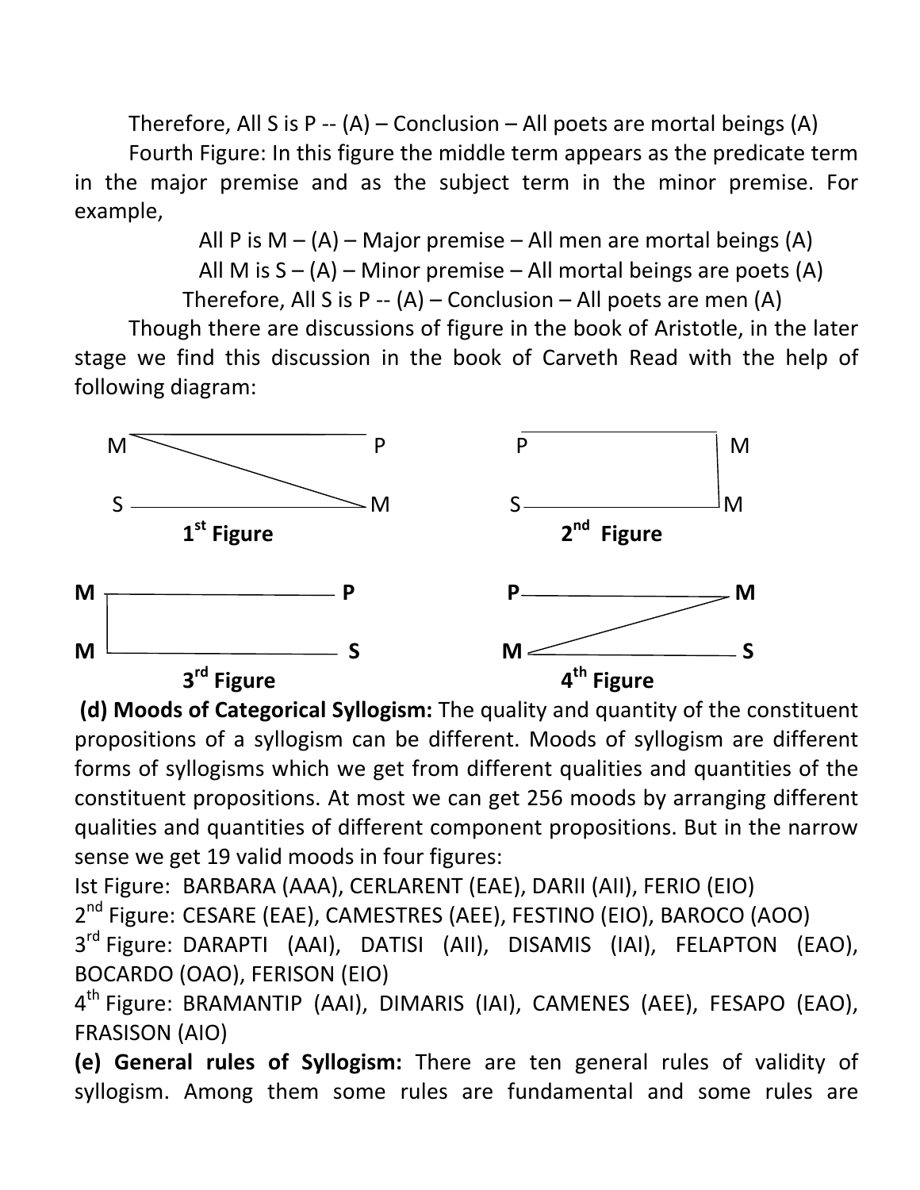Therefore, All S is P -- (A) – Conclusion – All poets are mortal beings (A)

Fourth Figure: In this figure the middle term appears as the predicate term in the major premise and as the subject term in the minor premise. For example,

All P is M – (A) – Major premise – All men are mortal beings (A)

All M is S – (A) – Minor premise – All mortal beings are poets (A)

Therefore, All S is P -- (A) – Conclusion – All poets are men (A)

Though there are discussions of figure in the book of Aristotle, in the later stage we find this discussion in the book of Carveth Read with the help of following diagram:

```
M ‾‾‾‾‾‾‾‾‾‾‾‾ P        P ‾‾‾‾‾‾‾‾‾‾‾‾ M
   \                                   |
S ------------ M        S ------------ M
   1st Figure              2nd Figure

M ------------ P        P ------------ M
|                                   /
M ------------ S        M ------------ S
   3rd Figure              4th Figure
```

**(d) Moods of Categorical Syllogism:** The quality and quantity of the constituent propositions of a syllogism can be different. Moods of syllogism are different forms of syllogisms which we get from different qualities and quantities of the constituent propositions. At most we can get 256 moods by arranging different qualities and quantities of different component propositions. But in the narrow sense we get 19 valid moods in four figures:

Ist Figure: BARBARA (AAA), CERLARENT (EAE), DARII (AII), FERIO (EIO)

2nd Figure: CESARE (EAE), CAMESTRES (AEE), FESTINO (EIO), BAROCO (AOO)

3rd Figure: DARAPTI (AAI), DATISI (AII), DISAMIS (IAI), FELAPTON (EAO), BOCARDO (OAO), FERISON (EIO)

4th Figure: BRAMANTIP (AAI), DIMARIS (IAI), CAMENES (AEE), FESAPO (EAO), FRASISON (AIO)

**(e) General rules of Syllogism:** There are ten general rules of validity of syllogism. Among them some rules are fundamental and some rules are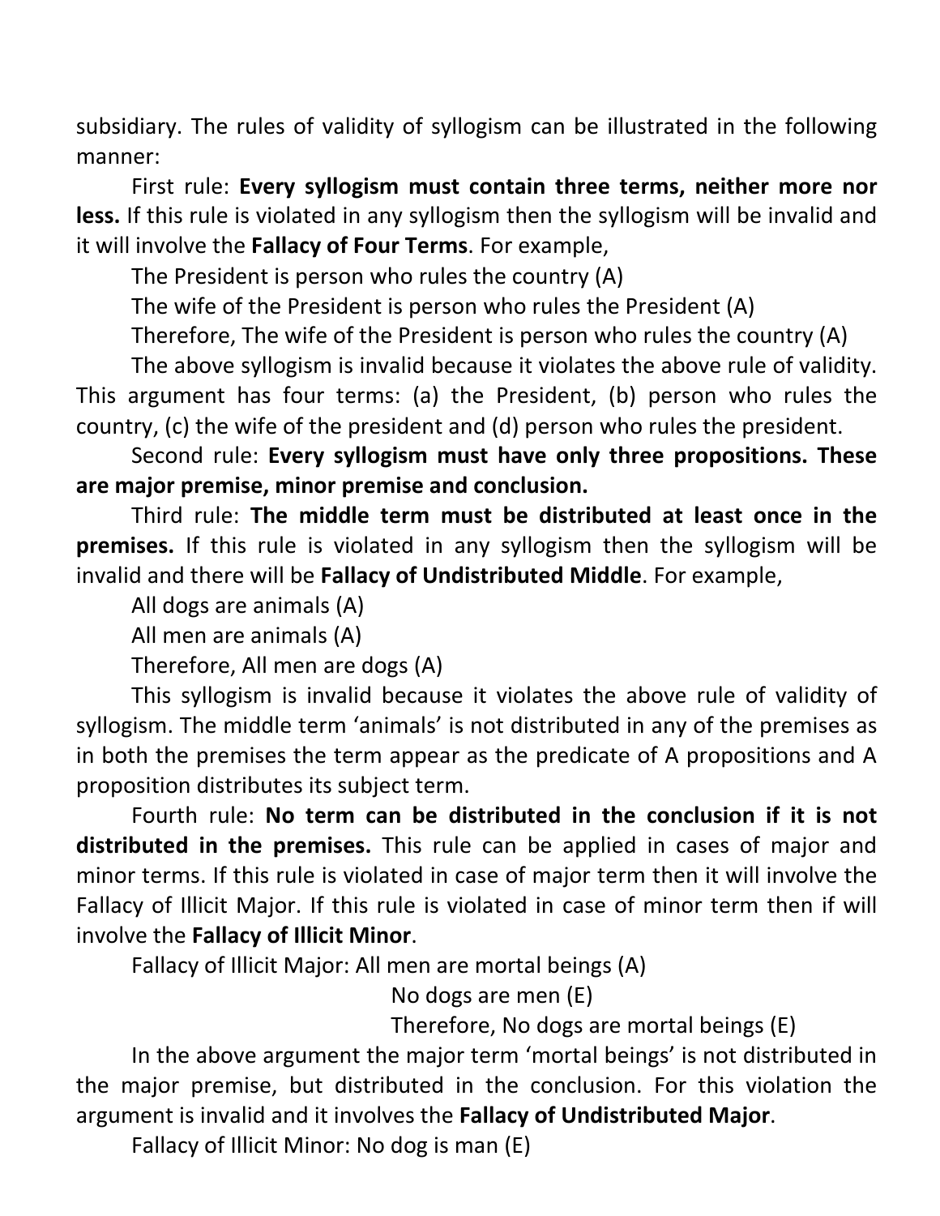subsidiary. The rules of validity of syllogism can be illustrated in the following manner:

First rule: **Every syllogism must contain three terms, neither more nor less.** If this rule is violated in any syllogism then the syllogism will be invalid and it will involve the **Fallacy of Four Terms**. For example,

The President is person who rules the country (A)

The wife of the President is person who rules the President (A)

Therefore, The wife of the President is person who rules the country (A)

The above syllogism is invalid because it violates the above rule of validity. This argument has four terms: (a) the President, (b) person who rules the country, (c) the wife of the president and (d) person who rules the president.

Second rule: **Every syllogism must have only three propositions. These are major premise, minor premise and conclusion.**

Third rule: **The middle term must be distributed at least once in the premises.** If this rule is violated in any syllogism then the syllogism will be invalid and there will be **Fallacy of Undistributed Middle**. For example,

All dogs are animals (A)

All men are animals (A)

Therefore, All men are dogs (A)

This syllogism is invalid because it violates the above rule of validity of syllogism. The middle term 'animals' is not distributed in any of the premises as in both the premises the term appear as the predicate of A propositions and A proposition distributes its subject term.

Fourth rule: **No term can be distributed in the conclusion if it is not distributed in the premises.** This rule can be applied in cases of major and minor terms. If this rule is violated in case of major term then it will involve the Fallacy of Illicit Major. If this rule is violated in case of minor term then if will involve the **Fallacy of Illicit Minor**.

Fallacy of Illicit Major: All men are mortal beings (A)

No dogs are men (E)

Therefore, No dogs are mortal beings (E)

In the above argument the major term 'mortal beings' is not distributed in the major premise, but distributed in the conclusion. For this violation the argument is invalid and it involves the **Fallacy of Undistributed Major**.

Fallacy of Illicit Minor: No dog is man (E)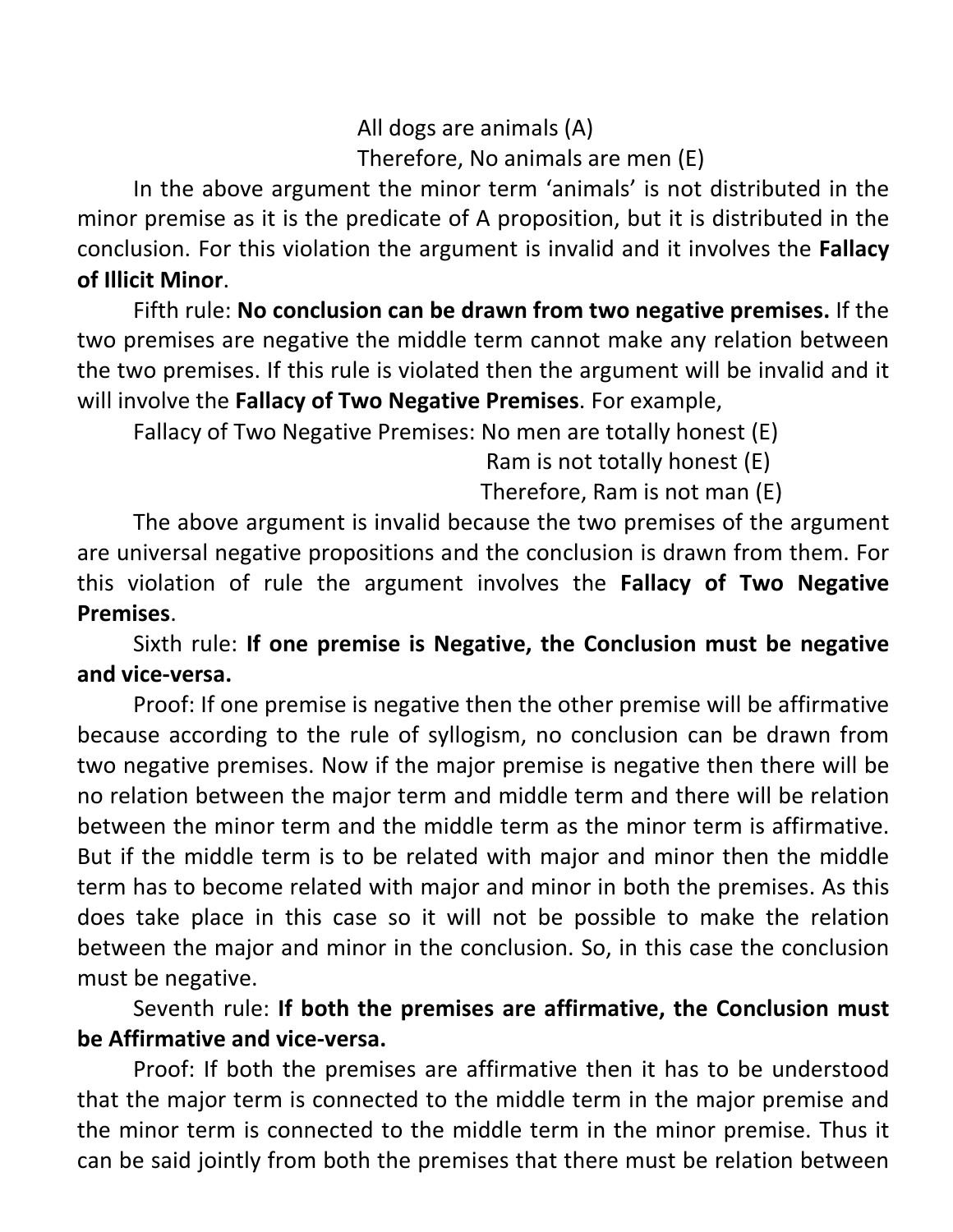All dogs are animals (A)
Therefore, No animals are men (E)

In the above argument the minor term 'animals' is not distributed in the minor premise as it is the predicate of A proposition, but it is distributed in the conclusion. For this violation the argument is invalid and it involves the **Fallacy of Illicit Minor**.

Fifth rule: **No conclusion can be drawn from two negative premises.** If the two premises are negative the middle term cannot make any relation between the two premises. If this rule is violated then the argument will be invalid and it will involve the **Fallacy of Two Negative Premises**. For example,

Fallacy of Two Negative Premises: No men are totally honest (E)
Ram is not totally honest (E)
Therefore, Ram is not man (E)

The above argument is invalid because the two premises of the argument are universal negative propositions and the conclusion is drawn from them. For this violation of rule the argument involves the **Fallacy of Two Negative Premises**.

Sixth rule: **If one premise is Negative, the Conclusion must be negative and vice-versa.**

Proof: If one premise is negative then the other premise will be affirmative because according to the rule of syllogism, no conclusion can be drawn from two negative premises. Now if the major premise is negative then there will be no relation between the major term and middle term and there will be relation between the minor term and the middle term as the minor term is affirmative. But if the middle term is to be related with major and minor then the middle term has to become related with major and minor in both the premises. As this does take place in this case so it will not be possible to make the relation between the major and minor in the conclusion. So, in this case the conclusion must be negative.

Seventh rule: **If both the premises are affirmative, the Conclusion must be Affirmative and vice-versa.**

Proof: If both the premises are affirmative then it has to be understood that the major term is connected to the middle term in the major premise and the minor term is connected to the middle term in the minor premise. Thus it can be said jointly from both the premises that there must be relation between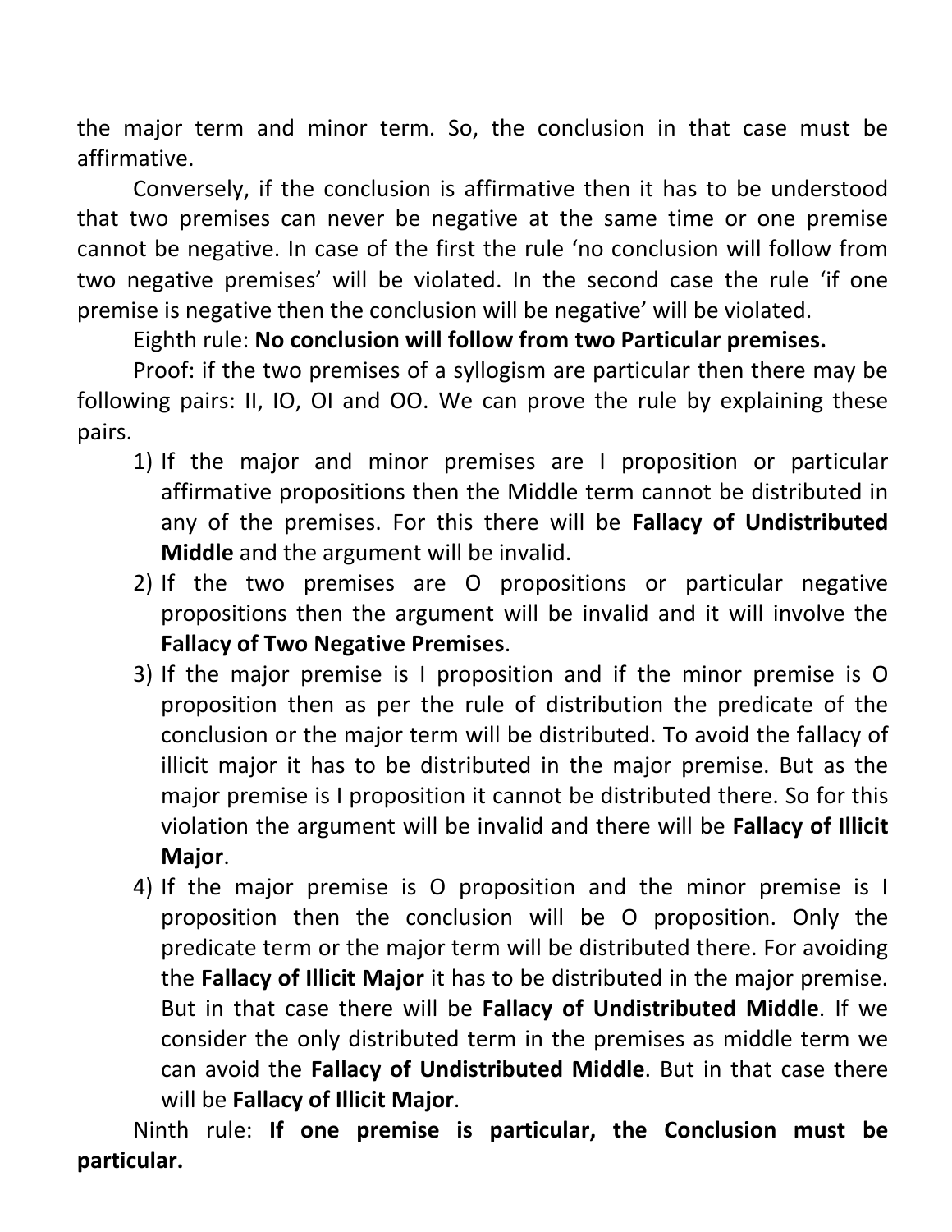the major term and minor term. So, the conclusion in that case must be affirmative.

Conversely, if the conclusion is affirmative then it has to be understood that two premises can never be negative at the same time or one premise cannot be negative. In case of the first the rule 'no conclusion will follow from two negative premises' will be violated. In the second case the rule 'if one premise is negative then the conclusion will be negative' will be violated.

Eighth rule: **No conclusion will follow from two Particular premises.**

Proof: if the two premises of a syllogism are particular then there may be following pairs: II, IO, OI and OO. We can prove the rule by explaining these pairs.

1) If the major and minor premises are I proposition or particular affirmative propositions then the Middle term cannot be distributed in any of the premises. For this there will be **Fallacy of Undistributed Middle** and the argument will be invalid.
2) If the two premises are O propositions or particular negative propositions then the argument will be invalid and it will involve the **Fallacy of Two Negative Premises**.
3) If the major premise is I proposition and if the minor premise is O proposition then as per the rule of distribution the predicate of the conclusion or the major term will be distributed. To avoid the fallacy of illicit major it has to be distributed in the major premise. But as the major premise is I proposition it cannot be distributed there. So for this violation the argument will be invalid and there will be **Fallacy of Illicit Major**.
4) If the major premise is O proposition and the minor premise is I proposition then the conclusion will be O proposition. Only the predicate term or the major term will be distributed there. For avoiding the **Fallacy of Illicit Major** it has to be distributed in the major premise. But in that case there will be **Fallacy of Undistributed Middle**. If we consider the only distributed term in the premises as middle term we can avoid the **Fallacy of Undistributed Middle**. But in that case there will be **Fallacy of Illicit Major**.

Ninth rule: **If one premise is particular, the Conclusion must be particular.**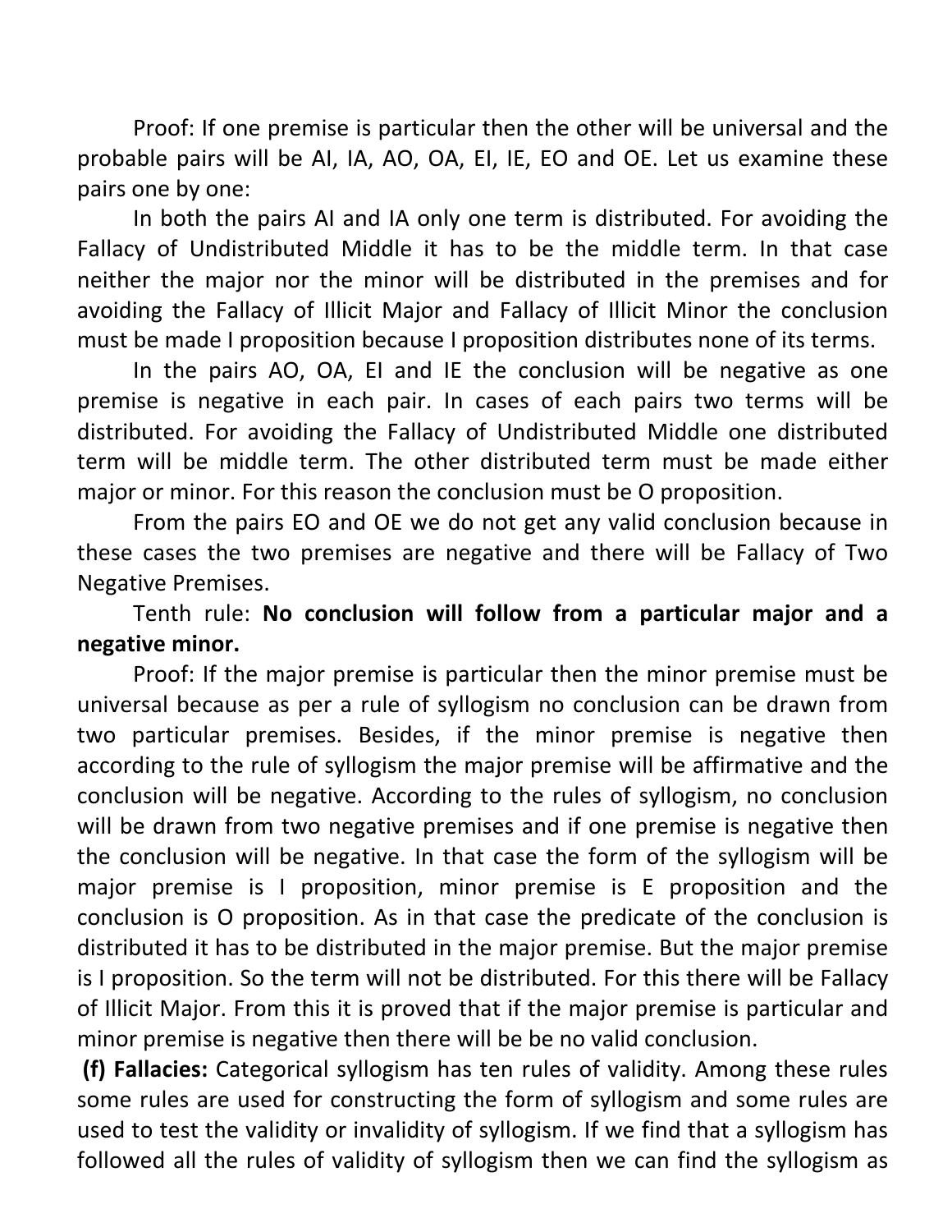Proof: If one premise is particular then the other will be universal and the probable pairs will be AI, IA, AO, OA, EI, IE, EO and OE. Let us examine these pairs one by one:

In both the pairs AI and IA only one term is distributed. For avoiding the Fallacy of Undistributed Middle it has to be the middle term. In that case neither the major nor the minor will be distributed in the premises and for avoiding the Fallacy of Illicit Major and Fallacy of Illicit Minor the conclusion must be made I proposition because I proposition distributes none of its terms.

In the pairs AO, OA, EI and IE the conclusion will be negative as one premise is negative in each pair. In cases of each pairs two terms will be distributed. For avoiding the Fallacy of Undistributed Middle one distributed term will be middle term. The other distributed term must be made either major or minor. For this reason the conclusion must be O proposition.

From the pairs EO and OE we do not get any valid conclusion because in these cases the two premises are negative and there will be Fallacy of Two Negative Premises.

Tenth rule: **No conclusion will follow from a particular major and a negative minor.**

Proof: If the major premise is particular then the minor premise must be universal because as per a rule of syllogism no conclusion can be drawn from two particular premises. Besides, if the minor premise is negative then according to the rule of syllogism the major premise will be affirmative and the conclusion will be negative. According to the rules of syllogism, no conclusion will be drawn from two negative premises and if one premise is negative then the conclusion will be negative. In that case the form of the syllogism will be major premise is I proposition, minor premise is E proposition and the conclusion is O proposition. As in that case the predicate of the conclusion is distributed it has to be distributed in the major premise. But the major premise is I proposition. So the term will not be distributed. For this there will be Fallacy of Illicit Major. From this it is proved that if the major premise is particular and minor premise is negative then there will be be no valid conclusion.

**(f) Fallacies:** Categorical syllogism has ten rules of validity. Among these rules some rules are used for constructing the form of syllogism and some rules are used to test the validity or invalidity of syllogism. If we find that a syllogism has followed all the rules of validity of syllogism then we can find the syllogism as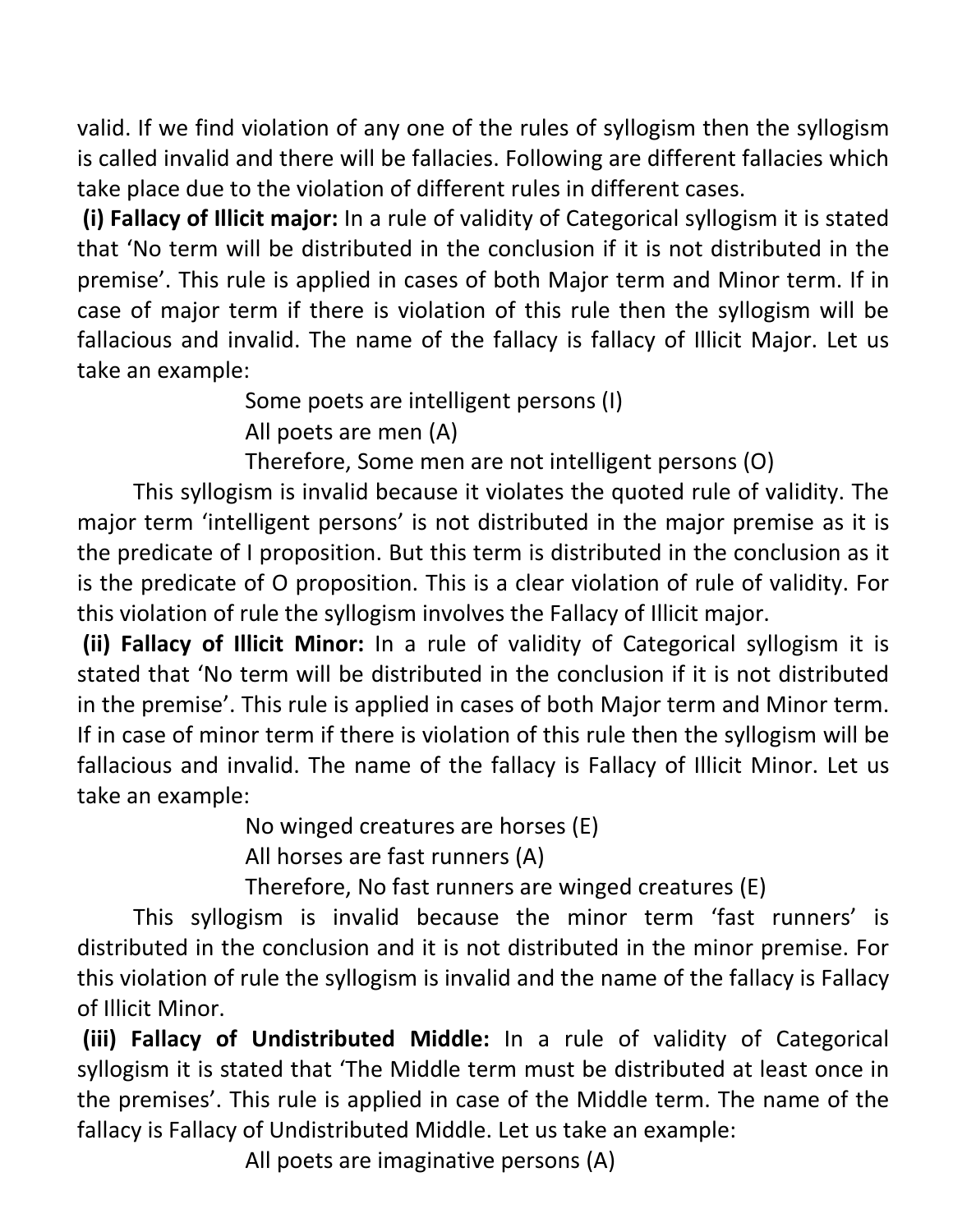valid. If we find violation of any one of the rules of syllogism then the syllogism is called invalid and there will be fallacies. Following are different fallacies which take place due to the violation of different rules in different cases.

**(i) Fallacy of Illicit major:** In a rule of validity of Categorical syllogism it is stated that 'No term will be distributed in the conclusion if it is not distributed in the premise'. This rule is applied in cases of both Major term and Minor term. If in case of major term if there is violation of this rule then the syllogism will be fallacious and invalid. The name of the fallacy is fallacy of Illicit Major. Let us take an example:

Some poets are intelligent persons (I)
All poets are men (A)
Therefore, Some men are not intelligent persons (O)

This syllogism is invalid because it violates the quoted rule of validity. The major term 'intelligent persons' is not distributed in the major premise as it is the predicate of I proposition. But this term is distributed in the conclusion as it is the predicate of O proposition. This is a clear violation of rule of validity. For this violation of rule the syllogism involves the Fallacy of Illicit major.

**(ii) Fallacy of Illicit Minor:** In a rule of validity of Categorical syllogism it is stated that 'No term will be distributed in the conclusion if it is not distributed in the premise'. This rule is applied in cases of both Major term and Minor term. If in case of minor term if there is violation of this rule then the syllogism will be fallacious and invalid. The name of the fallacy is Fallacy of Illicit Minor. Let us take an example:

No winged creatures are horses (E)
All horses are fast runners (A)
Therefore, No fast runners are winged creatures (E)

This syllogism is invalid because the minor term 'fast runners' is distributed in the conclusion and it is not distributed in the minor premise. For this violation of rule the syllogism is invalid and the name of the fallacy is Fallacy of Illicit Minor.

**(iii) Fallacy of Undistributed Middle:** In a rule of validity of Categorical syllogism it is stated that 'The Middle term must be distributed at least once in the premises'. This rule is applied in case of the Middle term. The name of the fallacy is Fallacy of Undistributed Middle. Let us take an example:

All poets are imaginative persons (A)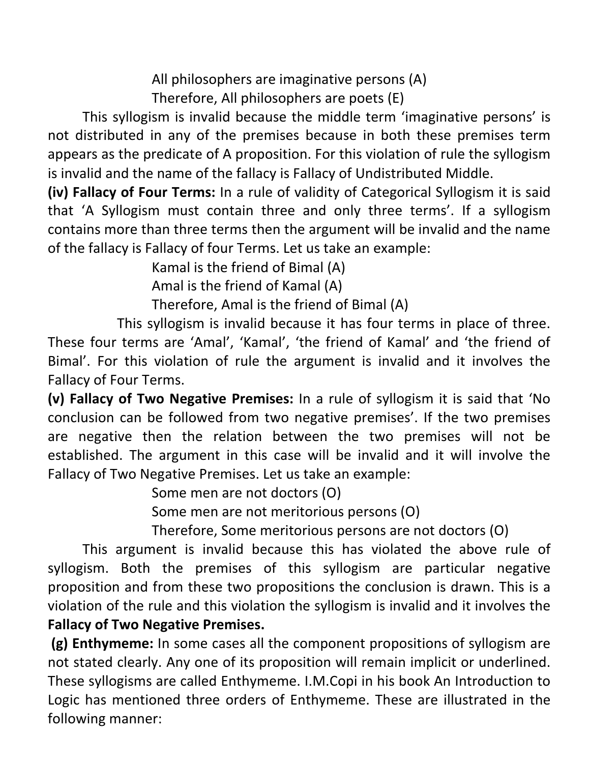All philosophers are imaginative persons (A)

Therefore, All philosophers are poets (E)

This syllogism is invalid because the middle term 'imaginative persons' is not distributed in any of the premises because in both these premises term appears as the predicate of A proposition. For this violation of rule the syllogism is invalid and the name of the fallacy is Fallacy of Undistributed Middle.

**(iv) Fallacy of Four Terms:** In a rule of validity of Categorical Syllogism it is said that 'A Syllogism must contain three and only three terms'. If a syllogism contains more than three terms then the argument will be invalid and the name of the fallacy is Fallacy of four Terms. Let us take an example:

Kamal is the friend of Bimal (A)

Amal is the friend of Kamal (A)

Therefore, Amal is the friend of Bimal (A)

This syllogism is invalid because it has four terms in place of three. These four terms are 'Amal', 'Kamal', 'the friend of Kamal' and 'the friend of Bimal'. For this violation of rule the argument is invalid and it involves the Fallacy of Four Terms.

**(v) Fallacy of Two Negative Premises:** In a rule of syllogism it is said that 'No conclusion can be followed from two negative premises'. If the two premises are negative then the relation between the two premises will not be established. The argument in this case will be invalid and it will involve the Fallacy of Two Negative Premises. Let us take an example:

Some men are not doctors (O)

Some men are not meritorious persons (O)

Therefore, Some meritorious persons are not doctors (O)

This argument is invalid because this has violated the above rule of syllogism. Both the premises of this syllogism are particular negative proposition and from these two propositions the conclusion is drawn. This is a violation of the rule and this violation the syllogism is invalid and it involves the **Fallacy of Two Negative Premises.**

**(g) Enthymeme:** In some cases all the component propositions of syllogism are not stated clearly. Any one of its proposition will remain implicit or underlined. These syllogisms are called Enthymeme. I.M.Copi in his book An Introduction to Logic has mentioned three orders of Enthymeme. These are illustrated in the following manner: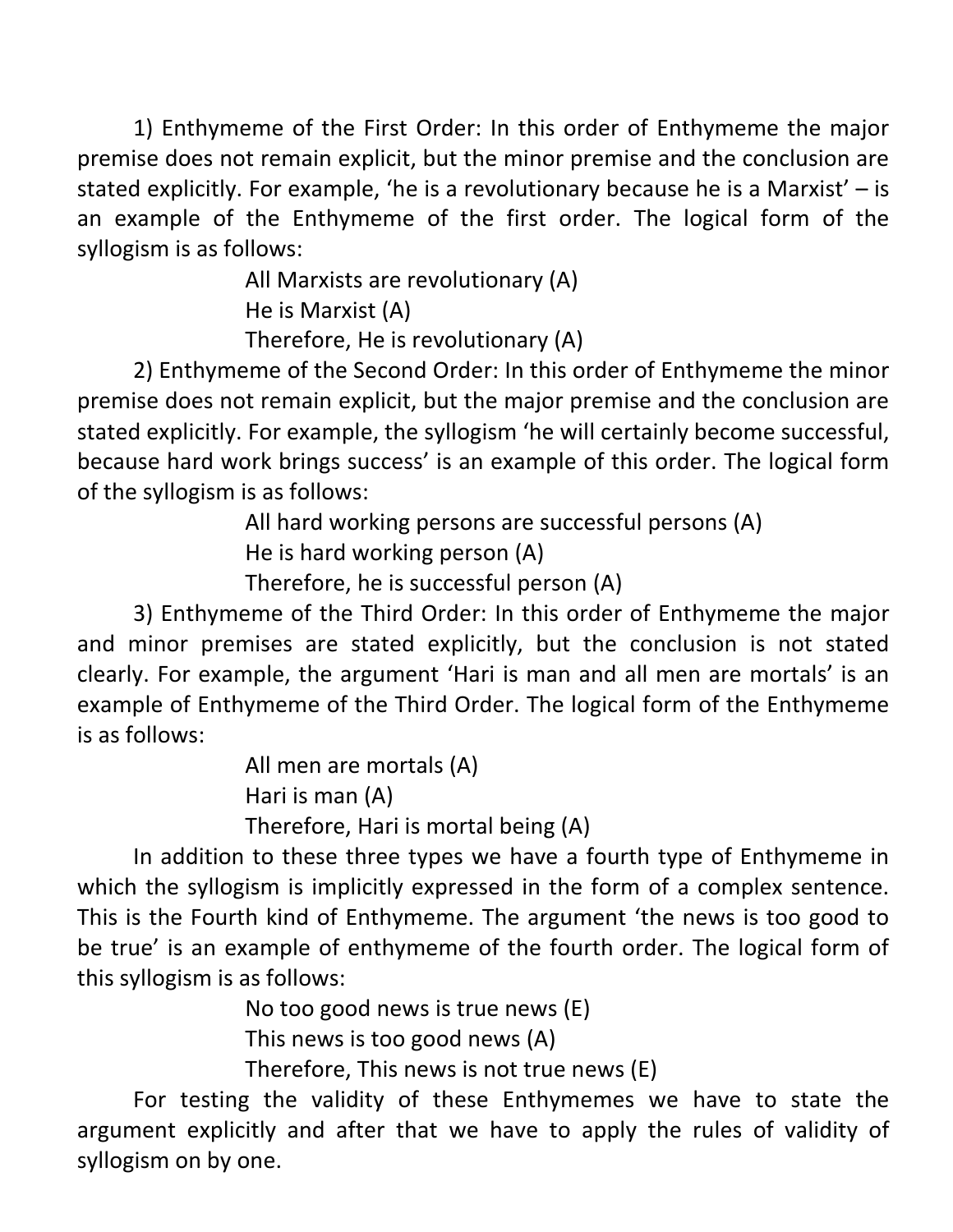1) Enthymeme of the First Order: In this order of Enthymeme the major premise does not remain explicit, but the minor premise and the conclusion are stated explicitly. For example, 'he is a revolutionary because he is a Marxist' – is an example of the Enthymeme of the first order. The logical form of the syllogism is as follows:

All Marxists are revolutionary (A)
He is Marxist (A)
Therefore, He is revolutionary (A)

2) Enthymeme of the Second Order: In this order of Enthymeme the minor premise does not remain explicit, but the major premise and the conclusion are stated explicitly. For example, the syllogism 'he will certainly become successful, because hard work brings success' is an example of this order. The logical form of the syllogism is as follows:

All hard working persons are successful persons (A)
He is hard working person (A)
Therefore, he is successful person (A)

3) Enthymeme of the Third Order: In this order of Enthymeme the major and minor premises are stated explicitly, but the conclusion is not stated clearly. For example, the argument 'Hari is man and all men are mortals' is an example of Enthymeme of the Third Order. The logical form of the Enthymeme is as follows:

All men are mortals (A)
Hari is man (A)
Therefore, Hari is mortal being (A)

In addition to these three types we have a fourth type of Enthymeme in which the syllogism is implicitly expressed in the form of a complex sentence. This is the Fourth kind of Enthymeme. The argument 'the news is too good to be true' is an example of enthymeme of the fourth order. The logical form of this syllogism is as follows:

No too good news is true news (E)
This news is too good news (A)
Therefore, This news is not true news (E)

For testing the validity of these Enthymemes we have to state the argument explicitly and after that we have to apply the rules of validity of syllogism on by one.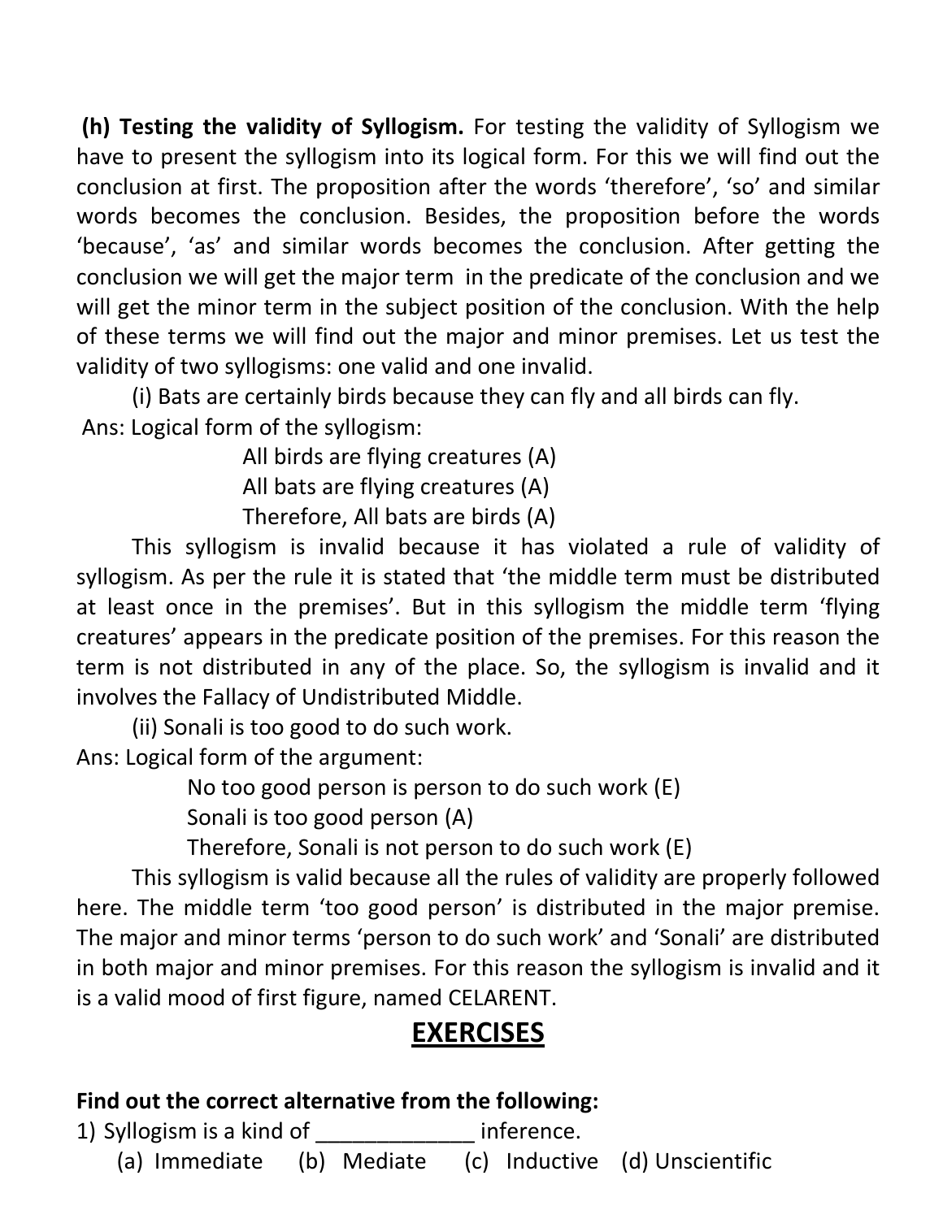**(h) Testing the validity of Syllogism.** For testing the validity of Syllogism we have to present the syllogism into its logical form. For this we will find out the conclusion at first. The proposition after the words 'therefore', 'so' and similar words becomes the conclusion. Besides, the proposition before the words 'because', 'as' and similar words becomes the conclusion. After getting the conclusion we will get the major term in the predicate of the conclusion and we will get the minor term in the subject position of the conclusion. With the help of these terms we will find out the major and minor premises. Let us test the validity of two syllogisms: one valid and one invalid.

(i) Bats are certainly birds because they can fly and all birds can fly.

Ans: Logical form of the syllogism:

All birds are flying creatures (A)
All bats are flying creatures (A)
Therefore, All bats are birds (A)

This syllogism is invalid because it has violated a rule of validity of syllogism. As per the rule it is stated that 'the middle term must be distributed at least once in the premises'. But in this syllogism the middle term 'flying creatures' appears in the predicate position of the premises. For this reason the term is not distributed in any of the place. So, the syllogism is invalid and it involves the Fallacy of Undistributed Middle.

(ii) Sonali is too good to do such work.

Ans: Logical form of the argument:

No too good person is person to do such work (E)
Sonali is too good person (A)
Therefore, Sonali is not person to do such work (E)

This syllogism is valid because all the rules of validity are properly followed here. The middle term 'too good person' is distributed in the major premise. The major and minor terms 'person to do such work' and 'Sonali' are distributed in both major and minor premises. For this reason the syllogism is invalid and it is a valid mood of first figure, named CELARENT.

## EXERCISES

**Find out the correct alternative from the following:**

1) Syllogism is a kind of _____________ inference.
   (a) Immediate (b) Mediate (c) Inductive (d) Unscientific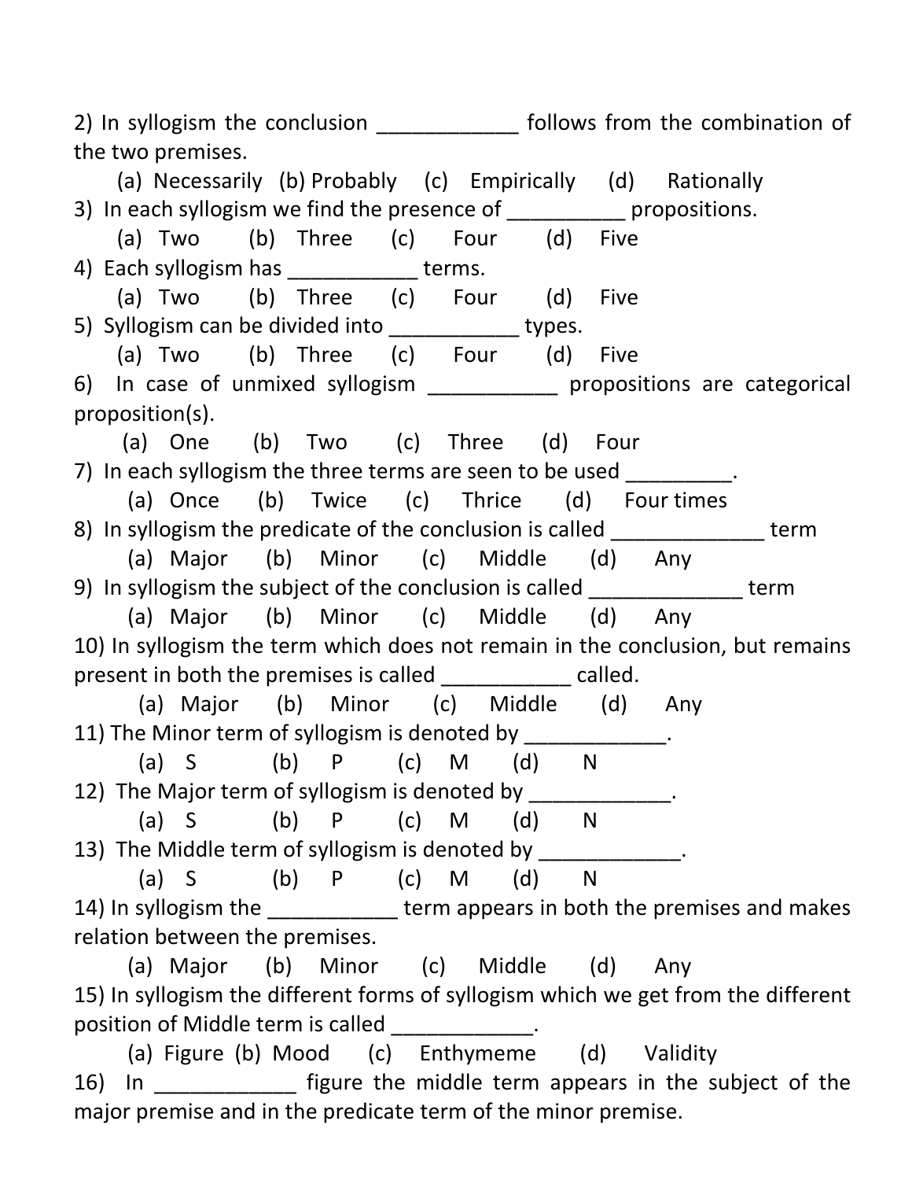2) In syllogism the conclusion ____________ follows from the combination of the two premises.

(a) Necessarily (b) Probably (c) Empirically (d) Rationally

3) In each syllogism we find the presence of __________ propositions.

(a) Two (b) Three (c) Four (d) Five

4) Each syllogism has ___________ terms.

(a) Two (b) Three (c) Four (d) Five

5) Syllogism can be divided into ___________ types.

(a) Two (b) Three (c) Four (d) Five

6) In case of unmixed syllogism ___________ propositions are categorical proposition(s).

(a) One (b) Two (c) Three (d) Four

7) In each syllogism the three terms are seen to be used _________.

(a) Once (b) Twice (c) Thrice (d) Four times

8) In syllogism the predicate of the conclusion is called _____________ term

(a) Major (b) Minor (c) Middle (d) Any

9) In syllogism the subject of the conclusion is called _____________ term

(a) Major (b) Minor (c) Middle (d) Any

10) In syllogism the term which does not remain in the conclusion, but remains present in both the premises is called ___________ called.

(a) Major (b) Minor (c) Middle (d) Any

11) The Minor term of syllogism is denoted by ____________.

(a) S (b) P (c) M (d) N

12) The Major term of syllogism is denoted by ____________.

(a) S (b) P (c) M (d) N

13) The Middle term of syllogism is denoted by ____________.

(a) S (b) P (c) M (d) N

14) In syllogism the ___________ term appears in both the premises and makes relation between the premises.

(a) Major (b) Minor (c) Middle (d) Any

15) In syllogism the different forms of syllogism which we get from the different position of Middle term is called ____________.

(a) Figure (b) Mood (c) Enthymeme (d) Validity

16) In ____________ figure the middle term appears in the subject of the major premise and in the predicate term of the minor premise.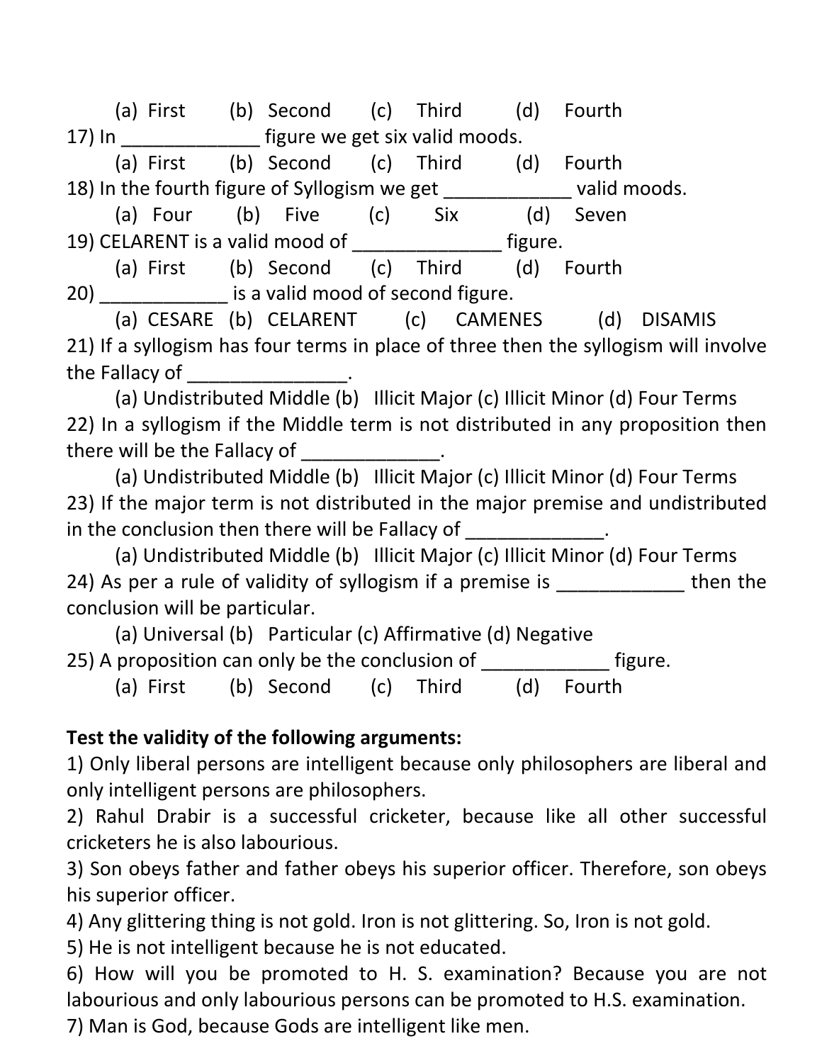(a) First (b) Second (c) Third (d) Fourth

17) In _____________ figure we get six valid moods.

(a) First (b) Second (c) Third (d) Fourth

18) In the fourth figure of Syllogism we get ____________ valid moods.

(a) Four (b) Five (c) Six (d) Seven

19) CELARENT is a valid mood of ______________ figure.

(a) First (b) Second (c) Third (d) Fourth

20) ____________ is a valid mood of second figure.

(a) CESARE (b) CELARENT (c) CAMENES (d) DISAMIS

21) If a syllogism has four terms in place of three then the syllogism will involve the Fallacy of _______________.

(a) Undistributed Middle (b) Illicit Major (c) Illicit Minor (d) Four Terms

22) In a syllogism if the Middle term is not distributed in any proposition then there will be the Fallacy of _____________.

(a) Undistributed Middle (b) Illicit Major (c) Illicit Minor (d) Four Terms

23) If the major term is not distributed in the major premise and undistributed in the conclusion then there will be Fallacy of _____________.

(a) Undistributed Middle (b) Illicit Major (c) Illicit Minor (d) Four Terms

24) As per a rule of validity of syllogism if a premise is ____________ then the conclusion will be particular.

(a) Universal (b) Particular (c) Affirmative (d) Negative

25) A proposition can only be the conclusion of ____________ figure.

(a) First (b) Second (c) Third (d) Fourth

**Test the validity of the following arguments:**

1) Only liberal persons are intelligent because only philosophers are liberal and only intelligent persons are philosophers.

2) Rahul Drabir is a successful cricketer, because like all other successful cricketers he is also labourious.

3) Son obeys father and father obeys his superior officer. Therefore, son obeys his superior officer.

4) Any glittering thing is not gold. Iron is not glittering. So, Iron is not gold.

5) He is not intelligent because he is not educated.

6) How will you be promoted to H. S. examination? Because you are not labourious and only labourious persons can be promoted to H.S. examination.

7) Man is God, because Gods are intelligent like men.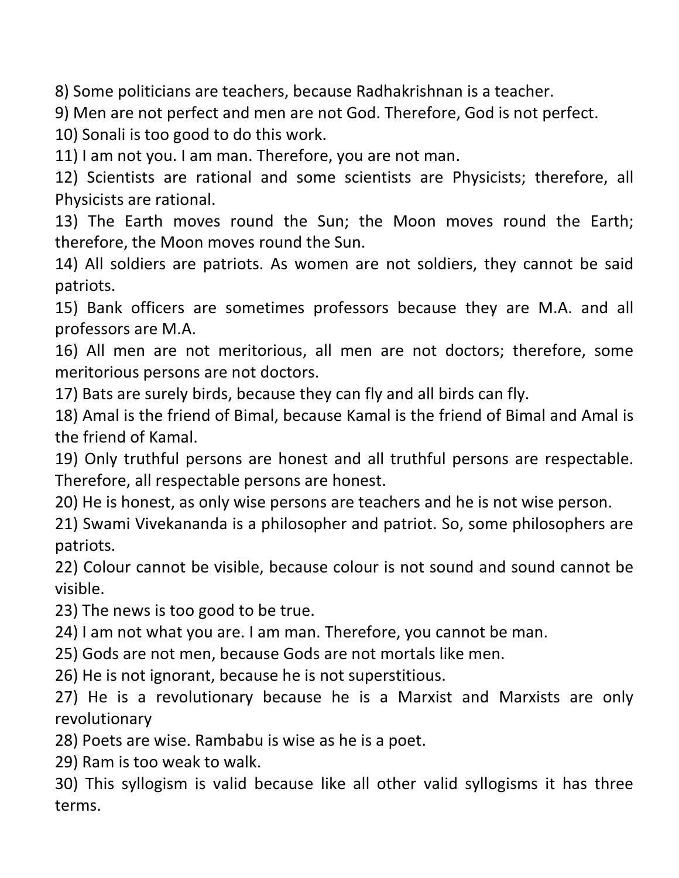8) Some politicians are teachers, because Radhakrishnan is a teacher.

9) Men are not perfect and men are not God. Therefore, God is not perfect.

10) Sonali is too good to do this work.

11) I am not you. I am man. Therefore, you are not man.

12) Scientists are rational and some scientists are Physicists; therefore, all Physicists are rational.

13) The Earth moves round the Sun; the Moon moves round the Earth; therefore, the Moon moves round the Sun.

14) All soldiers are patriots. As women are not soldiers, they cannot be said patriots.

15) Bank officers are sometimes professors because they are M.A. and all professors are M.A.

16) All men are not meritorious, all men are not doctors; therefore, some meritorious persons are not doctors.

17) Bats are surely birds, because they can fly and all birds can fly.

18) Amal is the friend of Bimal, because Kamal is the friend of Bimal and Amal is the friend of Kamal.

19) Only truthful persons are honest and all truthful persons are respectable. Therefore, all respectable persons are honest.

20) He is honest, as only wise persons are teachers and he is not wise person.

21) Swami Vivekananda is a philosopher and patriot. So, some philosophers are patriots.

22) Colour cannot be visible, because colour is not sound and sound cannot be visible.

23) The news is too good to be true.

24) I am not what you are. I am man. Therefore, you cannot be man.

25) Gods are not men, because Gods are not mortals like men.

26) He is not ignorant, because he is not superstitious.

27) He is a revolutionary because he is a Marxist and Marxists are only revolutionary

28) Poets are wise. Rambabu is wise as he is a poet.

29) Ram is too weak to walk.

30) This syllogism is valid because like all other valid syllogisms it has three terms.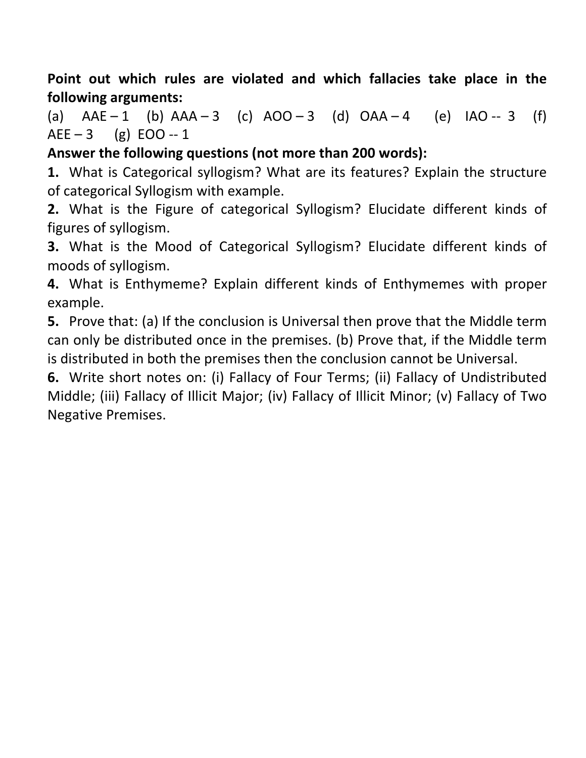**Point out which rules are violated and which fallacies take place in the following arguments:**

(a) AAE – 1 (b) AAA – 3 (c) AOO – 3 (d) OAA – 4 (e) IAO -- 3 (f) AEE – 3 (g) EOO -- 1

**Answer the following questions (not more than 200 words):**

**1.** What is Categorical syllogism? What are its features? Explain the structure of categorical Syllogism with example.

**2.** What is the Figure of categorical Syllogism? Elucidate different kinds of figures of syllogism.

**3.** What is the Mood of Categorical Syllogism? Elucidate different kinds of moods of syllogism.

**4.** What is Enthymeme? Explain different kinds of Enthymemes with proper example.

**5.** Prove that: (a) If the conclusion is Universal then prove that the Middle term can only be distributed once in the premises. (b) Prove that, if the Middle term is distributed in both the premises then the conclusion cannot be Universal.

**6.** Write short notes on: (i) Fallacy of Four Terms; (ii) Fallacy of Undistributed Middle; (iii) Fallacy of Illicit Major; (iv) Fallacy of Illicit Minor; (v) Fallacy of Two Negative Premises.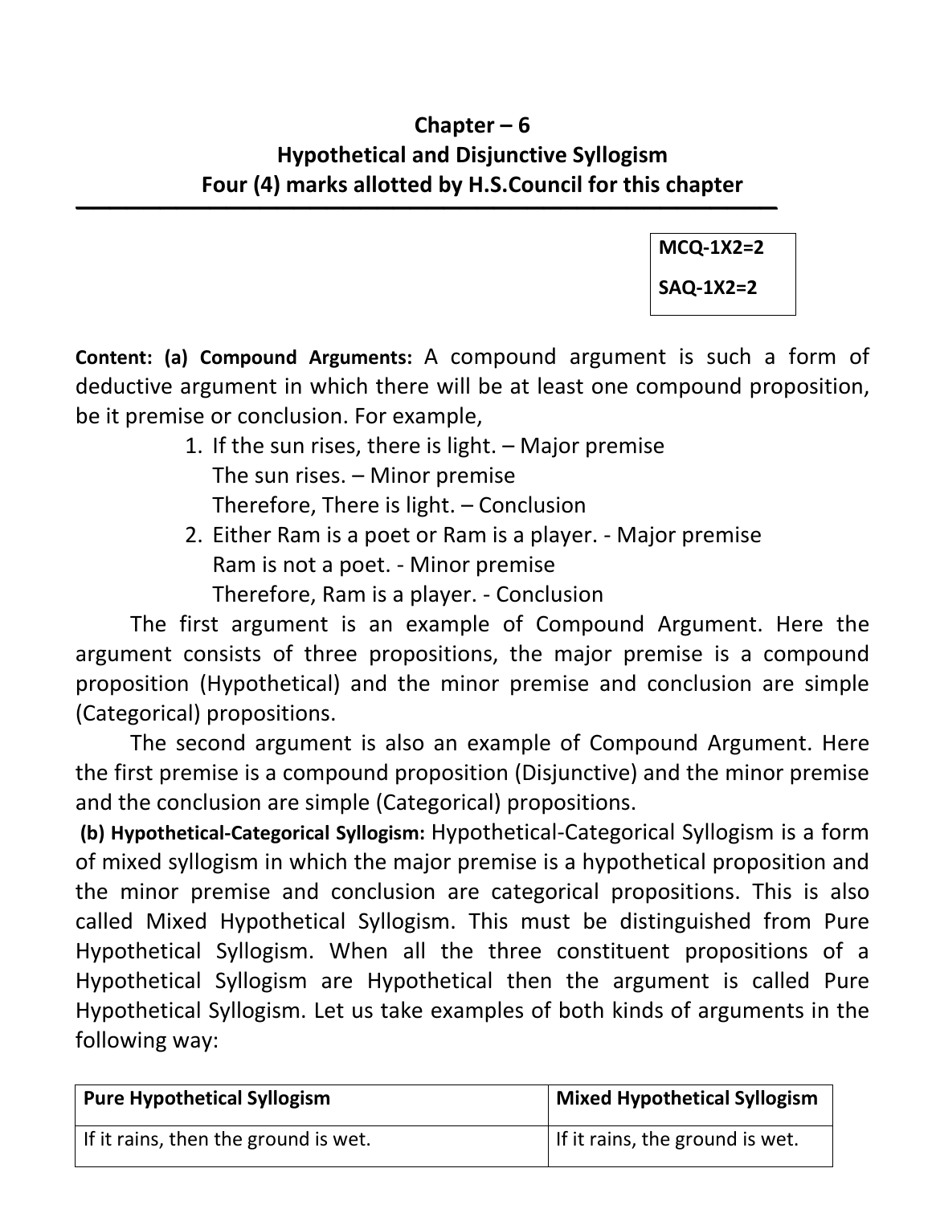# Chapter – 6
## Hypothetical and Disjunctive Syllogism
### Four (4) marks allotted by H.S.Council for this chapter

| MCQ-1X2=2 |
|---|
| SAQ-1X2=2 |

**Content: (a) Compound Arguments:** A compound argument is such a form of deductive argument in which there will be at least one compound proposition, be it premise or conclusion. For example,

1. If the sun rises, there is light. – Major premise
   The sun rises. – Minor premise
   Therefore, There is light. – Conclusion
2. Either Ram is a poet or Ram is a player. - Major premise
   Ram is not a poet. - Minor premise
   Therefore, Ram is a player. - Conclusion

The first argument is an example of Compound Argument. Here the argument consists of three propositions, the major premise is a compound proposition (Hypothetical) and the minor premise and conclusion are simple (Categorical) propositions.

The second argument is also an example of Compound Argument. Here the first premise is a compound proposition (Disjunctive) and the minor premise and the conclusion are simple (Categorical) propositions.

**(b) Hypothetical-Categorical Syllogism:** Hypothetical-Categorical Syllogism is a form of mixed syllogism in which the major premise is a hypothetical proposition and the minor premise and conclusion are categorical propositions. This is also called Mixed Hypothetical Syllogism. This must be distinguished from Pure Hypothetical Syllogism. When all the three constituent propositions of a Hypothetical Syllogism are Hypothetical then the argument is called Pure Hypothetical Syllogism. Let us take examples of both kinds of arguments in the following way:

| Pure Hypothetical Syllogism | Mixed Hypothetical Syllogism |
|---|---|
| If it rains, then the ground is wet. | If it rains, the ground is wet. |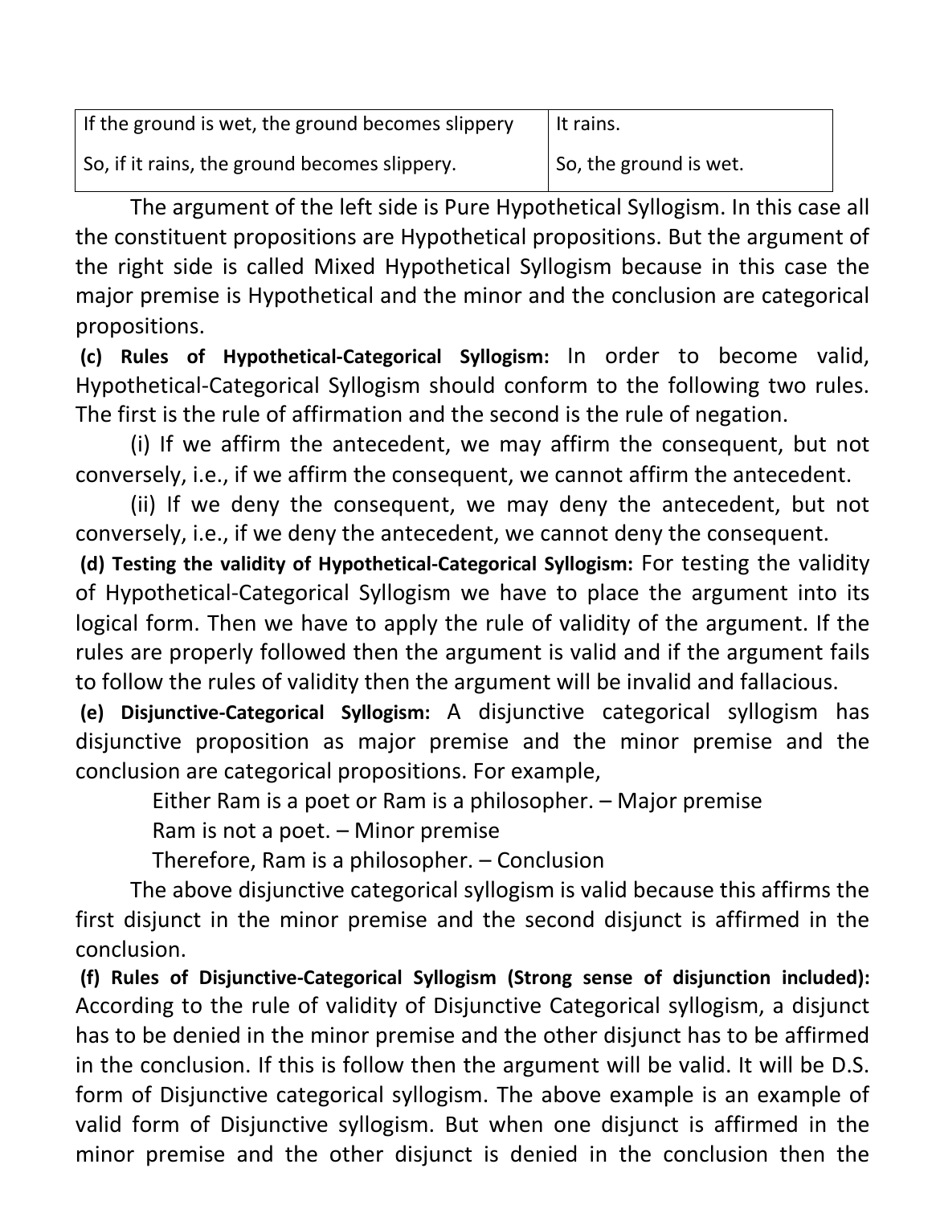| If the ground is wet, the ground becomes slippery<br><br>So, if it rains, the ground becomes slippery. | It rains.<br><br>So, the ground is wet. |
|---|---|

The argument of the left side is Pure Hypothetical Syllogism. In this case all the constituent propositions are Hypothetical propositions. But the argument of the right side is called Mixed Hypothetical Syllogism because in this case the major premise is Hypothetical and the minor and the conclusion are categorical propositions.

**(c) Rules of Hypothetical-Categorical Syllogism:** In order to become valid, Hypothetical-Categorical Syllogism should conform to the following two rules. The first is the rule of affirmation and the second is the rule of negation.

(i) If we affirm the antecedent, we may affirm the consequent, but not conversely, i.e., if we affirm the consequent, we cannot affirm the antecedent.

(ii) If we deny the consequent, we may deny the antecedent, but not conversely, i.e., if we deny the antecedent, we cannot deny the consequent.

**(d) Testing the validity of Hypothetical-Categorical Syllogism:** For testing the validity of Hypothetical-Categorical Syllogism we have to place the argument into its logical form. Then we have to apply the rule of validity of the argument. If the rules are properly followed then the argument is valid and if the argument fails to follow the rules of validity then the argument will be invalid and fallacious.

**(e) Disjunctive-Categorical Syllogism:** A disjunctive categorical syllogism has disjunctive proposition as major premise and the minor premise and the conclusion are categorical propositions. For example,

Either Ram is a poet or Ram is a philosopher. – Major premise

Ram is not a poet. – Minor premise

Therefore, Ram is a philosopher. – Conclusion

The above disjunctive categorical syllogism is valid because this affirms the first disjunct in the minor premise and the second disjunct is affirmed in the conclusion.

**(f) Rules of Disjunctive-Categorical Syllogism (Strong sense of disjunction included):** According to the rule of validity of Disjunctive Categorical syllogism, a disjunct has to be denied in the minor premise and the other disjunct has to be affirmed in the conclusion. If this is follow then the argument will be valid. It will be D.S. form of Disjunctive categorical syllogism. The above example is an example of valid form of Disjunctive syllogism. But when one disjunct is affirmed in the minor premise and the other disjunct is denied in the conclusion then the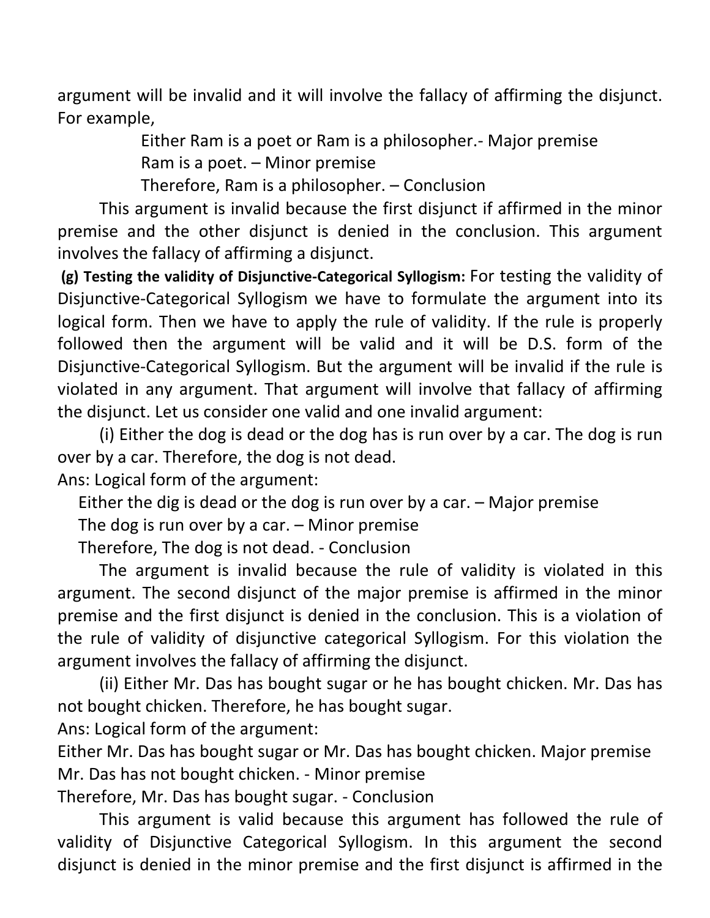argument will be invalid and it will involve the fallacy of affirming the disjunct. For example,

Either Ram is a poet or Ram is a philosopher.- Major premise
Ram is a poet. – Minor premise
Therefore, Ram is a philosopher. – Conclusion

This argument is invalid because the first disjunct if affirmed in the minor premise and the other disjunct is denied in the conclusion. This argument involves the fallacy of affirming a disjunct.

**(g) Testing the validity of Disjunctive-Categorical Syllogism:** For testing the validity of Disjunctive-Categorical Syllogism we have to formulate the argument into its logical form. Then we have to apply the rule of validity. If the rule is properly followed then the argument will be valid and it will be D.S. form of the Disjunctive-Categorical Syllogism. But the argument will be invalid if the rule is violated in any argument. That argument will involve that fallacy of affirming the disjunct. Let us consider one valid and one invalid argument:

(i) Either the dog is dead or the dog has is run over by a car. The dog is run over by a car. Therefore, the dog is not dead.

Ans: Logical form of the argument:

Either the dig is dead or the dog is run over by a car. – Major premise
The dog is run over by a car. – Minor premise
Therefore, The dog is not dead. - Conclusion

The argument is invalid because the rule of validity is violated in this argument. The second disjunct of the major premise is affirmed in the minor premise and the first disjunct is denied in the conclusion. This is a violation of the rule of validity of disjunctive categorical Syllogism. For this violation the argument involves the fallacy of affirming the disjunct.

(ii) Either Mr. Das has bought sugar or he has bought chicken. Mr. Das has not bought chicken. Therefore, he has bought sugar.

Ans: Logical form of the argument:

Either Mr. Das has bought sugar or Mr. Das has bought chicken. Major premise
Mr. Das has not bought chicken. - Minor premise
Therefore, Mr. Das has bought sugar. - Conclusion

This argument is valid because this argument has followed the rule of validity of Disjunctive Categorical Syllogism. In this argument the second disjunct is denied in the minor premise and the first disjunct is affirmed in the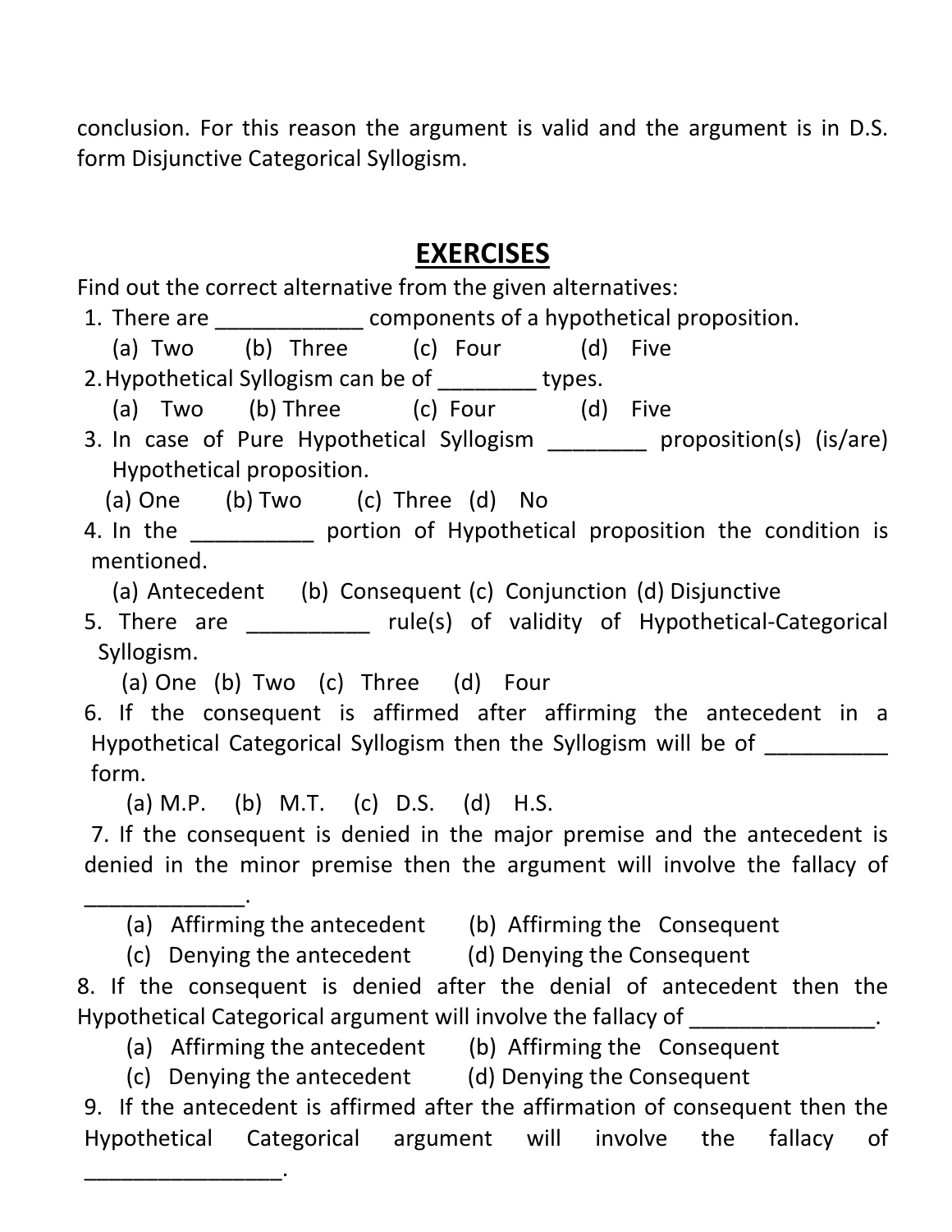conclusion. For this reason the argument is valid and the argument is in D.S. form Disjunctive Categorical Syllogism.

## EXERCISES

Find out the correct alternative from the given alternatives:

1. There are ____________ components of a hypothetical proposition.
   (a) Two (b) Three (c) Four (d) Five
2. Hypothetical Syllogism can be of ________ types.
   (a) Two (b) Three (c) Four (d) Five
3. In case of Pure Hypothetical Syllogism ________ proposition(s) (is/are) Hypothetical proposition.
   (a) One (b) Two (c) Three (d) No
4. In the __________ portion of Hypothetical proposition the condition is mentioned.
   (a) Antecedent (b) Consequent (c) Conjunction (d) Disjunctive
5. There are __________ rule(s) of validity of Hypothetical-Categorical Syllogism.
   (a) One (b) Two (c) Three (d) Four
6. If the consequent is affirmed after affirming the antecedent in a Hypothetical Categorical Syllogism then the Syllogism will be of __________ form.
   (a) M.P. (b) M.T. (c) D.S. (d) H.S.
7. If the consequent is denied in the major premise and the antecedent is denied in the minor premise then the argument will involve the fallacy of _____________.
   (a) Affirming the antecedent (b) Affirming the Consequent
   (c) Denying the antecedent (d) Denying the Consequent
8. If the consequent is denied after the denial of antecedent then the Hypothetical Categorical argument will involve the fallacy of _______________.
   (a) Affirming the antecedent (b) Affirming the Consequent
   (c) Denying the antecedent (d) Denying the Consequent
9. If the antecedent is affirmed after the affirmation of consequent then the Hypothetical Categorical argument will involve the fallacy of ________________.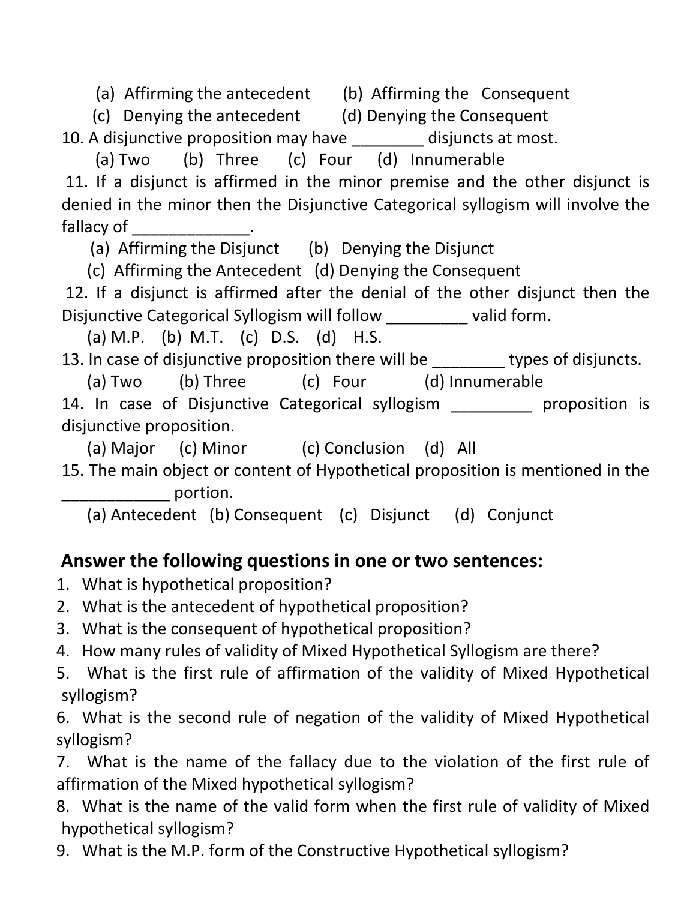(a) Affirming the antecedent (b) Affirming the Consequent
(c) Denying the antecedent (d) Denying the Consequent

10. A disjunctive proposition may have ________ disjuncts at most.
    (a) Two (b) Three (c) Four (d) Innumerable

11. If a disjunct is affirmed in the minor premise and the other disjunct is denied in the minor then the Disjunctive Categorical syllogism will involve the fallacy of _____________.
    (a) Affirming the Disjunct (b) Denying the Disjunct
    (c) Affirming the Antecedent (d) Denying the Consequent

12. If a disjunct is affirmed after the denial of the other disjunct then the Disjunctive Categorical Syllogism will follow _________ valid form.
    (a) M.P. (b) M.T. (c) D.S. (d) H.S.

13. In case of disjunctive proposition there will be ________ types of disjuncts.
    (a) Two (b) Three (c) Four (d) Innumerable

14. In case of Disjunctive Categorical syllogism _________ proposition is disjunctive proposition.
    (a) Major (c) Minor (c) Conclusion (d) All

15. The main object or content of Hypothetical proposition is mentioned in the ____________ portion.
    (a) Antecedent (b) Consequent (c) Disjunct (d) Conjunct

## Answer the following questions in one or two sentences:

1. What is hypothetical proposition?
2. What is the antecedent of hypothetical proposition?
3. What is the consequent of hypothetical proposition?
4. How many rules of validity of Mixed Hypothetical Syllogism are there?
5. What is the first rule of affirmation of the validity of Mixed Hypothetical syllogism?
6. What is the second rule of negation of the validity of Mixed Hypothetical syllogism?
7. What is the name of the fallacy due to the violation of the first rule of affirmation of the Mixed hypothetical syllogism?
8. What is the name of the valid form when the first rule of validity of Mixed hypothetical syllogism?
9. What is the M.P. form of the Constructive Hypothetical syllogism?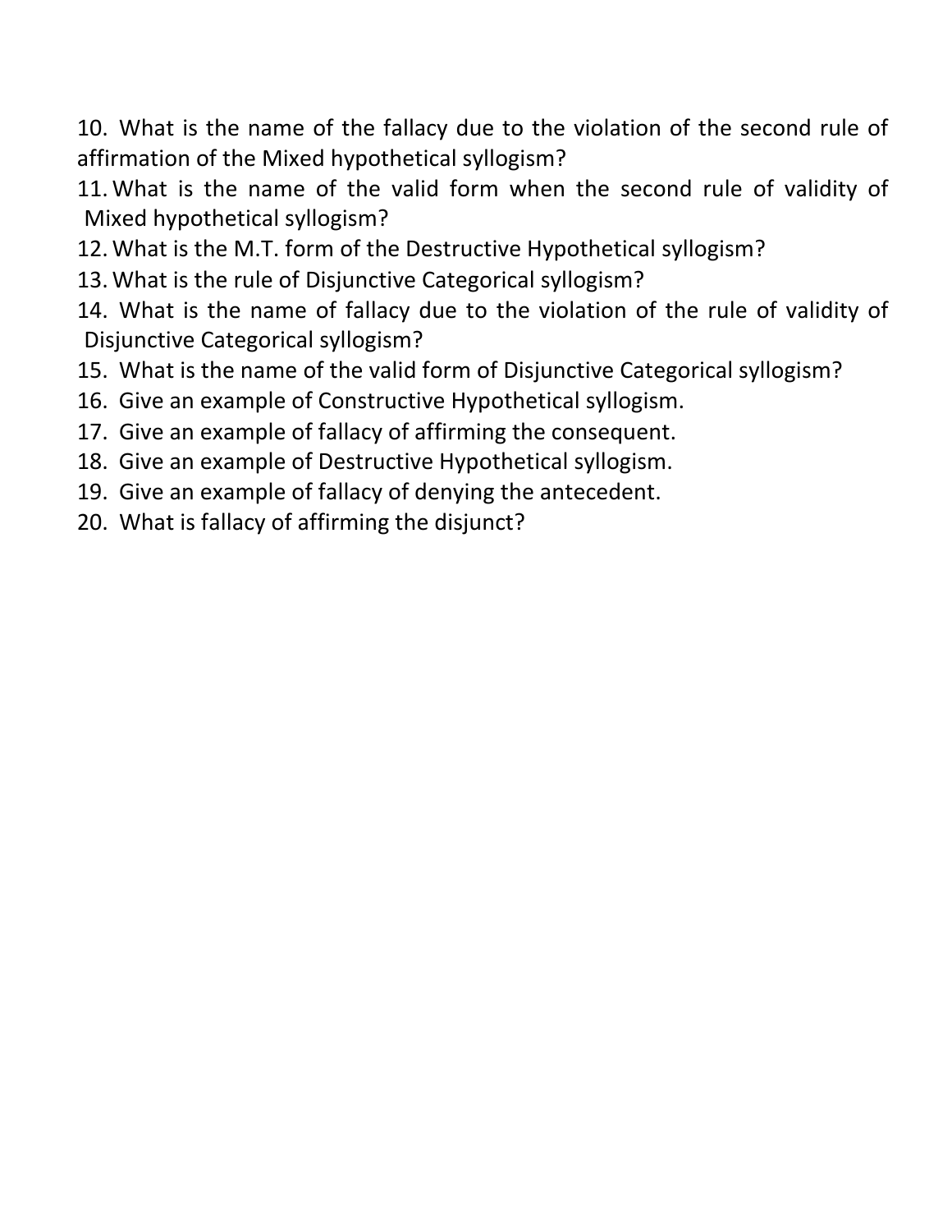10. What is the name of the fallacy due to the violation of the second rule of affirmation of the Mixed hypothetical syllogism?
11. What is the name of the valid form when the second rule of validity of Mixed hypothetical syllogism?
12. What is the M.T. form of the Destructive Hypothetical syllogism?
13. What is the rule of Disjunctive Categorical syllogism?
14. What is the name of fallacy due to the violation of the rule of validity of Disjunctive Categorical syllogism?
15. What is the name of the valid form of Disjunctive Categorical syllogism?
16. Give an example of Constructive Hypothetical syllogism.
17. Give an example of fallacy of affirming the consequent.
18. Give an example of Destructive Hypothetical syllogism.
19. Give an example of fallacy of denying the antecedent.
20. What is fallacy of affirming the disjunct?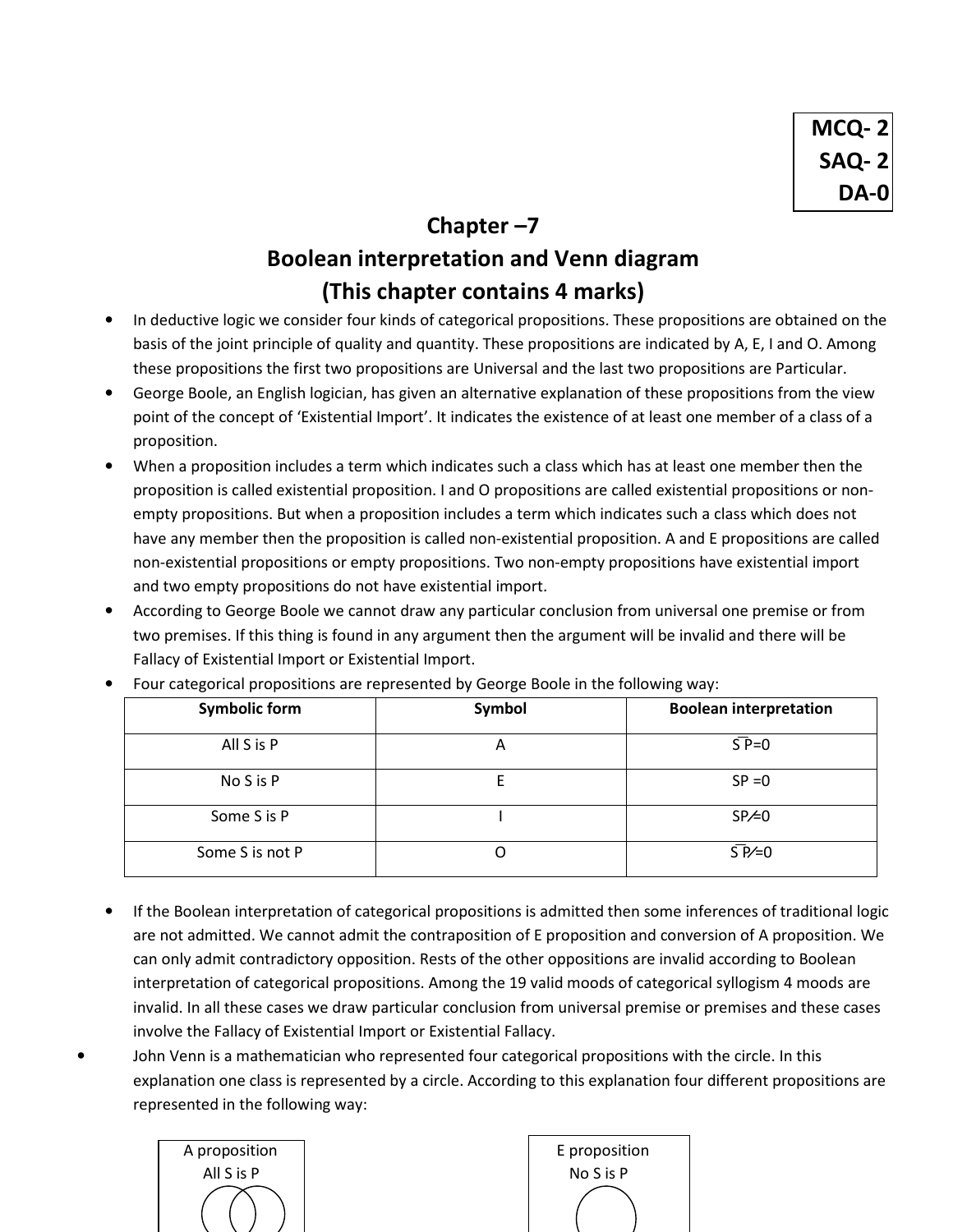MCQ- 2
SAQ- 2
DA-0

# Chapter –7
## Boolean interpretation and Venn diagram
### (This chapter contains 4 marks)

- In deductive logic we consider four kinds of categorical propositions. These propositions are obtained on the basis of the joint principle of quality and quantity. These propositions are indicated by A, E, I and O. Among these propositions the first two propositions are Universal and the last two propositions are Particular.
- George Boole, an English logician, has given an alternative explanation of these propositions from the view point of the concept of 'Existential Import'. It indicates the existence of at least one member of a class of a proposition.
- When a proposition includes a term which indicates such a class which has at least one member then the proposition is called existential proposition. I and O propositions are called existential propositions or non-empty propositions. But when a proposition includes a term which indicates such a class which does not have any member then the proposition is called non-existential proposition. A and E propositions are called non-existential propositions or empty propositions. Two non-empty propositions have existential import and two empty propositions do not have existential import.
- According to George Boole we cannot draw any particular conclusion from universal one premise or from two premises. If this thing is found in any argument then the argument will be invalid and there will be Fallacy of Existential Import or Existential Import.
- Four categorical propositions are represented by George Boole in the following way:

| Symbolic form | Symbol | Boolean interpretation |
|---|---|---|
| All S is P | A | $S\bar{P}=0$ |
| No S is P | E | $SP=0$ |
| Some S is P | I | $SP\neq0$ |
| Some S is not P | O | $S\bar{P}\neq0$ |

- If the Boolean interpretation of categorical propositions is admitted then some inferences of traditional logic are not admitted. We cannot admit the contraposition of E proposition and conversion of A proposition. We can only admit contradictory opposition. Rests of the other oppositions are invalid according to Boolean interpretation of categorical propositions. Among the 19 valid moods of categorical syllogism 4 moods are invalid. In all these cases we draw particular conclusion from universal premise or premises and these cases involve the Fallacy of Existential Import or Existential Fallacy.
- John Venn is a mathematician who represented four categorical propositions with the circle. In this explanation one class is represented by a circle. According to this explanation four different propositions are represented in the following way:

A proposition
All S is P

E proposition
No S is P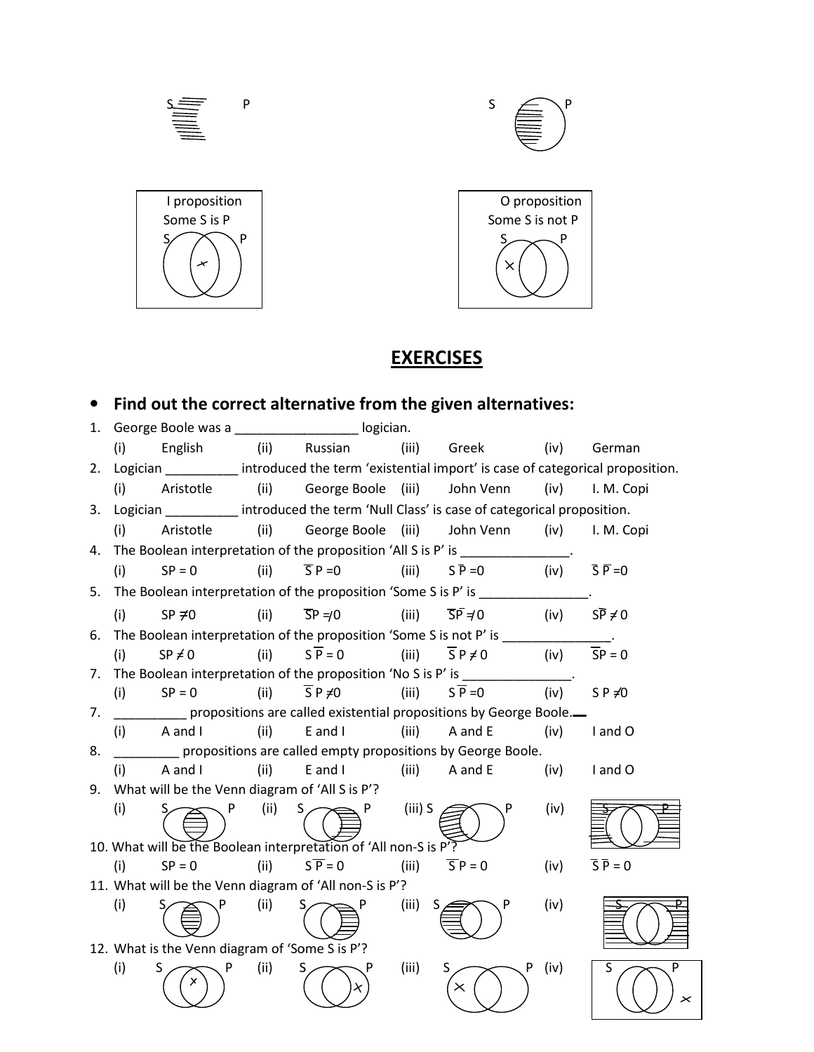S P                                        S P

I proposition
Some S is P
S P

O proposition
Some S is not P
S P

## EXERCISES

- **Find out the correct alternative from the given alternatives:**

1. George Boole was a _________________ logician.
   (i) English (ii) Russian (iii) Greek (iv) German
2. Logician __________ introduced the term 'existential import' is case of categorical proposition.
   (i) Aristotle (ii) George Boole (iii) John Venn (iv) I. M. Copi
3. Logician __________ introduced the term 'Null Class' is case of categorical proposition.
   (i) Aristotle (ii) George Boole (iii) John Venn (iv) I. M. Copi
4. The Boolean interpretation of the proposition 'All S is P' is _______________.
   (i) $SP = 0$ (ii) $\bar{S}P = 0$ (iii) $S\bar{P} = 0$ (iv) $\bar{S}\bar{P} = 0$
5. The Boolean interpretation of the proposition 'Some S is P' is _______________.
   (i) $SP \neq 0$ (ii) $\bar{S}P \neq 0$ (iii) $\bar{S}\bar{P} \neq 0$ (iv) $S\bar{P} \neq 0$
6. The Boolean interpretation of the proposition 'Some S is not P' is _______________.
   (i) $SP \neq 0$ (ii) $S\bar{P} = 0$ (iii) $\bar{S}P \neq 0$ (iv) $\bar{S}P = 0$
7. The Boolean interpretation of the proposition 'No S is P' is _______________.
   (i) $SP = 0$ (ii) $\bar{S}P \neq 0$ (iii) $S\bar{P} = 0$ (iv) $SP \neq 0$
7. __________ propositions are called existential propositions by George Boole.
   (i) A and I (ii) E and I (iii) A and E (iv) I and O
8. _________ propositions are called empty propositions by George Boole.
   (i) A and I (ii) E and I (iii) A and E (iv) I and O
9. What will be the Venn diagram of 'All S is P'?
   (i) S P (ii) S P (iii) S P (iv) S P
10. What will be the Boolean interpretation of 'All non-S is P'?
    (i) $SP = 0$ (ii) $S\bar{P} = 0$ (iii) $\bar{S}P = 0$ (iv) $\bar{S}\bar{P} = 0$
11. What will be the Venn diagram of 'All non-S is P'?
    (i) S P (ii) S P (iii) S P (iv) S P
12. What is the Venn diagram of 'Some S is P'?
    (i) S P (ii) S P (iii) S P (iv) S P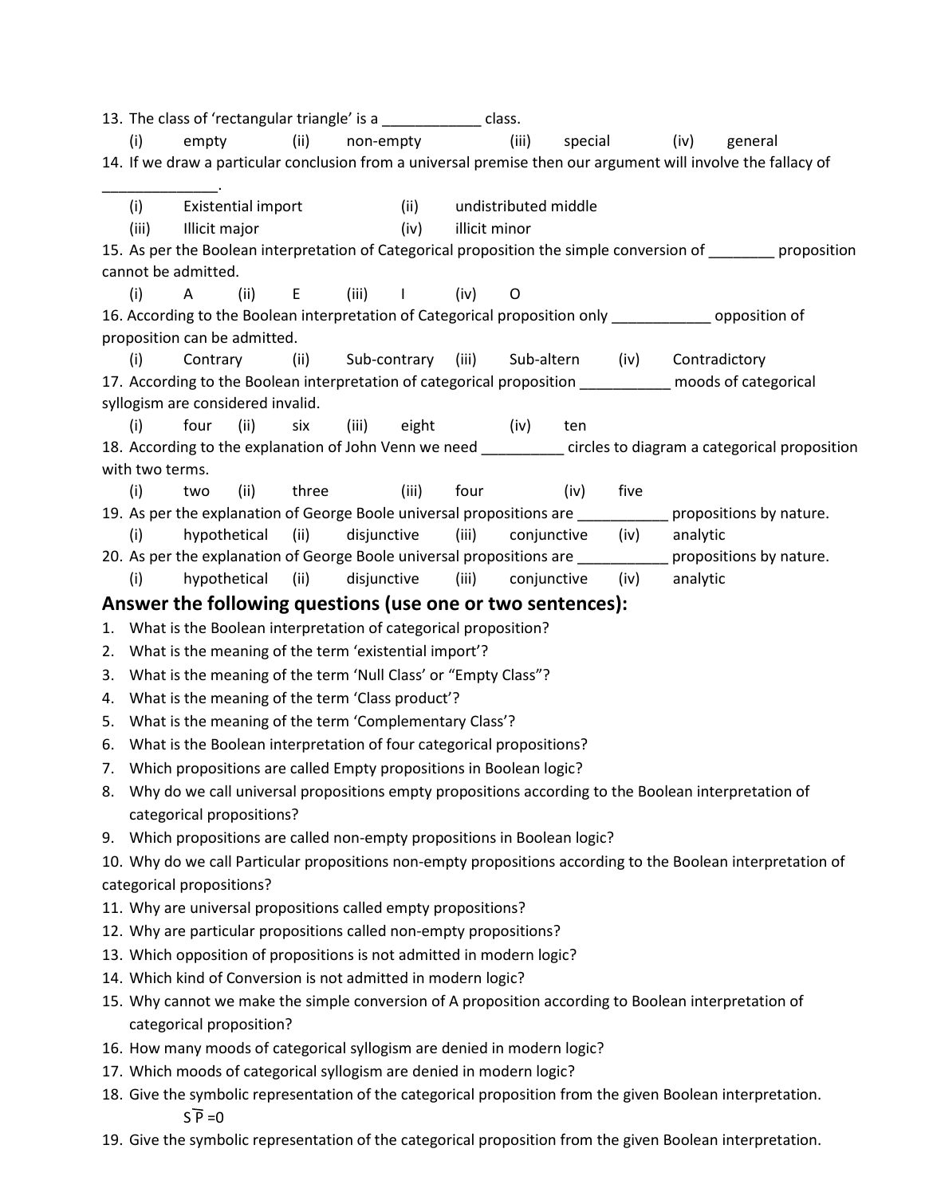13. The class of 'rectangular triangle' is a ____________ class.
    (i) empty (ii) non-empty (iii) special (iv) general
14. If we draw a particular conclusion from a universal premise then our argument will involve the fallacy of ______________.
    (i) Existential import (ii) undistributed middle
    (iii) Illicit major (iv) illicit minor
15. As per the Boolean interpretation of Categorical proposition the simple conversion of ________ proposition cannot be admitted.
    (i) A (ii) E (iii) I (iv) O
16. According to the Boolean interpretation of Categorical proposition only ____________ opposition of proposition can be admitted.
    (i) Contrary (ii) Sub-contrary (iii) Sub-altern (iv) Contradictory
17. According to the Boolean interpretation of categorical proposition ___________ moods of categorical syllogism are considered invalid.
    (i) four (ii) six (iii) eight (iv) ten
18. According to the explanation of John Venn we need __________ circles to diagram a categorical proposition with two terms.
    (i) two (ii) three (iii) four (iv) five
19. As per the explanation of George Boole universal propositions are ___________ propositions by nature.
    (i) hypothetical (ii) disjunctive (iii) conjunctive (iv) analytic
20. As per the explanation of George Boole universal propositions are ___________ propositions by nature.
    (i) hypothetical (ii) disjunctive (iii) conjunctive (iv) analytic

## Answer the following questions (use one or two sentences):

1. What is the Boolean interpretation of categorical proposition?
2. What is the meaning of the term 'existential import'?
3. What is the meaning of the term 'Null Class' or "Empty Class"?
4. What is the meaning of the term 'Class product'?
5. What is the meaning of the term 'Complementary Class'?
6. What is the Boolean interpretation of four categorical propositions?
7. Which propositions are called Empty propositions in Boolean logic?
8. Why do we call universal propositions empty propositions according to the Boolean interpretation of categorical propositions?
9. Which propositions are called non-empty propositions in Boolean logic?
10. Why do we call Particular propositions non-empty propositions according to the Boolean interpretation of categorical propositions?
11. Why are universal propositions called empty propositions?
12. Why are particular propositions called non-empty propositions?
13. Which opposition of propositions is not admitted in modern logic?
14. Which kind of Conversion is not admitted in modern logic?
15. Why cannot we make the simple conversion of A proposition according to Boolean interpretation of categorical proposition?
16. How many moods of categorical syllogism are denied in modern logic?
17. Which moods of categorical syllogism are denied in modern logic?
18. Give the symbolic representation of the categorical proposition from the given Boolean interpretation.
    $S\overline{P}=0$
19. Give the symbolic representation of the categorical proposition from the given Boolean interpretation.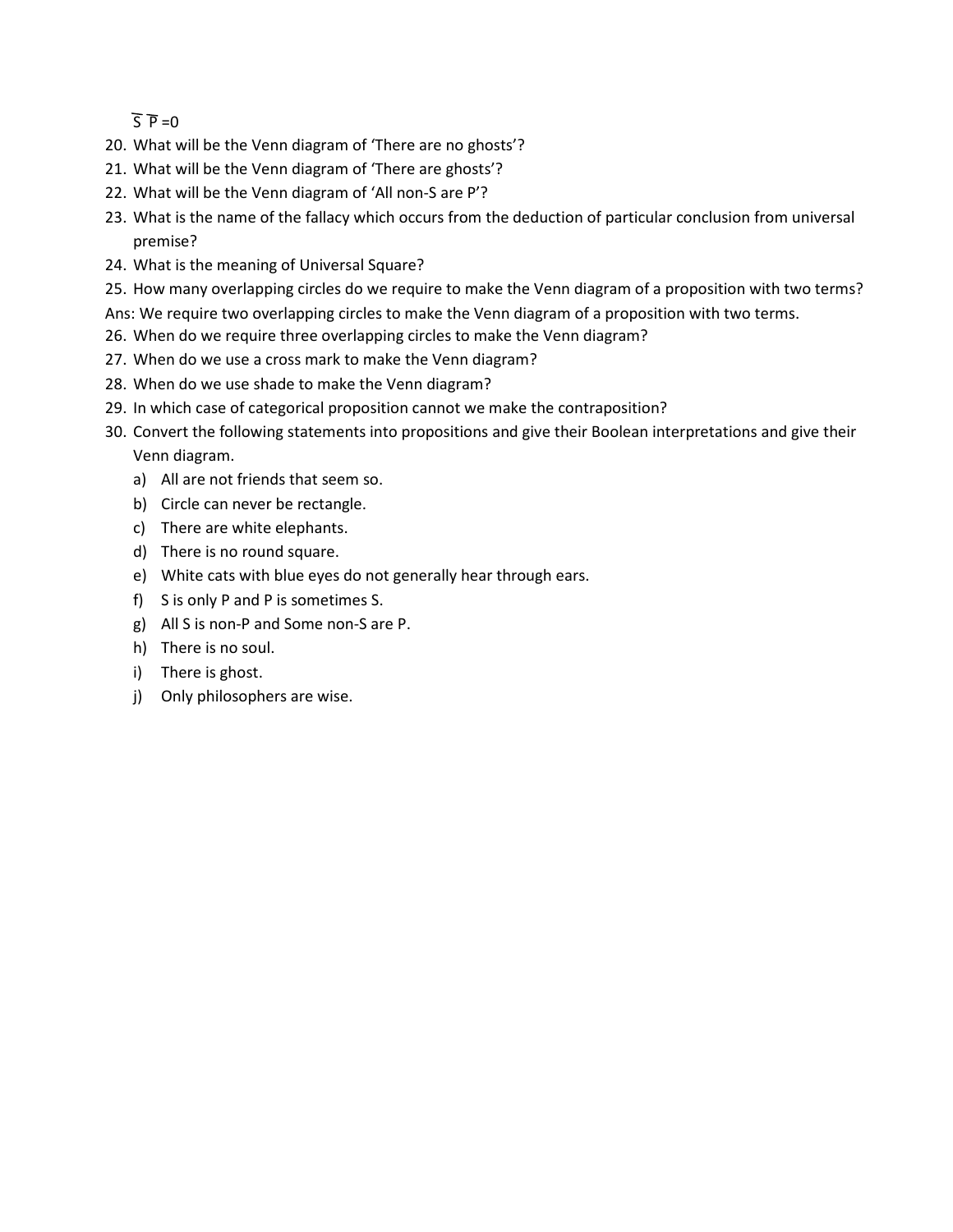$\overline{S}\ \overline{P} = 0$

20. What will be the Venn diagram of ‘There are no ghosts’?
21. What will be the Venn diagram of ‘There are ghosts’?
22. What will be the Venn diagram of ‘All non-S are P’?
23. What is the name of the fallacy which occurs from the deduction of particular conclusion from universal premise?
24. What is the meaning of Universal Square?
25. How many overlapping circles do we require to make the Venn diagram of a proposition with two terms?

Ans: We require two overlapping circles to make the Venn diagram of a proposition with two terms.

26. When do we require three overlapping circles to make the Venn diagram?
27. When do we use a cross mark to make the Venn diagram?
28. When do we use shade to make the Venn diagram?
29. In which case of categorical proposition cannot we make the contraposition?
30. Convert the following statements into propositions and give their Boolean interpretations and give their Venn diagram.
    a) All are not friends that seem so.
    b) Circle can never be rectangle.
    c) There are white elephants.
    d) There is no round square.
    e) White cats with blue eyes do not generally hear through ears.
    f) S is only P and P is sometimes S.
    g) All S is non-P and Some non-S are P.
    h) There is no soul.
    i) There is ghost.
    j) Only philosophers are wise.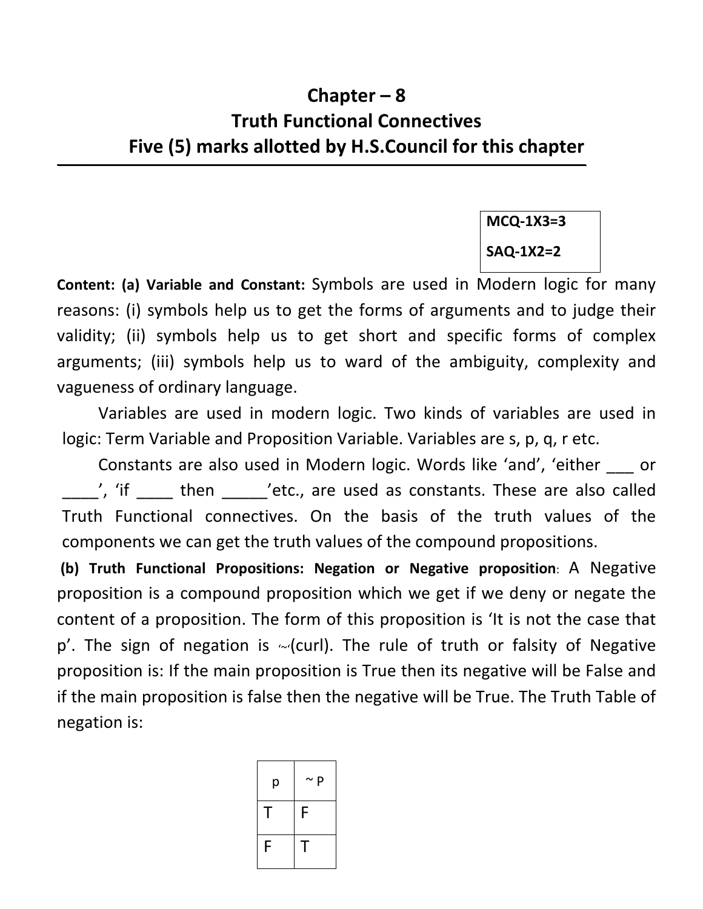# Chapter – 8
# Truth Functional Connectives
## Five (5) marks allotted by H.S.Council for this chapter

**MCQ-1X3=3**

**SAQ-1X2=2**

**Content: (a) Variable and Constant:** Symbols are used in Modern logic for many reasons: (i) symbols help us to get the forms of arguments and to judge their validity; (ii) symbols help us to get short and specific forms of complex arguments; (iii) symbols help us to ward of the ambiguity, complexity and vagueness of ordinary language.

Variables are used in modern logic. Two kinds of variables are used in logic: Term Variable and Proposition Variable. Variables are s, p, q, r etc.

Constants are also used in Modern logic. Words like 'and', 'either ___ or ____', 'if ____ then _____'etc., are used as constants. These are also called Truth Functional connectives. On the basis of the truth values of the components we can get the truth values of the compound propositions.

**(b) Truth Functional Propositions: Negation or Negative proposition**: A Negative proposition is a compound proposition which we get if we deny or negate the content of a proposition. The form of this proposition is 'It is not the case that p'. The sign of negation is ~(curl). The rule of truth or falsity of Negative proposition is: If the main proposition is True then its negative will be False and if the main proposition is false then the negative will be True. The Truth Table of negation is:

| p | ~ P |
|---|---|
| T | F |
| F | T |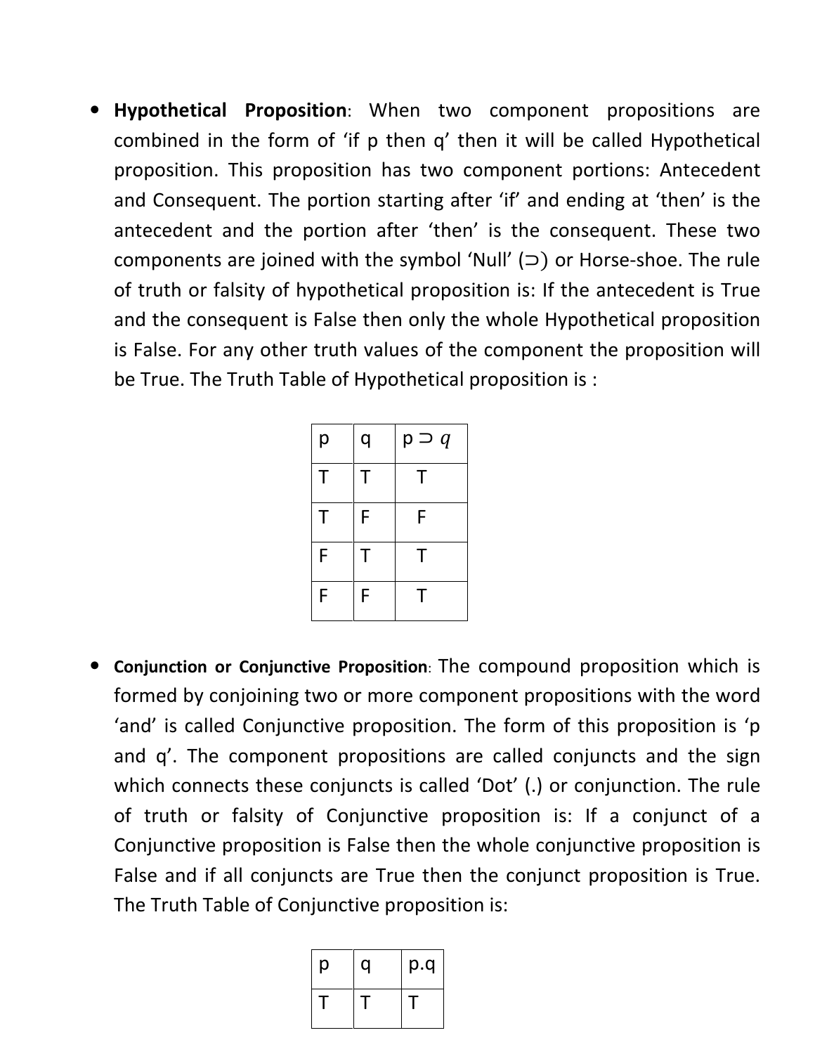- **Hypothetical Proposition**: When two component propositions are combined in the form of 'if p then q' then it will be called Hypothetical proposition. This proposition has two component portions: Antecedent and Consequent. The portion starting after 'if' and ending at 'then' is the antecedent and the portion after 'then' is the consequent. These two components are joined with the symbol 'Null' (⊃) or Horse-shoe. The rule of truth or falsity of hypothetical proposition is: If the antecedent is True and the consequent is False then only the whole Hypothetical proposition is False. For any other truth values of the component the proposition will be True. The Truth Table of Hypothetical proposition is :

| p | q | $p \supset q$ |
|---|---|---|
| T | T | T |
| T | F | F |
| F | T | T |
| F | F | T |

- **Conjunction or Conjunctive Proposition**: The compound proposition which is formed by conjoining two or more component propositions with the word 'and' is called Conjunctive proposition. The form of this proposition is 'p and q'. The component propositions are called conjuncts and the sign which connects these conjuncts is called 'Dot' (.) or conjunction. The rule of truth or falsity of Conjunctive proposition is: If a conjunct of a Conjunctive proposition is False then the whole conjunctive proposition is False and if all conjuncts are True then the conjunct proposition is True. The Truth Table of Conjunctive proposition is:

| p | q | p.q |
|---|---|---|
| T | T | T |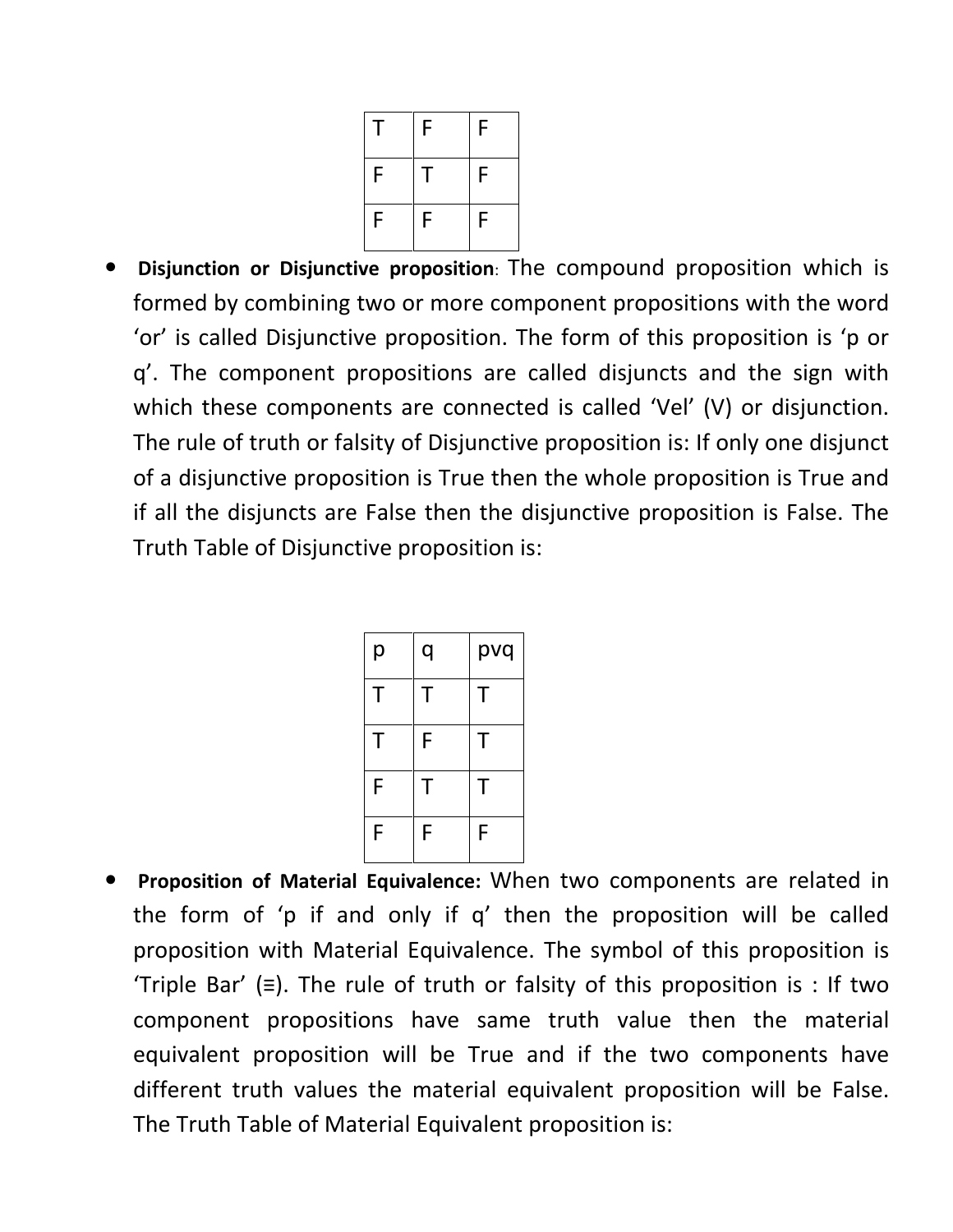| | | |
|---|---|---|
| T | F | F |
| F | T | F |
| F | F | F |

- **Disjunction or Disjunctive proposition**: The compound proposition which is formed by combining two or more component propositions with the word 'or' is called Disjunctive proposition. The form of this proposition is 'p or q'. The component propositions are called disjuncts and the sign with which these components are connected is called 'Vel' (V) or disjunction. The rule of truth or falsity of Disjunctive proposition is: If only one disjunct of a disjunctive proposition is True then the whole proposition is True and if all the disjuncts are False then the disjunctive proposition is False. The Truth Table of Disjunctive proposition is:

| p | q | pvq |
|---|---|---|
| T | T | T |
| T | F | T |
| F | T | T |
| F | F | F |

- **Proposition of Material Equivalence:** When two components are related in the form of 'p if and only if q' then the proposition will be called proposition with Material Equivalence. The symbol of this proposition is 'Triple Bar' (≡). The rule of truth or falsity of this proposition is : If two component propositions have same truth value then the material equivalent proposition will be True and if the two components have different truth values the material equivalent proposition will be False. The Truth Table of Material Equivalent proposition is: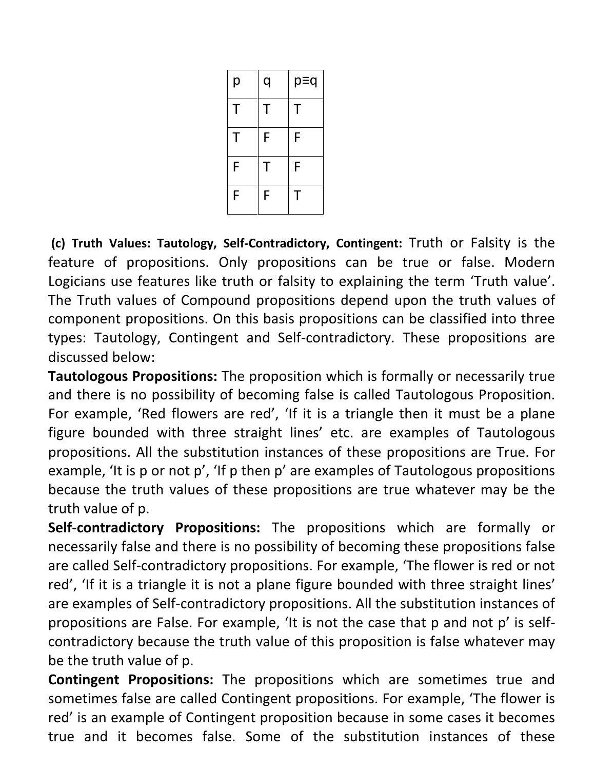| p | q | p≡q |
|---|---|---|
| T | T | T |
| T | F | F |
| F | T | F |
| F | F | T |

**(c) Truth Values: Tautology, Self-Contradictory, Contingent:** Truth or Falsity is the feature of propositions. Only propositions can be true or false. Modern Logicians use features like truth or falsity to explaining the term 'Truth value'. The Truth values of Compound propositions depend upon the truth values of component propositions. On this basis propositions can be classified into three types: Tautology, Contingent and Self-contradictory. These propositions are discussed below:

**Tautologous Propositions:** The proposition which is formally or necessarily true and there is no possibility of becoming false is called Tautologous Proposition. For example, 'Red flowers are red', 'If it is a triangle then it must be a plane figure bounded with three straight lines' etc. are examples of Tautologous propositions. All the substitution instances of these propositions are True. For example, 'It is p or not p', 'If p then p' are examples of Tautologous propositions because the truth values of these propositions are true whatever may be the truth value of p.

**Self-contradictory Propositions:** The propositions which are formally or necessarily false and there is no possibility of becoming these propositions false are called Self-contradictory propositions. For example, 'The flower is red or not red', 'If it is a triangle it is not a plane figure bounded with three straight lines' are examples of Self-contradictory propositions. All the substitution instances of propositions are False. For example, 'It is not the case that p and not p' is self-contradictory because the truth value of this proposition is false whatever may be the truth value of p.

**Contingent Propositions:** The propositions which are sometimes true and sometimes false are called Contingent propositions. For example, 'The flower is red' is an example of Contingent proposition because in some cases it becomes true and it becomes false. Some of the substitution instances of these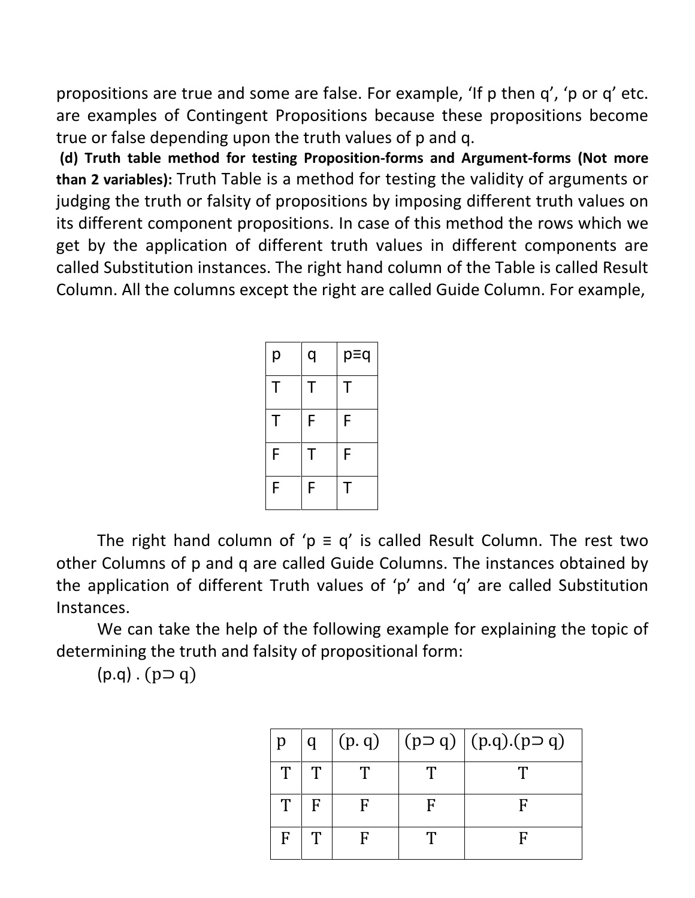propositions are true and some are false. For example, 'If p then q', 'p or q' etc. are examples of Contingent Propositions because these propositions become true or false depending upon the truth values of p and q.

**(d) Truth table method for testing Proposition-forms and Argument-forms (Not more than 2 variables):** Truth Table is a method for testing the validity of arguments or judging the truth or falsity of propositions by imposing different truth values on its different component propositions. In case of this method the rows which we get by the application of different truth values in different components are called Substitution instances. The right hand column of the Table is called Result Column. All the columns except the right are called Guide Column. For example,

| p | q | p≡q |
|---|---|---|
| T | T | T |
| T | F | F |
| F | T | F |
| F | F | T |

The right hand column of 'p ≡ q' is called Result Column. The rest two other Columns of p and q are called Guide Columns. The instances obtained by the application of different Truth values of 'p' and 'q' are called Substitution Instances.

We can take the help of the following example for explaining the topic of determining the truth and falsity of propositional form:

(p.q) . (p⊃ q)

| p | q | (p. q) | (p⊃ q) | (p.q).(p⊃ q) |
|---|---|---|---|---|
| T | T | T | T | T |
| T | F | F | F | F |
| F | T | F | T | F |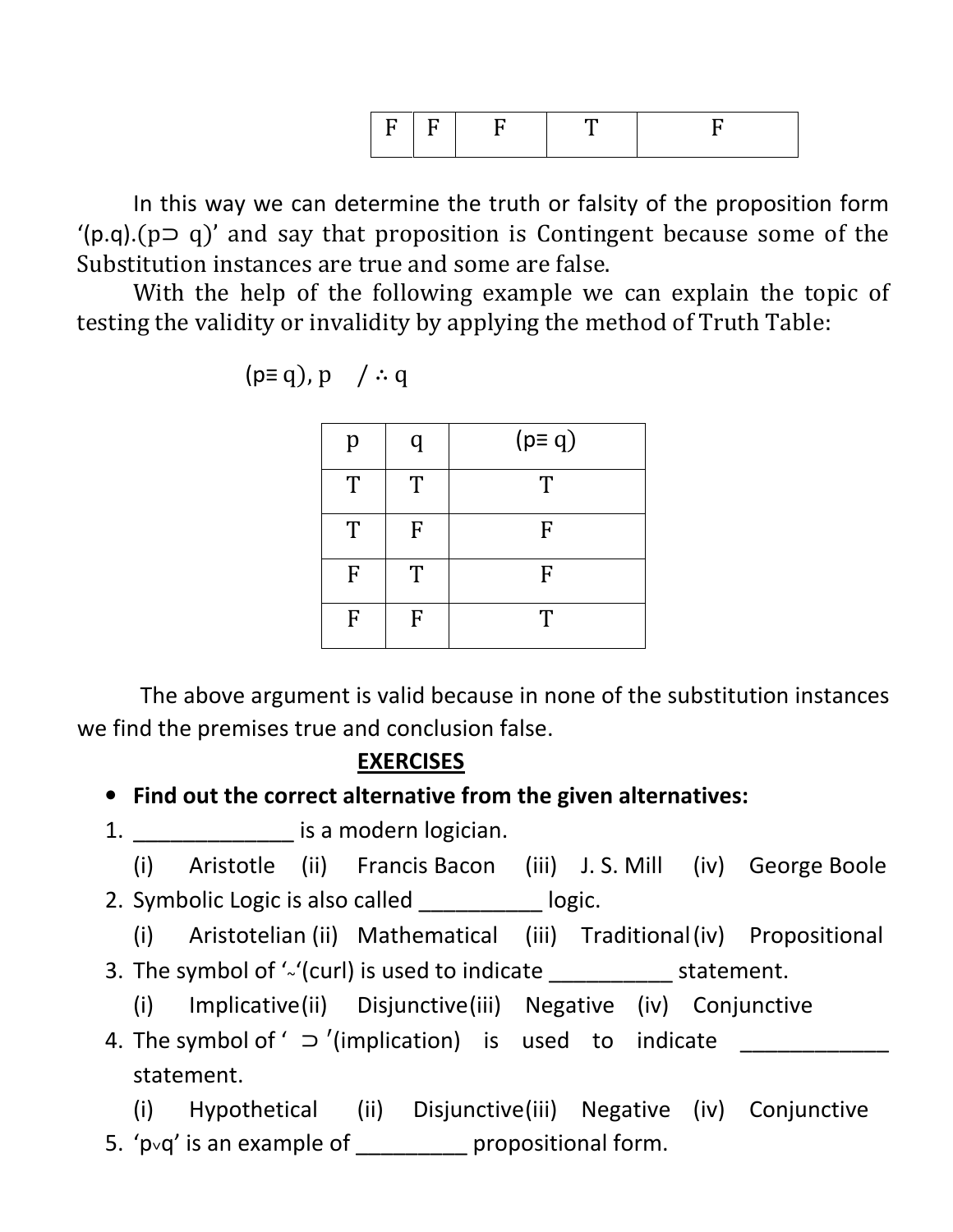| F | F | F | T | F |
|---|---|---|---|---|

In this way we can determine the truth or falsity of the proposition form '(p.q).(p⊃ q)' and say that proposition is Contingent because some of the Substitution instances are true and some are false.

With the help of the following example we can explain the topic of testing the validity or invalidity by applying the method of Truth Table:

(p≡ q), p  / ∴ q

| p | q | (p≡ q) |
|---|---|---|
| T | T | T |
| T | F | F |
| F | T | F |
| F | F | T |

The above argument is valid because in none of the substitution instances we find the premises true and conclusion false.

**EXERCISES**

- **Find out the correct alternative from the given alternatives:**

1. _____________ is a modern logician.
   (i) Aristotle (ii) Francis Bacon (iii) J. S. Mill (iv) George Boole
2. Symbolic Logic is also called __________ logic.
   (i) Aristotelian (ii) Mathematical (iii) Traditional (iv) Propositional
3. The symbol of '~'(curl) is used to indicate __________ statement.
   (i) Implicative (ii) Disjunctive (iii) Negative (iv) Conjunctive
4. The symbol of ' ⊃ '(implication) is used to indicate ____________ statement.
   (i) Hypothetical (ii) Disjunctive (iii) Negative (iv) Conjunctive
5. 'p∨q' is an example of _________ propositional form.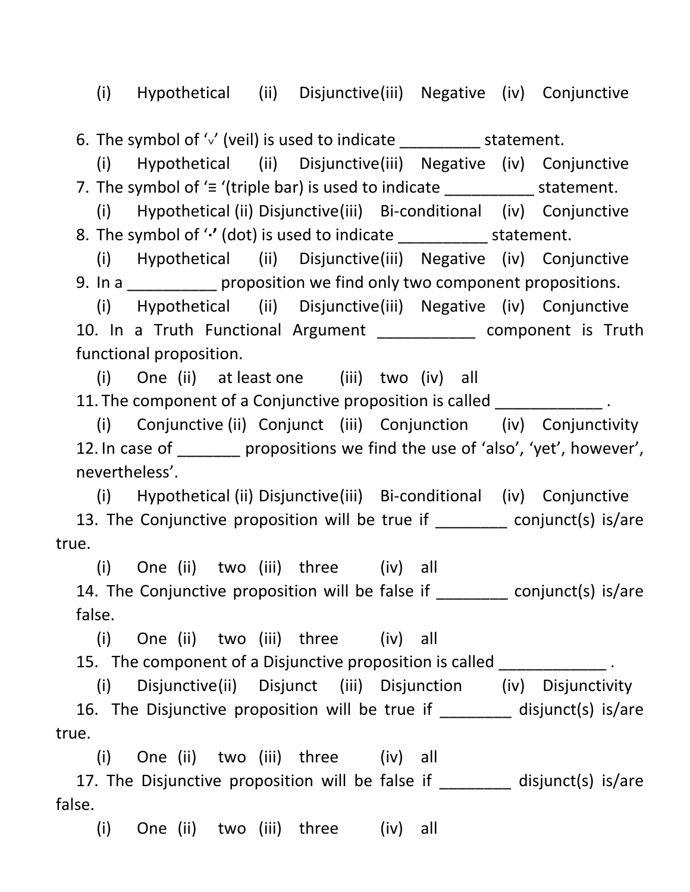(i) Hypothetical (ii) Disjunctive (iii) Negative (iv) Conjunctive

6. The symbol of '∨' (veil) is used to indicate _________ statement.
   (i) Hypothetical (ii) Disjunctive (iii) Negative (iv) Conjunctive
7. The symbol of '≡ '(triple bar) is used to indicate __________ statement.
   (i) Hypothetical (ii) Disjunctive (iii) Bi-conditional (iv) Conjunctive
8. The symbol of '·' (dot) is used to indicate __________ statement.
   (i) Hypothetical (ii) Disjunctive (iii) Negative (iv) Conjunctive
9. In a __________ proposition we find only two component propositions.
   (i) Hypothetical (ii) Disjunctive (iii) Negative (iv) Conjunctive
10. In a Truth Functional Argument ___________ component is Truth functional proposition.
    (i) One (ii) at least one (iii) two (iv) all
11. The component of a Conjunctive proposition is called ____________ .
    (i) Conjunctive (ii) Conjunct (iii) Conjunction (iv) Conjunctivity
12. In case of _______ propositions we find the use of 'also', 'yet', however', nevertheless'.
    (i) Hypothetical (ii) Disjunctive (iii) Bi-conditional (iv) Conjunctive
13. The Conjunctive proposition will be true if ________ conjunct(s) is/are true.
    (i) One (ii) two (iii) three (iv) all
14. The Conjunctive proposition will be false if ________ conjunct(s) is/are false.
    (i) One (ii) two (iii) three (iv) all
15. The component of a Disjunctive proposition is called ____________ .
    (i) Disjunctive (ii) Disjunct (iii) Disjunction (iv) Disjunctivity
16. The Disjunctive proposition will be true if ________ disjunct(s) is/are true.
    (i) One (ii) two (iii) three (iv) all
17. The Disjunctive proposition will be false if ________ disjunct(s) is/are false.
    (i) One (ii) two (iii) three (iv) all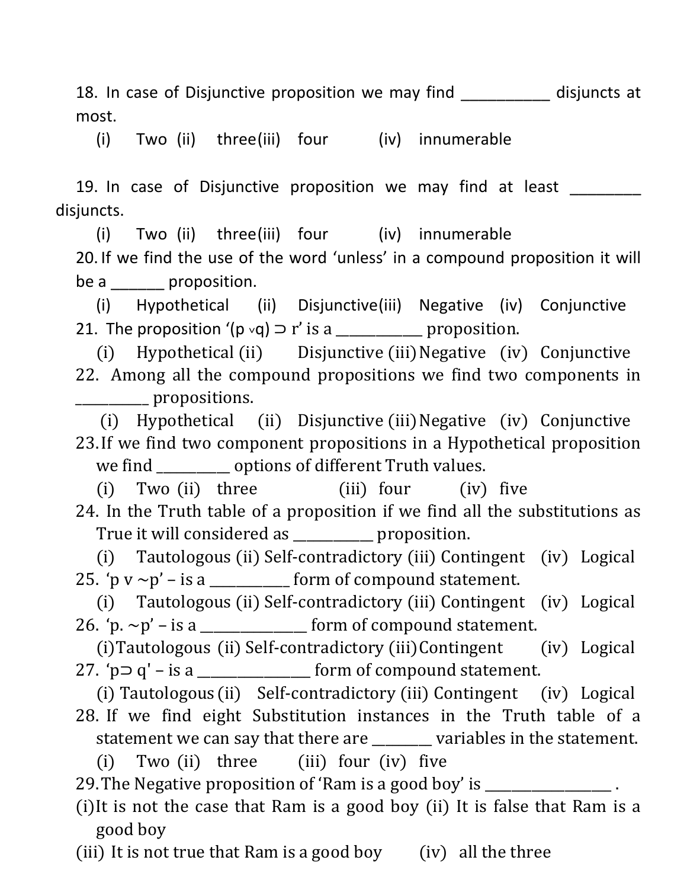18. In case of Disjunctive proposition we may find __________ disjuncts at most.

    (i) Two (ii) three (iii) four (iv) innumerable

19. In case of Disjunctive proposition we may find at least ________ disjuncts.

    (i) Two (ii) three (iii) four (iv) innumerable

20. If we find the use of the word 'unless' in a compound proposition it will be a ______ proposition.

    (i) Hypothetical (ii) Disjunctive (iii) Negative (iv) Conjunctive

21. The proposition '$(p \vee q) \supset r$' is a __________ proposition.

    (i) Hypothetical (ii) Disjunctive (iii) Negative (iv) Conjunctive

22. Among all the compound propositions we find two components in _________ propositions.

    (i) Hypothetical (ii) Disjunctive (iii) Negative (iv) Conjunctive

23. If we find two component propositions in a Hypothetical proposition we find _________ options of different Truth values.

    (i) Two (ii) three (iii) four (iv) five

24. In the Truth table of a proposition if we find all the substitutions as True it will considered as __________ proposition.

    (i) Tautologous (ii) Self-contradictory (iii) Contingent (iv) Logical

25. '$p \vee \sim p$' – is a __________ form of compound statement.

    (i) Tautologous (ii) Self-contradictory (iii) Contingent (iv) Logical

26. '$p . \sim p$' – is a _____________ form of compound statement.

    (i) Tautologous (ii) Self-contradictory (iii) Contingent (iv) Logical

27. '$p \supset q$' – is a ______________ form of compound statement.

    (i) Tautologous (ii) Self-contradictory (iii) Contingent (iv) Logical

28. If we find eight Substitution instances in the Truth table of a statement we can say that there are ________ variables in the statement.

    (i) Two (ii) three (iii) four (iv) five

29. The Negative proposition of 'Ram is a good boy' is ________________ .

    (i) It is not the case that Ram is a good boy (ii) It is false that Ram is a good boy

    (iii) It is not true that Ram is a good boy (iv) all the three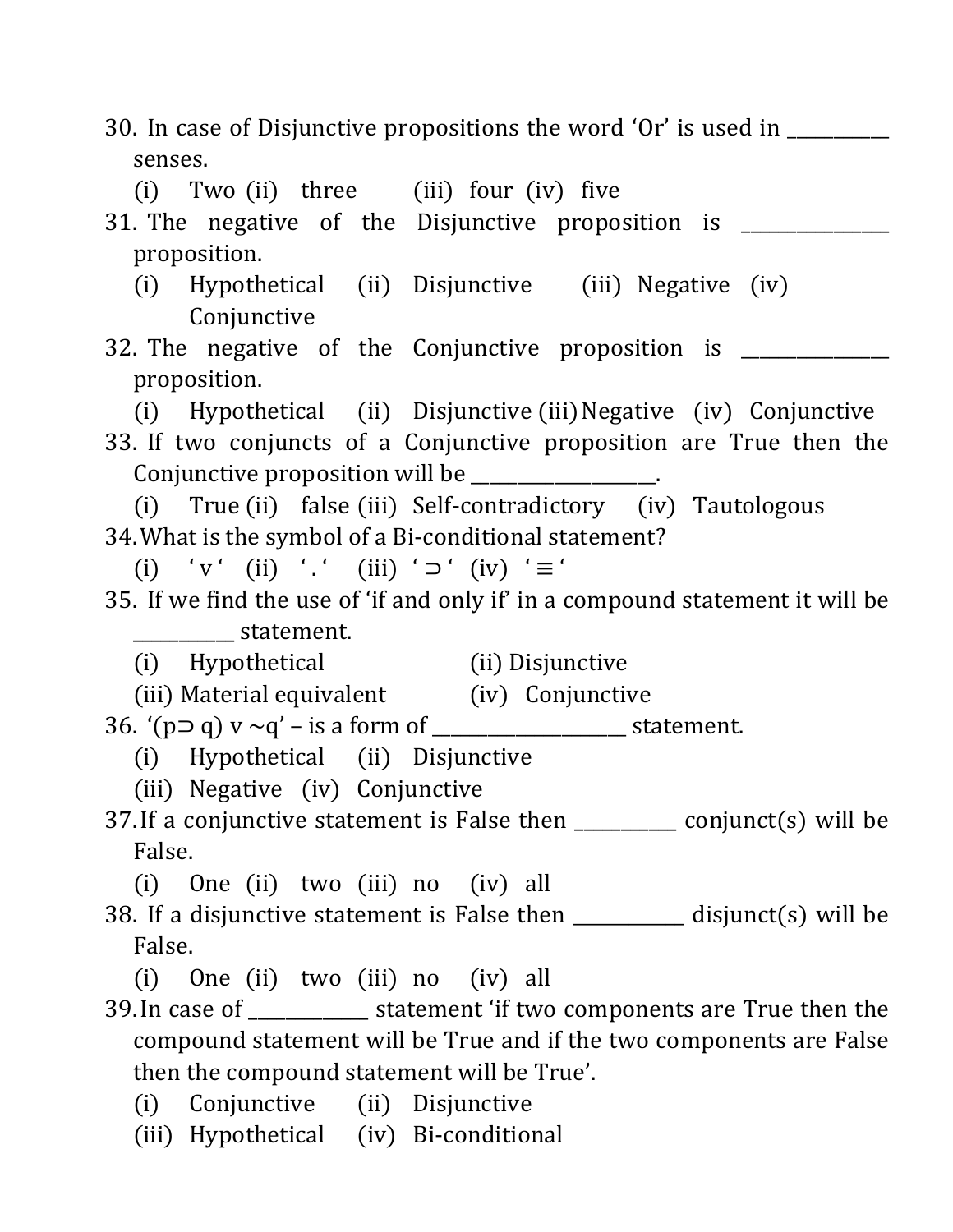30. In case of Disjunctive propositions the word 'Or' is used in __________ senses.
    (i) Two (ii) three (iii) four (iv) five
31. The negative of the Disjunctive proposition is ______________ proposition.
    (i) Hypothetical (ii) Disjunctive (iii) Negative (iv) Conjunctive
32. The negative of the Conjunctive proposition is ______________ proposition.
    (i) Hypothetical (ii) Disjunctive (iii) Negative (iv) Conjunctive
33. If two conjuncts of a Conjunctive proposition are True then the Conjunctive proposition will be __________________.
    (i) True (ii) false (iii) Self-contradictory (iv) Tautologous
34. What is the symbol of a Bi-conditional statement?
    (i) ' v ' (ii) ' . ' (iii) ' ⊃ ' (iv) ' ≡ '
35. If we find the use of 'if and only if' in a compound statement it will be __________ statement.
    (i) Hypothetical (ii) Disjunctive
    (iii) Material equivalent (iv) Conjunctive
36. '(p⊃ q) v ~q' – is a form of ___________________ statement.
    (i) Hypothetical (ii) Disjunctive
    (iii) Negative (iv) Conjunctive
37. If a conjunctive statement is False then __________ conjunct(s) will be False.
    (i) One (ii) two (iii) no (iv) all
38. If a disjunctive statement is False then ___________ disjunct(s) will be False.
    (i) One (ii) two (iii) no (iv) all
39. In case of ____________ statement 'if two components are True then the compound statement will be True and if the two components are False then the compound statement will be True'.
    (i) Conjunctive (ii) Disjunctive
    (iii) Hypothetical (iv) Bi-conditional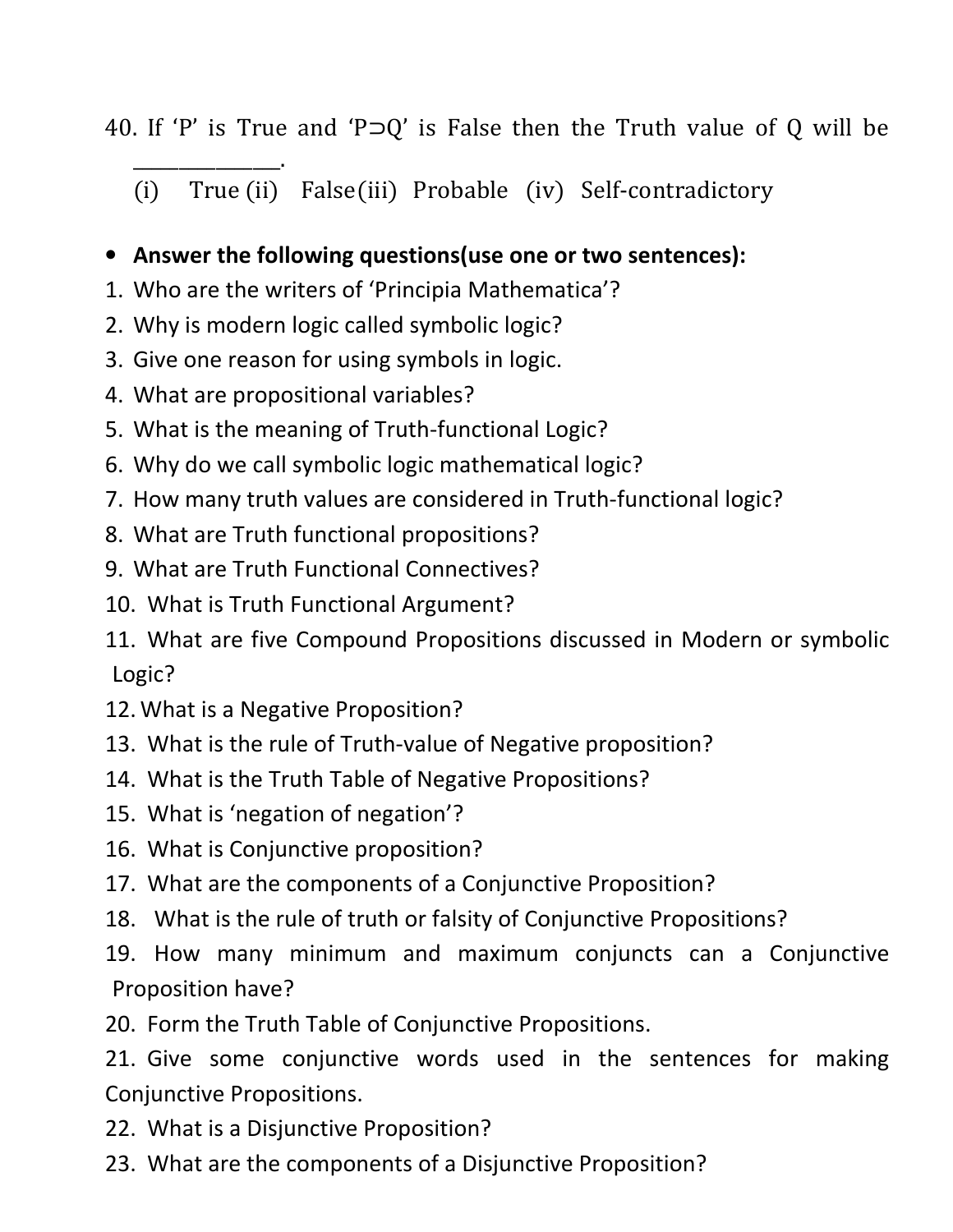40. If 'P' is True and 'P⊃Q' is False then the Truth value of Q will be \_\_\_\_\_\_\_\_\_\_\_\_\_.

(i) True (ii) False (iii) Probable (iv) Self-contradictory

- **Answer the following questions(use one or two sentences):**

1. Who are the writers of 'Principia Mathematica'?
2. Why is modern logic called symbolic logic?
3. Give one reason for using symbols in logic.
4. What are propositional variables?
5. What is the meaning of Truth-functional Logic?
6. Why do we call symbolic logic mathematical logic?
7. How many truth values are considered in Truth-functional logic?
8. What are Truth functional propositions?
9. What are Truth Functional Connectives?
10. What is Truth Functional Argument?
11. What are five Compound Propositions discussed in Modern or symbolic Logic?
12. What is a Negative Proposition?
13. What is the rule of Truth-value of Negative proposition?
14. What is the Truth Table of Negative Propositions?
15. What is 'negation of negation'?
16. What is Conjunctive proposition?
17. What are the components of a Conjunctive Proposition?
18. What is the rule of truth or falsity of Conjunctive Propositions?
19. How many minimum and maximum conjuncts can a Conjunctive Proposition have?
20. Form the Truth Table of Conjunctive Propositions.
21. Give some conjunctive words used in the sentences for making Conjunctive Propositions.
22. What is a Disjunctive Proposition?
23. What are the components of a Disjunctive Proposition?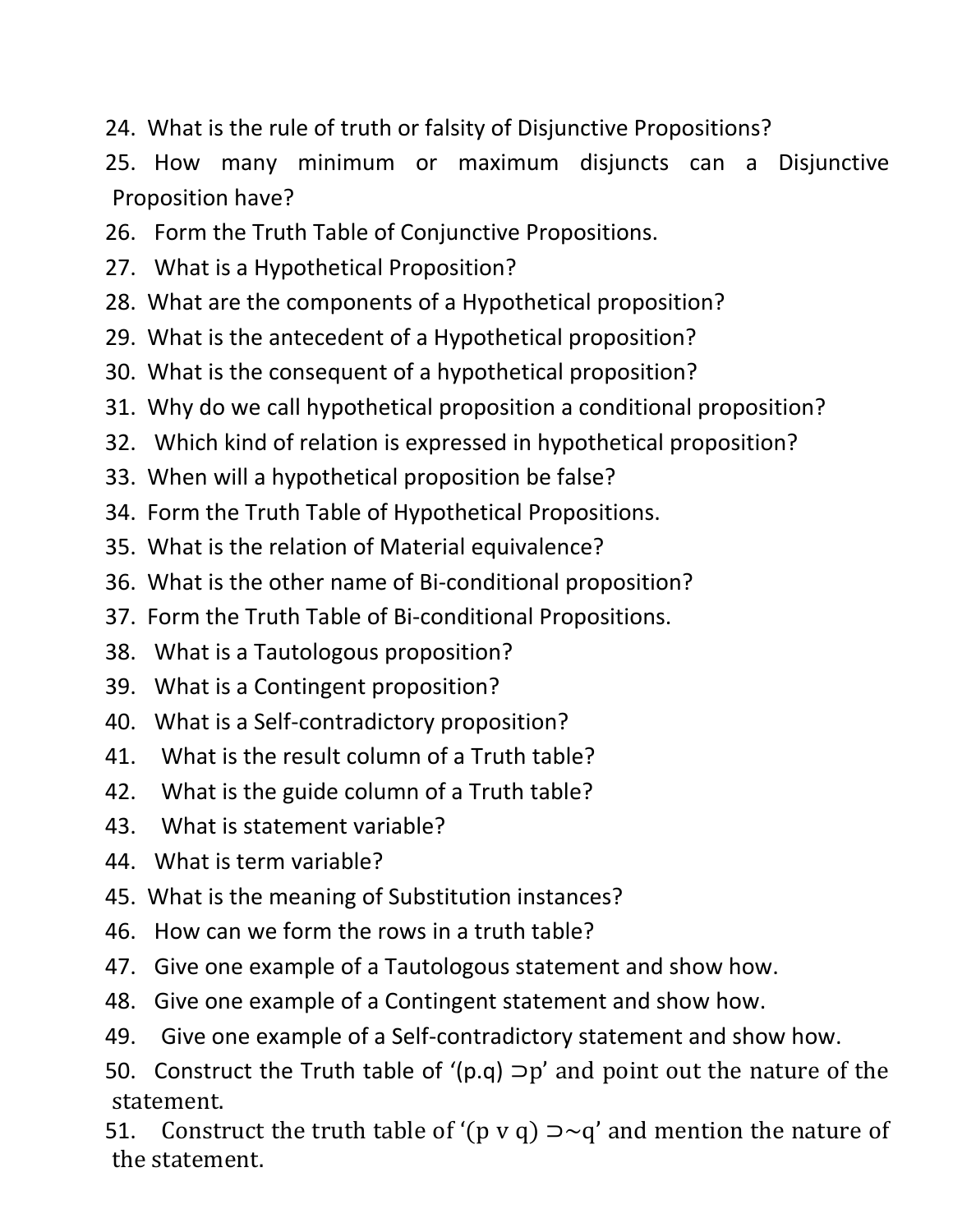24. What is the rule of truth or falsity of Disjunctive Propositions?
25. How many minimum or maximum disjuncts can a Disjunctive Proposition have?
26. Form the Truth Table of Conjunctive Propositions.
27. What is a Hypothetical Proposition?
28. What are the components of a Hypothetical proposition?
29. What is the antecedent of a Hypothetical proposition?
30. What is the consequent of a hypothetical proposition?
31. Why do we call hypothetical proposition a conditional proposition?
32. Which kind of relation is expressed in hypothetical proposition?
33. When will a hypothetical proposition be false?
34. Form the Truth Table of Hypothetical Propositions.
35. What is the relation of Material equivalence?
36. What is the other name of Bi-conditional proposition?
37. Form the Truth Table of Bi-conditional Propositions.
38. What is a Tautologous proposition?
39. What is a Contingent proposition?
40. What is a Self-contradictory proposition?
41. What is the result column of a Truth table?
42. What is the guide column of a Truth table?
43. What is statement variable?
44. What is term variable?
45. What is the meaning of Substitution instances?
46. How can we form the rows in a truth table?
47. Give one example of a Tautologous statement and show how.
48. Give one example of a Contingent statement and show how.
49. Give one example of a Self-contradictory statement and show how.
50. Construct the Truth table of '$(p.q) \supset p$' and point out the nature of the statement.
51. Construct the truth table of '$(p \vee q) \supset \sim q$' and mention the nature of the statement.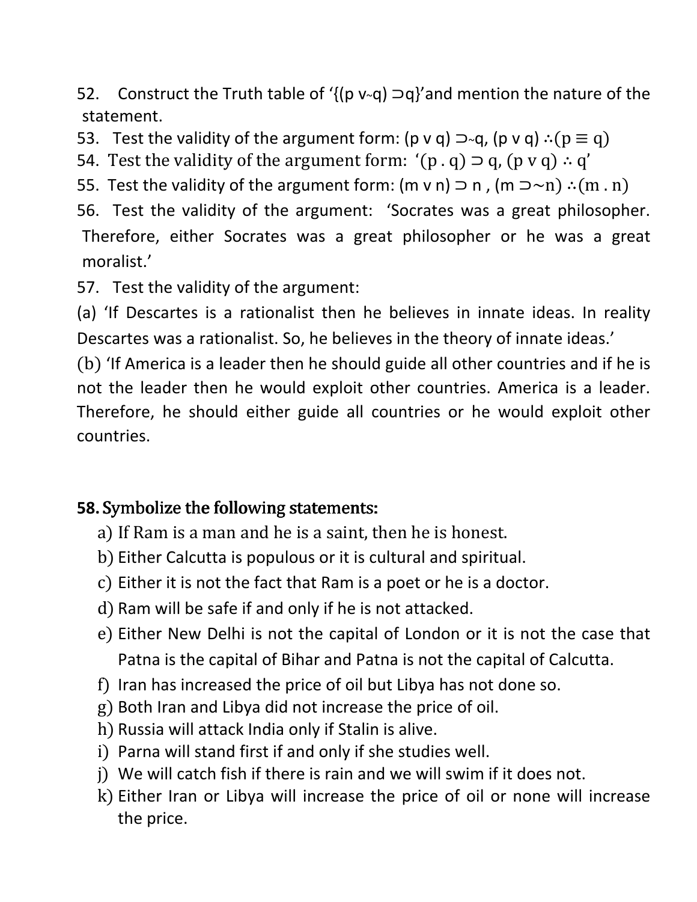52. Construct the Truth table of ‘$\{(p \vee {\sim}q) \supset q\}$’and mention the nature of the statement.

53. Test the validity of the argument form: $(p \vee q) \supset {\sim}q$, $(p \vee q)$ $\therefore (p \equiv q)$

54. Test the validity of the argument form: ‘$(p \cdot q) \supset q$, $(p \vee q)$ $\therefore q$’

55. Test the validity of the argument form: $(m \vee n) \supset n$ , $(m \supset {\sim}n)$ $\therefore (m \cdot n)$

56. Test the validity of the argument: ‘Socrates was a great philosopher. Therefore, either Socrates was a great philosopher or he was a great moralist.’

57. Test the validity of the argument:

(a) ‘If Descartes is a rationalist then he believes in innate ideas. In reality Descartes was a rationalist. So, he believes in the theory of innate ideas.’

(b) ‘If America is a leader then he should guide all other countries and if he is not the leader then he would exploit other countries. America is a leader. Therefore, he should either guide all countries or he would exploit other countries.

**58. Symbolize the following statements:**

a) If Ram is a man and he is a saint, then he is honest.
b) Either Calcutta is populous or it is cultural and spiritual.
c) Either it is not the fact that Ram is a poet or he is a doctor.
d) Ram will be safe if and only if he is not attacked.
e) Either New Delhi is not the capital of London or it is not the case that Patna is the capital of Bihar and Patna is not the capital of Calcutta.
f) Iran has increased the price of oil but Libya has not done so.
g) Both Iran and Libya did not increase the price of oil.
h) Russia will attack India only if Stalin is alive.
i) Parna will stand first if and only if she studies well.
j) We will catch fish if there is rain and we will swim if it does not.
k) Either Iran or Libya will increase the price of oil or none will increase the price.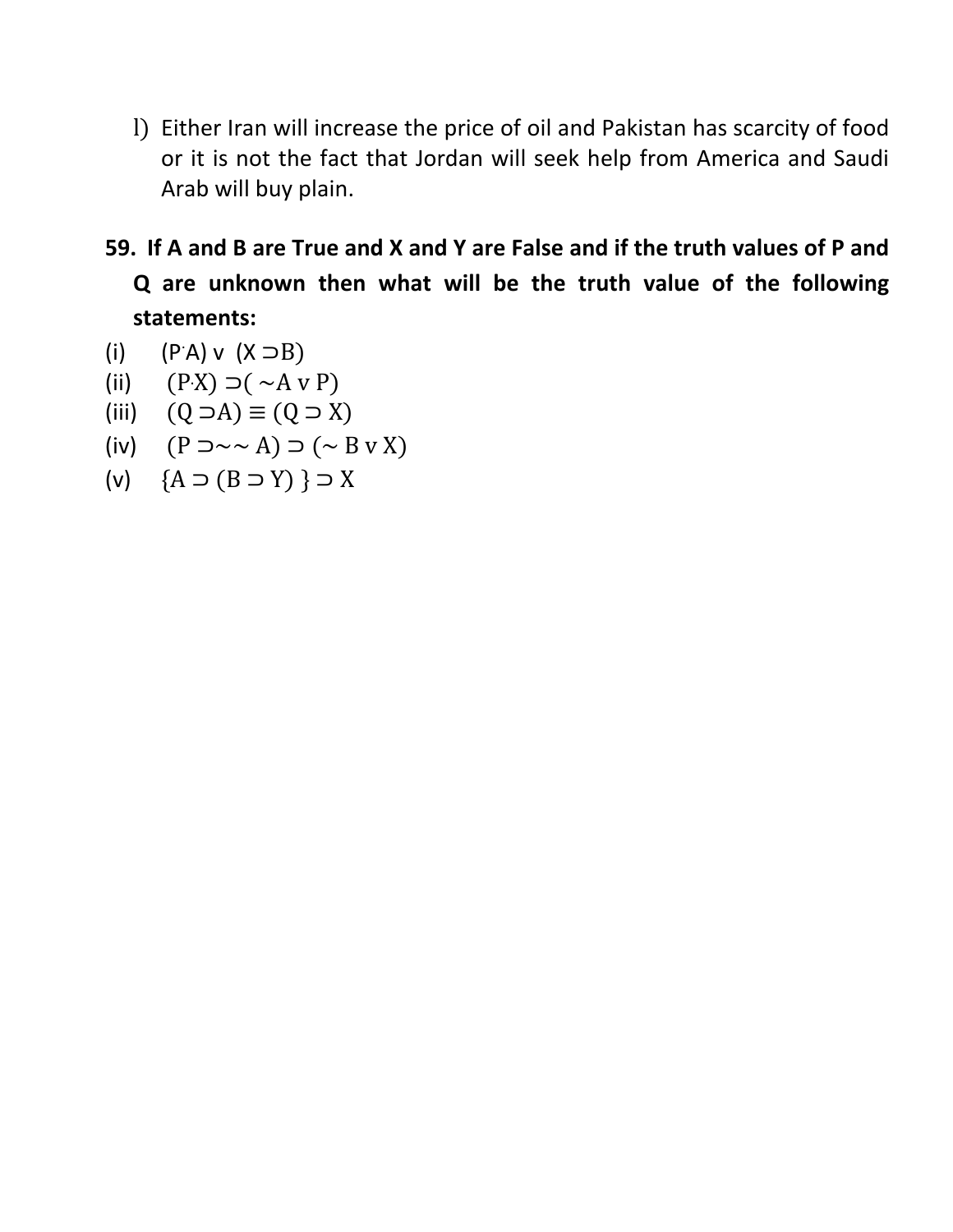l) Either Iran will increase the price of oil and Pakistan has scarcity of food or it is not the fact that Jordan will seek help from America and Saudi Arab will buy plain.

**59. If A and B are True and X and Y are False and if the truth values of P and Q are unknown then what will be the truth value of the following statements:**

(i) $(P \cdot A) \vee (X \supset B)$

(ii) $(P \cdot X) \supset (\sim A \vee P)$

(iii) $(Q \supset A) \equiv (Q \supset X)$

(iv) $(P \supset \sim\sim A) \supset (\sim B \vee X)$

(v) $\{A \supset (B \supset Y)\} \supset X$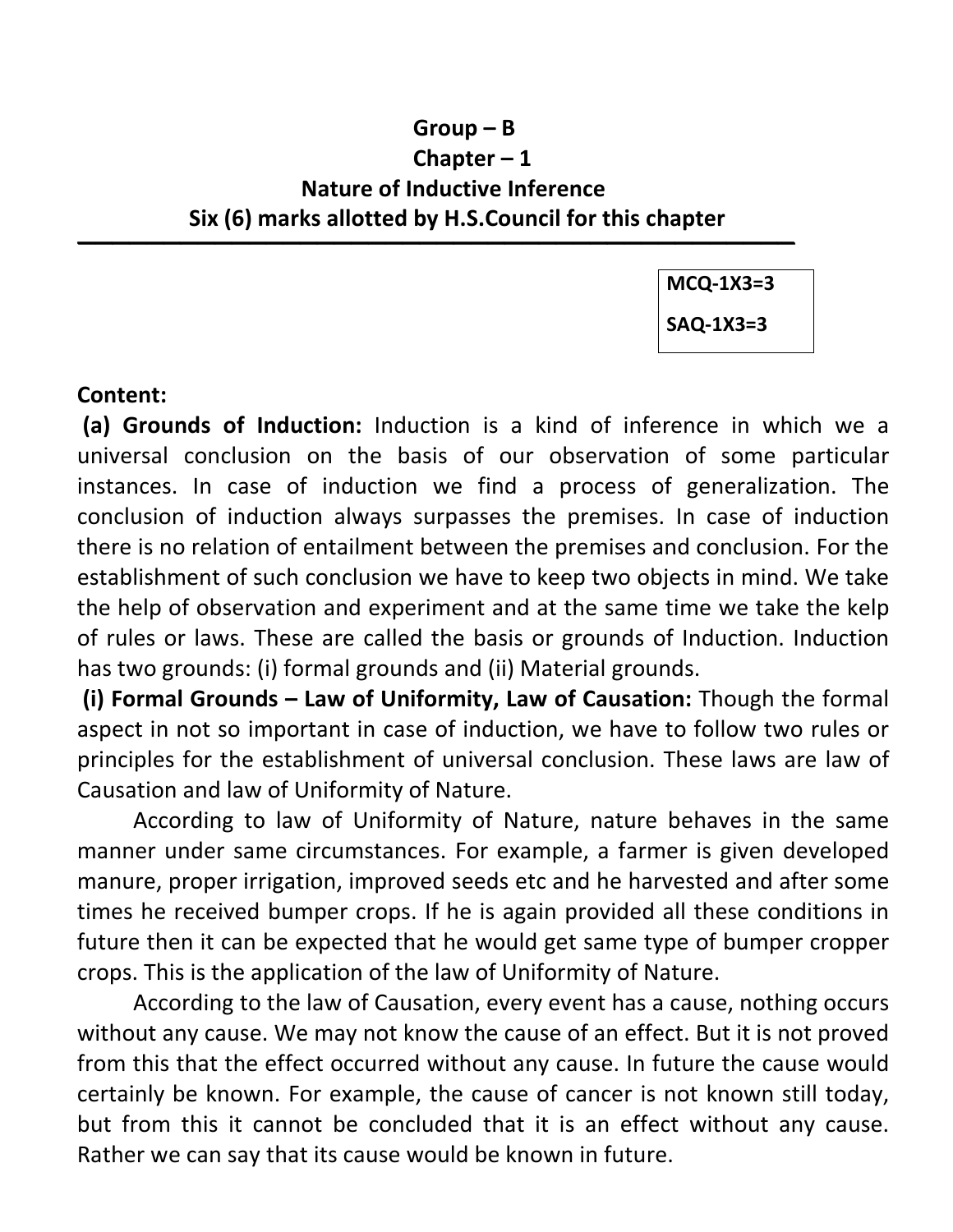**Group – B**

**Chapter – 1**

**Nature of Inductive Inference**

**Six (6) marks allotted by H.S.Council for this chapter**

---

| MCQ-1X3=3 |
|---|
| SAQ-1X3=3 |

**Content:**

**(a) Grounds of Induction:** Induction is a kind of inference in which we a universal conclusion on the basis of our observation of some particular instances. In case of induction we find a process of generalization. The conclusion of induction always surpasses the premises. In case of induction there is no relation of entailment between the premises and conclusion. For the establishment of such conclusion we have to keep two objects in mind. We take the help of observation and experiment and at the same time we take the kelp of rules or laws. These are called the basis or grounds of Induction. Induction has two grounds: (i) formal grounds and (ii) Material grounds.

**(i) Formal Grounds – Law of Uniformity, Law of Causation:** Though the formal aspect in not so important in case of induction, we have to follow two rules or principles for the establishment of universal conclusion. These laws are law of Causation and law of Uniformity of Nature.

According to law of Uniformity of Nature, nature behaves in the same manner under same circumstances. For example, a farmer is given developed manure, proper irrigation, improved seeds etc and he harvested and after some times he received bumper crops. If he is again provided all these conditions in future then it can be expected that he would get same type of bumper cropper crops. This is the application of the law of Uniformity of Nature.

According to the law of Causation, every event has a cause, nothing occurs without any cause. We may not know the cause of an effect. But it is not proved from this that the effect occurred without any cause. In future the cause would certainly be known. For example, the cause of cancer is not known still today, but from this it cannot be concluded that it is an effect without any cause. Rather we can say that its cause would be known in future.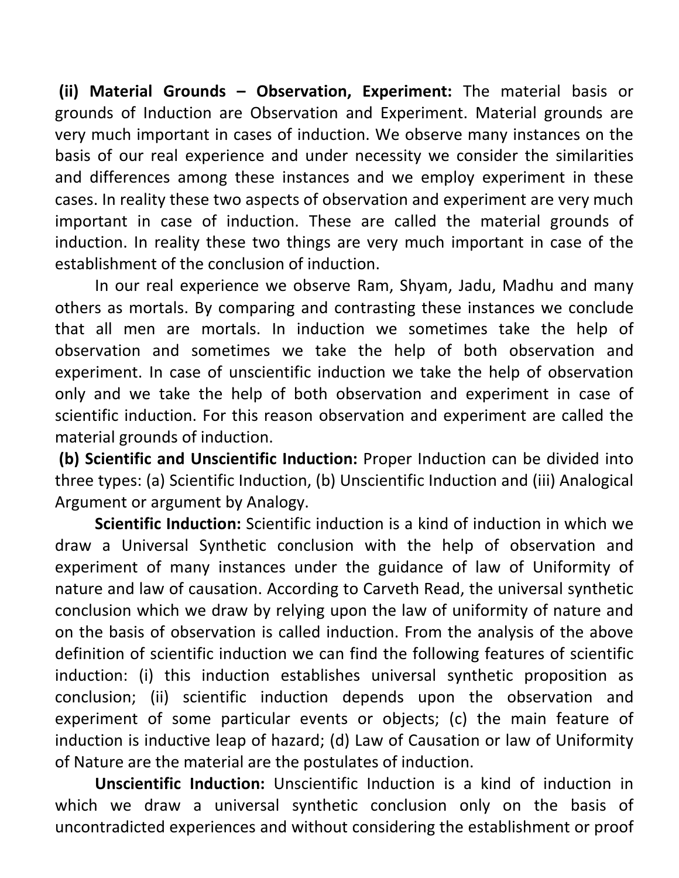**(ii) Material Grounds – Observation, Experiment:** The material basis or grounds of Induction are Observation and Experiment. Material grounds are very much important in cases of induction. We observe many instances on the basis of our real experience and under necessity we consider the similarities and differences among these instances and we employ experiment in these cases. In reality these two aspects of observation and experiment are very much important in case of induction. These are called the material grounds of induction. In reality these two things are very much important in case of the establishment of the conclusion of induction.

In our real experience we observe Ram, Shyam, Jadu, Madhu and many others as mortals. By comparing and contrasting these instances we conclude that all men are mortals. In induction we sometimes take the help of observation and sometimes we take the help of both observation and experiment. In case of unscientific induction we take the help of observation only and we take the help of both observation and experiment in case of scientific induction. For this reason observation and experiment are called the material grounds of induction.

**(b) Scientific and Unscientific Induction:** Proper Induction can be divided into three types: (a) Scientific Induction, (b) Unscientific Induction and (iii) Analogical Argument or argument by Analogy.

**Scientific Induction:** Scientific induction is a kind of induction in which we draw a Universal Synthetic conclusion with the help of observation and experiment of many instances under the guidance of law of Uniformity of nature and law of causation. According to Carveth Read, the universal synthetic conclusion which we draw by relying upon the law of uniformity of nature and on the basis of observation is called induction. From the analysis of the above definition of scientific induction we can find the following features of scientific induction: (i) this induction establishes universal synthetic proposition as conclusion; (ii) scientific induction depends upon the observation and experiment of some particular events or objects; (c) the main feature of induction is inductive leap of hazard; (d) Law of Causation or law of Uniformity of Nature are the material are the postulates of induction.

**Unscientific Induction:** Unscientific Induction is a kind of induction in which we draw a universal synthetic conclusion only on the basis of uncontradicted experiences and without considering the establishment or proof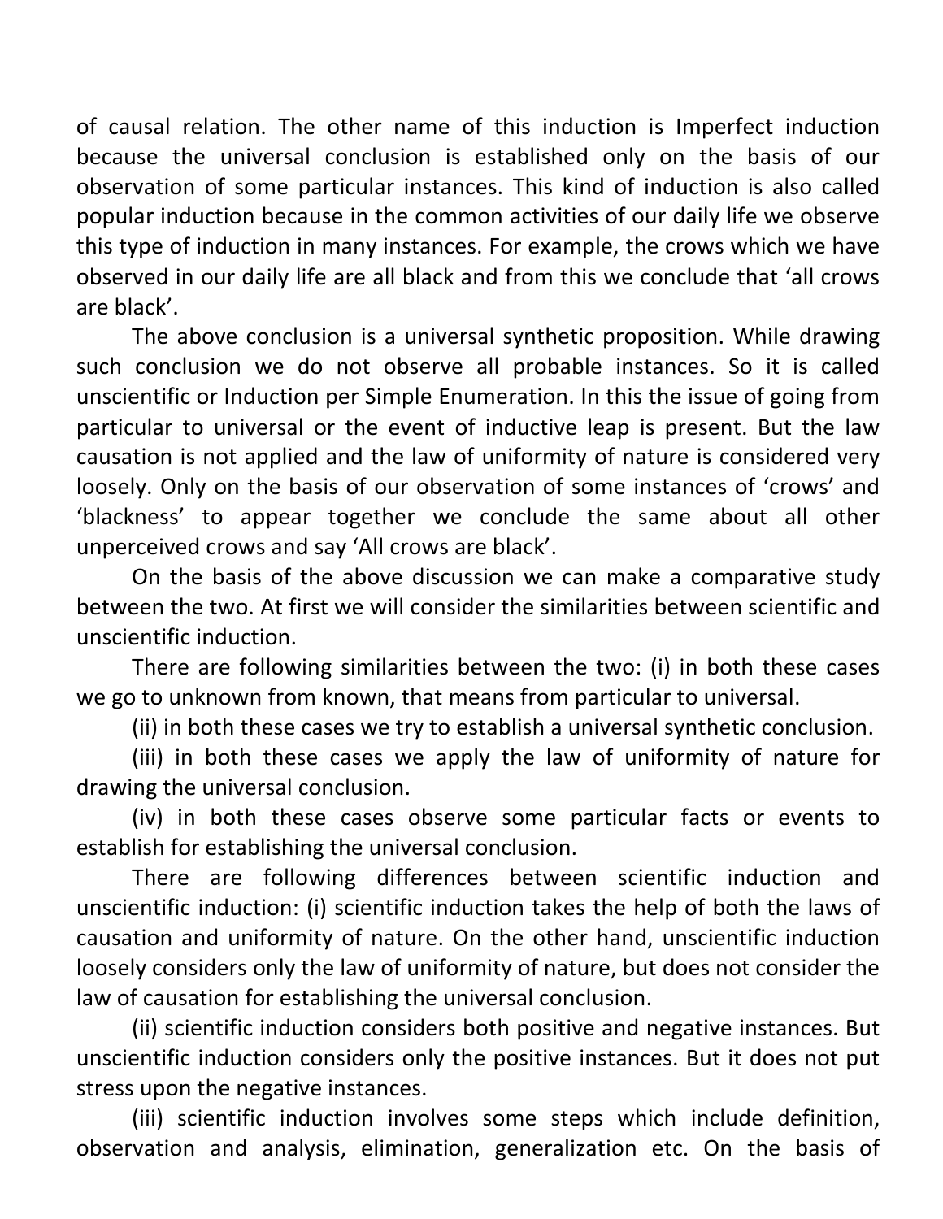of causal relation. The other name of this induction is Imperfect induction because the universal conclusion is established only on the basis of our observation of some particular instances. This kind of induction is also called popular induction because in the common activities of our daily life we observe this type of induction in many instances. For example, the crows which we have observed in our daily life are all black and from this we conclude that 'all crows are black'.

The above conclusion is a universal synthetic proposition. While drawing such conclusion we do not observe all probable instances. So it is called unscientific or Induction per Simple Enumeration. In this the issue of going from particular to universal or the event of inductive leap is present. But the law causation is not applied and the law of uniformity of nature is considered very loosely. Only on the basis of our observation of some instances of 'crows' and 'blackness' to appear together we conclude the same about all other unperceived crows and say 'All crows are black'.

On the basis of the above discussion we can make a comparative study between the two. At first we will consider the similarities between scientific and unscientific induction.

There are following similarities between the two: (i) in both these cases we go to unknown from known, that means from particular to universal.

(ii) in both these cases we try to establish a universal synthetic conclusion.

(iii) in both these cases we apply the law of uniformity of nature for drawing the universal conclusion.

(iv) in both these cases observe some particular facts or events to establish for establishing the universal conclusion.

There are following differences between scientific induction and unscientific induction: (i) scientific induction takes the help of both the laws of causation and uniformity of nature. On the other hand, unscientific induction loosely considers only the law of uniformity of nature, but does not consider the law of causation for establishing the universal conclusion.

(ii) scientific induction considers both positive and negative instances. But unscientific induction considers only the positive instances. But it does not put stress upon the negative instances.

(iii) scientific induction involves some steps which include definition, observation and analysis, elimination, generalization etc. On the basis of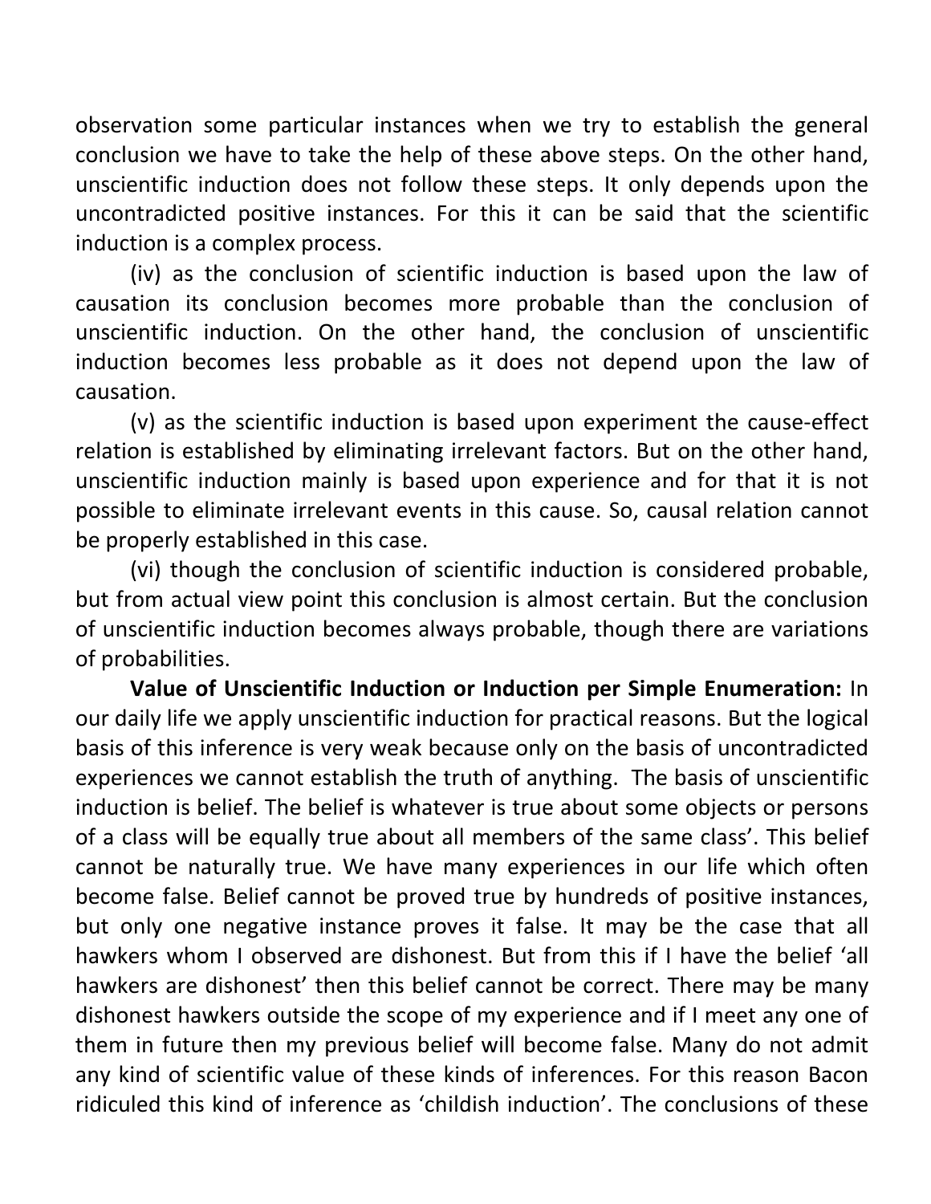observation some particular instances when we try to establish the general conclusion we have to take the help of these above steps. On the other hand, unscientific induction does not follow these steps. It only depends upon the uncontradicted positive instances. For this it can be said that the scientific induction is a complex process.

(iv) as the conclusion of scientific induction is based upon the law of causation its conclusion becomes more probable than the conclusion of unscientific induction. On the other hand, the conclusion of unscientific induction becomes less probable as it does not depend upon the law of causation.

(v) as the scientific induction is based upon experiment the cause-effect relation is established by eliminating irrelevant factors. But on the other hand, unscientific induction mainly is based upon experience and for that it is not possible to eliminate irrelevant events in this cause. So, causal relation cannot be properly established in this case.

(vi) though the conclusion of scientific induction is considered probable, but from actual view point this conclusion is almost certain. But the conclusion of unscientific induction becomes always probable, though there are variations of probabilities.

**Value of Unscientific Induction or Induction per Simple Enumeration:** In our daily life we apply unscientific induction for practical reasons. But the logical basis of this inference is very weak because only on the basis of uncontradicted experiences we cannot establish the truth of anything. The basis of unscientific induction is belief. The belief is whatever is true about some objects or persons of a class will be equally true about all members of the same class'. This belief cannot be naturally true. We have many experiences in our life which often become false. Belief cannot be proved true by hundreds of positive instances, but only one negative instance proves it false. It may be the case that all hawkers whom I observed are dishonest. But from this if I have the belief 'all hawkers are dishonest' then this belief cannot be correct. There may be many dishonest hawkers outside the scope of my experience and if I meet any one of them in future then my previous belief will become false. Many do not admit any kind of scientific value of these kinds of inferences. For this reason Bacon ridiculed this kind of inference as 'childish induction'. The conclusions of these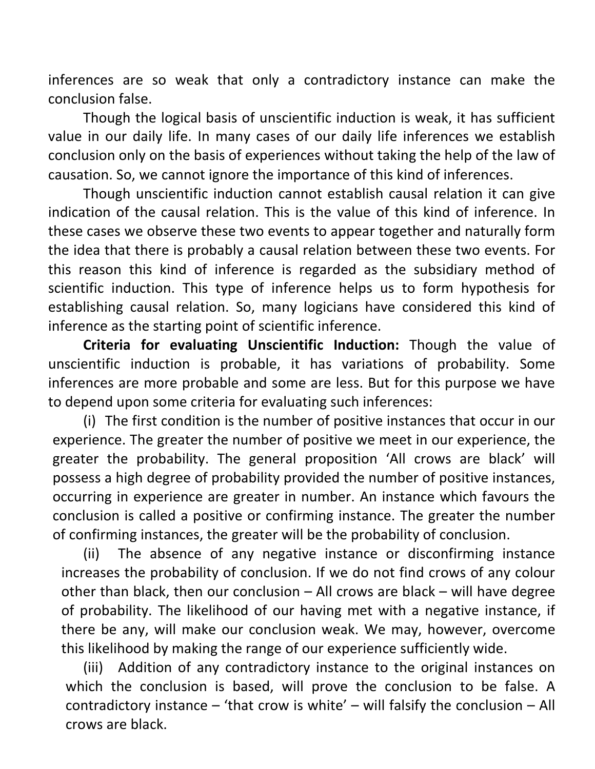inferences are so weak that only a contradictory instance can make the conclusion false.

Though the logical basis of unscientific induction is weak, it has sufficient value in our daily life. In many cases of our daily life inferences we establish conclusion only on the basis of experiences without taking the help of the law of causation. So, we cannot ignore the importance of this kind of inferences.

Though unscientific induction cannot establish causal relation it can give indication of the causal relation. This is the value of this kind of inference. In these cases we observe these two events to appear together and naturally form the idea that there is probably a causal relation between these two events. For this reason this kind of inference is regarded as the subsidiary method of scientific induction. This type of inference helps us to form hypothesis for establishing causal relation. So, many logicians have considered this kind of inference as the starting point of scientific inference.

**Criteria for evaluating Unscientific Induction:** Though the value of unscientific induction is probable, it has variations of probability. Some inferences are more probable and some are less. But for this purpose we have to depend upon some criteria for evaluating such inferences:

(i) The first condition is the number of positive instances that occur in our experience. The greater the number of positive we meet in our experience, the greater the probability. The general proposition 'All crows are black' will possess a high degree of probability provided the number of positive instances, occurring in experience are greater in number. An instance which favours the conclusion is called a positive or confirming instance. The greater the number of confirming instances, the greater will be the probability of conclusion.

(ii) The absence of any negative instance or disconfirming instance increases the probability of conclusion. If we do not find crows of any colour other than black, then our conclusion – All crows are black – will have degree of probability. The likelihood of our having met with a negative instance, if there be any, will make our conclusion weak. We may, however, overcome this likelihood by making the range of our experience sufficiently wide.

(iii) Addition of any contradictory instance to the original instances on which the conclusion is based, will prove the conclusion to be false. A contradictory instance – 'that crow is white' – will falsify the conclusion – All crows are black.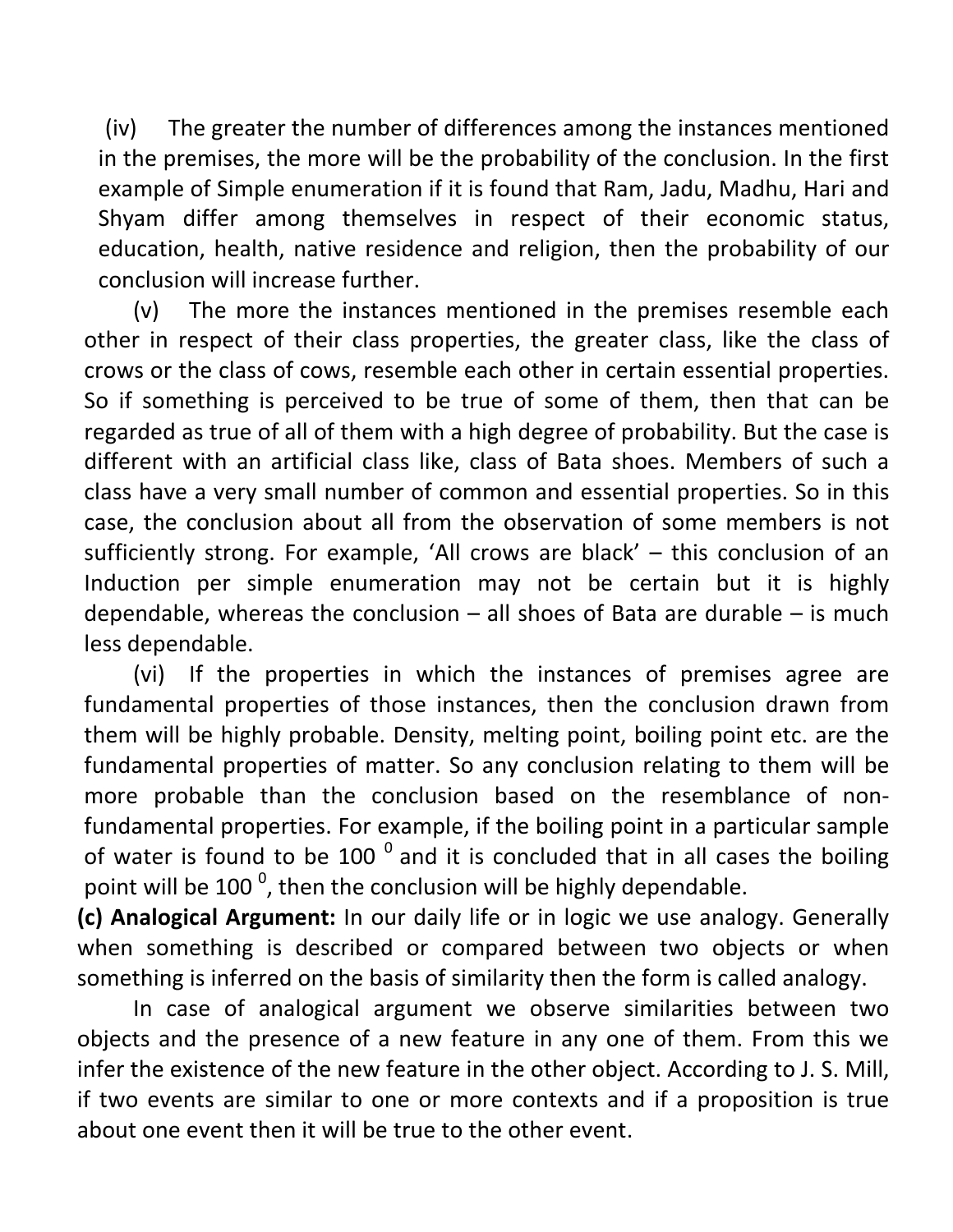(iv) The greater the number of differences among the instances mentioned in the premises, the more will be the probability of the conclusion. In the first example of Simple enumeration if it is found that Ram, Jadu, Madhu, Hari and Shyam differ among themselves in respect of their economic status, education, health, native residence and religion, then the probability of our conclusion will increase further.

(v) The more the instances mentioned in the premises resemble each other in respect of their class properties, the greater class, like the class of crows or the class of cows, resemble each other in certain essential properties. So if something is perceived to be true of some of them, then that can be regarded as true of all of them with a high degree of probability. But the case is different with an artificial class like, class of Bata shoes. Members of such a class have a very small number of common and essential properties. So in this case, the conclusion about all from the observation of some members is not sufficiently strong. For example, 'All crows are black' – this conclusion of an Induction per simple enumeration may not be certain but it is highly dependable, whereas the conclusion – all shoes of Bata are durable – is much less dependable.

(vi) If the properties in which the instances of premises agree are fundamental properties of those instances, then the conclusion drawn from them will be highly probable. Density, melting point, boiling point etc. are the fundamental properties of matter. So any conclusion relating to them will be more probable than the conclusion based on the resemblance of non-fundamental properties. For example, if the boiling point in a particular sample of water is found to be $100^{0}$ and it is concluded that in all cases the boiling point will be $100^{0}$, then the conclusion will be highly dependable.

**(c) Analogical Argument:** In our daily life or in logic we use analogy. Generally when something is described or compared between two objects or when something is inferred on the basis of similarity then the form is called analogy.

In case of analogical argument we observe similarities between two objects and the presence of a new feature in any one of them. From this we infer the existence of the new feature in the other object. According to J. S. Mill, if two events are similar to one or more contexts and if a proposition is true about one event then it will be true to the other event.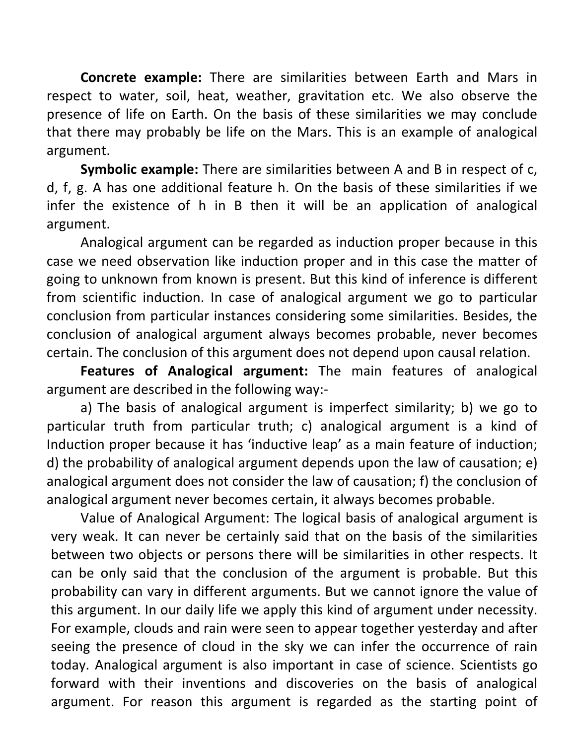**Concrete example:** There are similarities between Earth and Mars in respect to water, soil, heat, weather, gravitation etc. We also observe the presence of life on Earth. On the basis of these similarities we may conclude that there may probably be life on the Mars. This is an example of analogical argument.

**Symbolic example:** There are similarities between A and B in respect of c, d, f, g. A has one additional feature h. On the basis of these similarities if we infer the existence of h in B then it will be an application of analogical argument.

Analogical argument can be regarded as induction proper because in this case we need observation like induction proper and in this case the matter of going to unknown from known is present. But this kind of inference is different from scientific induction. In case of analogical argument we go to particular conclusion from particular instances considering some similarities. Besides, the conclusion of analogical argument always becomes probable, never becomes certain. The conclusion of this argument does not depend upon causal relation.

**Features of Analogical argument:** The main features of analogical argument are described in the following way:-

a) The basis of analogical argument is imperfect similarity; b) we go to particular truth from particular truth; c) analogical argument is a kind of Induction proper because it has 'inductive leap' as a main feature of induction; d) the probability of analogical argument depends upon the law of causation; e) analogical argument does not consider the law of causation; f) the conclusion of analogical argument never becomes certain, it always becomes probable.

Value of Analogical Argument: The logical basis of analogical argument is very weak. It can never be certainly said that on the basis of the similarities between two objects or persons there will be similarities in other respects. It can be only said that the conclusion of the argument is probable. But this probability can vary in different arguments. But we cannot ignore the value of this argument. In our daily life we apply this kind of argument under necessity. For example, clouds and rain were seen to appear together yesterday and after seeing the presence of cloud in the sky we can infer the occurrence of rain today. Analogical argument is also important in case of science. Scientists go forward with their inventions and discoveries on the basis of analogical argument. For reason this argument is regarded as the starting point of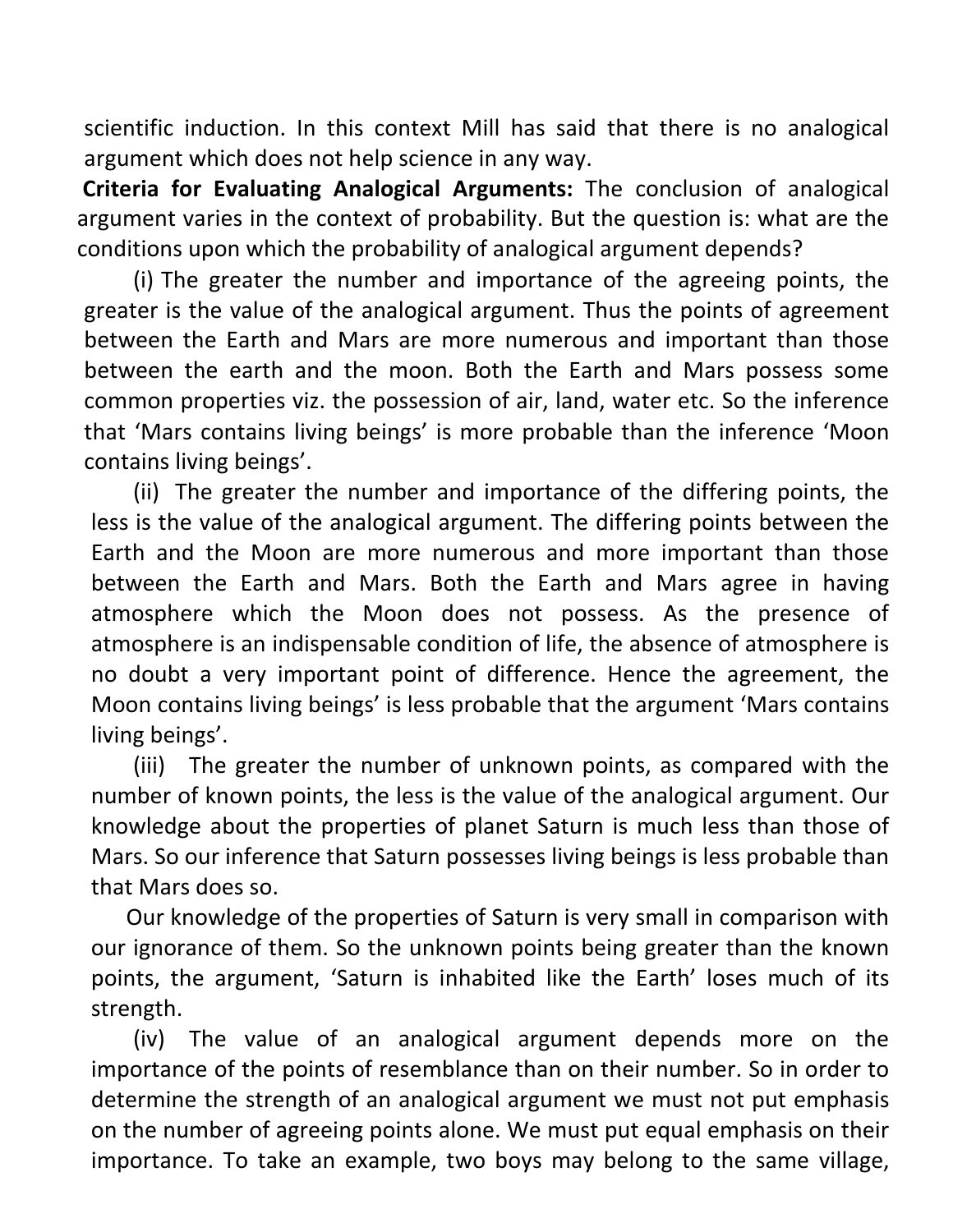scientific induction. In this context Mill has said that there is no analogical argument which does not help science in any way.

**Criteria for Evaluating Analogical Arguments:** The conclusion of analogical argument varies in the context of probability. But the question is: what are the conditions upon which the probability of analogical argument depends?

(i) The greater the number and importance of the agreeing points, the greater is the value of the analogical argument. Thus the points of agreement between the Earth and Mars are more numerous and important than those between the earth and the moon. Both the Earth and Mars possess some common properties viz. the possession of air, land, water etc. So the inference that 'Mars contains living beings' is more probable than the inference 'Moon contains living beings'.

(ii) The greater the number and importance of the differing points, the less is the value of the analogical argument. The differing points between the Earth and the Moon are more numerous and more important than those between the Earth and Mars. Both the Earth and Mars agree in having atmosphere which the Moon does not possess. As the presence of atmosphere is an indispensable condition of life, the absence of atmosphere is no doubt a very important point of difference. Hence the agreement, the Moon contains living beings' is less probable that the argument 'Mars contains living beings'.

(iii) The greater the number of unknown points, as compared with the number of known points, the less is the value of the analogical argument. Our knowledge about the properties of planet Saturn is much less than those of Mars. So our inference that Saturn possesses living beings is less probable than that Mars does so.

Our knowledge of the properties of Saturn is very small in comparison with our ignorance of them. So the unknown points being greater than the known points, the argument, 'Saturn is inhabited like the Earth' loses much of its strength.

(iv) The value of an analogical argument depends more on the importance of the points of resemblance than on their number. So in order to determine the strength of an analogical argument we must not put emphasis on the number of agreeing points alone. We must put equal emphasis on their importance. To take an example, two boys may belong to the same village,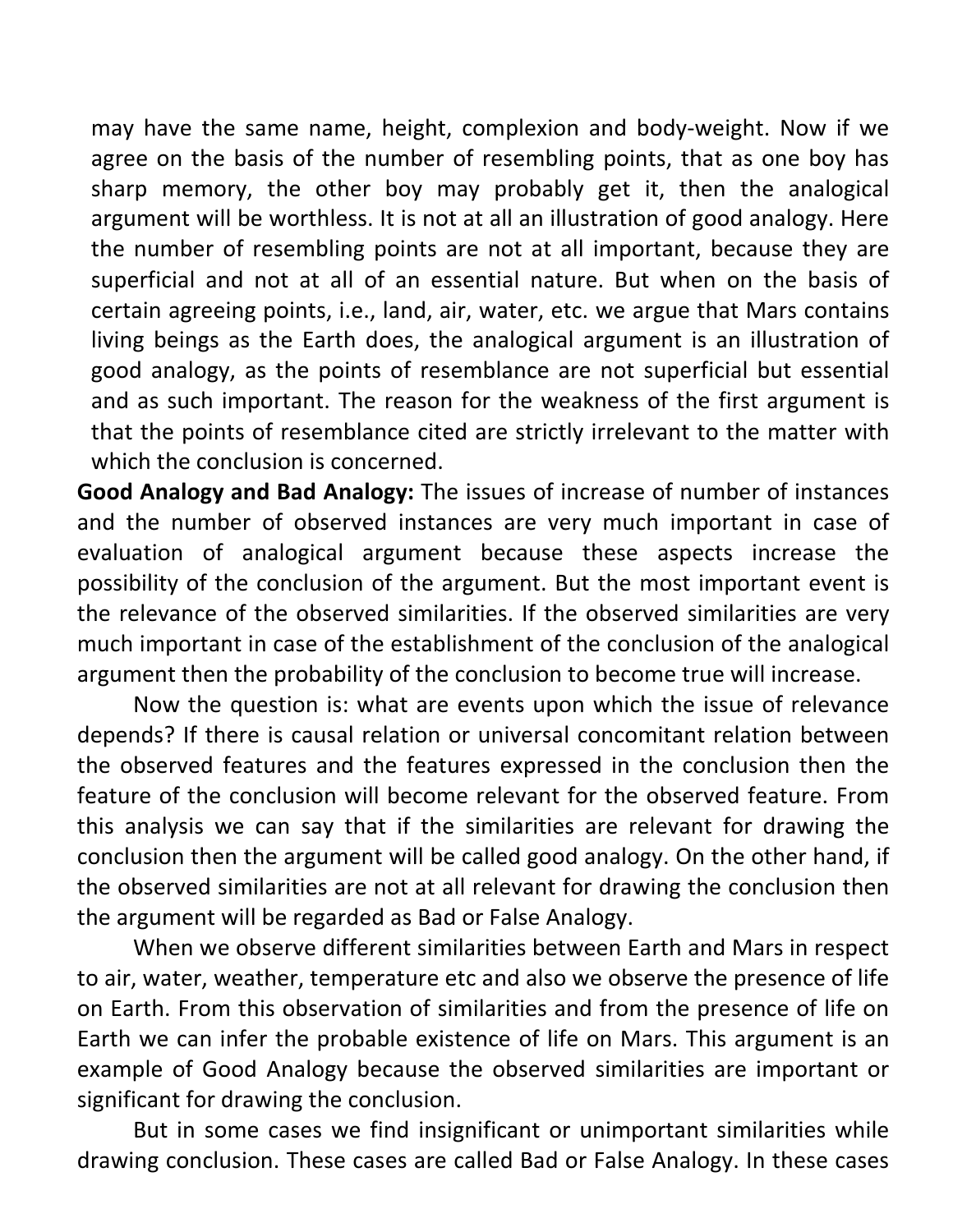may have the same name, height, complexion and body-weight. Now if we agree on the basis of the number of resembling points, that as one boy has sharp memory, the other boy may probably get it, then the analogical argument will be worthless. It is not at all an illustration of good analogy. Here the number of resembling points are not at all important, because they are superficial and not at all of an essential nature. But when on the basis of certain agreeing points, i.e., land, air, water, etc. we argue that Mars contains living beings as the Earth does, the analogical argument is an illustration of good analogy, as the points of resemblance are not superficial but essential and as such important. The reason for the weakness of the first argument is that the points of resemblance cited are strictly irrelevant to the matter with which the conclusion is concerned.

**Good Analogy and Bad Analogy:** The issues of increase of number of instances and the number of observed instances are very much important in case of evaluation of analogical argument because these aspects increase the possibility of the conclusion of the argument. But the most important event is the relevance of the observed similarities. If the observed similarities are very much important in case of the establishment of the conclusion of the analogical argument then the probability of the conclusion to become true will increase.

Now the question is: what are events upon which the issue of relevance depends? If there is causal relation or universal concomitant relation between the observed features and the features expressed in the conclusion then the feature of the conclusion will become relevant for the observed feature. From this analysis we can say that if the similarities are relevant for drawing the conclusion then the argument will be called good analogy. On the other hand, if the observed similarities are not at all relevant for drawing the conclusion then the argument will be regarded as Bad or False Analogy.

When we observe different similarities between Earth and Mars in respect to air, water, weather, temperature etc and also we observe the presence of life on Earth. From this observation of similarities and from the presence of life on Earth we can infer the probable existence of life on Mars. This argument is an example of Good Analogy because the observed similarities are important or significant for drawing the conclusion.

But in some cases we find insignificant or unimportant similarities while drawing conclusion. These cases are called Bad or False Analogy. In these cases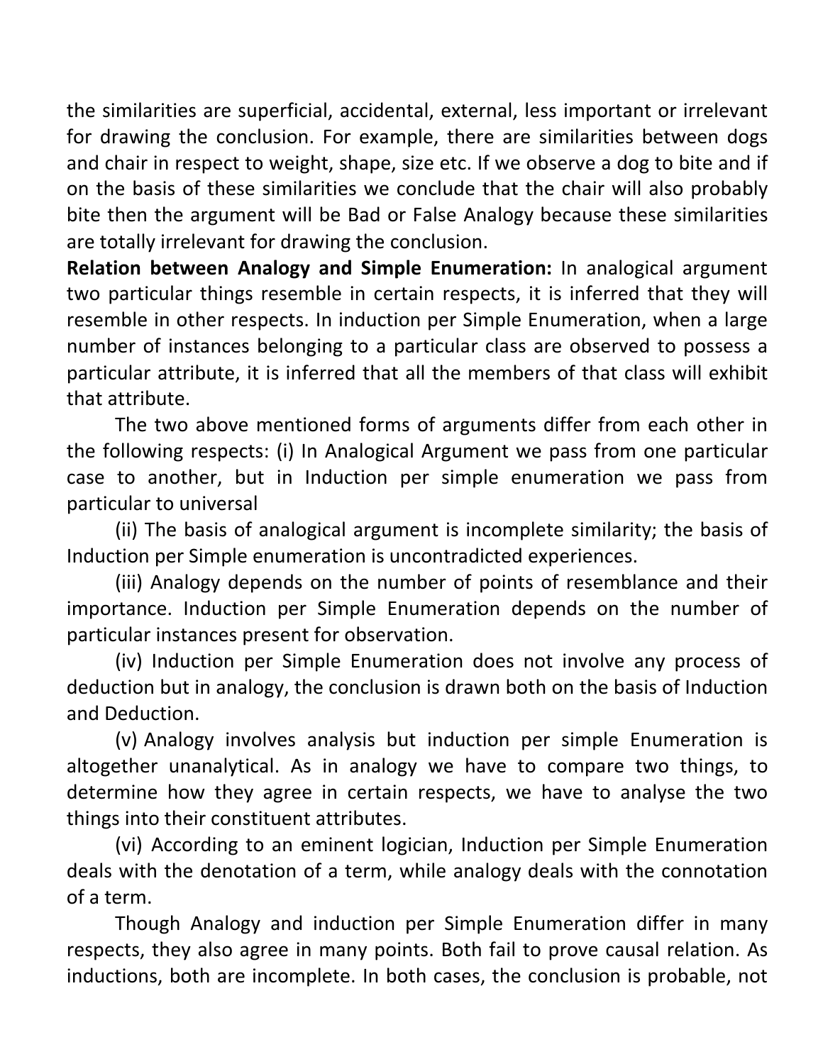the similarities are superficial, accidental, external, less important or irrelevant for drawing the conclusion. For example, there are similarities between dogs and chair in respect to weight, shape, size etc. If we observe a dog to bite and if on the basis of these similarities we conclude that the chair will also probably bite then the argument will be Bad or False Analogy because these similarities are totally irrelevant for drawing the conclusion.

**Relation between Analogy and Simple Enumeration:** In analogical argument two particular things resemble in certain respects, it is inferred that they will resemble in other respects. In induction per Simple Enumeration, when a large number of instances belonging to a particular class are observed to possess a particular attribute, it is inferred that all the members of that class will exhibit that attribute.

The two above mentioned forms of arguments differ from each other in the following respects: (i) In Analogical Argument we pass from one particular case to another, but in Induction per simple enumeration we pass from particular to universal

(ii) The basis of analogical argument is incomplete similarity; the basis of Induction per Simple enumeration is uncontradicted experiences.

(iii) Analogy depends on the number of points of resemblance and their importance. Induction per Simple Enumeration depends on the number of particular instances present for observation.

(iv) Induction per Simple Enumeration does not involve any process of deduction but in analogy, the conclusion is drawn both on the basis of Induction and Deduction.

(v) Analogy involves analysis but induction per simple Enumeration is altogether unanalytical. As in analogy we have to compare two things, to determine how they agree in certain respects, we have to analyse the two things into their constituent attributes.

(vi) According to an eminent logician, Induction per Simple Enumeration deals with the denotation of a term, while analogy deals with the connotation of a term.

Though Analogy and induction per Simple Enumeration differ in many respects, they also agree in many points. Both fail to prove causal relation. As inductions, both are incomplete. In both cases, the conclusion is probable, not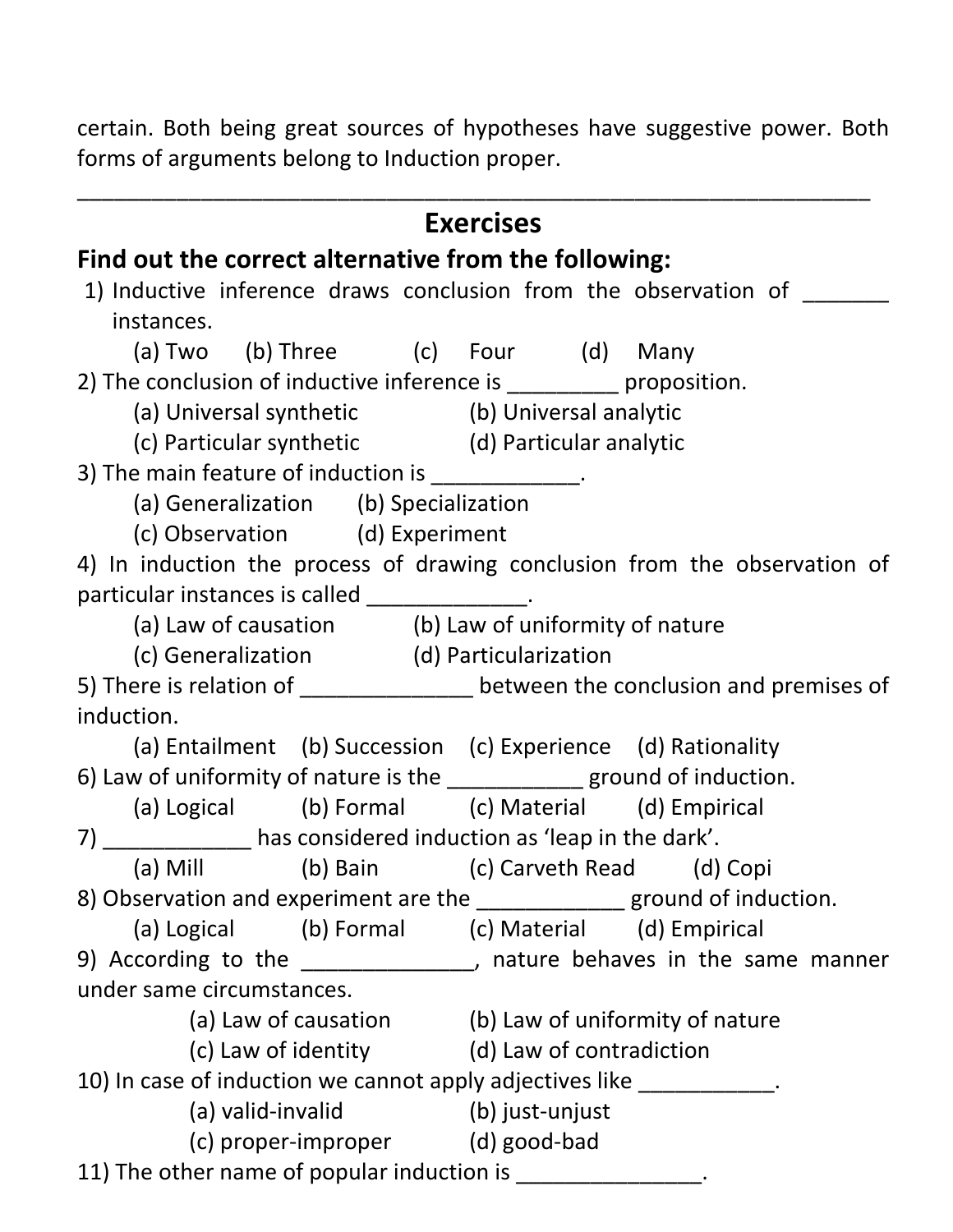certain. Both being great sources of hypotheses have suggestive power. Both forms of arguments belong to Induction proper.

---

## Exercises

**Find out the correct alternative from the following:**

1) Inductive inference draws conclusion from the observation of _______ instances.
   (a) Two (b) Three (c) Four (d) Many

2) The conclusion of inductive inference is _________ proposition.
   (a) Universal synthetic (b) Universal analytic
   (c) Particular synthetic (d) Particular analytic

3) The main feature of induction is ____________.
   (a) Generalization (b) Specialization
   (c) Observation (d) Experiment

4) In induction the process of drawing conclusion from the observation of particular instances is called _____________.
   (a) Law of causation (b) Law of uniformity of nature
   (c) Generalization (d) Particularization

5) There is relation of ______________ between the conclusion and premises of induction.
   (a) Entailment (b) Succession (c) Experience (d) Rationality

6) Law of uniformity of nature is the ___________ ground of induction.
   (a) Logical (b) Formal (c) Material (d) Empirical

7) ____________ has considered induction as 'leap in the dark'.
   (a) Mill (b) Bain (c) Carveth Read (d) Copi

8) Observation and experiment are the ____________ ground of induction.
   (a) Logical (b) Formal (c) Material (d) Empirical

9) According to the ______________, nature behaves in the same manner under same circumstances.
   (a) Law of causation (b) Law of uniformity of nature
   (c) Law of identity (d) Law of contradiction

10) In case of induction we cannot apply adjectives like ___________.
   (a) valid-invalid (b) just-unjust
   (c) proper-improper (d) good-bad

11) The other name of popular induction is _______________.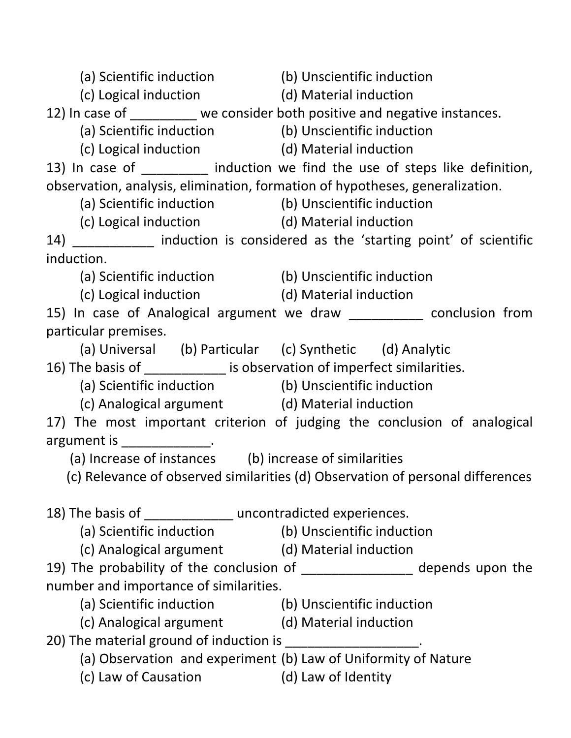(a) Scientific induction (b) Unscientific induction
(c) Logical induction (d) Material induction

12) In case of _________ we consider both positive and negative instances.
(a) Scientific induction (b) Unscientific induction
(c) Logical induction (d) Material induction

13) In case of _________ induction we find the use of steps like definition, observation, analysis, elimination, formation of hypotheses, generalization.
(a) Scientific induction (b) Unscientific induction
(c) Logical induction (d) Material induction

14) ___________ induction is considered as the 'starting point' of scientific induction.
(a) Scientific induction (b) Unscientific induction
(c) Logical induction (d) Material induction

15) In case of Analogical argument we draw __________ conclusion from particular premises.
(a) Universal (b) Particular (c) Synthetic (d) Analytic

16) The basis of ___________ is observation of imperfect similarities.
(a) Scientific induction (b) Unscientific induction
(c) Analogical argument (d) Material induction

17) The most important criterion of judging the conclusion of analogical argument is ____________.
(a) Increase of instances (b) increase of similarities
(c) Relevance of observed similarities (d) Observation of personal differences

18) The basis of ____________ uncontradicted experiences.
(a) Scientific induction (b) Unscientific induction
(c) Analogical argument (d) Material induction

19) The probability of the conclusion of _______________ depends upon the number and importance of similarities.
(a) Scientific induction (b) Unscientific induction
(c) Analogical argument (d) Material induction

20) The material ground of induction is __________________.
(a) Observation and experiment (b) Law of Uniformity of Nature
(c) Law of Causation (d) Law of Identity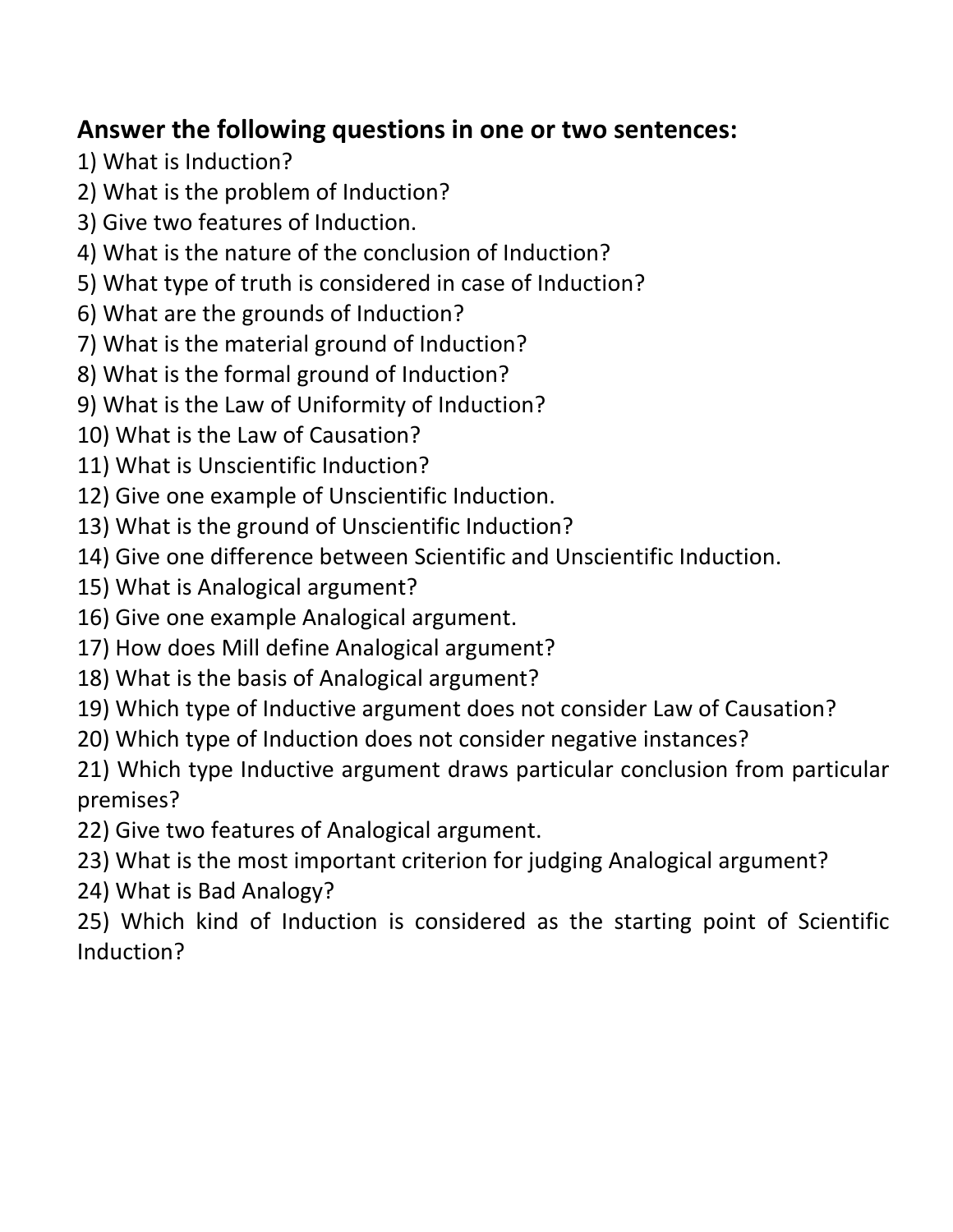**Answer the following questions in one or two sentences:**

1) What is Induction?
2) What is the problem of Induction?
3) Give two features of Induction.
4) What is the nature of the conclusion of Induction?
5) What type of truth is considered in case of Induction?
6) What are the grounds of Induction?
7) What is the material ground of Induction?
8) What is the formal ground of Induction?
9) What is the Law of Uniformity of Induction?
10) What is the Law of Causation?
11) What is Unscientific Induction?
12) Give one example of Unscientific Induction.
13) What is the ground of Unscientific Induction?
14) Give one difference between Scientific and Unscientific Induction.
15) What is Analogical argument?
16) Give one example Analogical argument.
17) How does Mill define Analogical argument?
18) What is the basis of Analogical argument?
19) Which type of Inductive argument does not consider Law of Causation?
20) Which type of Induction does not consider negative instances?
21) Which type Inductive argument draws particular conclusion from particular premises?
22) Give two features of Analogical argument.
23) What is the most important criterion for judging Analogical argument?
24) What is Bad Analogy?
25) Which kind of Induction is considered as the starting point of Scientific Induction?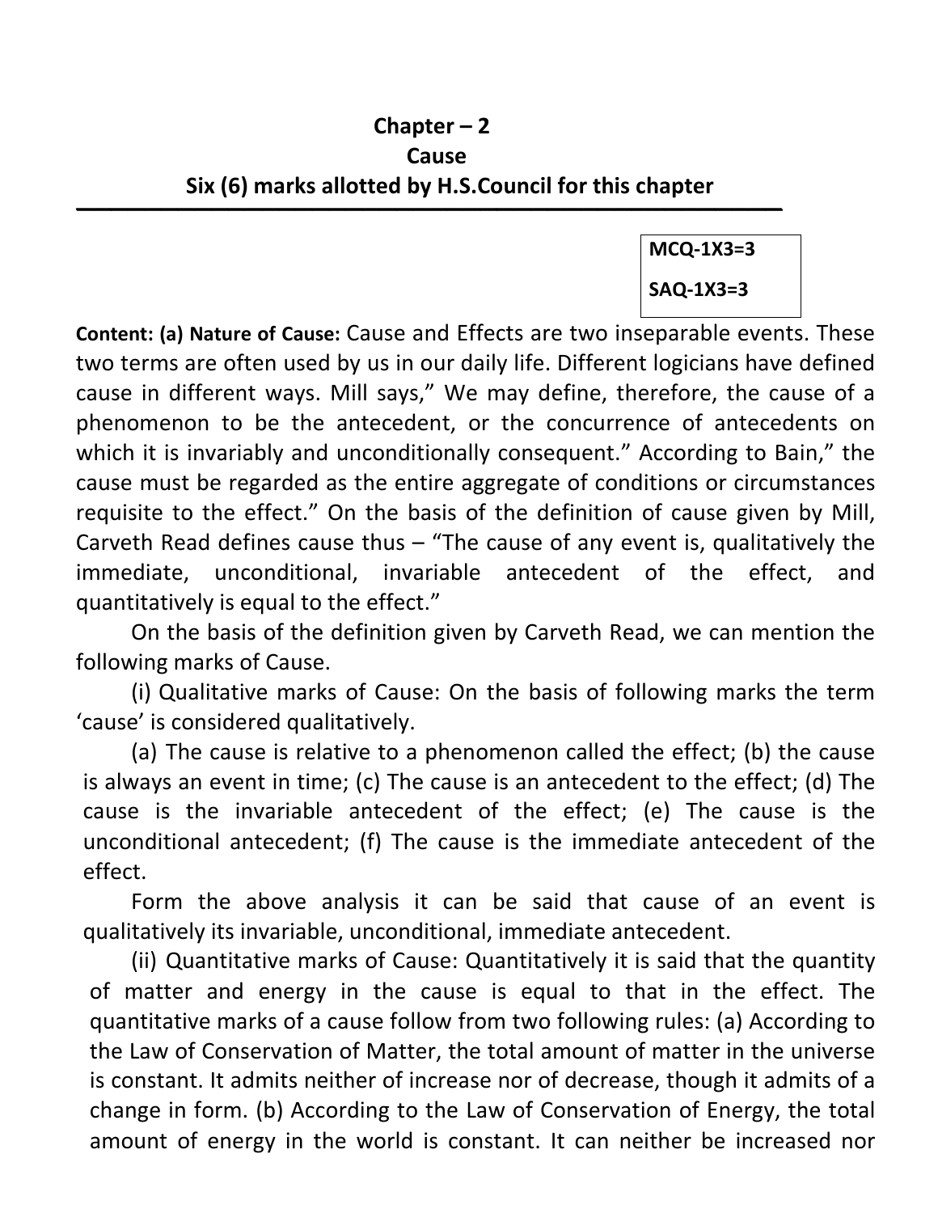# Chapter – 2

# Cause

## Six (6) marks allotted by H.S.Council for this chapter

---

**MCQ-1X3=3**

**SAQ-1X3=3**

**Content: (a) Nature of Cause:** Cause and Effects are two inseparable events. These two terms are often used by us in our daily life. Different logicians have defined cause in different ways. Mill says," We may define, therefore, the cause of a phenomenon to be the antecedent, or the concurrence of antecedents on which it is invariably and unconditionally consequent." According to Bain," the cause must be regarded as the entire aggregate of conditions or circumstances requisite to the effect." On the basis of the definition of cause given by Mill, Carveth Read defines cause thus – "The cause of any event is, qualitatively the immediate, unconditional, invariable antecedent of the effect, and quantitatively is equal to the effect."

On the basis of the definition given by Carveth Read, we can mention the following marks of Cause.

(i) Qualitative marks of Cause: On the basis of following marks the term 'cause' is considered qualitatively.

(a) The cause is relative to a phenomenon called the effect; (b) the cause is always an event in time; (c) The cause is an antecedent to the effect; (d) The cause is the invariable antecedent of the effect; (e) The cause is the unconditional antecedent; (f) The cause is the immediate antecedent of the effect.

Form the above analysis it can be said that cause of an event is qualitatively its invariable, unconditional, immediate antecedent.

(ii) Quantitative marks of Cause: Quantitatively it is said that the quantity of matter and energy in the cause is equal to that in the effect. The quantitative marks of a cause follow from two following rules: (a) According to the Law of Conservation of Matter, the total amount of matter in the universe is constant. It admits neither of increase nor of decrease, though it admits of a change in form. (b) According to the Law of Conservation of Energy, the total amount of energy in the world is constant. It can neither be increased nor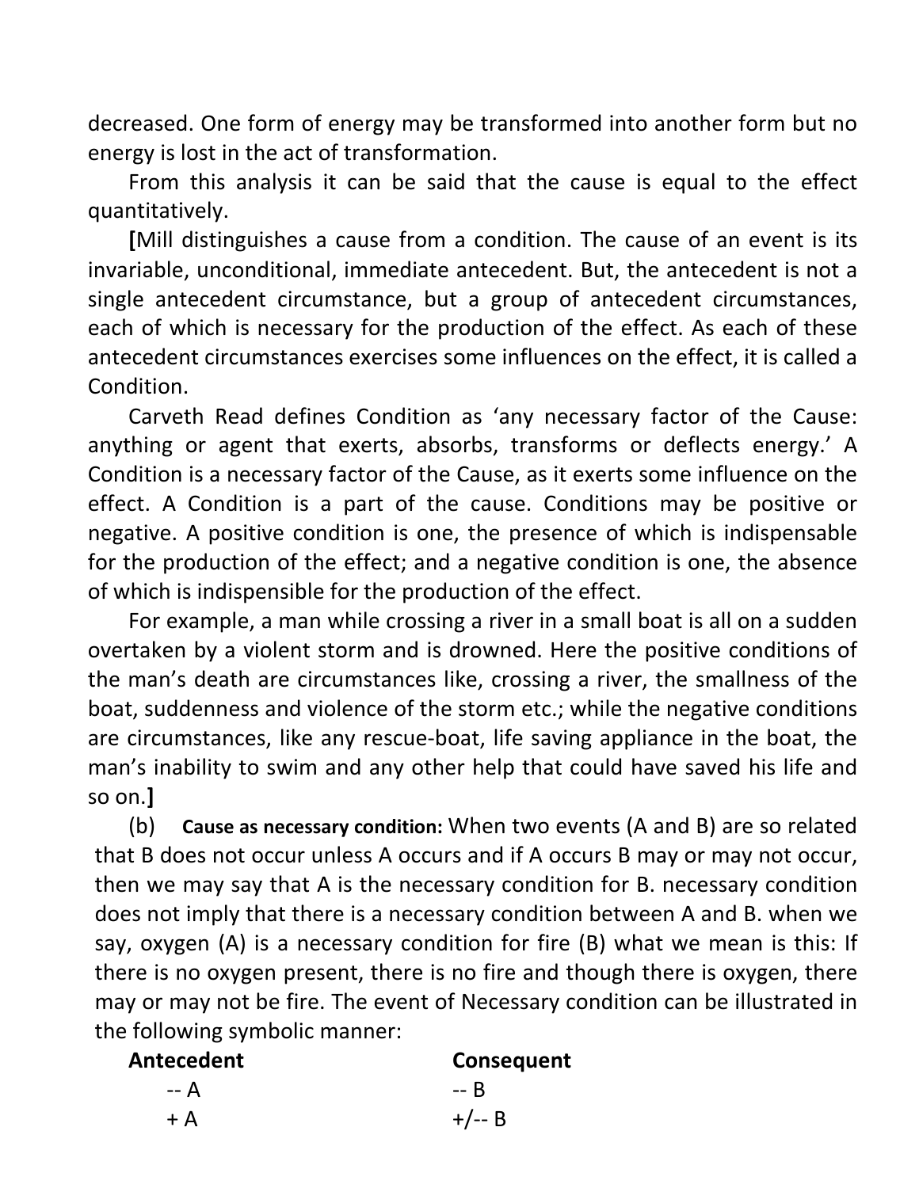decreased. One form of energy may be transformed into another form but no energy is lost in the act of transformation.

From this analysis it can be said that the cause is equal to the effect quantitatively.

**[**Mill distinguishes a cause from a condition. The cause of an event is its invariable, unconditional, immediate antecedent. But, the antecedent is not a single antecedent circumstance, but a group of antecedent circumstances, each of which is necessary for the production of the effect. As each of these antecedent circumstances exercises some influences on the effect, it is called a Condition.

Carveth Read defines Condition as 'any necessary factor of the Cause: anything or agent that exerts, absorbs, transforms or deflects energy.' A Condition is a necessary factor of the Cause, as it exerts some influence on the effect. A Condition is a part of the cause. Conditions may be positive or negative. A positive condition is one, the presence of which is indispensable for the production of the effect; and a negative condition is one, the absence of which is indispensible for the production of the effect.

For example, a man while crossing a river in a small boat is all on a sudden overtaken by a violent storm and is drowned. Here the positive conditions of the man's death are circumstances like, crossing a river, the smallness of the boat, suddenness and violence of the storm etc.; while the negative conditions are circumstances, like any rescue-boat, life saving appliance in the boat, the man's inability to swim and any other help that could have saved his life and so on.**]**

(b) **Cause as necessary condition:** When two events (A and B) are so related that B does not occur unless A occurs and if A occurs B may or may not occur, then we may say that A is the necessary condition for B. necessary condition does not imply that there is a necessary condition between A and B. when we say, oxygen (A) is a necessary condition for fire (B) what we mean is this: If there is no oxygen present, there is no fire and though there is oxygen, there may or may not be fire. The event of Necessary condition can be illustrated in the following symbolic manner:

| **Antecedent** | **Consequent** |
|---|---|
| -- A | -- B |
| + A | +/-- B |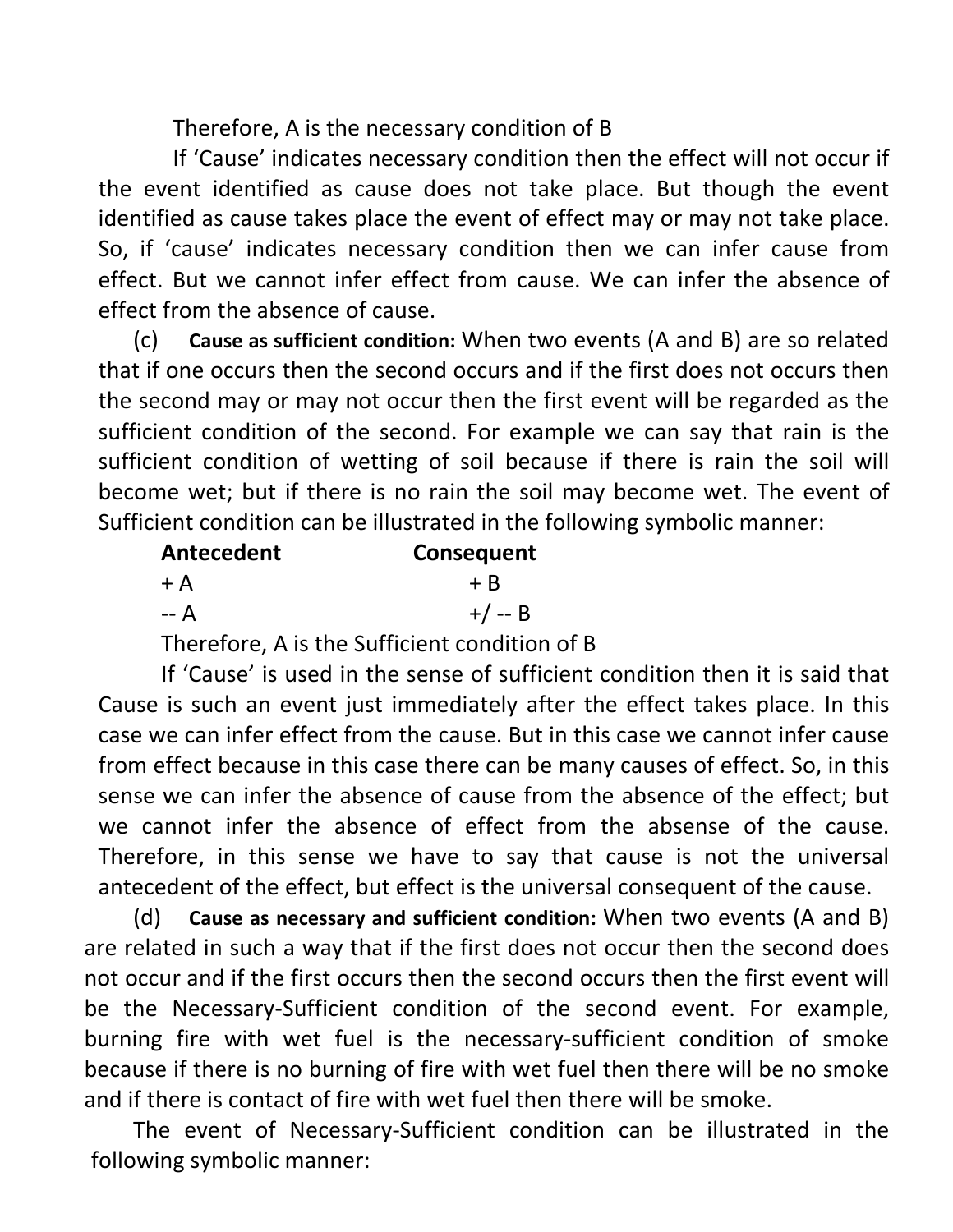Therefore, A is the necessary condition of B

If 'Cause' indicates necessary condition then the effect will not occur if the event identified as cause does not take place. But though the event identified as cause takes place the event of effect may or may not take place. So, if 'cause' indicates necessary condition then we can infer cause from effect. But we cannot infer effect from cause. We can infer the absence of effect from the absence of cause.

(c) **Cause as sufficient condition:** When two events (A and B) are so related that if one occurs then the second occurs and if the first does not occurs then the second may or may not occur then the first event will be regarded as the sufficient condition of the second. For example we can say that rain is the sufficient condition of wetting of soil because if there is rain the soil will become wet; but if there is no rain the soil may become wet. The event of Sufficient condition can be illustrated in the following symbolic manner:

| **Antecedent** | **Consequent** |
|---|---|
| + A | + B |
| -- A | +/ -- B |

Therefore, A is the Sufficient condition of B

If 'Cause' is used in the sense of sufficient condition then it is said that Cause is such an event just immediately after the effect takes place. In this case we can infer effect from the cause. But in this case we cannot infer cause from effect because in this case there can be many causes of effect. So, in this sense we can infer the absence of cause from the absence of the effect; but we cannot infer the absence of effect from the absense of the cause. Therefore, in this sense we have to say that cause is not the universal antecedent of the effect, but effect is the universal consequent of the cause.

(d) **Cause as necessary and sufficient condition:** When two events (A and B) are related in such a way that if the first does not occur then the second does not occur and if the first occurs then the second occurs then the first event will be the Necessary-Sufficient condition of the second event. For example, burning fire with wet fuel is the necessary-sufficient condition of smoke because if there is no burning of fire with wet fuel then there will be no smoke and if there is contact of fire with wet fuel then there will be smoke.

The event of Necessary-Sufficient condition can be illustrated in the following symbolic manner: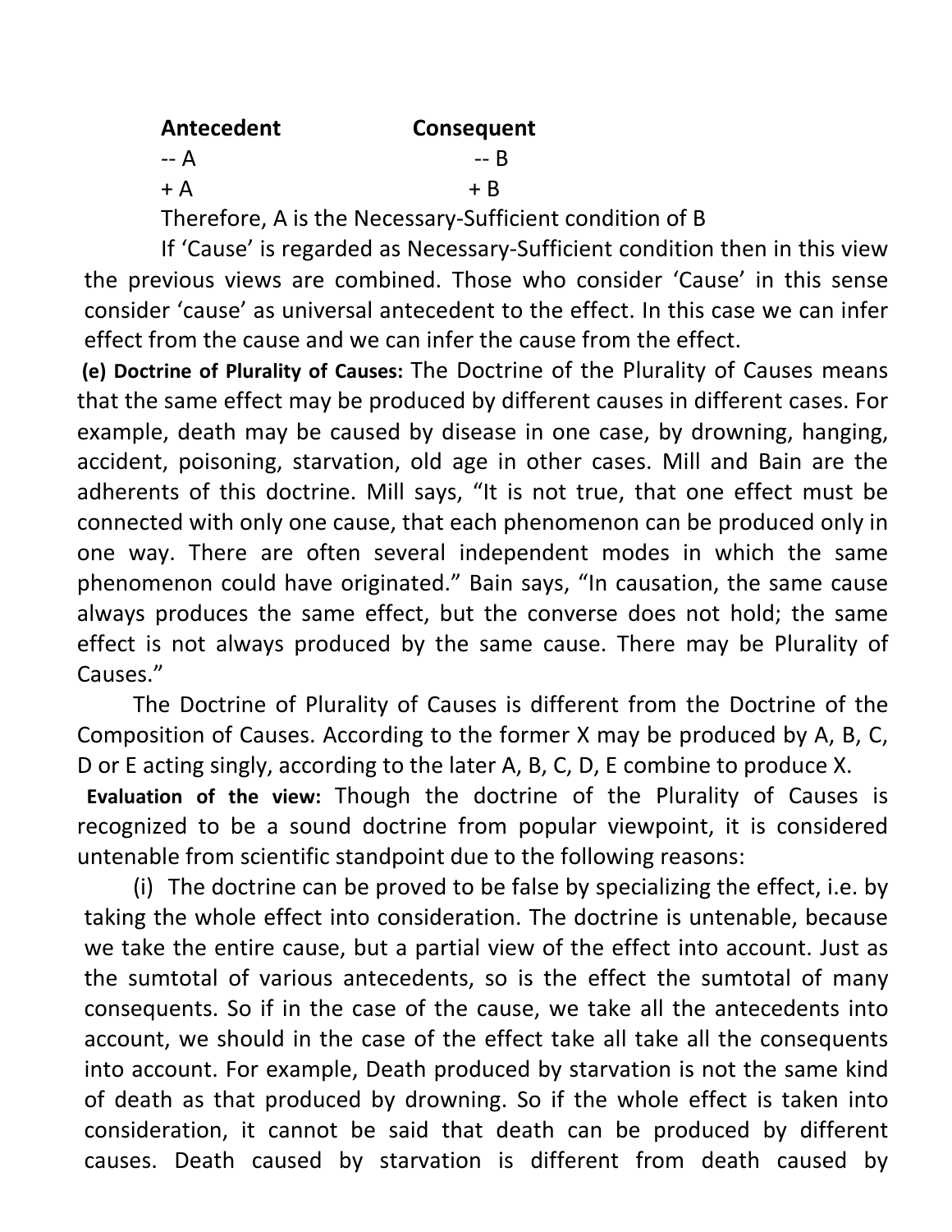| **Antecedent** | **Consequent** |
|---|---|
| -- A | -- B |
| + A | + B |

Therefore, A is the Necessary-Sufficient condition of B

If 'Cause' is regarded as Necessary-Sufficient condition then in this view the previous views are combined. Those who consider 'Cause' in this sense consider 'cause' as universal antecedent to the effect. In this case we can infer effect from the cause and we can infer the cause from the effect.

**(e) Doctrine of Plurality of Causes:** The Doctrine of the Plurality of Causes means that the same effect may be produced by different causes in different cases. For example, death may be caused by disease in one case, by drowning, hanging, accident, poisoning, starvation, old age in other cases. Mill and Bain are the adherents of this doctrine. Mill says, "It is not true, that one effect must be connected with only one cause, that each phenomenon can be produced only in one way. There are often several independent modes in which the same phenomenon could have originated." Bain says, "In causation, the same cause always produces the same effect, but the converse does not hold; the same effect is not always produced by the same cause. There may be Plurality of Causes."

The Doctrine of Plurality of Causes is different from the Doctrine of the Composition of Causes. According to the former X may be produced by A, B, C, D or E acting singly, according to the later A, B, C, D, E combine to produce X.

**Evaluation of the view:** Though the doctrine of the Plurality of Causes is recognized to be a sound doctrine from popular viewpoint, it is considered untenable from scientific standpoint due to the following reasons:

(i) The doctrine can be proved to be false by specializing the effect, i.e. by taking the whole effect into consideration. The doctrine is untenable, because we take the entire cause, but a partial view of the effect into account. Just as the sumtotal of various antecedents, so is the effect the sumtotal of many consequents. So if in the case of the cause, we take all the antecedents into account, we should in the case of the effect take all take all the consequents into account. For example, Death produced by starvation is not the same kind of death as that produced by drowning. So if the whole effect is taken into consideration, it cannot be said that death can be produced by different causes. Death caused by starvation is different from death caused by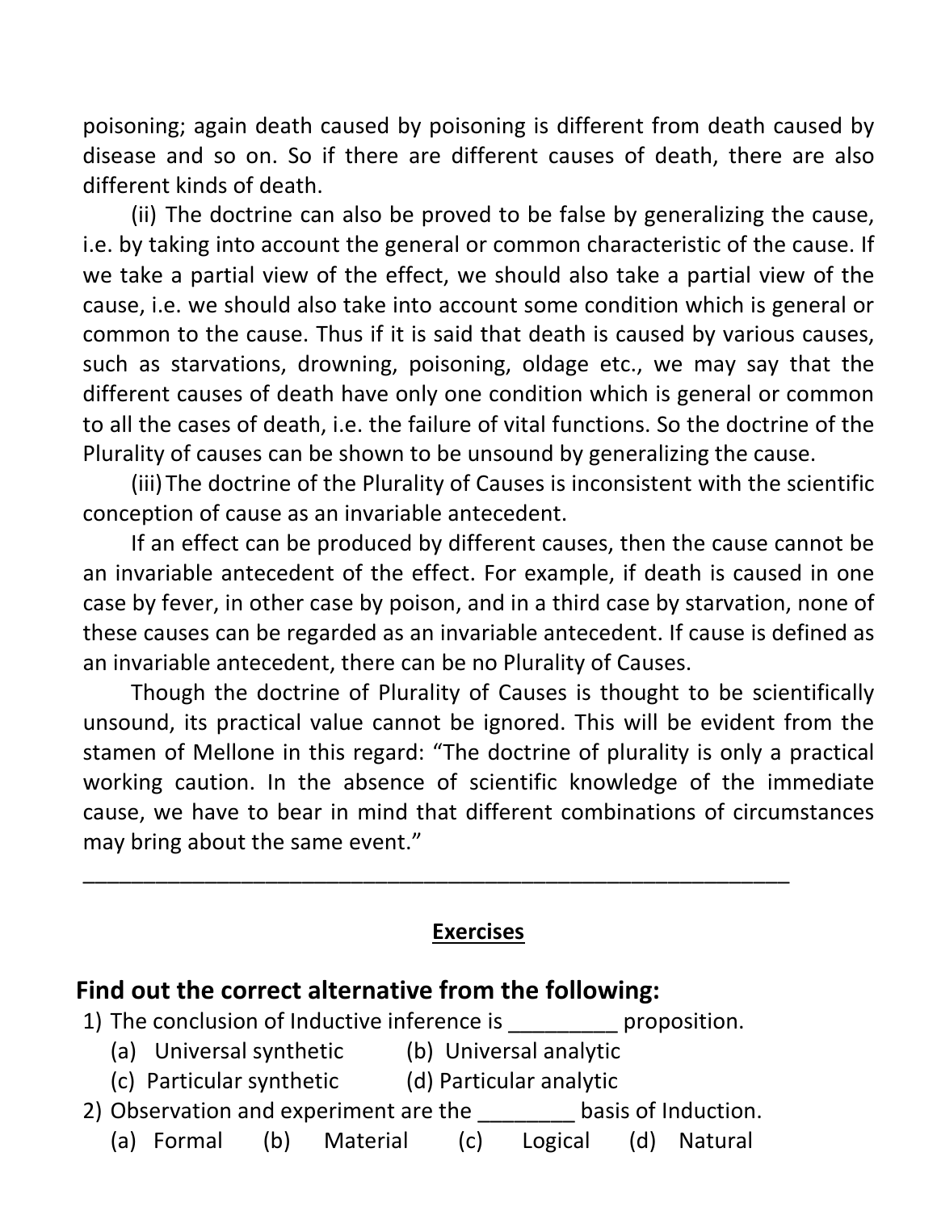poisoning; again death caused by poisoning is different from death caused by disease and so on. So if there are different causes of death, there are also different kinds of death.

(ii) The doctrine can also be proved to be false by generalizing the cause, i.e. by taking into account the general or common characteristic of the cause. If we take a partial view of the effect, we should also take a partial view of the cause, i.e. we should also take into account some condition which is general or common to the cause. Thus if it is said that death is caused by various causes, such as starvations, drowning, poisoning, oldage etc., we may say that the different causes of death have only one condition which is general or common to all the cases of death, i.e. the failure of vital functions. So the doctrine of the Plurality of causes can be shown to be unsound by generalizing the cause.

(iii) The doctrine of the Plurality of Causes is inconsistent with the scientific conception of cause as an invariable antecedent.

If an effect can be produced by different causes, then the cause cannot be an invariable antecedent of the effect. For example, if death is caused in one case by fever, in other case by poison, and in a third case by starvation, none of these causes can be regarded as an invariable antecedent. If cause is defined as an invariable antecedent, there can be no Plurality of Causes.

Though the doctrine of Plurality of Causes is thought to be scientifically unsound, its practical value cannot be ignored. This will be evident from the stamen of Mellone in this regard: "The doctrine of plurality is only a practical working caution. In the absence of scientific knowledge of the immediate cause, we have to bear in mind that different combinations of circumstances may bring about the same event."

---

## Exercises

### Find out the correct alternative from the following:

1) The conclusion of Inductive inference is _________ proposition.
   (a) Universal synthetic  (b) Universal analytic
   (c) Particular synthetic  (d) Particular analytic
2) Observation and experiment are the ________ basis of Induction.
   (a) Formal  (b) Material  (c) Logical  (d) Natural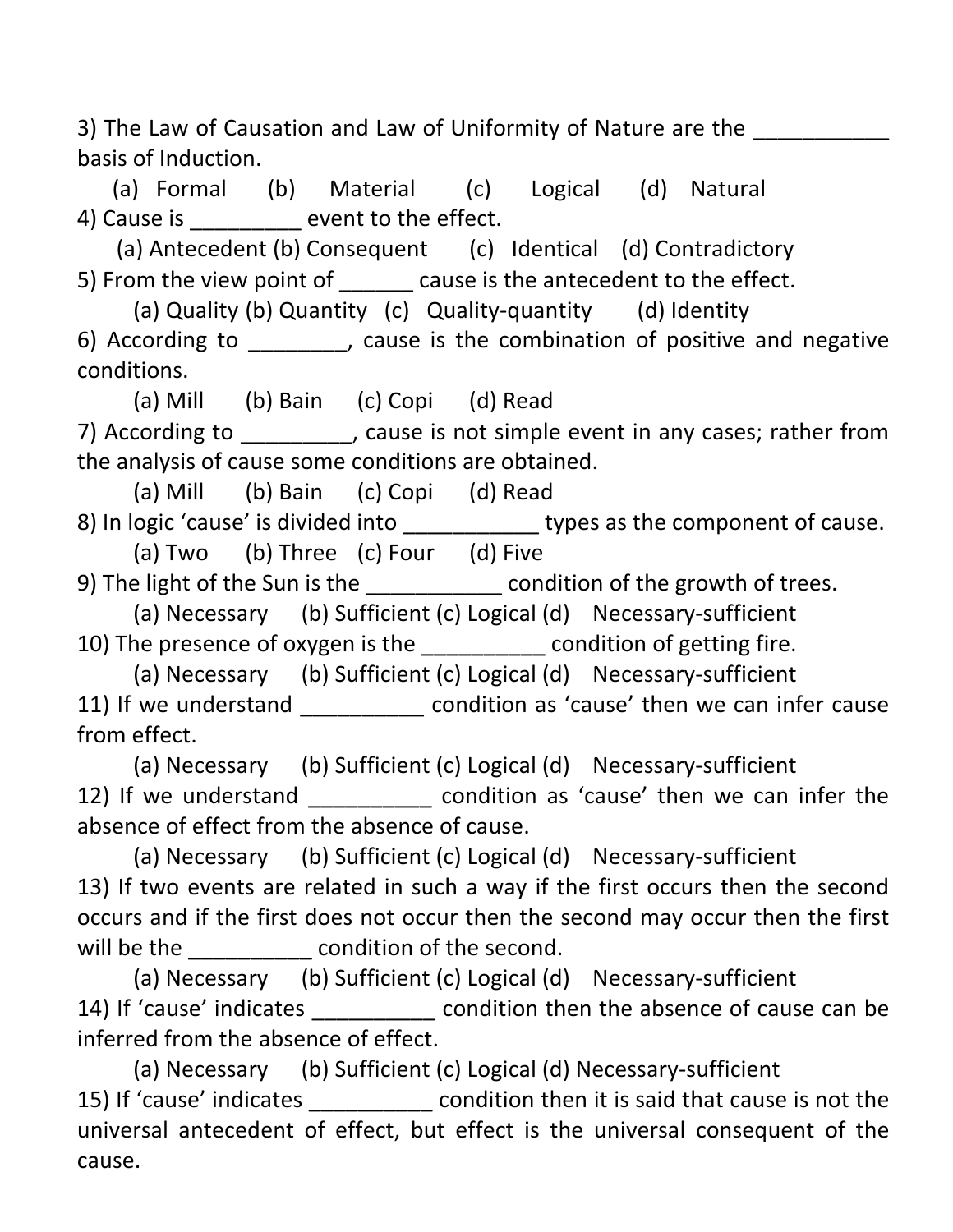3) The Law of Causation and Law of Uniformity of Nature are the ___________ basis of Induction.

(a) Formal (b) Material (c) Logical (d) Natural

4) Cause is _________ event to the effect.

(a) Antecedent (b) Consequent (c) Identical (d) Contradictory

5) From the view point of ______ cause is the antecedent to the effect.

(a) Quality (b) Quantity (c) Quality-quantity (d) Identity

6) According to ________, cause is the combination of positive and negative conditions.

(a) Mill (b) Bain (c) Copi (d) Read

7) According to _________, cause is not simple event in any cases; rather from the analysis of cause some conditions are obtained.

(a) Mill (b) Bain (c) Copi (d) Read

8) In logic 'cause' is divided into ___________ types as the component of cause.

(a) Two (b) Three (c) Four (d) Five

9) The light of the Sun is the ___________ condition of the growth of trees.

(a) Necessary (b) Sufficient (c) Logical (d) Necessary-sufficient

10) The presence of oxygen is the __________ condition of getting fire.

(a) Necessary (b) Sufficient (c) Logical (d) Necessary-sufficient

11) If we understand __________ condition as 'cause' then we can infer cause from effect.

(a) Necessary (b) Sufficient (c) Logical (d) Necessary-sufficient

12) If we understand __________ condition as 'cause' then we can infer the absence of effect from the absence of cause.

(a) Necessary (b) Sufficient (c) Logical (d) Necessary-sufficient

13) If two events are related in such a way if the first occurs then the second occurs and if the first does not occur then the second may occur then the first will be the __________ condition of the second.

(a) Necessary (b) Sufficient (c) Logical (d) Necessary-sufficient

14) If 'cause' indicates __________ condition then the absence of cause can be inferred from the absence of effect.

(a) Necessary (b) Sufficient (c) Logical (d) Necessary-sufficient

15) If 'cause' indicates __________ condition then it is said that cause is not the universal antecedent of effect, but effect is the universal consequent of the cause.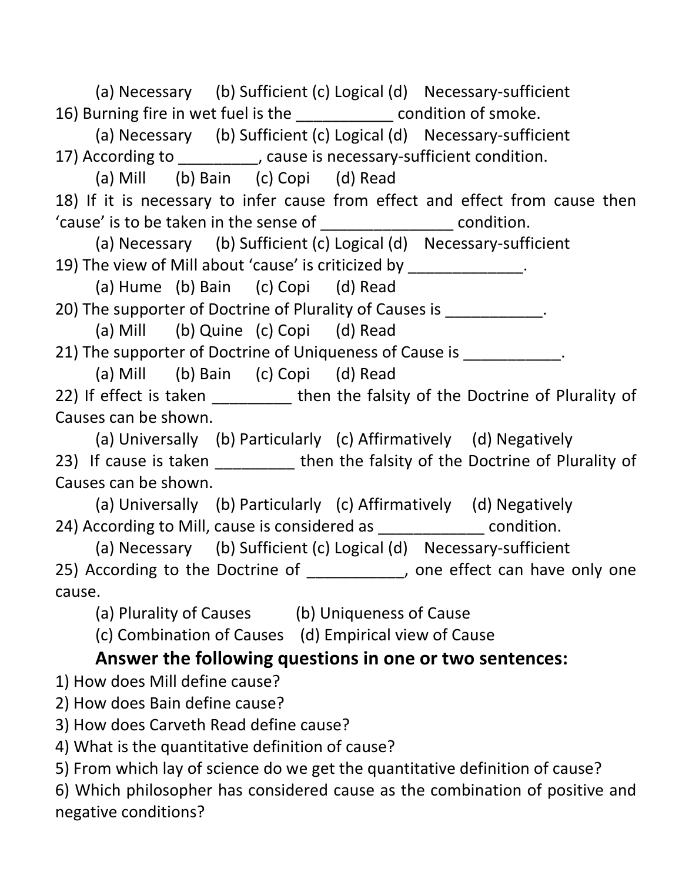(a) Necessary (b) Sufficient (c) Logical (d) Necessary-sufficient

16) Burning fire in wet fuel is the ___________ condition of smoke.

(a) Necessary (b) Sufficient (c) Logical (d) Necessary-sufficient

17) According to _________, cause is necessary-sufficient condition.

(a) Mill (b) Bain (c) Copi (d) Read

18) If it is necessary to infer cause from effect and effect from cause then 'cause' is to be taken in the sense of _______________ condition.

(a) Necessary (b) Sufficient (c) Logical (d) Necessary-sufficient

19) The view of Mill about 'cause' is criticized by _____________.

(a) Hume (b) Bain (c) Copi (d) Read

20) The supporter of Doctrine of Plurality of Causes is ___________.

(a) Mill (b) Quine (c) Copi (d) Read

21) The supporter of Doctrine of Uniqueness of Cause is ___________.

(a) Mill (b) Bain (c) Copi (d) Read

22) If effect is taken _________ then the falsity of the Doctrine of Plurality of Causes can be shown.

(a) Universally (b) Particularly (c) Affirmatively (d) Negatively

23) If cause is taken _________ then the falsity of the Doctrine of Plurality of Causes can be shown.

(a) Universally (b) Particularly (c) Affirmatively (d) Negatively

24) According to Mill, cause is considered as ____________ condition.

(a) Necessary (b) Sufficient (c) Logical (d) Necessary-sufficient

25) According to the Doctrine of ___________, one effect can have only one cause.

(a) Plurality of Causes (b) Uniqueness of Cause

(c) Combination of Causes (d) Empirical view of Cause

**Answer the following questions in one or two sentences:**

1) How does Mill define cause?

2) How does Bain define cause?

3) How does Carveth Read define cause?

4) What is the quantitative definition of cause?

5) From which lay of science do we get the quantitative definition of cause?

6) Which philosopher has considered cause as the combination of positive and negative conditions?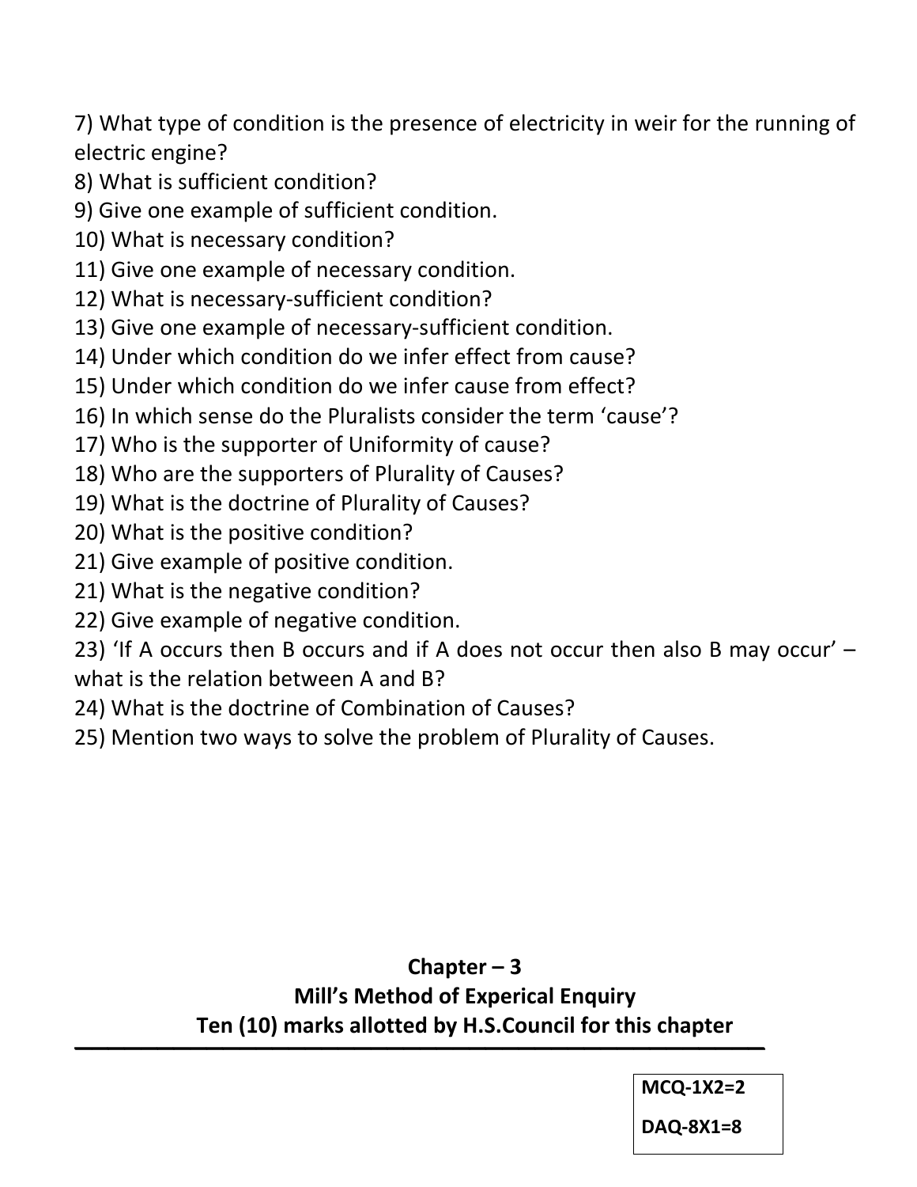7) What type of condition is the presence of electricity in weir for the running of electric engine?
8) What is sufficient condition?
9) Give one example of sufficient condition.
10) What is necessary condition?
11) Give one example of necessary condition.
12) What is necessary-sufficient condition?
13) Give one example of necessary-sufficient condition.
14) Under which condition do we infer effect from cause?
15) Under which condition do we infer cause from effect?
16) In which sense do the Pluralists consider the term 'cause'?
17) Who is the supporter of Uniformity of cause?
18) Who are the supporters of Plurality of Causes?
19) What is the doctrine of Plurality of Causes?
20) What is the positive condition?
21) Give example of positive condition.
21) What is the negative condition?
22) Give example of negative condition.
23) 'If A occurs then B occurs and if A does not occur then also B may occur' – what is the relation between A and B?
24) What is the doctrine of Combination of Causes?
25) Mention two ways to solve the problem of Plurality of Causes.

## Chapter – 3
## Mill's Method of Experical Enquiry
## Ten (10) marks allotted by H.S.Council for this chapter

---

**MCQ-1X2=2**

**DAQ-8X1=8**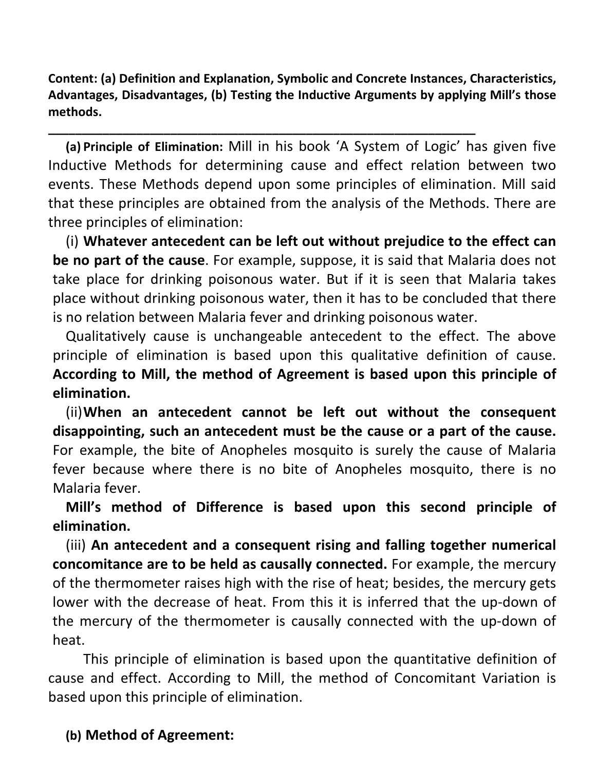**Content: (a) Definition and Explanation, Symbolic and Concrete Instances, Characteristics, Advantages, Disadvantages, (b) Testing the Inductive Arguments by applying Mill's those methods.**

---

**(a) Principle of Elimination:** Mill in his book 'A System of Logic' has given five Inductive Methods for determining cause and effect relation between two events. These Methods depend upon some principles of elimination. Mill said that these principles are obtained from the analysis of the Methods. There are three principles of elimination:

(i) **Whatever antecedent can be left out without prejudice to the effect can be no part of the cause**. For example, suppose, it is said that Malaria does not take place for drinking poisonous water. But if it is seen that Malaria takes place without drinking poisonous water, then it has to be concluded that there is no relation between Malaria fever and drinking poisonous water.

Qualitatively cause is unchangeable antecedent to the effect. The above principle of elimination is based upon this qualitative definition of cause. **According to Mill, the method of Agreement is based upon this principle of elimination.**

(ii) **When an antecedent cannot be left out without the consequent disappointing, such an antecedent must be the cause or a part of the cause.** For example, the bite of Anopheles mosquito is surely the cause of Malaria fever because where there is no bite of Anopheles mosquito, there is no Malaria fever.

**Mill's method of Difference is based upon this second principle of elimination.**

(iii) **An antecedent and a consequent rising and falling together numerical concomitance are to be held as causally connected.** For example, the mercury of the thermometer raises high with the rise of heat; besides, the mercury gets lower with the decrease of heat. From this it is inferred that the up-down of the mercury of the thermometer is causally connected with the up-down of heat.

This principle of elimination is based upon the quantitative definition of cause and effect. According to Mill, the method of Concomitant Variation is based upon this principle of elimination.

**(b) Method of Agreement:**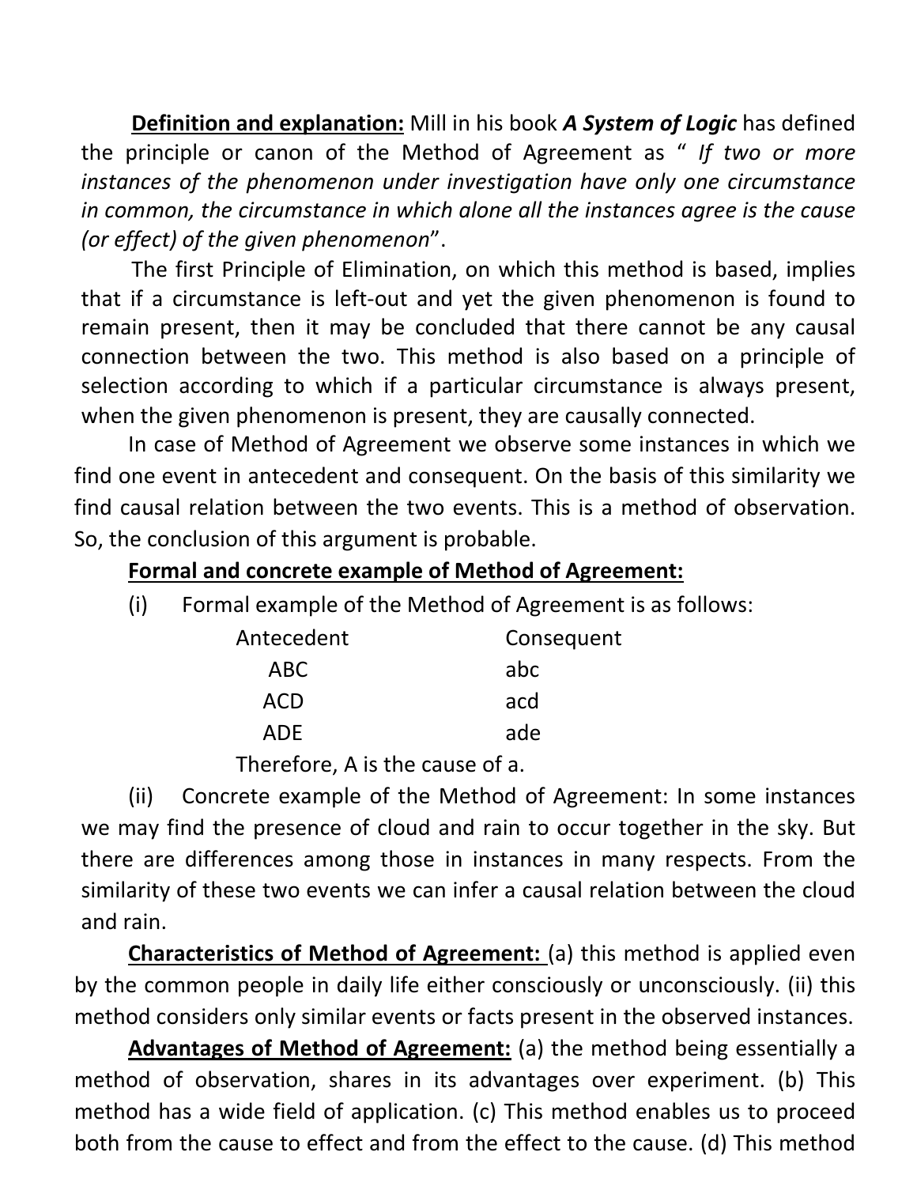**Definition and explanation:** Mill in his book ***A System of Logic*** has defined the principle or canon of the Method of Agreement as " *If two or more instances of the phenomenon under investigation have only one circumstance in common, the circumstance in which alone all the instances agree is the cause (or effect) of the given phenomenon*".

The first Principle of Elimination, on which this method is based, implies that if a circumstance is left-out and yet the given phenomenon is found to remain present, then it may be concluded that there cannot be any causal connection between the two. This method is also based on a principle of selection according to which if a particular circumstance is always present, when the given phenomenon is present, they are causally connected.

In case of Method of Agreement we observe some instances in which we find one event in antecedent and consequent. On the basis of this similarity we find causal relation between the two events. This is a method of observation. So, the conclusion of this argument is probable.

**Formal and concrete example of Method of Agreement:**

(i) Formal example of the Method of Agreement is as follows:

| Antecedent | Consequent |
|---|---|
| ABC | abc |
| ACD | acd |
| ADE | ade |

Therefore, A is the cause of a.

(ii) Concrete example of the Method of Agreement: In some instances we may find the presence of cloud and rain to occur together in the sky. But there are differences among those in instances in many respects. From the similarity of these two events we can infer a causal relation between the cloud and rain.

**Characteristics of Method of Agreement:** (a) this method is applied even by the common people in daily life either consciously or unconsciously. (ii) this method considers only similar events or facts present in the observed instances.

**Advantages of Method of Agreement:** (a) the method being essentially a method of observation, shares in its advantages over experiment. (b) This method has a wide field of application. (c) This method enables us to proceed both from the cause to effect and from the effect to the cause. (d) This method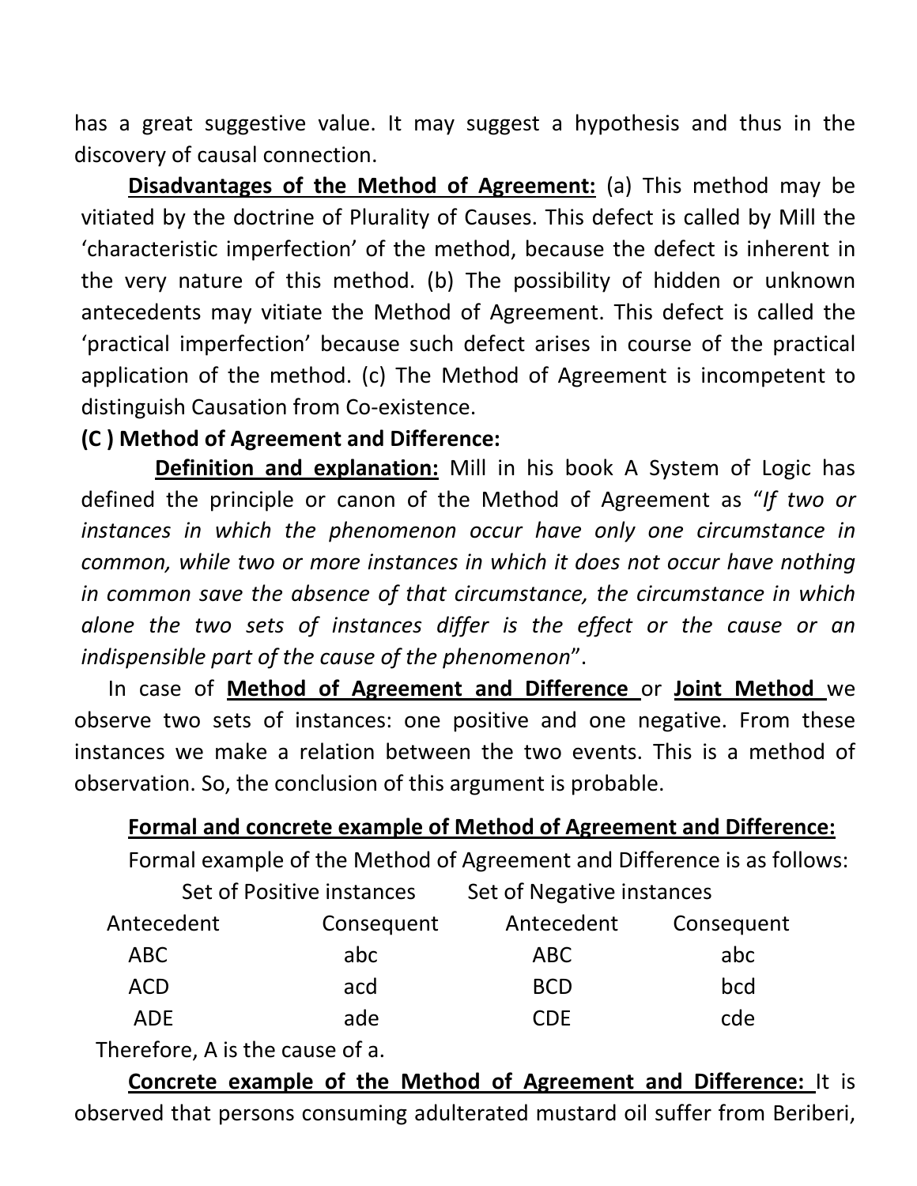has a great suggestive value. It may suggest a hypothesis and thus in the discovery of causal connection.

**<u>Disadvantages of the Method of Agreement:</u>** (a) This method may be vitiated by the doctrine of Plurality of Causes. This defect is called by Mill the 'characteristic imperfection' of the method, because the defect is inherent in the very nature of this method. (b) The possibility of hidden or unknown antecedents may vitiate the Method of Agreement. This defect is called the 'practical imperfection' because such defect arises in course of the practical application of the method. (c) The Method of Agreement is incompetent to distinguish Causation from Co-existence.

**(C ) Method of Agreement and Difference:**

**<u>Definition and explanation:</u>** Mill in his book A System of Logic has defined the principle or canon of the Method of Agreement as "*If two or instances in which the phenomenon occur have only one circumstance in common, while two or more instances in which it does not occur have nothing in common save the absence of that circumstance, the circumstance in which alone the two sets of instances differ is the effect or the cause or an indispensible part of the cause of the phenomenon*".

In case of **<u>Method of Agreement and Difference</u>** or **<u>Joint Method</u>** we observe two sets of instances: one positive and one negative. From these instances we make a relation between the two events. This is a method of observation. So, the conclusion of this argument is probable.

**<u>Formal and concrete example of Method of Agreement and Difference:</u>**

Formal example of the Method of Agreement and Difference is as follows:

| Set of Positive instances | | Set of Negative instances | |
|---|---|---|---|
| Antecedent | Consequent | Antecedent | Consequent |
| ABC | abc | ABC | abc |
| ACD | acd | BCD | bcd |
| ADE | ade | CDE | cde |

Therefore, A is the cause of a.

**<u>Concrete example of the Method of Agreement and Difference:</u>** It is observed that persons consuming adulterated mustard oil suffer from Beriberi,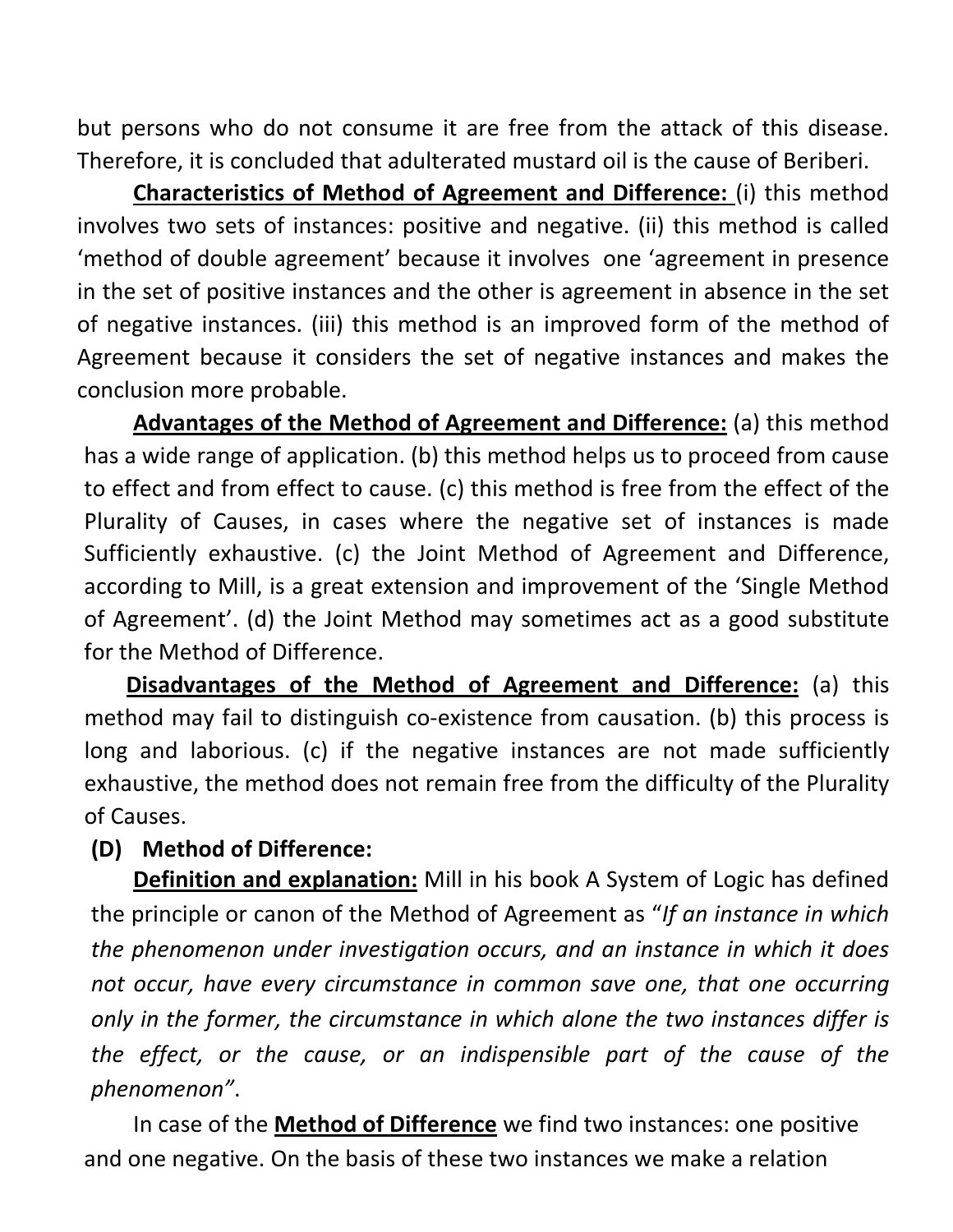but persons who do not consume it are free from the attack of this disease. Therefore, it is concluded that adulterated mustard oil is the cause of Beriberi.

**Characteristics of Method of Agreement and Difference:** (i) this method involves two sets of instances: positive and negative. (ii) this method is called 'method of double agreement' because it involves one 'agreement in presence in the set of positive instances and the other is agreement in absence in the set of negative instances. (iii) this method is an improved form of the method of Agreement because it considers the set of negative instances and makes the conclusion more probable.

**Advantages of the Method of Agreement and Difference:** (a) this method has a wide range of application. (b) this method helps us to proceed from cause to effect and from effect to cause. (c) this method is free from the effect of the Plurality of Causes, in cases where the negative set of instances is made Sufficiently exhaustive. (c) the Joint Method of Agreement and Difference, according to Mill, is a great extension and improvement of the 'Single Method of Agreement'. (d) the Joint Method may sometimes act as a good substitute for the Method of Difference.

**Disadvantages of the Method of Agreement and Difference:** (a) this method may fail to distinguish co-existence from causation. (b) this process is long and laborious. (c) if the negative instances are not made sufficiently exhaustive, the method does not remain free from the difficulty of the Plurality of Causes.

### (D) Method of Difference:

**Definition and explanation:** Mill in his book A System of Logic has defined the principle or canon of the Method of Agreement as "*If an instance in which the phenomenon under investigation occurs, and an instance in which it does not occur, have every circumstance in common save one, that one occurring only in the former, the circumstance in which alone the two instances differ is the effect, or the cause, or an indispensible part of the cause of the phenomenon*".

In case of the **Method of Difference** we find two instances: one positive and one negative. On the basis of these two instances we make a relation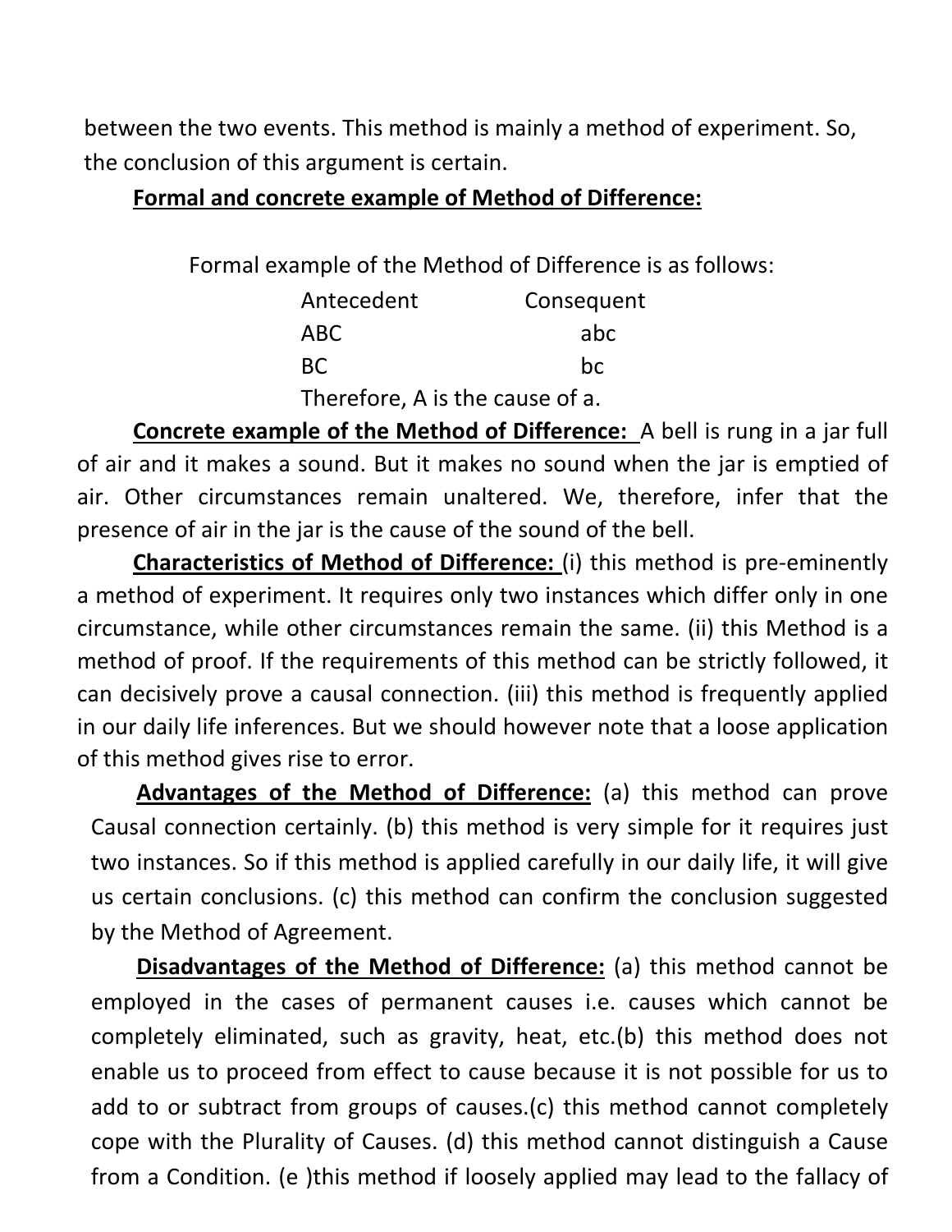between the two events. This method is mainly a method of experiment. So, the conclusion of this argument is certain.

**Formal and concrete example of Method of Difference:**

Formal example of the Method of Difference is as follows:

| Antecedent | Consequent |
|---|---|
| ABC | abc |
| BC | bc |

Therefore, A is the cause of a.

**Concrete example of the Method of Difference:** A bell is rung in a jar full of air and it makes a sound. But it makes no sound when the jar is emptied of air. Other circumstances remain unaltered. We, therefore, infer that the presence of air in the jar is the cause of the sound of the bell.

**Characteristics of Method of Difference:** (i) this method is pre-eminently a method of experiment. It requires only two instances which differ only in one circumstance, while other circumstances remain the same. (ii) this Method is a method of proof. If the requirements of this method can be strictly followed, it can decisively prove a causal connection. (iii) this method is frequently applied in our daily life inferences. But we should however note that a loose application of this method gives rise to error.

**Advantages of the Method of Difference:** (a) this method can prove Causal connection certainly. (b) this method is very simple for it requires just two instances. So if this method is applied carefully in our daily life, it will give us certain conclusions. (c) this method can confirm the conclusion suggested by the Method of Agreement.

**Disadvantages of the Method of Difference:** (a) this method cannot be employed in the cases of permanent causes i.e. causes which cannot be completely eliminated, such as gravity, heat, etc.(b) this method does not enable us to proceed from effect to cause because it is not possible for us to add to or subtract from groups of causes.(c) this method cannot completely cope with the Plurality of Causes. (d) this method cannot distinguish a Cause from a Condition. (e )this method if loosely applied may lead to the fallacy of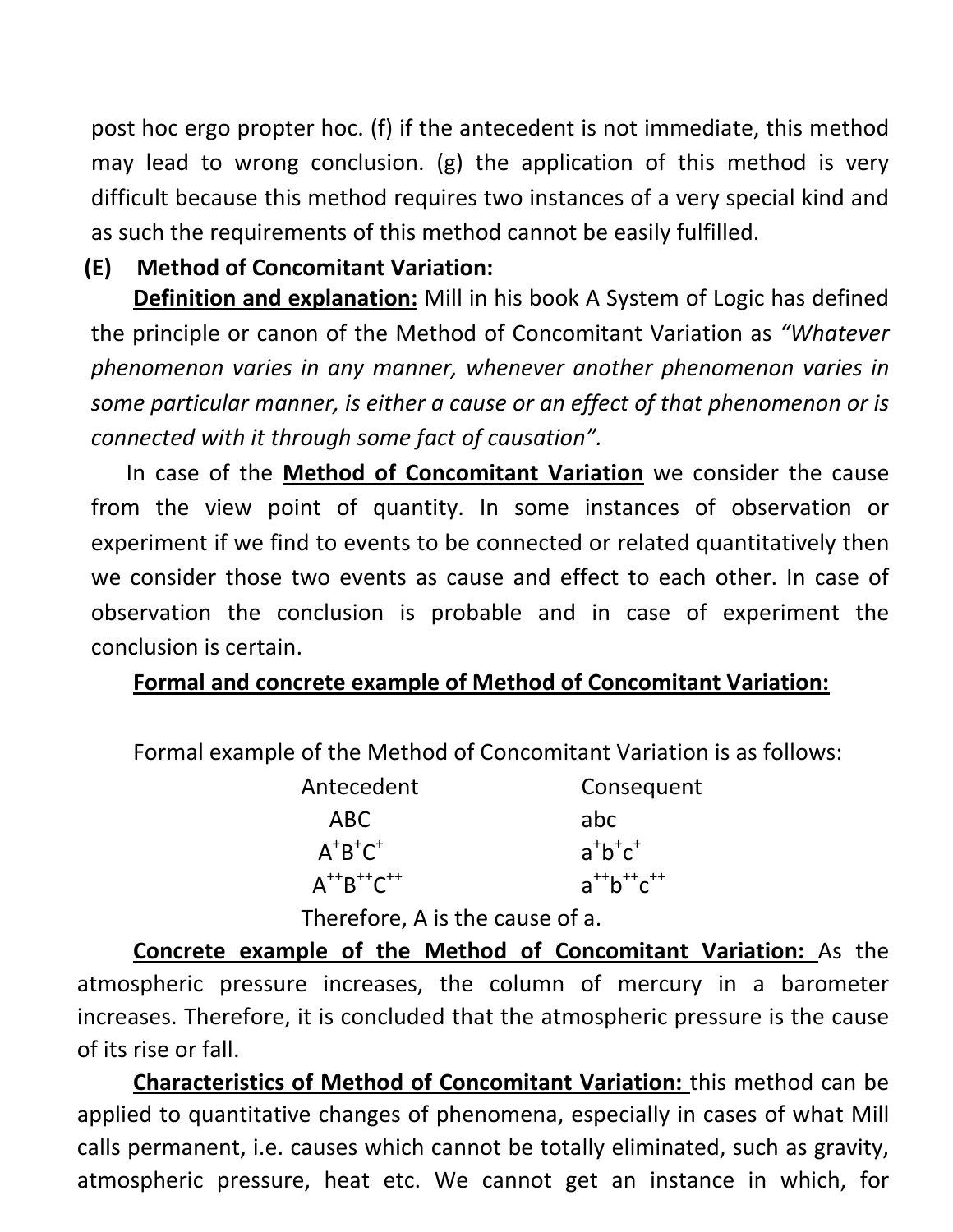post hoc ergo propter hoc. (f) if the antecedent is not immediate, this method may lead to wrong conclusion. (g) the application of this method is very difficult because this method requires two instances of a very special kind and as such the requirements of this method cannot be easily fulfilled.

### (E) Method of Concomitant Variation:

**Definition and explanation:** Mill in his book A System of Logic has defined the principle or canon of the Method of Concomitant Variation as *"Whatever phenomenon varies in any manner, whenever another phenomenon varies in some particular manner, is either a cause or an effect of that phenomenon or is connected with it through some fact of causation".*

In case of the **Method of Concomitant Variation** we consider the cause from the view point of quantity. In some instances of observation or experiment if we find to events to be connected or related quantitatively then we consider those two events as cause and effect to each other. In case of observation the conclusion is probable and in case of experiment the conclusion is certain.

**Formal and concrete example of Method of Concomitant Variation:**

Formal example of the Method of Concomitant Variation is as follows:

| Antecedent | Consequent |
|---|---|
| ABC | abc |
| $A^{+}B^{+}C^{+}$ | $a^{+}b^{+}c^{+}$ |
| $A^{++}B^{++}C^{++}$ | $a^{++}b^{++}c^{++}$ |

Therefore, A is the cause of a.

**Concrete example of the Method of Concomitant Variation:** As the atmospheric pressure increases, the column of mercury in a barometer increases. Therefore, it is concluded that the atmospheric pressure is the cause of its rise or fall.

**Characteristics of Method of Concomitant Variation:** this method can be applied to quantitative changes of phenomena, especially in cases of what Mill calls permanent, i.e. causes which cannot be totally eliminated, such as gravity, atmospheric pressure, heat etc. We cannot get an instance in which, for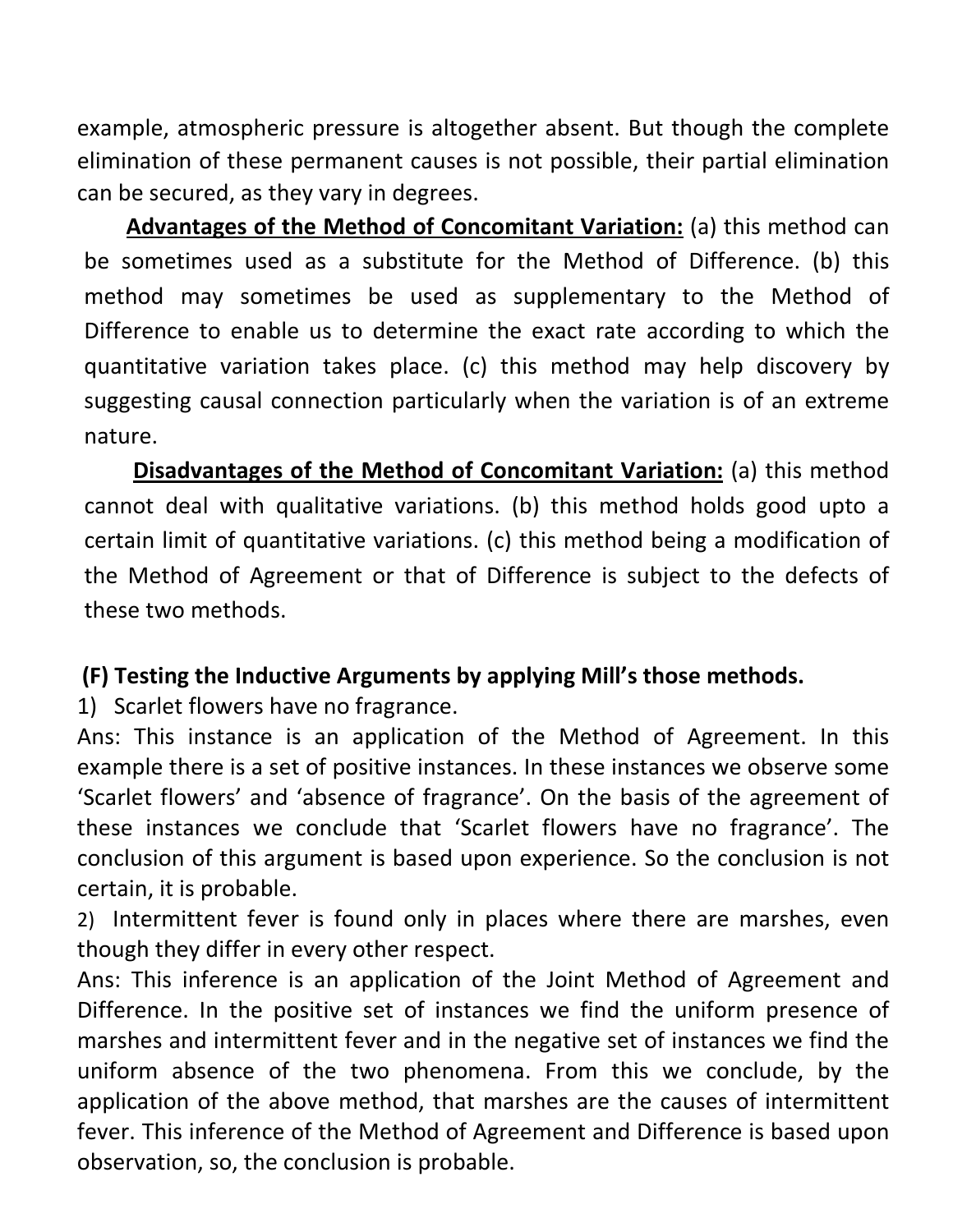example, atmospheric pressure is altogether absent. But though the complete elimination of these permanent causes is not possible, their partial elimination can be secured, as they vary in degrees.

**Advantages of the Method of Concomitant Variation:** (a) this method can be sometimes used as a substitute for the Method of Difference. (b) this method may sometimes be used as supplementary to the Method of Difference to enable us to determine the exact rate according to which the quantitative variation takes place. (c) this method may help discovery by suggesting causal connection particularly when the variation is of an extreme nature.

**Disadvantages of the Method of Concomitant Variation:** (a) this method cannot deal with qualitative variations. (b) this method holds good upto a certain limit of quantitative variations. (c) this method being a modification of the Method of Agreement or that of Difference is subject to the defects of these two methods.

**(F) Testing the Inductive Arguments by applying Mill's those methods.**

1) Scarlet flowers have no fragrance.

Ans: This instance is an application of the Method of Agreement. In this example there is a set of positive instances. In these instances we observe some 'Scarlet flowers' and 'absence of fragrance'. On the basis of the agreement of these instances we conclude that 'Scarlet flowers have no fragrance'. The conclusion of this argument is based upon experience. So the conclusion is not certain, it is probable.

2) Intermittent fever is found only in places where there are marshes, even though they differ in every other respect.

Ans: This inference is an application of the Joint Method of Agreement and Difference. In the positive set of instances we find the uniform presence of marshes and intermittent fever and in the negative set of instances we find the uniform absence of the two phenomena. From this we conclude, by the application of the above method, that marshes are the causes of intermittent fever. This inference of the Method of Agreement and Difference is based upon observation, so, the conclusion is probable.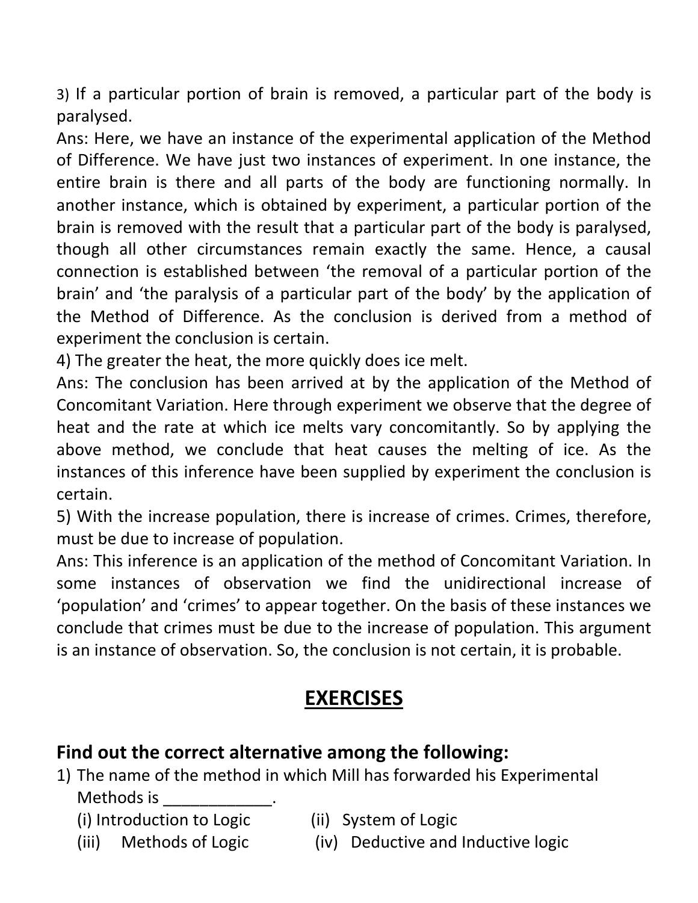3) If a particular portion of brain is removed, a particular part of the body is paralysed.

Ans: Here, we have an instance of the experimental application of the Method of Difference. We have just two instances of experiment. In one instance, the entire brain is there and all parts of the body are functioning normally. In another instance, which is obtained by experiment, a particular portion of the brain is removed with the result that a particular part of the body is paralysed, though all other circumstances remain exactly the same. Hence, a causal connection is established between 'the removal of a particular portion of the brain' and 'the paralysis of a particular part of the body' by the application of the Method of Difference. As the conclusion is derived from a method of experiment the conclusion is certain.

4) The greater the heat, the more quickly does ice melt.

Ans: The conclusion has been arrived at by the application of the Method of Concomitant Variation. Here through experiment we observe that the degree of heat and the rate at which ice melts vary concomitantly. So by applying the above method, we conclude that heat causes the melting of ice. As the instances of this inference have been supplied by experiment the conclusion is certain.

5) With the increase population, there is increase of crimes. Crimes, therefore, must be due to increase of population.

Ans: This inference is an application of the method of Concomitant Variation. In some instances of observation we find the unidirectional increase of 'population' and 'crimes' to appear together. On the basis of these instances we conclude that crimes must be due to the increase of population. This argument is an instance of observation. So, the conclusion is not certain, it is probable.

## EXERCISES

### Find out the correct alternative among the following:

1) The name of the method in which Mill has forwarded his Experimental Methods is ____________.
   (i) Introduction to Logic (ii) System of Logic
   (iii) Methods of Logic (iv) Deductive and Inductive logic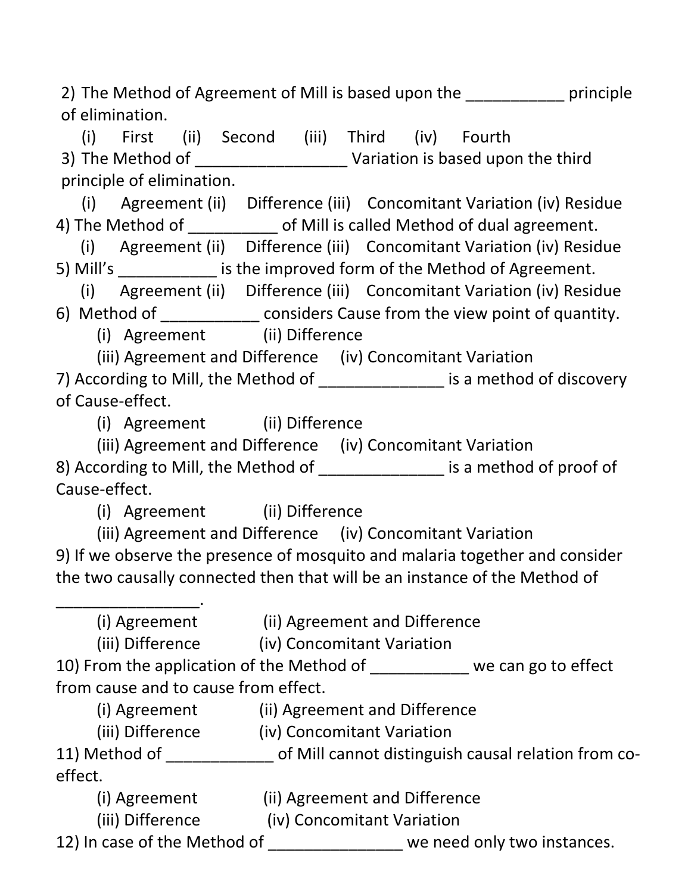2) The Method of Agreement of Mill is based upon the ___________ principle of elimination.

(i) First (ii) Second (iii) Third (iv) Fourth

3) The Method of _________________ Variation is based upon the third principle of elimination.

(i) Agreement (ii) Difference (iii) Concomitant Variation (iv) Residue

4) The Method of __________ of Mill is called Method of dual agreement.

(i) Agreement (ii) Difference (iii) Concomitant Variation (iv) Residue

5) Mill's ___________ is the improved form of the Method of Agreement.

(i) Agreement (ii) Difference (iii) Concomitant Variation (iv) Residue

6) Method of ___________ considers Cause from the view point of quantity.

(i) Agreement (ii) Difference
(iii) Agreement and Difference (iv) Concomitant Variation

7) According to Mill, the Method of ______________ is a method of discovery of Cause-effect.

(i) Agreement (ii) Difference
(iii) Agreement and Difference (iv) Concomitant Variation

8) According to Mill, the Method of ______________ is a method of proof of Cause-effect.

(i) Agreement (ii) Difference
(iii) Agreement and Difference (iv) Concomitant Variation

9) If we observe the presence of mosquito and malaria together and consider the two causally connected then that will be an instance of the Method of ________________.

(i) Agreement (ii) Agreement and Difference
(iii) Difference (iv) Concomitant Variation

10) From the application of the Method of ___________ we can go to effect from cause and to cause from effect.

(i) Agreement (ii) Agreement and Difference
(iii) Difference (iv) Concomitant Variation

11) Method of ____________ of Mill cannot distinguish causal relation from co-effect.

(i) Agreement (ii) Agreement and Difference
(iii) Difference (iv) Concomitant Variation

12) In case of the Method of _______________ we need only two instances.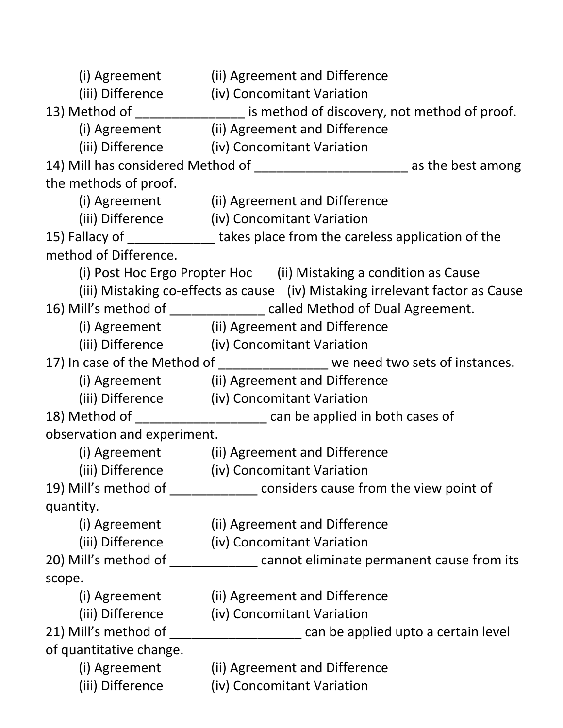(i) Agreement (ii) Agreement and Difference
(iii) Difference (iv) Concomitant Variation

13) Method of _______________ is method of discovery, not method of proof.
(i) Agreement (ii) Agreement and Difference
(iii) Difference (iv) Concomitant Variation

14) Mill has considered Method of _____________________ as the best among the methods of proof.
(i) Agreement (ii) Agreement and Difference
(iii) Difference (iv) Concomitant Variation

15) Fallacy of ____________ takes place from the careless application of the method of Difference.
(i) Post Hoc Ergo Propter Hoc (ii) Mistaking a condition as Cause
(iii) Mistaking co-effects as cause (iv) Mistaking irrelevant factor as Cause

16) Mill's method of _____________ called Method of Dual Agreement.
(i) Agreement (ii) Agreement and Difference
(iii) Difference (iv) Concomitant Variation

17) In case of the Method of _______________ we need two sets of instances.
(i) Agreement (ii) Agreement and Difference
(iii) Difference (iv) Concomitant Variation

18) Method of __________________ can be applied in both cases of observation and experiment.
(i) Agreement (ii) Agreement and Difference
(iii) Difference (iv) Concomitant Variation

19) Mill's method of ____________ considers cause from the view point of quantity.
(i) Agreement (ii) Agreement and Difference
(iii) Difference (iv) Concomitant Variation

20) Mill's method of ____________ cannot eliminate permanent cause from its scope.
(i) Agreement (ii) Agreement and Difference
(iii) Difference (iv) Concomitant Variation

21) Mill's method of __________________ can be applied upto a certain level of quantitative change.
(i) Agreement (ii) Agreement and Difference
(iii) Difference (iv) Concomitant Variation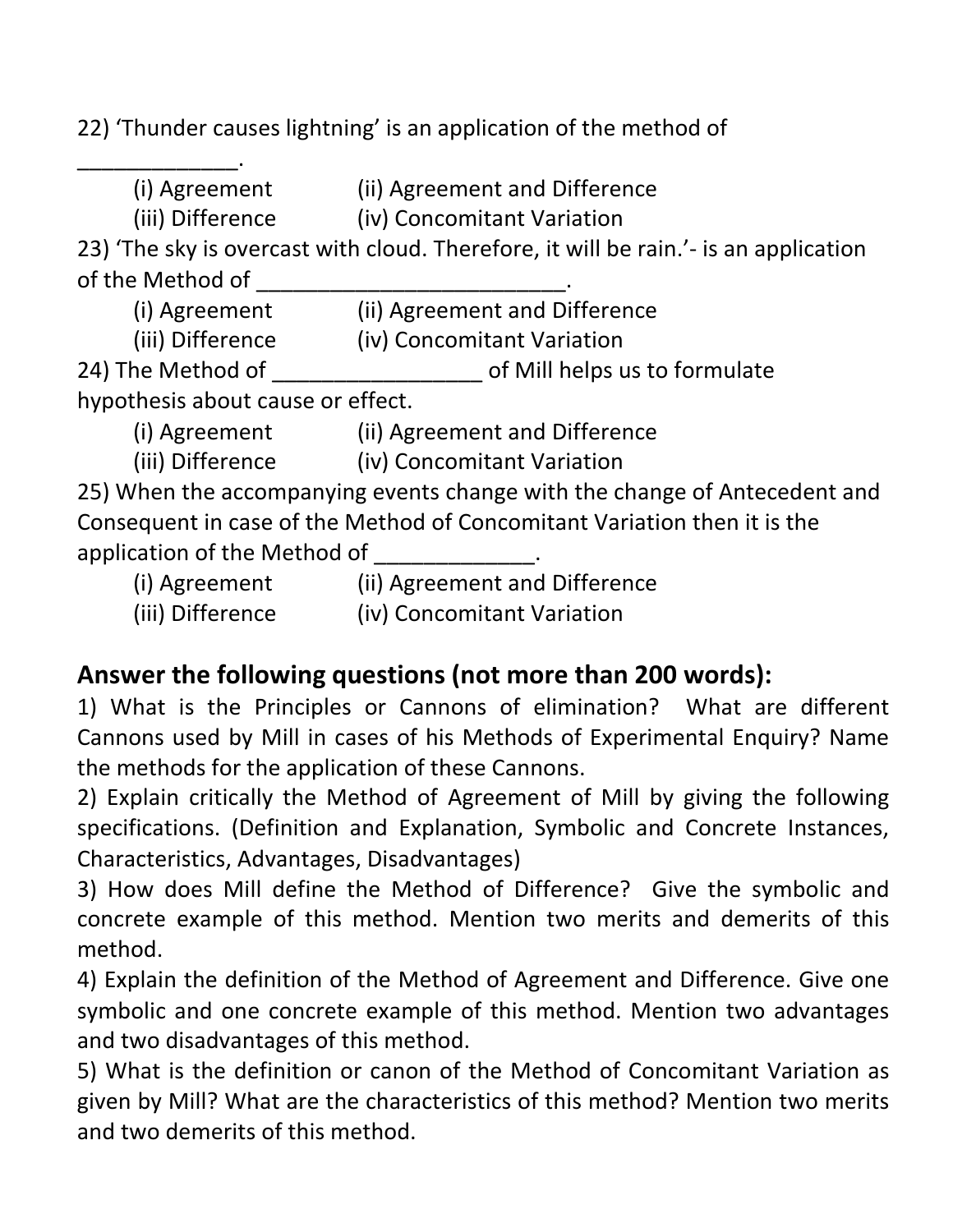22) ‘Thunder causes lightning’ is an application of the method of _____________.

(i) Agreement (ii) Agreement and Difference
(iii) Difference (iv) Concomitant Variation

23) ‘The sky is overcast with cloud. Therefore, it will be rain.’- is an application of the Method of _________________________.

(i) Agreement (ii) Agreement and Difference
(iii) Difference (iv) Concomitant Variation

24) The Method of _________________ of Mill helps us to formulate hypothesis about cause or effect.

(i) Agreement (ii) Agreement and Difference
(iii) Difference (iv) Concomitant Variation

25) When the accompanying events change with the change of Antecedent and Consequent in case of the Method of Concomitant Variation then it is the application of the Method of _____________.

(i) Agreement (ii) Agreement and Difference
(iii) Difference (iv) Concomitant Variation

## Answer the following questions (not more than 200 words):

1) What is the Principles or Cannons of elimination? What are different Cannons used by Mill in cases of his Methods of Experimental Enquiry? Name the methods for the application of these Cannons.

2) Explain critically the Method of Agreement of Mill by giving the following specifications. (Definition and Explanation, Symbolic and Concrete Instances, Characteristics, Advantages, Disadvantages)

3) How does Mill define the Method of Difference? Give the symbolic and concrete example of this method. Mention two merits and demerits of this method.

4) Explain the definition of the Method of Agreement and Difference. Give one symbolic and one concrete example of this method. Mention two advantages and two disadvantages of this method.

5) What is the definition or canon of the Method of Concomitant Variation as given by Mill? What are the characteristics of this method? Mention two merits and two demerits of this method.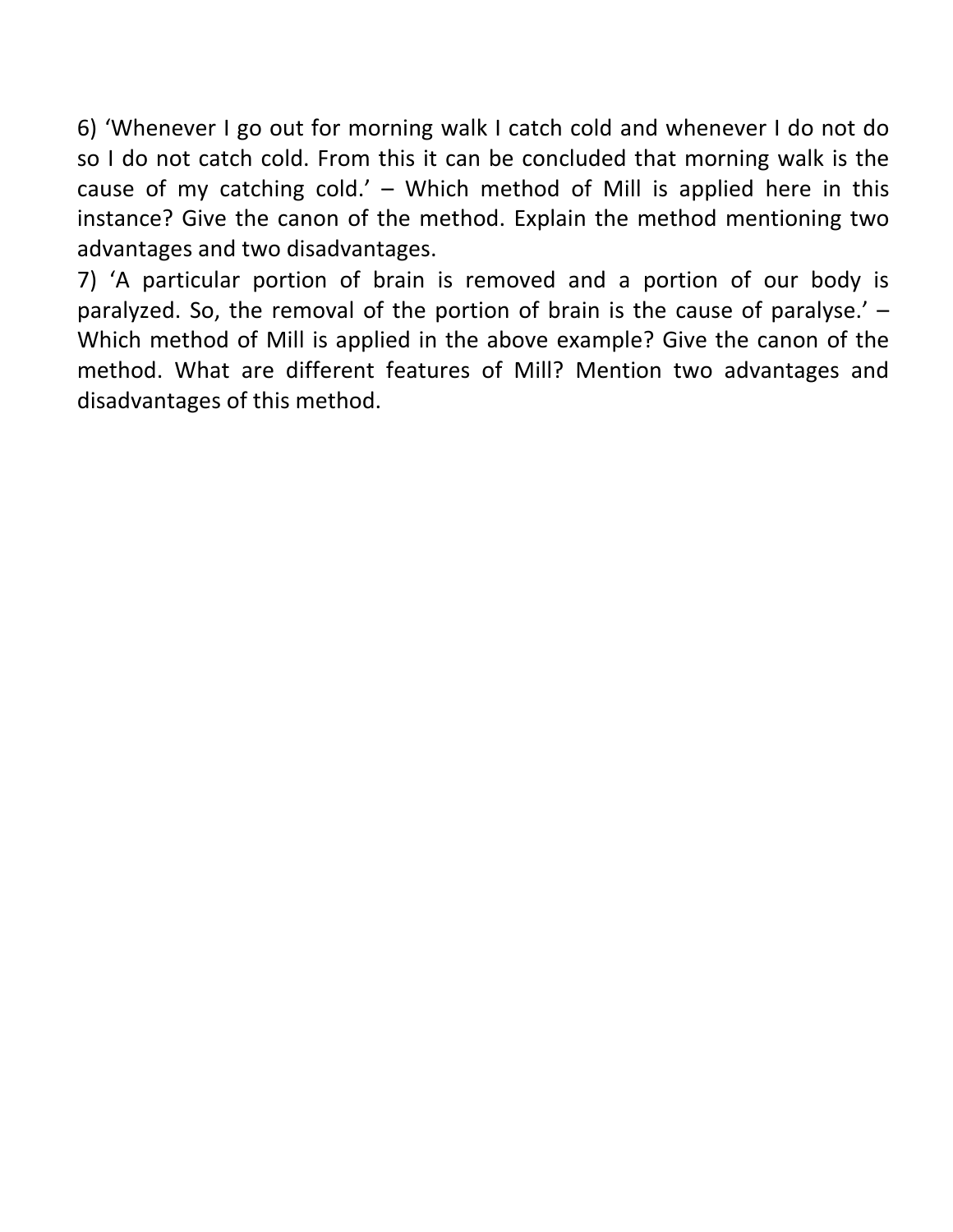6) 'Whenever I go out for morning walk I catch cold and whenever I do not do so I do not catch cold. From this it can be concluded that morning walk is the cause of my catching cold.' – Which method of Mill is applied here in this instance? Give the canon of the method. Explain the method mentioning two advantages and two disadvantages.

7) 'A particular portion of brain is removed and a portion of our body is paralyzed. So, the removal of the portion of brain is the cause of paralyse.' – Which method of Mill is applied in the above example? Give the canon of the method. What are different features of Mill? Mention two advantages and disadvantages of this method.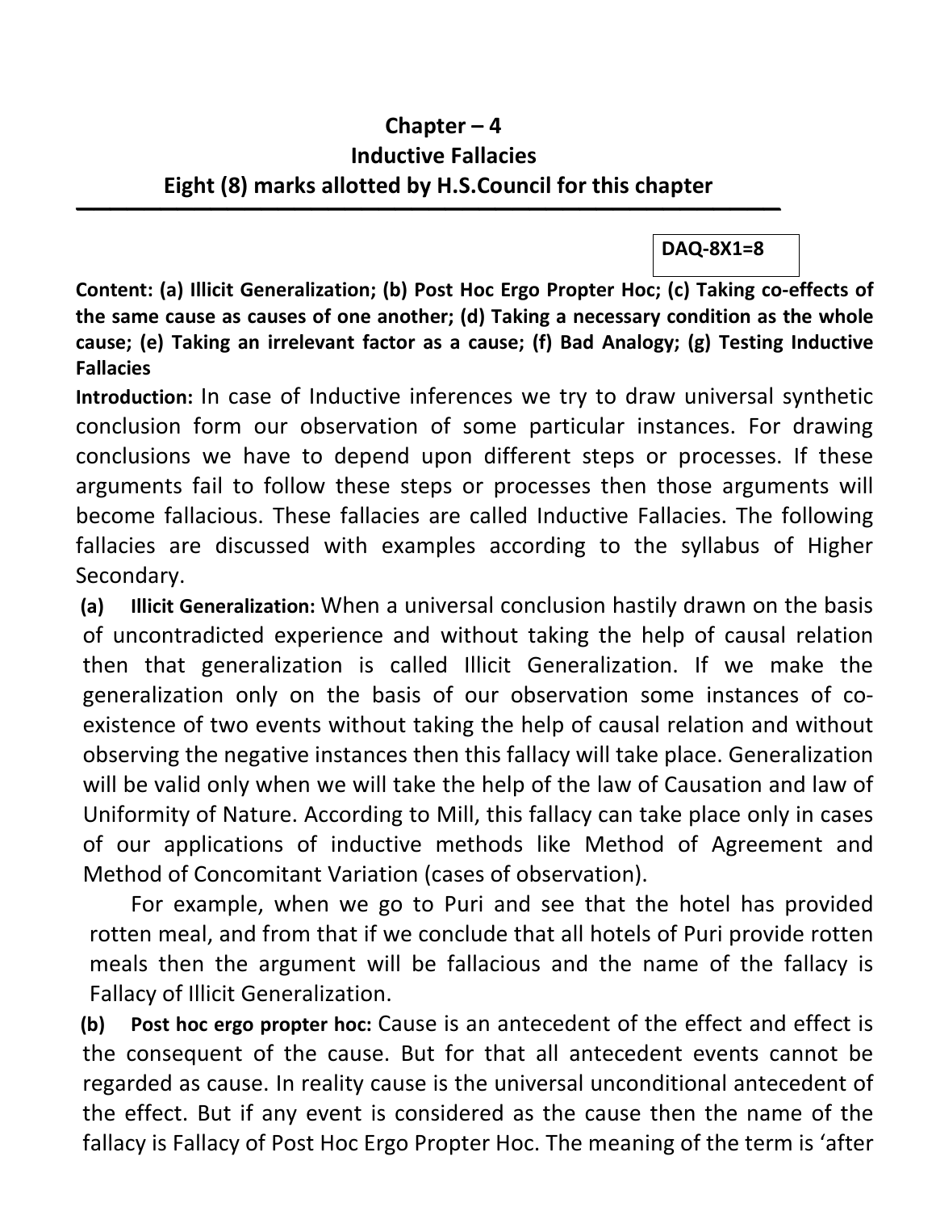# Chapter – 4
## Inductive Fallacies
### Eight (8) marks allotted by H.S.Council for this chapter

**DAQ-8X1=8**

**Content: (a) Illicit Generalization; (b) Post Hoc Ergo Propter Hoc; (c) Taking co-effects of the same cause as causes of one another; (d) Taking a necessary condition as the whole cause; (e) Taking an irrelevant factor as a cause; (f) Bad Analogy; (g) Testing Inductive Fallacies**

**Introduction:** In case of Inductive inferences we try to draw universal synthetic conclusion form our observation of some particular instances. For drawing conclusions we have to depend upon different steps or processes. If these arguments fail to follow these steps or processes then those arguments will become fallacious. These fallacies are called Inductive Fallacies. The following fallacies are discussed with examples according to the syllabus of Higher Secondary.

**(a) Illicit Generalization:** When a universal conclusion hastily drawn on the basis of uncontradicted experience and without taking the help of causal relation then that generalization is called Illicit Generalization. If we make the generalization only on the basis of our observation some instances of co-existence of two events without taking the help of causal relation and without observing the negative instances then this fallacy will take place. Generalization will be valid only when we will take the help of the law of Causation and law of Uniformity of Nature. According to Mill, this fallacy can take place only in cases of our applications of inductive methods like Method of Agreement and Method of Concomitant Variation (cases of observation).

For example, when we go to Puri and see that the hotel has provided rotten meal, and from that if we conclude that all hotels of Puri provide rotten meals then the argument will be fallacious and the name of the fallacy is Fallacy of Illicit Generalization.

**(b) Post hoc ergo propter hoc:** Cause is an antecedent of the effect and effect is the consequent of the cause. But for that all antecedent events cannot be regarded as cause. In reality cause is the universal unconditional antecedent of the effect. But if any event is considered as the cause then the name of the fallacy is Fallacy of Post Hoc Ergo Propter Hoc. The meaning of the term is 'after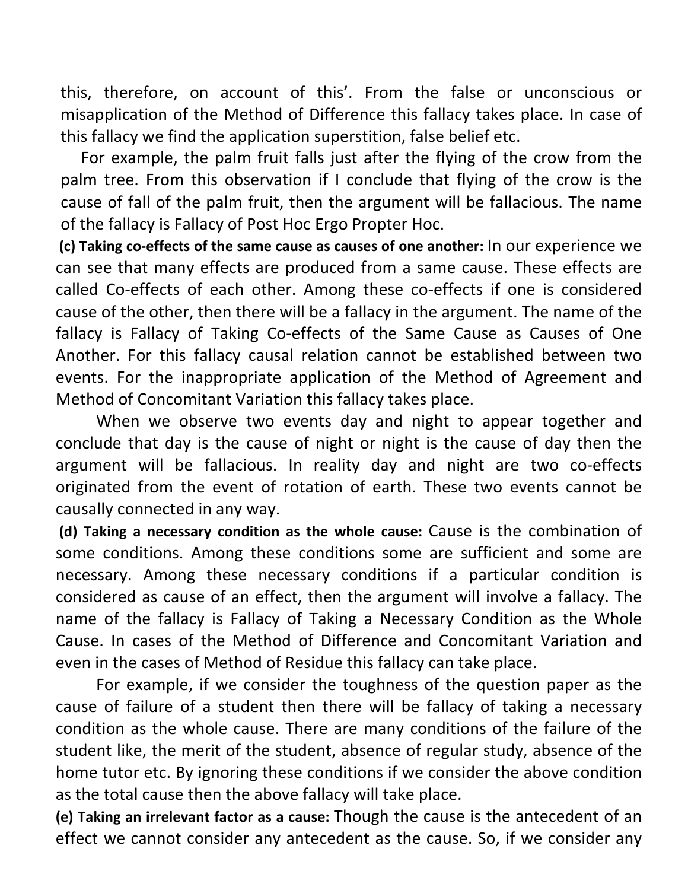this, therefore, on account of this'. From the false or unconscious or misapplication of the Method of Difference this fallacy takes place. In case of this fallacy we find the application superstition, false belief etc.

For example, the palm fruit falls just after the flying of the crow from the palm tree. From this observation if I conclude that flying of the crow is the cause of fall of the palm fruit, then the argument will be fallacious. The name of the fallacy is Fallacy of Post Hoc Ergo Propter Hoc.

**(c) Taking co-effects of the same cause as causes of one another:** In our experience we can see that many effects are produced from a same cause. These effects are called Co-effects of each other. Among these co-effects if one is considered cause of the other, then there will be a fallacy in the argument. The name of the fallacy is Fallacy of Taking Co-effects of the Same Cause as Causes of One Another. For this fallacy causal relation cannot be established between two events. For the inappropriate application of the Method of Agreement and Method of Concomitant Variation this fallacy takes place.

When we observe two events day and night to appear together and conclude that day is the cause of night or night is the cause of day then the argument will be fallacious. In reality day and night are two co-effects originated from the event of rotation of earth. These two events cannot be causally connected in any way.

**(d) Taking a necessary condition as the whole cause:** Cause is the combination of some conditions. Among these conditions some are sufficient and some are necessary. Among these necessary conditions if a particular condition is considered as cause of an effect, then the argument will involve a fallacy. The name of the fallacy is Fallacy of Taking a Necessary Condition as the Whole Cause. In cases of the Method of Difference and Concomitant Variation and even in the cases of Method of Residue this fallacy can take place.

For example, if we consider the toughness of the question paper as the cause of failure of a student then there will be fallacy of taking a necessary condition as the whole cause. There are many conditions of the failure of the student like, the merit of the student, absence of regular study, absence of the home tutor etc. By ignoring these conditions if we consider the above condition as the total cause then the above fallacy will take place.

**(e) Taking an irrelevant factor as a cause:** Though the cause is the antecedent of an effect we cannot consider any antecedent as the cause. So, if we consider any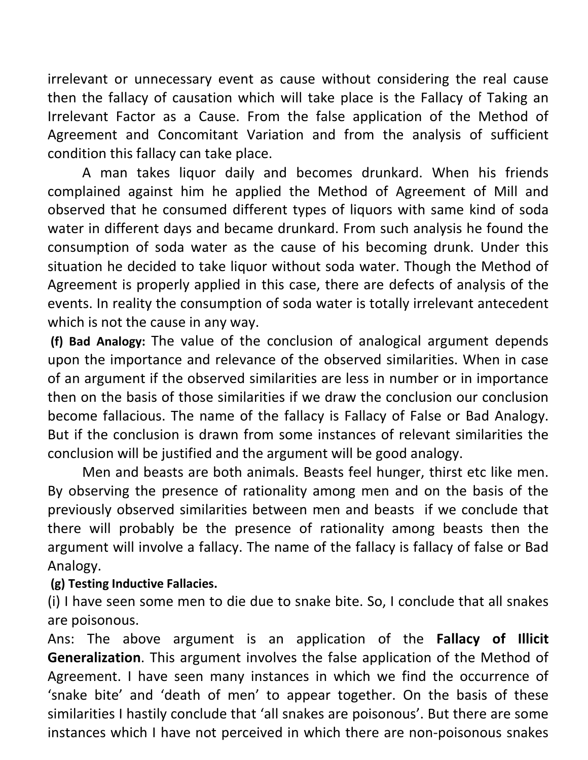irrelevant or unnecessary event as cause without considering the real cause then the fallacy of causation which will take place is the Fallacy of Taking an Irrelevant Factor as a Cause. From the false application of the Method of Agreement and Concomitant Variation and from the analysis of sufficient condition this fallacy can take place.

A man takes liquor daily and becomes drunkard. When his friends complained against him he applied the Method of Agreement of Mill and observed that he consumed different types of liquors with same kind of soda water in different days and became drunkard. From such analysis he found the consumption of soda water as the cause of his becoming drunk. Under this situation he decided to take liquor without soda water. Though the Method of Agreement is properly applied in this case, there are defects of analysis of the events. In reality the consumption of soda water is totally irrelevant antecedent which is not the cause in any way.

**(f) Bad Analogy:** The value of the conclusion of analogical argument depends upon the importance and relevance of the observed similarities. When in case of an argument if the observed similarities are less in number or in importance then on the basis of those similarities if we draw the conclusion our conclusion become fallacious. The name of the fallacy is Fallacy of False or Bad Analogy. But if the conclusion is drawn from some instances of relevant similarities the conclusion will be justified and the argument will be good analogy.

Men and beasts are both animals. Beasts feel hunger, thirst etc like men. By observing the presence of rationality among men and on the basis of the previously observed similarities between men and beasts if we conclude that there will probably be the presence of rationality among beasts then the argument will involve a fallacy. The name of the fallacy is fallacy of false or Bad Analogy.

**(g) Testing Inductive Fallacies.**

(i) I have seen some men to die due to snake bite. So, I conclude that all snakes are poisonous.

Ans: The above argument is an application of the **Fallacy of Illicit Generalization**. This argument involves the false application of the Method of Agreement. I have seen many instances in which we find the occurrence of 'snake bite' and 'death of men' to appear together. On the basis of these similarities I hastily conclude that 'all snakes are poisonous'. But there are some instances which I have not perceived in which there are non-poisonous snakes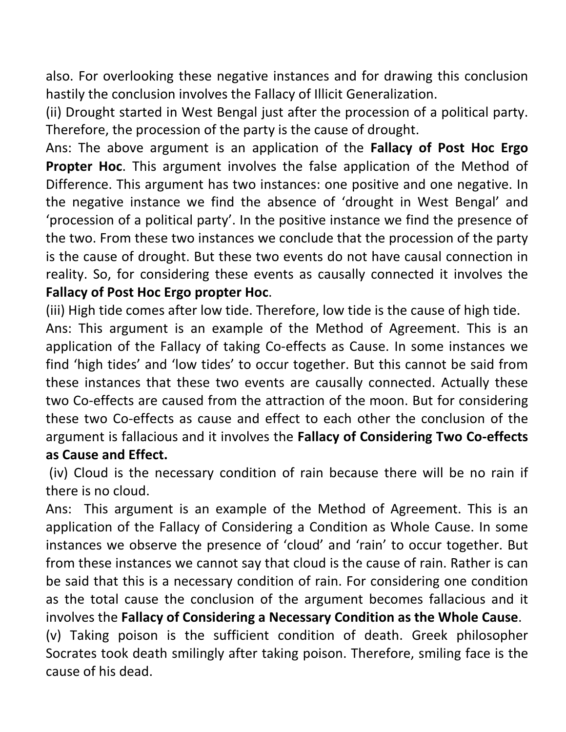also. For overlooking these negative instances and for drawing this conclusion hastily the conclusion involves the Fallacy of Illicit Generalization.

(ii) Drought started in West Bengal just after the procession of a political party. Therefore, the procession of the party is the cause of drought.

Ans: The above argument is an application of the **Fallacy of Post Hoc Ergo Propter Hoc**. This argument involves the false application of the Method of Difference. This argument has two instances: one positive and one negative. In the negative instance we find the absence of 'drought in West Bengal' and 'procession of a political party'. In the positive instance we find the presence of the two. From these two instances we conclude that the procession of the party is the cause of drought. But these two events do not have causal connection in reality. So, for considering these events as causally connected it involves the **Fallacy of Post Hoc Ergo propter Hoc**.

(iii) High tide comes after low tide. Therefore, low tide is the cause of high tide.

Ans: This argument is an example of the Method of Agreement. This is an application of the Fallacy of taking Co-effects as Cause. In some instances we find 'high tides' and 'low tides' to occur together. But this cannot be said from these instances that these two events are causally connected. Actually these two Co-effects are caused from the attraction of the moon. But for considering these two Co-effects as cause and effect to each other the conclusion of the argument is fallacious and it involves the **Fallacy of Considering Two Co-effects as Cause and Effect.**

(iv) Cloud is the necessary condition of rain because there will be no rain if there is no cloud.

Ans: This argument is an example of the Method of Agreement. This is an application of the Fallacy of Considering a Condition as Whole Cause. In some instances we observe the presence of 'cloud' and 'rain' to occur together. But from these instances we cannot say that cloud is the cause of rain. Rather is can be said that this is a necessary condition of rain. For considering one condition as the total cause the conclusion of the argument becomes fallacious and it involves the **Fallacy of Considering a Necessary Condition as the Whole Cause**.

(v) Taking poison is the sufficient condition of death. Greek philosopher Socrates took death smilingly after taking poison. Therefore, smiling face is the cause of his dead.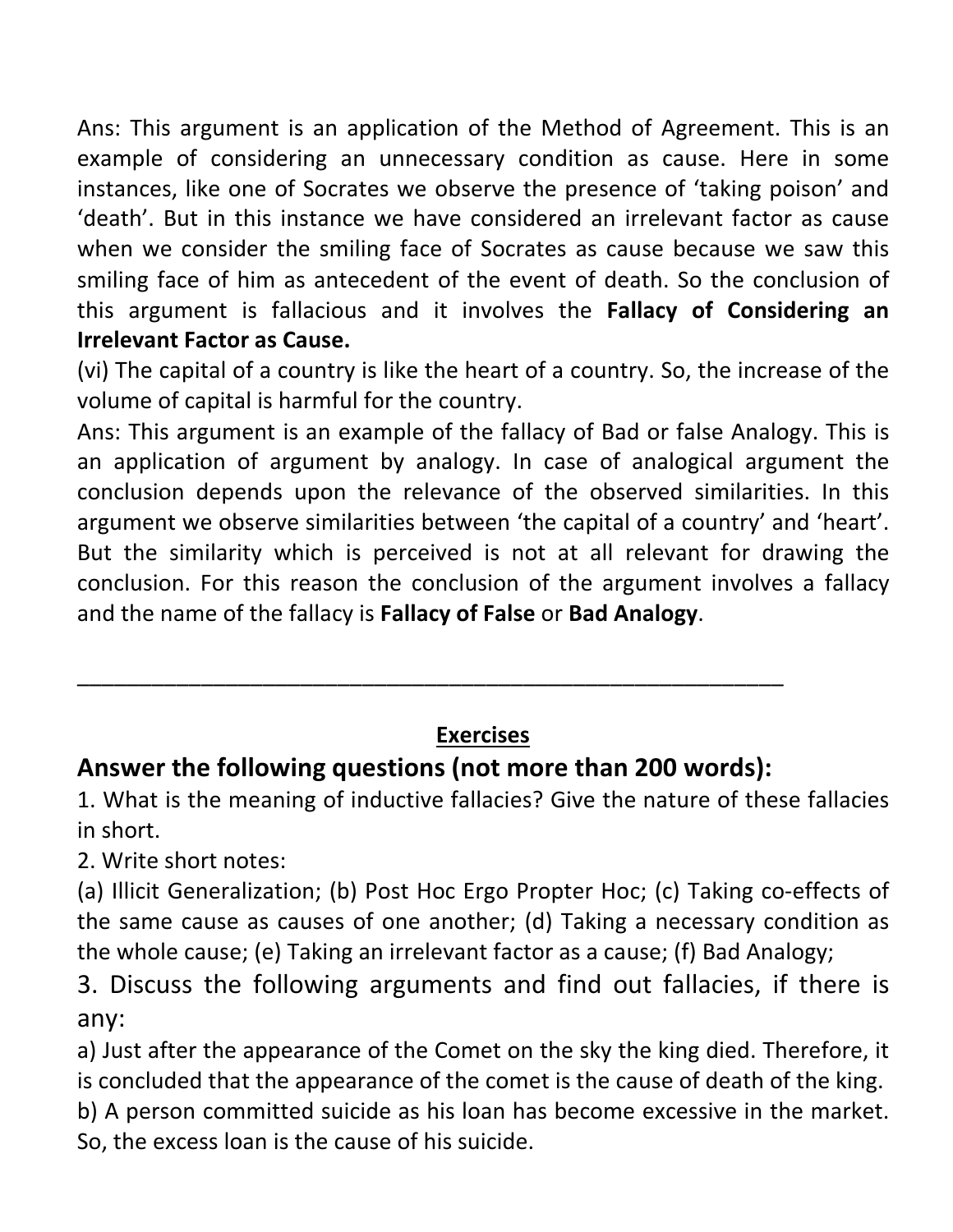Ans: This argument is an application of the Method of Agreement. This is an example of considering an unnecessary condition as cause. Here in some instances, like one of Socrates we observe the presence of 'taking poison' and 'death'. But in this instance we have considered an irrelevant factor as cause when we consider the smiling face of Socrates as cause because we saw this smiling face of him as antecedent of the event of death. So the conclusion of this argument is fallacious and it involves the **Fallacy of Considering an Irrelevant Factor as Cause.**

(vi) The capital of a country is like the heart of a country. So, the increase of the volume of capital is harmful for the country.

Ans: This argument is an example of the fallacy of Bad or false Analogy. This is an application of argument by analogy. In case of analogical argument the conclusion depends upon the relevance of the observed similarities. In this argument we observe similarities between 'the capital of a country' and 'heart'. But the similarity which is perceived is not at all relevant for drawing the conclusion. For this reason the conclusion of the argument involves a fallacy and the name of the fallacy is **Fallacy of False** or **Bad Analogy**.

---

## Exercises

### Answer the following questions (not more than 200 words):

1. What is the meaning of inductive fallacies? Give the nature of these fallacies in short.

2. Write short notes:

(a) Illicit Generalization; (b) Post Hoc Ergo Propter Hoc; (c) Taking co-effects of the same cause as causes of one another; (d) Taking a necessary condition as the whole cause; (e) Taking an irrelevant factor as a cause; (f) Bad Analogy;

3. Discuss the following arguments and find out fallacies, if there is any:

a) Just after the appearance of the Comet on the sky the king died. Therefore, it is concluded that the appearance of the comet is the cause of death of the king.

b) A person committed suicide as his loan has become excessive in the market. So, the excess loan is the cause of his suicide.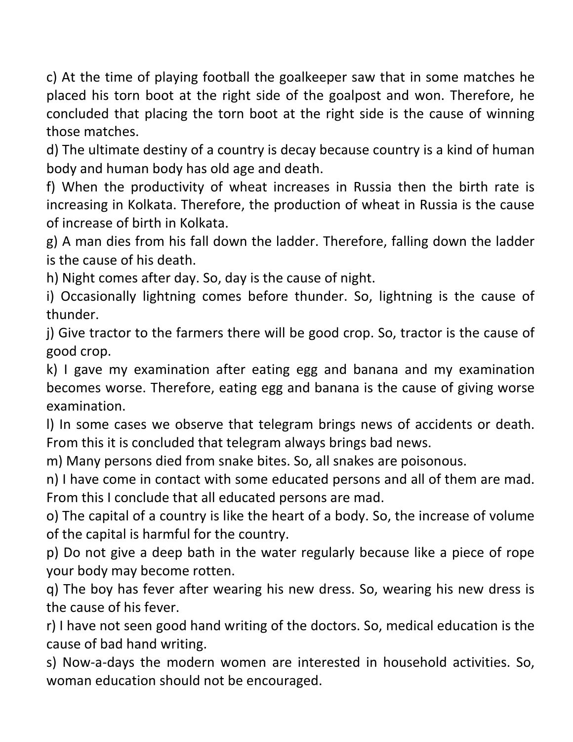c) At the time of playing football the goalkeeper saw that in some matches he placed his torn boot at the right side of the goalpost and won. Therefore, he concluded that placing the torn boot at the right side is the cause of winning those matches.

d) The ultimate destiny of a country is decay because country is a kind of human body and human body has old age and death.

f) When the productivity of wheat increases in Russia then the birth rate is increasing in Kolkata. Therefore, the production of wheat in Russia is the cause of increase of birth in Kolkata.

g) A man dies from his fall down the ladder. Therefore, falling down the ladder is the cause of his death.

h) Night comes after day. So, day is the cause of night.

i) Occasionally lightning comes before thunder. So, lightning is the cause of thunder.

j) Give tractor to the farmers there will be good crop. So, tractor is the cause of good crop.

k) I gave my examination after eating egg and banana and my examination becomes worse. Therefore, eating egg and banana is the cause of giving worse examination.

l) In some cases we observe that telegram brings news of accidents or death. From this it is concluded that telegram always brings bad news.

m) Many persons died from snake bites. So, all snakes are poisonous.

n) I have come in contact with some educated persons and all of them are mad. From this I conclude that all educated persons are mad.

o) The capital of a country is like the heart of a body. So, the increase of volume of the capital is harmful for the country.

p) Do not give a deep bath in the water regularly because like a piece of rope your body may become rotten.

q) The boy has fever after wearing his new dress. So, wearing his new dress is the cause of his fever.

r) I have not seen good hand writing of the doctors. So, medical education is the cause of bad hand writing.

s) Now-a-days the modern women are interested in household activities. So, woman education should not be encouraged.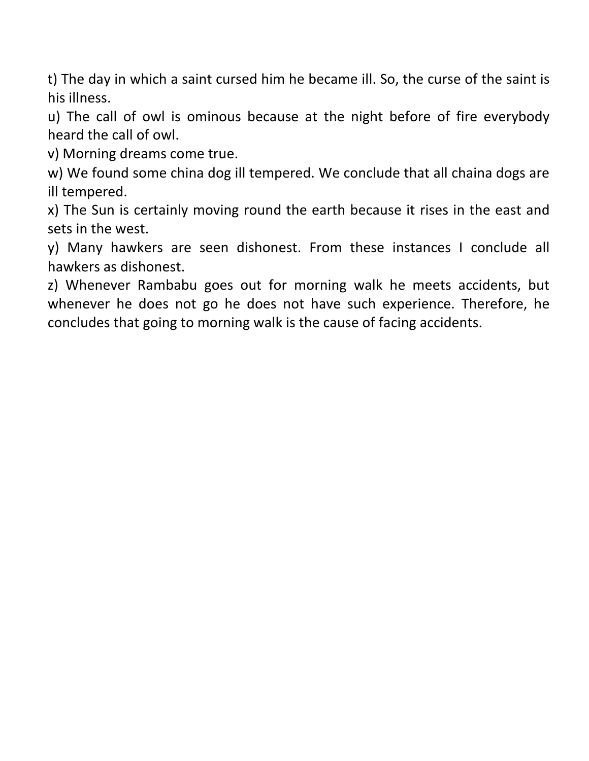t) The day in which a saint cursed him he became ill. So, the curse of the saint is his illness.

u) The call of owl is ominous because at the night before of fire everybody heard the call of owl.

v) Morning dreams come true.

w) We found some china dog ill tempered. We conclude that all chaina dogs are ill tempered.

x) The Sun is certainly moving round the earth because it rises in the east and sets in the west.

y) Many hawkers are seen dishonest. From these instances I conclude all hawkers as dishonest.

z) Whenever Rambabu goes out for morning walk he meets accidents, but whenever he does not go he does not have such experience. Therefore, he concludes that going to morning walk is the cause of facing accidents.